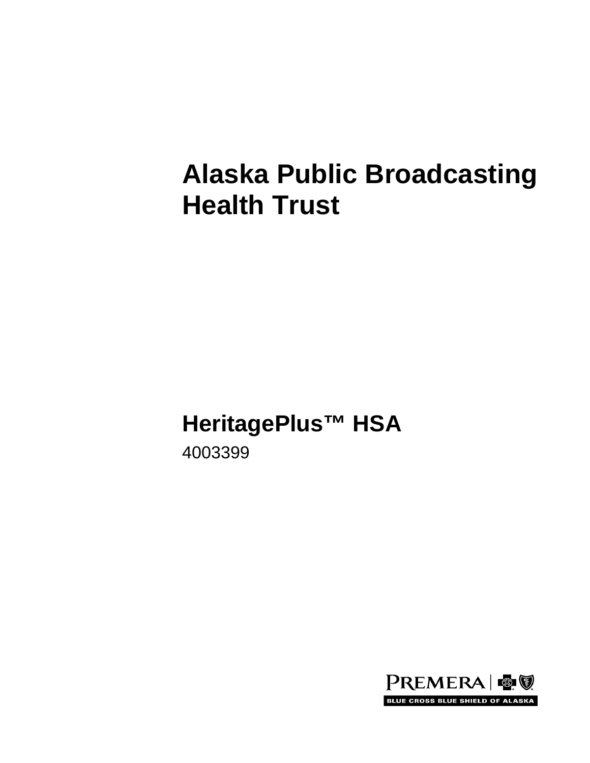# Alaska Public Broadcasting Health Trust

## HeritagePlus™ HSA

4003399

PREMERA | BLUE CROSS BLUE SHIELD OF ALASKA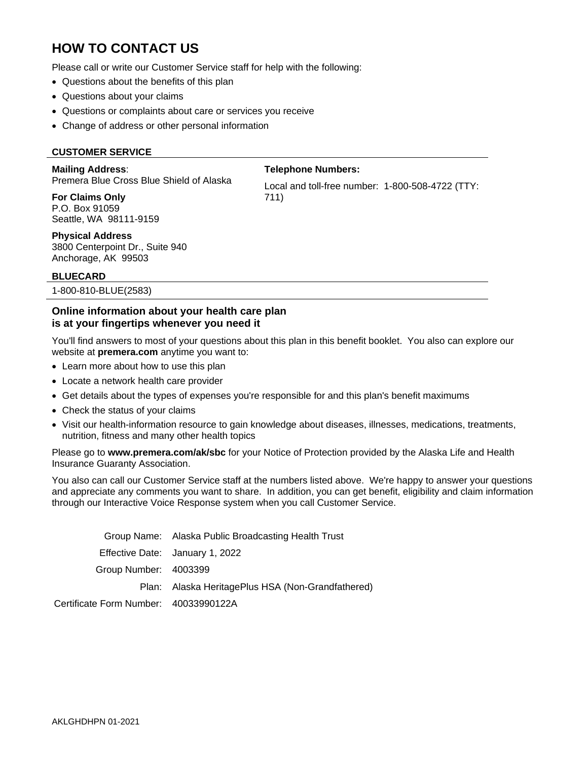# HOW TO CONTACT US

Please call or write our Customer Service staff for help with the following:

- Questions about the benefits of this plan
- Questions about your claims
- Questions or complaints about care or services you receive
- Change of address or other personal information

### CUSTOMER SERVICE

**Mailing Address**:
Premera Blue Cross Blue Shield of Alaska

**For Claims Only**
P.O. Box 91059
Seattle, WA 98111-9159

**Physical Address**
3800 Centerpoint Dr., Suite 940
Anchorage, AK 99503

**Telephone Numbers:**

Local and toll-free number: 1-800-508-4722 (TTY: 711)

### BLUECARD

1-800-810-BLUE(2583)

### Online information about your health care plan is at your fingertips whenever you need it

You'll find answers to most of your questions about this plan in this benefit booklet. You also can explore our website at **premera.com** anytime you want to:

- Learn more about how to use this plan
- Locate a network health care provider
- Get details about the types of expenses you're responsible for and this plan's benefit maximums
- Check the status of your claims
- Visit our health-information resource to gain knowledge about diseases, illnesses, medications, treatments, nutrition, fitness and many other health topics

Please go to **www.premera.com/ak/sbc** for your Notice of Protection provided by the Alaska Life and Health Insurance Guaranty Association.

You also can call our Customer Service staff at the numbers listed above. We're happy to answer your questions and appreciate any comments you want to share. In addition, you can get benefit, eligibility and claim information through our Interactive Voice Response system when you call Customer Service.

Group Name: Alaska Public Broadcasting Health Trust
Effective Date: January 1, 2022
Group Number: 4003399
Plan: Alaska HeritagePlus HSA (Non-Grandfathered)
Certificate Form Number: 40033990122A

AKLGHDHPN 01-2021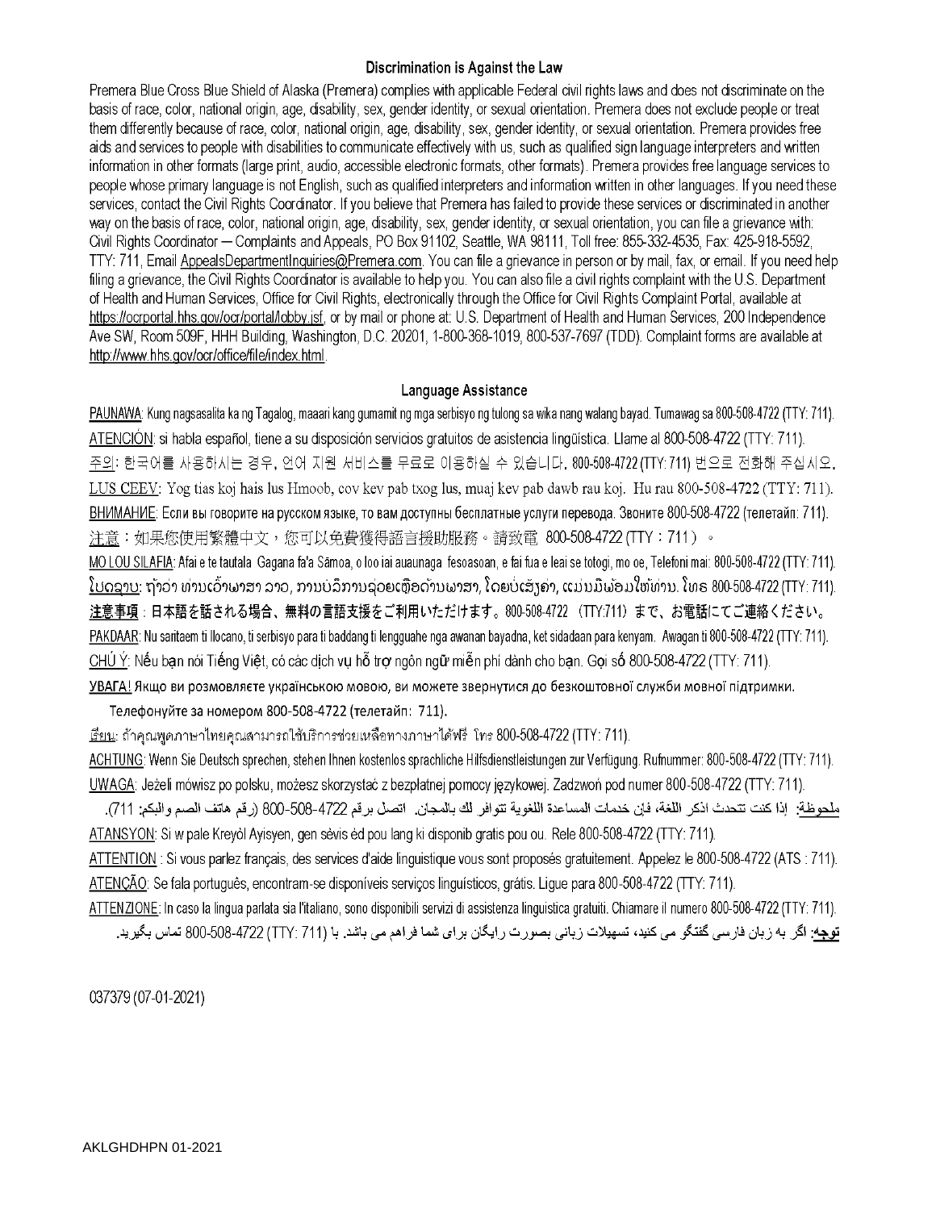## Discrimination is Against the Law

Premera Blue Cross Blue Shield of Alaska (Premera) complies with applicable Federal civil rights laws and does not discriminate on the basis of race, color, national origin, age, disability, sex, gender identity, or sexual orientation. Premera does not exclude people or treat them differently because of race, color, national origin, age, disability, sex, gender identity, or sexual orientation. Premera provides free aids and services to people with disabilities to communicate effectively with us, such as qualified sign language interpreters and written information in other formats (large print, audio, accessible electronic formats, other formats). Premera provides free language services to people whose primary language is not English, such as qualified interpreters and information written in other languages. If you need these services, contact the Civil Rights Coordinator. If you believe that Premera has failed to provide these services or discriminated in another way on the basis of race, color, national origin, age, disability, sex, gender identity, or sexual orientation, you can file a grievance with: Civil Rights Coordinator ─ Complaints and Appeals, PO Box 91102, Seattle, WA 98111, Toll free: 855-332-4535, Fax: 425-918-5592, TTY: 711, Email AppealsDepartmentInquiries@Premera.com. You can file a grievance in person or by mail, fax, or email. If you need help filing a grievance, the Civil Rights Coordinator is available to help you. You can also file a civil rights complaint with the U.S. Department of Health and Human Services, Office for Civil Rights, electronically through the Office for Civil Rights Complaint Portal, available at https://ocrportal.hhs.gov/ocr/portal/lobby.jsf, or by mail or phone at: U.S. Department of Health and Human Services, 200 Independence Ave SW, Room 509F, HHH Building, Washington, D.C. 20201, 1-800-368-1019, 800-537-7697 (TDD). Complaint forms are available at http://www.hhs.gov/ocr/office/file/index.html.

## Language Assistance

PAUNAWA: Kung nagsasalita ka ng Tagalog, maaari kang gumamit ng mga serbisyo ng tulong sa wika nang walang bayad. Tumawag sa 800-508-4722 (TTY: 711).

ATENCIÓN: si habla español, tiene a su disposición servicios gratuitos de asistencia lingüística. Llame al 800-508-4722 (TTY: 711).

주의: 한국어를 사용하시는 경우, 언어 지원 서비스를 무료로 이용하실 수 있습니다. 800-508-4722 (TTY: 711) 번으로 전화해 주십시오.

LUS CEEV: Yog tias koj hais lus Hmoob, cov kev pab txog lus, muaj kev pab dawb rau koj. Hu rau 800-508-4722 (TTY: 711).

ВНИМАНИЕ: Если вы говорите на русском языке, то вам доступны бесплатные услуги перевода. Звоните 800-508-4722 (телетайп: 711).

注意：如果您使用繁體中文，您可以免費獲得語言援助服務。請致電 800-508-4722 (TTY：711）。

MO LOU SILAFIA: Afai e te tautala Gagana fa'a Sāmoa, o loo iai auaunaga fesoasoan, e fai fua e leai se totogi, mo oe, Telefoni mai: 800-508-4722 (TTY: 711).

ໂປດຊາບ: ຖ້າວ່າ ທ່ານເວົ້າພາສາ ລາວ, ການບໍລິການຊ່ວຍເຫຼືອດ້ານພາສາ, ໂດຍບໍ່ເສັຽຄ່າ, ແມ່ນມີພ້ອມໃຫ້ທ່ານ. ໂທຣ 800-508-4722 (TTY: 711).

注意事項：日本語を話される場合、無料の言語支援をご利用いただけます。800-508-4722 (TTY:711) まで、お電話にてご連絡ください。

PAKDAAR: Nu saritaem ti Ilocano, ti serbisyo para ti baddang ti lengguahe nga awanan bayadna, ket sidadaan para kenyam. Awagan ti 800-508-4722 (TTY: 711).

CHÚ Ý: Nếu bạn nói Tiếng Việt, có các dịch vụ hỗ trợ ngôn ngữ miễn phí dành cho bạn. Gọi số 800-508-4722 (TTY: 711).

УВАГА! Якщо ви розмовляєте українською мовою, ви можете звернутися до безкоштовної служби мовної підтримки. Телефонуйте за номером 800-508-4722 (телетайп: 711).

เรียน: ถ้าคุณพูดภาษาไทยคุณสามารถใช้บริการช่วยเหลือทางภาษาได้ฟรี โทร 800-508-4722 (TTY: 711).

ACHTUNG: Wenn Sie Deutsch sprechen, stehen Ihnen kostenlos sprachliche Hilfsdienstleistungen zur Verfügung. Rufnummer: 800-508-4722 (TTY: 711).

UWAGA: Jeżeli mówisz po polsku, możesz skorzystać z bezpłatnej pomocy językowej. Zadzwoń pod numer 800-508-4722 (TTY: 711).

ملحوظة: إذا كنت تتحدث اذكر اللغة، فإن خدمات المساعدة اللغوية تتوافر لك بالمجان. اتصل برقم 4722-508-800 (رقم هاتف الصم والبكم: 711).

ATANSYON: Si w pale Kreyòl Ayisyen, gen sèvis èd pou lang ki disponib gratis pou ou. Rele 800-508-4722 (TTY: 711).

ATTENTION : Si vous parlez français, des services d'aide linguistique vous sont proposés gratuitement. Appelez le 800-508-4722 (ATS : 711).

ATENÇÃO: Se fala português, encontram-se disponíveis serviços linguísticos, grátis. Ligue para 800-508-4722 (TTY: 711).

ATTENZIONE: In caso la lingua parlata sia l'italiano, sono disponibili servizi di assistenza linguistica gratuiti. Chiamare il numero 800-508-4722 (TTY: 711).

توجه: اگر به زبان فارسی گفتگو می کنید، تسهیلات زبانی بصورت رایگان برای شما فراهم می باشد. با (TTY: 711) 800-508-4722 تماس بگیرید.

037379 (07-01-2021)

AKLGHDHPN 01-2021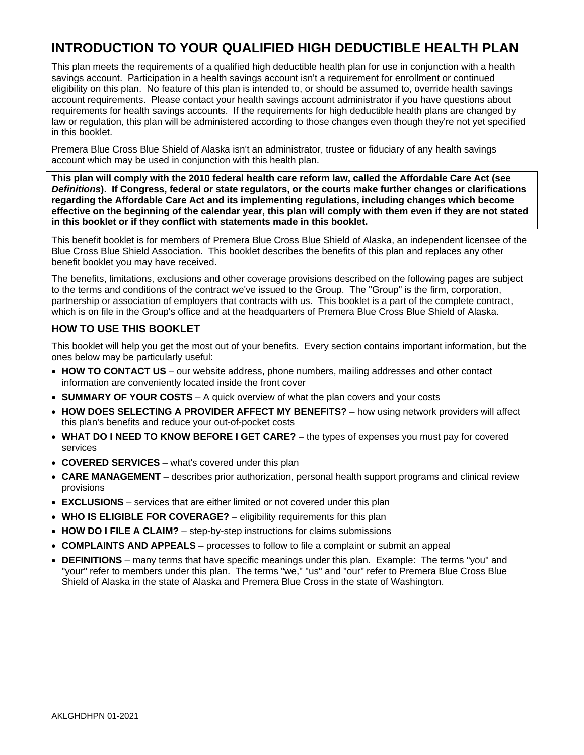# INTRODUCTION TO YOUR QUALIFIED HIGH DEDUCTIBLE HEALTH PLAN

This plan meets the requirements of a qualified high deductible health plan for use in conjunction with a health savings account. Participation in a health savings account isn't a requirement for enrollment or continued eligibility on this plan. No feature of this plan is intended to, or should be assumed to, override health savings account requirements. Please contact your health savings account administrator if you have questions about requirements for health savings accounts. If the requirements for high deductible health plans are changed by law or regulation, this plan will be administered according to those changes even though they're not yet specified in this booklet.

Premera Blue Cross Blue Shield of Alaska isn't an administrator, trustee or fiduciary of any health savings account which may be used in conjunction with this health plan.

**This plan will comply with the 2010 federal health care reform law, called the Affordable Care Act (see *Definitions*). If Congress, federal or state regulators, or the courts make further changes or clarifications regarding the Affordable Care Act and its implementing regulations, including changes which become effective on the beginning of the calendar year, this plan will comply with them even if they are not stated in this booklet or if they conflict with statements made in this booklet.**

This benefit booklet is for members of Premera Blue Cross Blue Shield of Alaska, an independent licensee of the Blue Cross Blue Shield Association. This booklet describes the benefits of this plan and replaces any other benefit booklet you may have received.

The benefits, limitations, exclusions and other coverage provisions described on the following pages are subject to the terms and conditions of the contract we've issued to the Group. The "Group" is the firm, corporation, partnership or association of employers that contracts with us. This booklet is a part of the complete contract, which is on file in the Group's office and at the headquarters of Premera Blue Cross Blue Shield of Alaska.

## HOW TO USE THIS BOOKLET

This booklet will help you get the most out of your benefits. Every section contains important information, but the ones below may be particularly useful:

- **HOW TO CONTACT US** – our website address, phone numbers, mailing addresses and other contact information are conveniently located inside the front cover
- **SUMMARY OF YOUR COSTS** – A quick overview of what the plan covers and your costs
- **HOW DOES SELECTING A PROVIDER AFFECT MY BENEFITS?** – how using network providers will affect this plan's benefits and reduce your out-of-pocket costs
- **WHAT DO I NEED TO KNOW BEFORE I GET CARE?** – the types of expenses you must pay for covered services
- **COVERED SERVICES** – what's covered under this plan
- **CARE MANAGEMENT** – describes prior authorization, personal health support programs and clinical review provisions
- **EXCLUSIONS** – services that are either limited or not covered under this plan
- **WHO IS ELIGIBLE FOR COVERAGE?** – eligibility requirements for this plan
- **HOW DO I FILE A CLAIM?** – step-by-step instructions for claims submissions
- **COMPLAINTS AND APPEALS** – processes to follow to file a complaint or submit an appeal
- **DEFINITIONS** – many terms that have specific meanings under this plan. Example: The terms "you" and "your" refer to members under this plan. The terms "we," "us" and "our" refer to Premera Blue Cross Blue Shield of Alaska in the state of Alaska and Premera Blue Cross in the state of Washington.

AKLGHDHPN 01-2021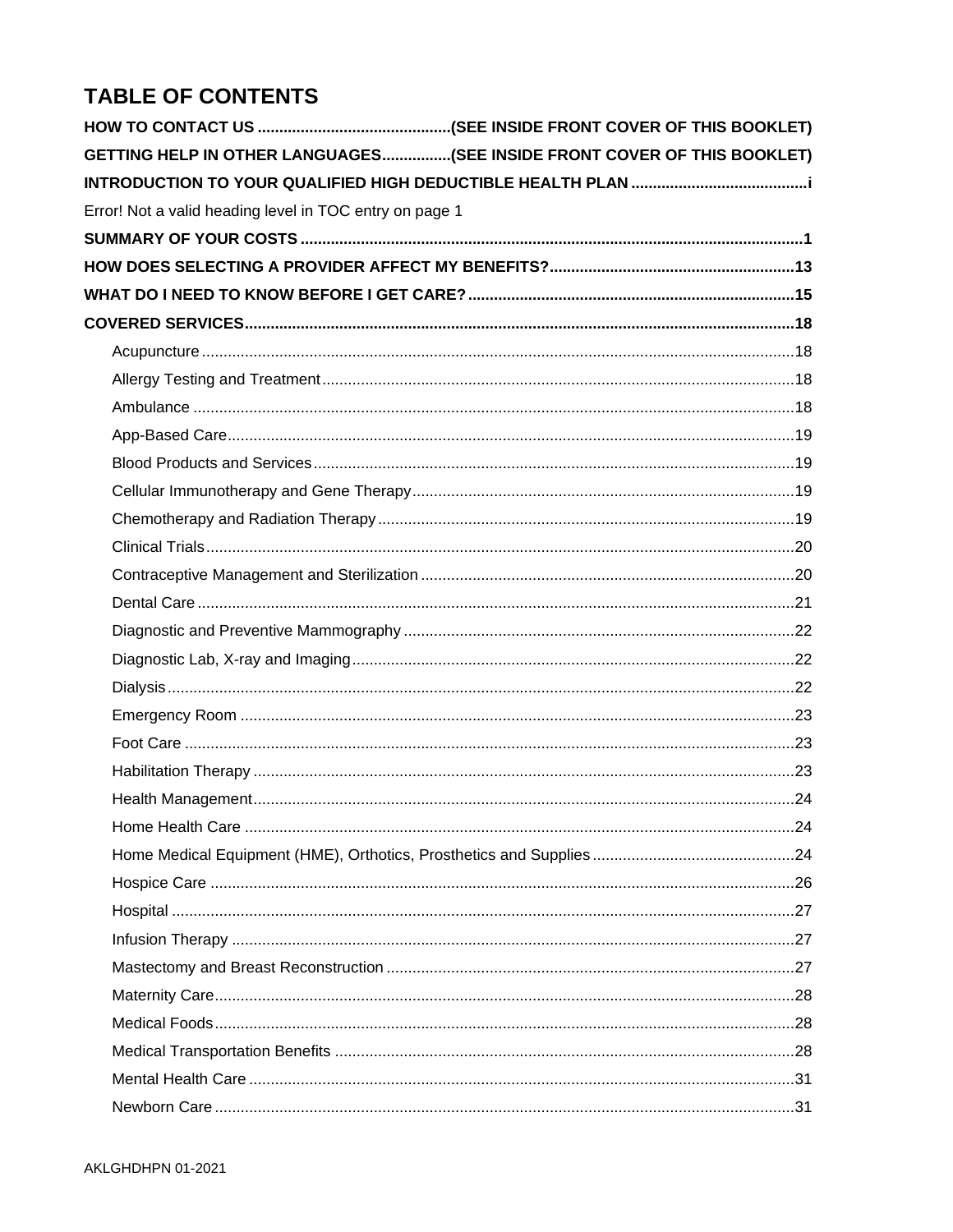# TABLE OF CONTENTS

**HOW TO CONTACT US ............................................(SEE INSIDE FRONT COVER OF THIS BOOKLET)**

**GETTING HELP IN OTHER LANGUAGES................(SEE INSIDE FRONT COVER OF THIS BOOKLET)**

**INTRODUCTION TO YOUR QUALIFIED HIGH DEDUCTIBLE HEALTH PLAN ........................................i**

Error! Not a valid heading level in TOC entry on page 1

**SUMMARY OF YOUR COSTS ...................................................................................................................1**

**HOW DOES SELECTING A PROVIDER AFFECT MY BENEFITS?.........................................................13**

**WHAT DO I NEED TO KNOW BEFORE I GET CARE? ...........................................................................15**

**COVERED SERVICES..............................................................................................................................18**

- Acupuncture ........................................................................................................................................18
- Allergy Testing and Treatment............................................................................................................18
- Ambulance ..........................................................................................................................................18
- App-Based Care..................................................................................................................................19
- Blood Products and Services...............................................................................................................19
- Cellular Immunotherapy and Gene Therapy........................................................................................19
- Chemotherapy and Radiation Therapy ................................................................................................19
- Clinical Trials........................................................................................................................................20
- Contraceptive Management and Sterilization ......................................................................................20
- Dental Care ..........................................................................................................................................21
- Diagnostic and Preventive Mammography ..........................................................................................22
- Diagnostic Lab, X-ray and Imaging......................................................................................................22
- Dialysis ................................................................................................................................................22
- Emergency Room ................................................................................................................................23
- Foot Care ............................................................................................................................................23
- Habilitation Therapy ............................................................................................................................23
- Health Management.............................................................................................................................24
- Home Health Care ...............................................................................................................................24
- Home Medical Equipment (HME), Orthotics, Prosthetics and Supplies ...............................................24
- Hospice Care .......................................................................................................................................26
- Hospital ...............................................................................................................................................27
- Infusion Therapy ..................................................................................................................................27
- Mastectomy and Breast Reconstruction ..............................................................................................27
- Maternity Care......................................................................................................................................28
- Medical Foods......................................................................................................................................28
- Medical Transportation Benefits ..........................................................................................................28
- Mental Health Care ..............................................................................................................................31
- Newborn Care ......................................................................................................................................31

AKLGHDHPN 01-2021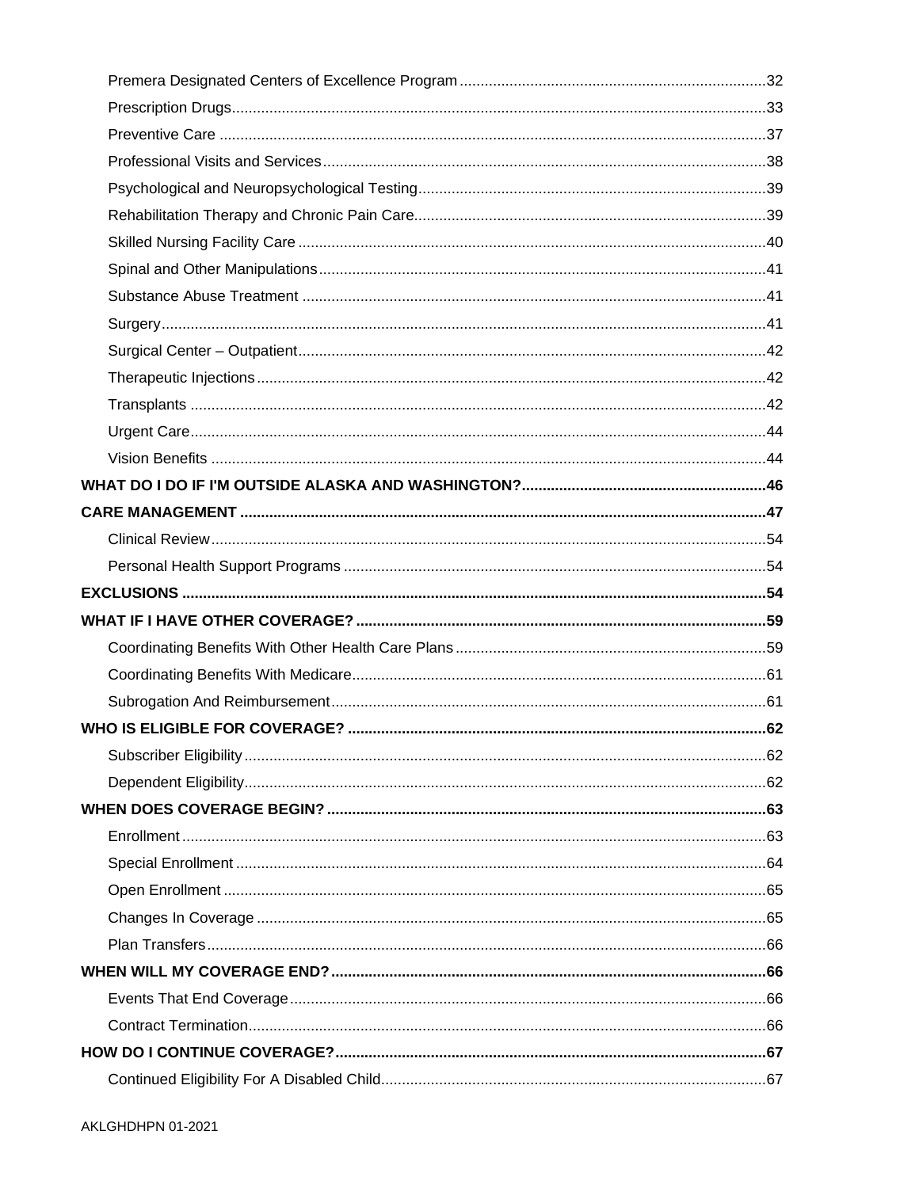Premera Designated Centers of Excellence Program ........ 32
Prescription Drugs ........ 33
Preventive Care ........ 37
Professional Visits and Services ........ 38
Psychological and Neuropsychological Testing ........ 39
Rehabilitation Therapy and Chronic Pain Care ........ 39
Skilled Nursing Facility Care ........ 40
Spinal and Other Manipulations ........ 41
Substance Abuse Treatment ........ 41
Surgery ........ 41
Surgical Center – Outpatient ........ 42
Therapeutic Injections ........ 42
Transplants ........ 42
Urgent Care ........ 44
Vision Benefits ........ 44

**WHAT DO I DO IF I'M OUTSIDE ALASKA AND WASHINGTON? ........ 46**

**CARE MANAGEMENT ........ 47**

Clinical Review ........ 54
Personal Health Support Programs ........ 54

**EXCLUSIONS ........ 54**

**WHAT IF I HAVE OTHER COVERAGE? ........ 59**

Coordinating Benefits With Other Health Care Plans ........ 59
Coordinating Benefits With Medicare ........ 61
Subrogation And Reimbursement ........ 61

**WHO IS ELIGIBLE FOR COVERAGE? ........ 62**

Subscriber Eligibility ........ 62
Dependent Eligibility ........ 62

**WHEN DOES COVERAGE BEGIN? ........ 63**

Enrollment ........ 63
Special Enrollment ........ 64
Open Enrollment ........ 65
Changes In Coverage ........ 65
Plan Transfers ........ 66

**WHEN WILL MY COVERAGE END? ........ 66**

Events That End Coverage ........ 66
Contract Termination ........ 66

**HOW DO I CONTINUE COVERAGE? ........ 67**

Continued Eligibility For A Disabled Child ........ 67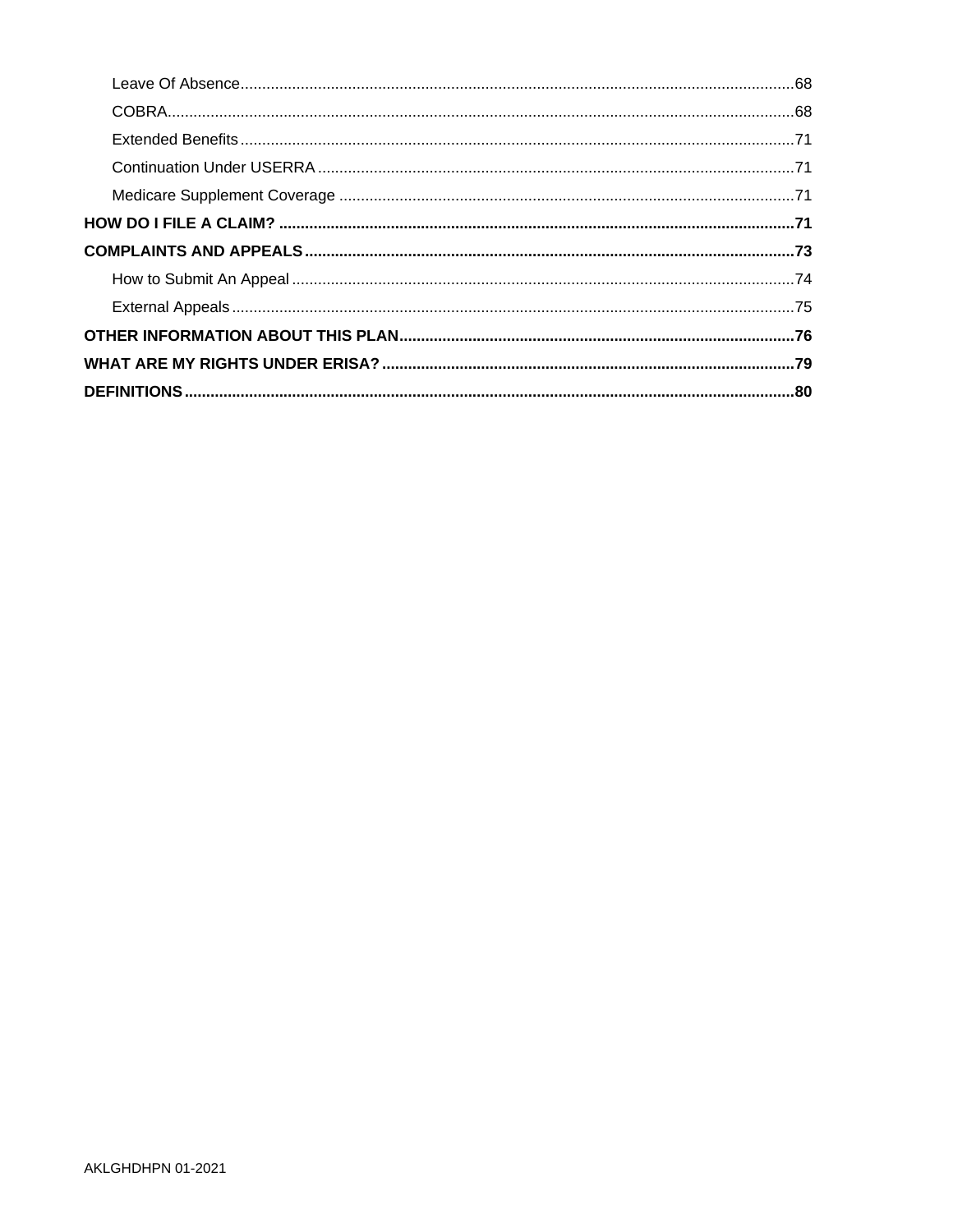- Leave Of Absence ........ 68
- COBRA ........ 68
- Extended Benefits ........ 71
- Continuation Under USERRA ........ 71
- Medicare Supplement Coverage ........ 71

**HOW DO I FILE A CLAIM? ........ 71**

**COMPLAINTS AND APPEALS ........ 73**

- How to Submit An Appeal ........ 74
- External Appeals ........ 75

**OTHER INFORMATION ABOUT THIS PLAN ........ 76**

**WHAT ARE MY RIGHTS UNDER ERISA? ........ 79**

**DEFINITIONS ........ 80**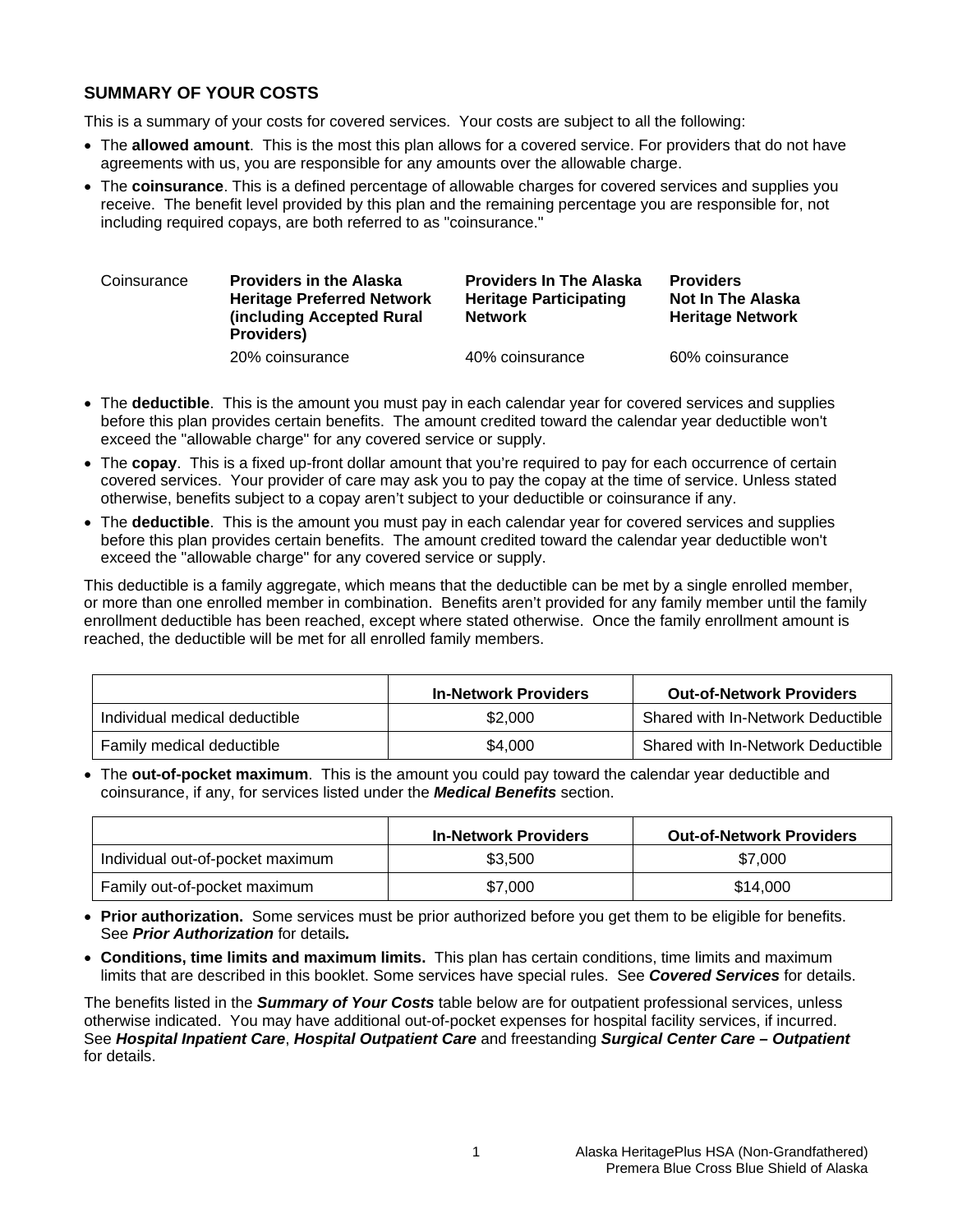## SUMMARY OF YOUR COSTS

This is a summary of your costs for covered services. Your costs are subject to all the following:

- The **allowed amount**. This is the most this plan allows for a covered service. For providers that do not have agreements with us, you are responsible for any amounts over the allowable charge.
- The **coinsurance**. This is a defined percentage of allowable charges for covered services and supplies you receive. The benefit level provided by this plan and the remaining percentage you are responsible for, not including required copays, are both referred to as "coinsurance."

| Coinsurance | Providers in the Alaska Heritage Preferred Network (including Accepted Rural Providers) | Providers In The Alaska Heritage Participating Network | Providers Not In The Alaska Heritage Network |
|---|---|---|---|
| | 20% coinsurance | 40% coinsurance | 60% coinsurance |

- The **deductible**. This is the amount you must pay in each calendar year for covered services and supplies before this plan provides certain benefits. The amount credited toward the calendar year deductible won't exceed the "allowable charge" for any covered service or supply.
- The **copay**. This is a fixed up-front dollar amount that you're required to pay for each occurrence of certain covered services. Your provider of care may ask you to pay the copay at the time of service. Unless stated otherwise, benefits subject to a copay aren't subject to your deductible or coinsurance if any.
- The **deductible**. This is the amount you must pay in each calendar year for covered services and supplies before this plan provides certain benefits. The amount credited toward the calendar year deductible won't exceed the "allowable charge" for any covered service or supply.

This deductible is a family aggregate, which means that the deductible can be met by a single enrolled member, or more than one enrolled member in combination. Benefits aren't provided for any family member until the family enrollment deductible has been reached, except where stated otherwise. Once the family enrollment amount is reached, the deductible will be met for all enrolled family members.

| | In-Network Providers | Out-of-Network Providers |
|---|---|---|
| Individual medical deductible | $2,000 | Shared with In-Network Deductible |
| Family medical deductible | $4,000 | Shared with In-Network Deductible |

- The **out-of-pocket maximum**. This is the amount you could pay toward the calendar year deductible and coinsurance, if any, for services listed under the ***Medical Benefits*** section.

| | In-Network Providers | Out-of-Network Providers |
|---|---|---|
| Individual out-of-pocket maximum | $3,500 | $7,000 |
| Family out-of-pocket maximum | $7,000 | $14,000 |

- **Prior authorization.** Some services must be prior authorized before you get them to be eligible for benefits. See ***Prior Authorization*** for details***.***
- **Conditions, time limits and maximum limits.** This plan has certain conditions, time limits and maximum limits that are described in this booklet. Some services have special rules. See ***Covered Services*** for details.

The benefits listed in the ***Summary of Your Costs*** table below are for outpatient professional services, unless otherwise indicated. You may have additional out-of-pocket expenses for hospital facility services, if incurred. See ***Hospital Inpatient Care***, ***Hospital Outpatient Care*** and freestanding ***Surgical Center Care – Outpatient*** for details.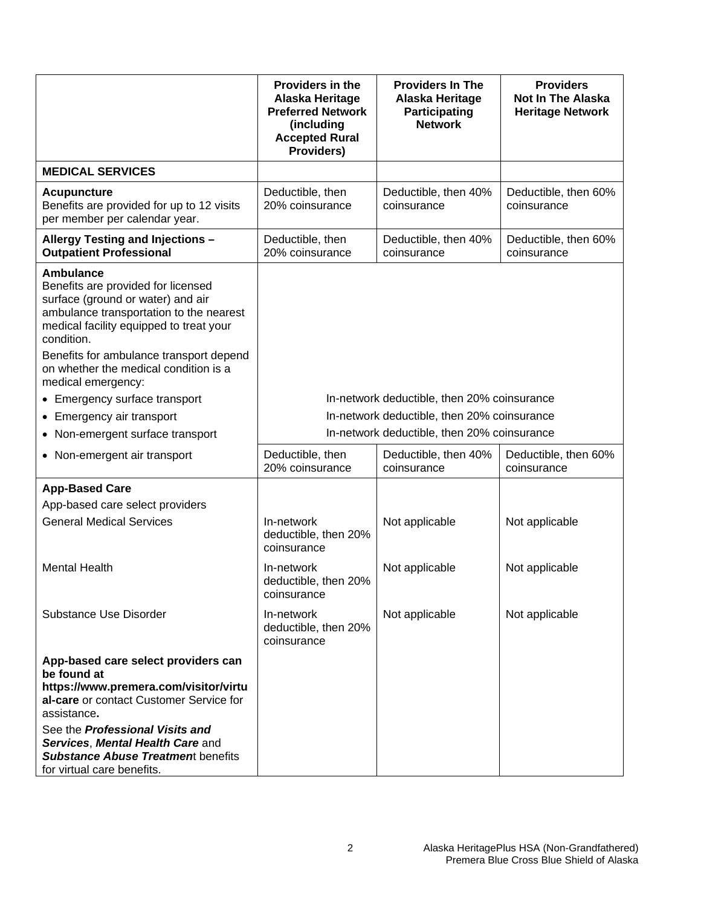| | **Providers in the Alaska Heritage Preferred Network (including Accepted Rural Providers)** | **Providers In The Alaska Heritage Participating Network** | **Providers Not In The Alaska Heritage Network** |
|---|---|---|---|
| **MEDICAL SERVICES** | | | |
| **Acupuncture** Benefits are provided for up to 12 visits per member per calendar year. | Deductible, then 20% coinsurance | Deductible, then 40% coinsurance | Deductible, then 60% coinsurance |
| **Allergy Testing and Injections – Outpatient Professional** | Deductible, then 20% coinsurance | Deductible, then 40% coinsurance | Deductible, then 60% coinsurance |
| **Ambulance** Benefits are provided for licensed surface (ground or water) and air ambulance transportation to the nearest medical facility equipped to treat your condition. Benefits for ambulance transport depend on whether the medical condition is a medical emergency: | | | |
| • Emergency surface transport | In-network deductible, then 20% coinsurance | | |
| • Emergency air transport | In-network deductible, then 20% coinsurance | | |
| • Non-emergent surface transport | In-network deductible, then 20% coinsurance | | |
| • Non-emergent air transport | Deductible, then 20% coinsurance | Deductible, then 40% coinsurance | Deductible, then 60% coinsurance |
| **App-Based Care** | | | |
| App-based care select providers | | | |
| General Medical Services | In-network deductible, then 20% coinsurance | Not applicable | Not applicable |
| Mental Health | In-network deductible, then 20% coinsurance | Not applicable | Not applicable |
| Substance Use Disorder | In-network deductible, then 20% coinsurance | Not applicable | Not applicable |
| **App-based care select providers can be found at https://www.premera.com/visitor/virtual-care** or contact Customer Service for assistance**.** See the ***Professional Visits and Services***, ***Mental Health Care*** and ***Substance Abuse Treatmen***t benefits for virtual care benefits. | | | |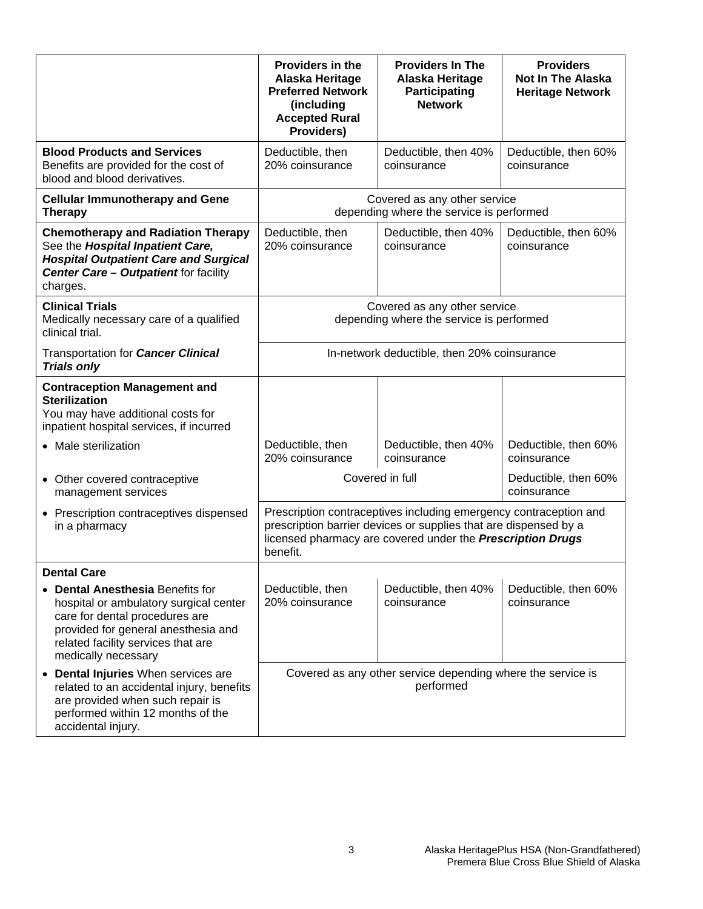| | Providers in the Alaska Heritage Preferred Network (including Accepted Rural Providers) | Providers In The Alaska Heritage Participating Network | Providers Not In The Alaska Heritage Network |
|---|---|---|---|
| **Blood Products and Services** Benefits are provided for the cost of blood and blood derivatives. | Deductible, then 20% coinsurance | Deductible, then 40% coinsurance | Deductible, then 60% coinsurance |
| **Cellular Immunotherapy and Gene Therapy** | Covered as any other service depending where the service is performed | | |
| **Chemotherapy and Radiation Therapy** See the ***Hospital Inpatient Care, Hospital Outpatient Care and Surgical Center Care – Outpatient*** for facility charges. | Deductible, then 20% coinsurance | Deductible, then 40% coinsurance | Deductible, then 60% coinsurance |
| **Clinical Trials** Medically necessary care of a qualified clinical trial. | Covered as any other service depending where the service is performed | | |
| Transportation for ***Cancer Clinical Trials only*** | In-network deductible, then 20% coinsurance | | |
| **Contraception Management and Sterilization** You may have additional costs for inpatient hospital services, if incurred | | | |
| • Male sterilization | Deductible, then 20% coinsurance | Deductible, then 40% coinsurance | Deductible, then 60% coinsurance |
| • Other covered contraceptive management services | Covered in full | | Deductible, then 60% coinsurance |
| • Prescription contraceptives dispensed in a pharmacy | Prescription contraceptives including emergency contraception and prescription barrier devices or supplies that are dispensed by a licensed pharmacy are covered under the ***Prescription Drugs*** benefit. | | |
| **Dental Care** | | | |
| • **Dental Anesthesia** Benefits for hospital or ambulatory surgical center care for dental procedures are provided for general anesthesia and related facility services that are medically necessary | Deductible, then 20% coinsurance | Deductible, then 40% coinsurance | Deductible, then 60% coinsurance |
| • **Dental Injuries** When services are related to an accidental injury, benefits are provided when such repair is performed within 12 months of the accidental injury. | Covered as any other service depending where the service is performed | | |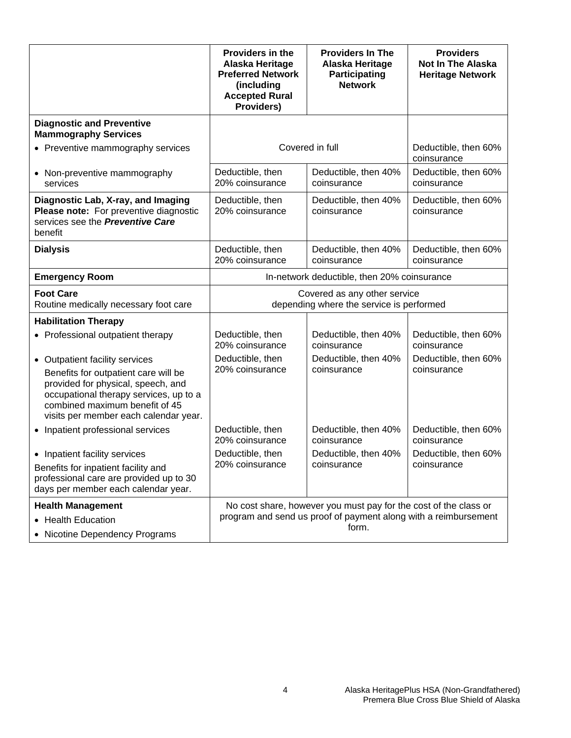| | Providers in the Alaska Heritage Preferred Network (including Accepted Rural Providers) | Providers In The Alaska Heritage Participating Network | Providers Not In The Alaska Heritage Network |
|---|---|---|---|
| **Diagnostic and Preventive Mammography Services** | | | |
| • Preventive mammography services | Covered in full | | Deductible, then 60% coinsurance |
| • Non-preventive mammography services | Deductible, then 20% coinsurance | Deductible, then 40% coinsurance | Deductible, then 60% coinsurance |
| **Diagnostic Lab, X-ray, and Imaging** **Please note:** For preventive diagnostic services see the ***Preventive Care*** benefit | Deductible, then 20% coinsurance | Deductible, then 40% coinsurance | Deductible, then 60% coinsurance |
| **Dialysis** | Deductible, then 20% coinsurance | Deductible, then 40% coinsurance | Deductible, then 60% coinsurance |
| **Emergency Room** | In-network deductible, then 20% coinsurance | | |
| **Foot Care** Routine medically necessary foot care | Covered as any other service depending where the service is performed | | |
| **Habilitation Therapy** | | | |
| • Professional outpatient therapy | Deductible, then 20% coinsurance | Deductible, then 40% coinsurance | Deductible, then 60% coinsurance |
| • Outpatient facility services Benefits for outpatient care will be provided for physical, speech, and occupational therapy services, up to a combined maximum benefit of 45 visits per member each calendar year. | Deductible, then 20% coinsurance | Deductible, then 40% coinsurance | Deductible, then 60% coinsurance |
| • Inpatient professional services | Deductible, then 20% coinsurance | Deductible, then 40% coinsurance | Deductible, then 60% coinsurance |
| • Inpatient facility services Benefits for inpatient facility and professional care are provided up to 30 days per member each calendar year. | Deductible, then 20% coinsurance | Deductible, then 40% coinsurance | Deductible, then 60% coinsurance |
| **Health Management** • Health Education • Nicotine Dependency Programs | No cost share, however you must pay for the cost of the class or program and send us proof of payment along with a reimbursement form. | | |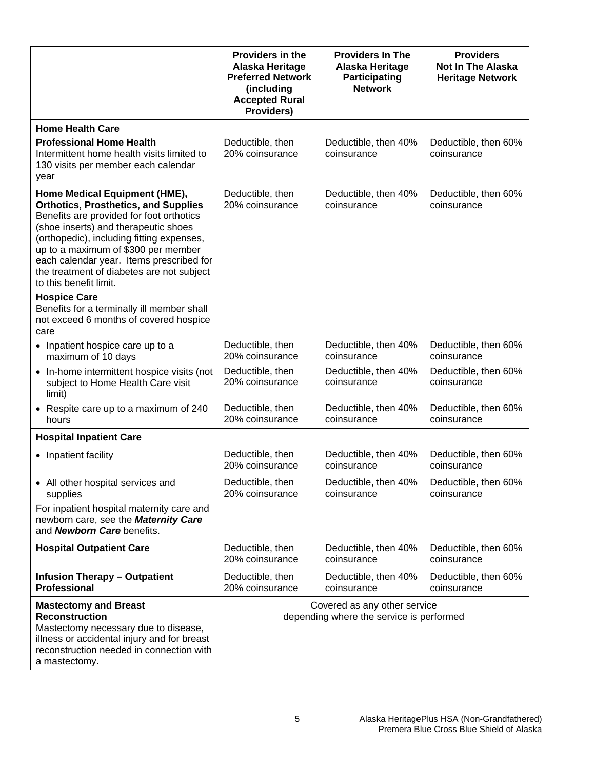| | Providers in the Alaska Heritage Preferred Network (including Accepted Rural Providers) | Providers In The Alaska Heritage Participating Network | Providers Not In The Alaska Heritage Network |
|---|---|---|---|
| **Home Health Care** | | | |
| **Professional Home Health** Intermittent home health visits limited to 130 visits per member each calendar year | Deductible, then 20% coinsurance | Deductible, then 40% coinsurance | Deductible, then 60% coinsurance |
| **Home Medical Equipment (HME), Orthotics, Prosthetics, and Supplies** Benefits are provided for foot orthotics (shoe inserts) and therapeutic shoes (orthopedic), including fitting expenses, up to a maximum of $300 per member each calendar year. Items prescribed for the treatment of diabetes are not subject to this benefit limit. | Deductible, then 20% coinsurance | Deductible, then 40% coinsurance | Deductible, then 60% coinsurance |
| **Hospice Care** Benefits for a terminally ill member shall not exceed 6 months of covered hospice care | | | |
| • Inpatient hospice care up to a maximum of 10 days | Deductible, then 20% coinsurance | Deductible, then 40% coinsurance | Deductible, then 60% coinsurance |
| • In-home intermittent hospice visits (not subject to Home Health Care visit limit) | Deductible, then 20% coinsurance | Deductible, then 40% coinsurance | Deductible, then 60% coinsurance |
| • Respite care up to a maximum of 240 hours | Deductible, then 20% coinsurance | Deductible, then 40% coinsurance | Deductible, then 60% coinsurance |
| **Hospital Inpatient Care** | | | |
| • Inpatient facility | Deductible, then 20% coinsurance | Deductible, then 40% coinsurance | Deductible, then 60% coinsurance |
| • All other hospital services and supplies | Deductible, then 20% coinsurance | Deductible, then 40% coinsurance | Deductible, then 60% coinsurance |
| For inpatient hospital maternity care and newborn care, see the ***Maternity Care*** and ***Newborn Care*** benefits. | | | |
| **Hospital Outpatient Care** | Deductible, then 20% coinsurance | Deductible, then 40% coinsurance | Deductible, then 60% coinsurance |
| **Infusion Therapy – Outpatient Professional** | Deductible, then 20% coinsurance | Deductible, then 40% coinsurance | Deductible, then 60% coinsurance |
| **Mastectomy and Breast Reconstruction** Mastectomy necessary due to disease, illness or accidental injury and for breast reconstruction needed in connection with a mastectomy. | Covered as any other service depending where the service is performed | | |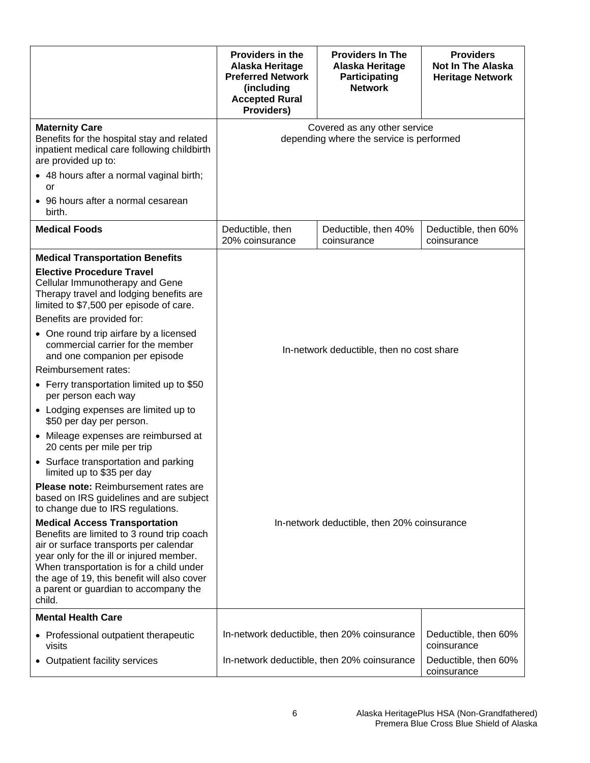| | Providers in the Alaska Heritage Preferred Network (including Accepted Rural Providers) | Providers In The Alaska Heritage Participating Network | Providers Not In The Alaska Heritage Network |
|---|---|---|---|
| **Maternity Care**<br>Benefits for the hospital stay and related inpatient medical care following childbirth are provided up to:<br>• 48 hours after a normal vaginal birth; or<br>• 96 hours after a normal cesarean birth. | Covered as any other service depending where the service is performed | | |
| **Medical Foods** | Deductible, then 20% coinsurance | Deductible, then 40% coinsurance | Deductible, then 60% coinsurance |
| **Medical Transportation Benefits** | | | |
| **Elective Procedure Travel**<br>Cellular Immunotherapy and Gene Therapy travel and lodging benefits are limited to $7,500 per episode of care.<br>Benefits are provided for:<br>• One round trip airfare by a licensed commercial carrier for the member and one companion per episode<br>Reimbursement rates:<br>• Ferry transportation limited up to $50 per person each way<br>• Lodging expenses are limited up to $50 per day per person.<br>• Mileage expenses are reimbursed at 20 cents per mile per trip<br>• Surface transportation and parking limited up to $35 per day<br>**Please note:** Reimbursement rates are based on IRS guidelines and are subject to change due to IRS regulations. | In-network deductible, then no cost share | | |
| **Medical Access Transportation**<br>Benefits are limited to 3 round trip coach air or surface transports per calendar year only for the ill or injured member. When transportation is for a child under the age of 19, this benefit will also cover a parent or guardian to accompany the child. | In-network deductible, then 20% coinsurance | | |
| **Mental Health Care** | | | |
| • Professional outpatient therapeutic visits | In-network deductible, then 20% coinsurance | | Deductible, then 60% coinsurance |
| • Outpatient facility services | In-network deductible, then 20% coinsurance | | Deductible, then 60% coinsurance |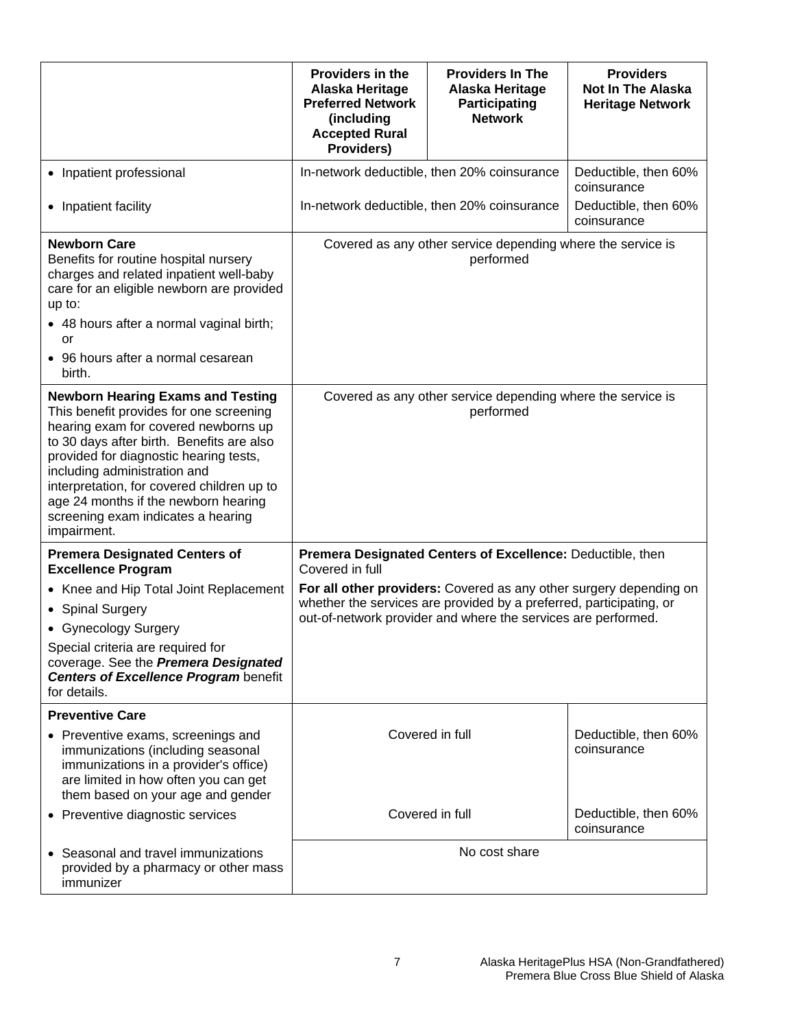| | Providers in the Alaska Heritage Preferred Network (including Accepted Rural Providers) | Providers In The Alaska Heritage Participating Network | Providers Not In The Alaska Heritage Network |
|---|---|---|---|
| • Inpatient professional | In-network deductible, then 20% coinsurance | | Deductible, then 60% coinsurance |
| • Inpatient facility | In-network deductible, then 20% coinsurance | | Deductible, then 60% coinsurance |
| **Newborn Care**<br>Benefits for routine hospital nursery charges and related inpatient well-baby care for an eligible newborn are provided up to:<br>• 48 hours after a normal vaginal birth; or<br>• 96 hours after a normal cesarean birth. | Covered as any other service depending where the service is performed | | |
| **Newborn Hearing Exams and Testing**<br>This benefit provides for one screening hearing exam for covered newborns up to 30 days after birth. Benefits are also provided for diagnostic hearing tests, including administration and interpretation, for covered children up to age 24 months if the newborn hearing screening exam indicates a hearing impairment. | Covered as any other service depending where the service is performed | | |
| **Premera Designated Centers of Excellence Program**<br>• Knee and Hip Total Joint Replacement<br>• Spinal Surgery<br>• Gynecology Surgery<br>Special criteria are required for coverage. See the ***Premera Designated Centers of Excellence Program*** benefit for details. | **Premera Designated Centers of Excellence:** Deductible, then Covered in full<br>**For all other providers:** Covered as any other surgery depending on whether the services are provided by a preferred, participating, or out-of-network provider and where the services are performed. | | |
| **Preventive Care** | | | |
| • Preventive exams, screenings and immunizations (including seasonal immunizations in a provider's office) are limited in how often you can get them based on your age and gender | Covered in full | | Deductible, then 60% coinsurance |
| • Preventive diagnostic services | Covered in full | | Deductible, then 60% coinsurance |
| • Seasonal and travel immunizations provided by a pharmacy or other mass immunizer | No cost share | | |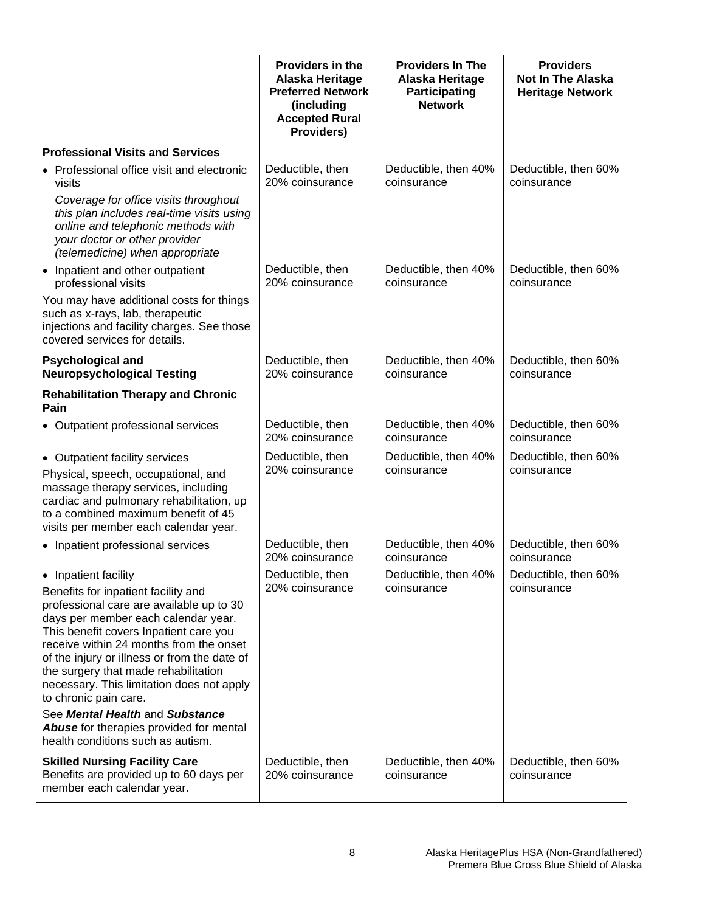| | Providers in the Alaska Heritage Preferred Network (including Accepted Rural Providers) | Providers In The Alaska Heritage Participating Network | Providers Not In The Alaska Heritage Network |
|---|---|---|---|
| **Professional Visits and Services** | | | |
| • Professional office visit and electronic visits<br>*Coverage for office visits throughout this plan includes real-time visits using online and telephonic methods with your doctor or other provider (telemedicine) when appropriate* | Deductible, then 20% coinsurance | Deductible, then 40% coinsurance | Deductible, then 60% coinsurance |
| • Inpatient and other outpatient professional visits<br>You may have additional costs for things such as x-rays, lab, therapeutic injections and facility charges. See those covered services for details. | Deductible, then 20% coinsurance | Deductible, then 40% coinsurance | Deductible, then 60% coinsurance |
| **Psychological and Neuropsychological Testing** | Deductible, then 20% coinsurance | Deductible, then 40% coinsurance | Deductible, then 60% coinsurance |
| **Rehabilitation Therapy and Chronic Pain** | | | |
| • Outpatient professional services | Deductible, then 20% coinsurance | Deductible, then 40% coinsurance | Deductible, then 60% coinsurance |
| • Outpatient facility services<br>Physical, speech, occupational, and massage therapy services, including cardiac and pulmonary rehabilitation, up to a combined maximum benefit of 45 visits per member each calendar year. | Deductible, then 20% coinsurance | Deductible, then 40% coinsurance | Deductible, then 60% coinsurance |
| • Inpatient professional services | Deductible, then 20% coinsurance | Deductible, then 40% coinsurance | Deductible, then 60% coinsurance |
| • Inpatient facility<br>Benefits for inpatient facility and professional care are available up to 30 days per member each calendar year. This benefit covers Inpatient care you receive within 24 months from the onset of the injury or illness or from the date of the surgery that made rehabilitation necessary. This limitation does not apply to chronic pain care.<br>See ***Mental Health*** and ***Substance Abuse*** for therapies provided for mental health conditions such as autism. | Deductible, then 20% coinsurance | Deductible, then 40% coinsurance | Deductible, then 60% coinsurance |
| **Skilled Nursing Facility Care**<br>Benefits are provided up to 60 days per member each calendar year. | Deductible, then 20% coinsurance | Deductible, then 40% coinsurance | Deductible, then 60% coinsurance |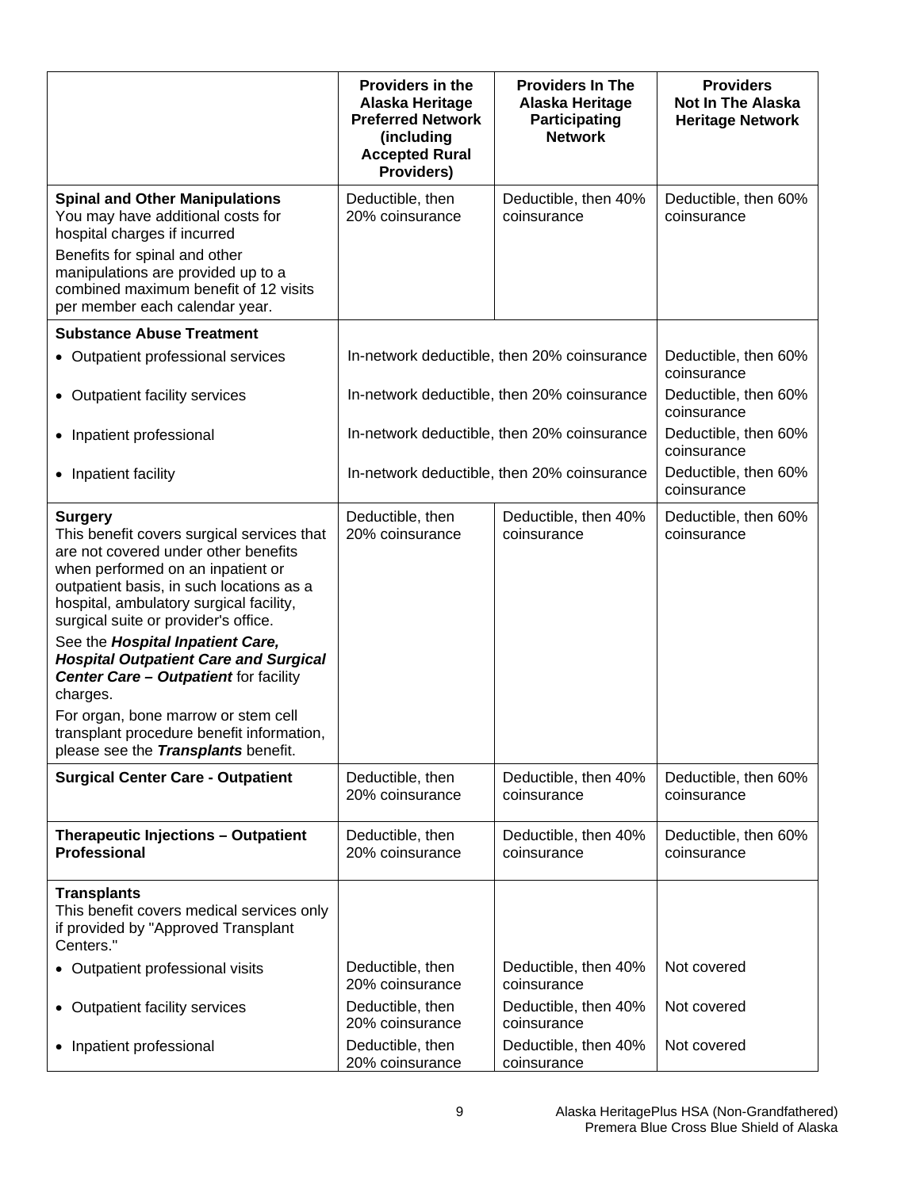| | Providers in the Alaska Heritage Preferred Network (including Accepted Rural Providers) | Providers In The Alaska Heritage Participating Network | Providers Not In The Alaska Heritage Network |
|---|---|---|---|
| **Spinal and Other Manipulations**<br>You may have additional costs for hospital charges if incurred<br>Benefits for spinal and other manipulations are provided up to a combined maximum benefit of 12 visits per member each calendar year. | Deductible, then 20% coinsurance | Deductible, then 40% coinsurance | Deductible, then 60% coinsurance |
| **Substance Abuse Treatment** | | | |
| • Outpatient professional services | In-network deductible, then 20% coinsurance | | Deductible, then 60% coinsurance |
| • Outpatient facility services | In-network deductible, then 20% coinsurance | | Deductible, then 60% coinsurance |
| • Inpatient professional | In-network deductible, then 20% coinsurance | | Deductible, then 60% coinsurance |
| • Inpatient facility | In-network deductible, then 20% coinsurance | | Deductible, then 60% coinsurance |
| **Surgery**<br>This benefit covers surgical services that are not covered under other benefits when performed on an inpatient or outpatient basis, in such locations as a hospital, ambulatory surgical facility, surgical suite or provider's office.<br>See the ***Hospital Inpatient Care, Hospital Outpatient Care and Surgical Center Care – Outpatient*** for facility charges.<br>For organ, bone marrow or stem cell transplant procedure benefit information, please see the ***Transplants*** benefit. | Deductible, then 20% coinsurance | Deductible, then 40% coinsurance | Deductible, then 60% coinsurance |
| **Surgical Center Care - Outpatient** | Deductible, then 20% coinsurance | Deductible, then 40% coinsurance | Deductible, then 60% coinsurance |
| **Therapeutic Injections – Outpatient Professional** | Deductible, then 20% coinsurance | Deductible, then 40% coinsurance | Deductible, then 60% coinsurance |
| **Transplants**<br>This benefit covers medical services only if provided by "Approved Transplant Centers." | | | |
| • Outpatient professional visits | Deductible, then 20% coinsurance | Deductible, then 40% coinsurance | Not covered |
| • Outpatient facility services | Deductible, then 20% coinsurance | Deductible, then 40% coinsurance | Not covered |
| • Inpatient professional | Deductible, then 20% coinsurance | Deductible, then 40% coinsurance | Not covered |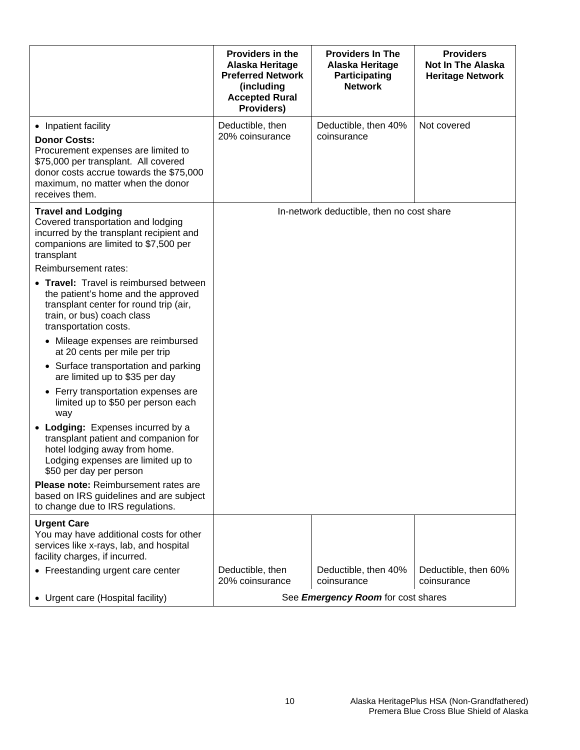| | Providers in the Alaska Heritage Preferred Network (including Accepted Rural Providers) | Providers In The Alaska Heritage Participating Network | Providers Not In The Alaska Heritage Network |
|---|---|---|---|
| • Inpatient facility<br>**Donor Costs:**<br>Procurement expenses are limited to $75,000 per transplant. All covered donor costs accrue towards the $75,000 maximum, no matter when the donor receives them. | Deductible, then 20% coinsurance | Deductible, then 40% coinsurance | Not covered |
| **Travel and Lodging**<br>Covered transportation and lodging incurred by the transplant recipient and companions are limited to $7,500 per transplant<br>Reimbursement rates:<br>• **Travel:** Travel is reimbursed between the patient's home and the approved transplant center for round trip (air, train, or bus) coach class transportation costs.<br>• Mileage expenses are reimbursed at 20 cents per mile per trip<br>• Surface transportation and parking are limited up to $35 per day<br>• Ferry transportation expenses are limited up to $50 per person each way<br>• **Lodging:** Expenses incurred by a transplant patient and companion for hotel lodging away from home. Lodging expenses are limited up to $50 per day per person<br>**Please note:** Reimbursement rates are based on IRS guidelines and are subject to change due to IRS regulations. | In-network deductible, then no cost share | | |
| **Urgent Care**<br>You may have additional costs for other services like x-rays, lab, and hospital facility charges, if incurred. | | | |
| • Freestanding urgent care center | Deductible, then 20% coinsurance | Deductible, then 40% coinsurance | Deductible, then 60% coinsurance |
| • Urgent care (Hospital facility) | See ***Emergency Room*** for cost shares | | |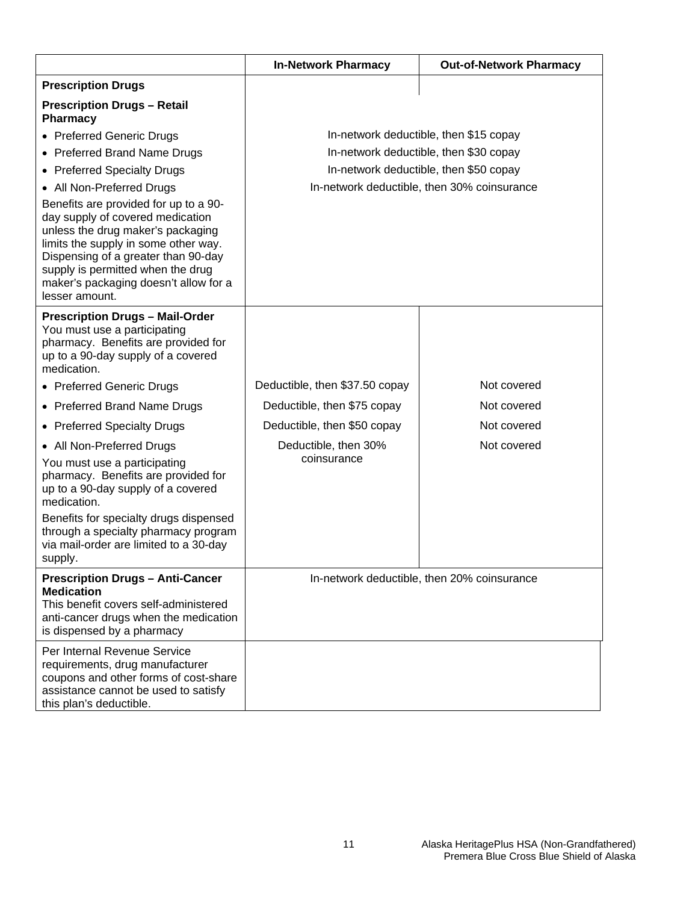| | In-Network Pharmacy | Out-of-Network Pharmacy |
|---|---|---|
| **Prescription Drugs** | | |
| **Prescription Drugs – Retail Pharmacy** | | |
| • Preferred Generic Drugs | In-network deductible, then $15 copay | |
| • Preferred Brand Name Drugs | In-network deductible, then $30 copay | |
| • Preferred Specialty Drugs | In-network deductible, then $50 copay | |
| • All Non-Preferred Drugs | In-network deductible, then 30% coinsurance | |
| Benefits are provided for up to a 90-day supply of covered medication unless the drug maker's packaging limits the supply in some other way. Dispensing of a greater than 90-day supply is permitted when the drug maker's packaging doesn't allow for a lesser amount. | | |
| **Prescription Drugs – Mail-Order** You must use a participating pharmacy. Benefits are provided for up to a 90-day supply of a covered medication. | | |
| • Preferred Generic Drugs | Deductible, then $37.50 copay | Not covered |
| • Preferred Brand Name Drugs | Deductible, then $75 copay | Not covered |
| • Preferred Specialty Drugs | Deductible, then $50 copay | Not covered |
| • All Non-Preferred Drugs | Deductible, then 30% coinsurance | Not covered |
| You must use a participating pharmacy. Benefits are provided for up to a 90-day supply of a covered medication. | | |
| Benefits for specialty drugs dispensed through a specialty pharmacy program via mail-order are limited to a 30-day supply. | | |
| **Prescription Drugs – Anti-Cancer Medication** This benefit covers self-administered anti-cancer drugs when the medication is dispensed by a pharmacy | In-network deductible, then 20% coinsurance | |
| Per Internal Revenue Service requirements, drug manufacturer coupons and other forms of cost-share assistance cannot be used to satisfy this plan's deductible. | | |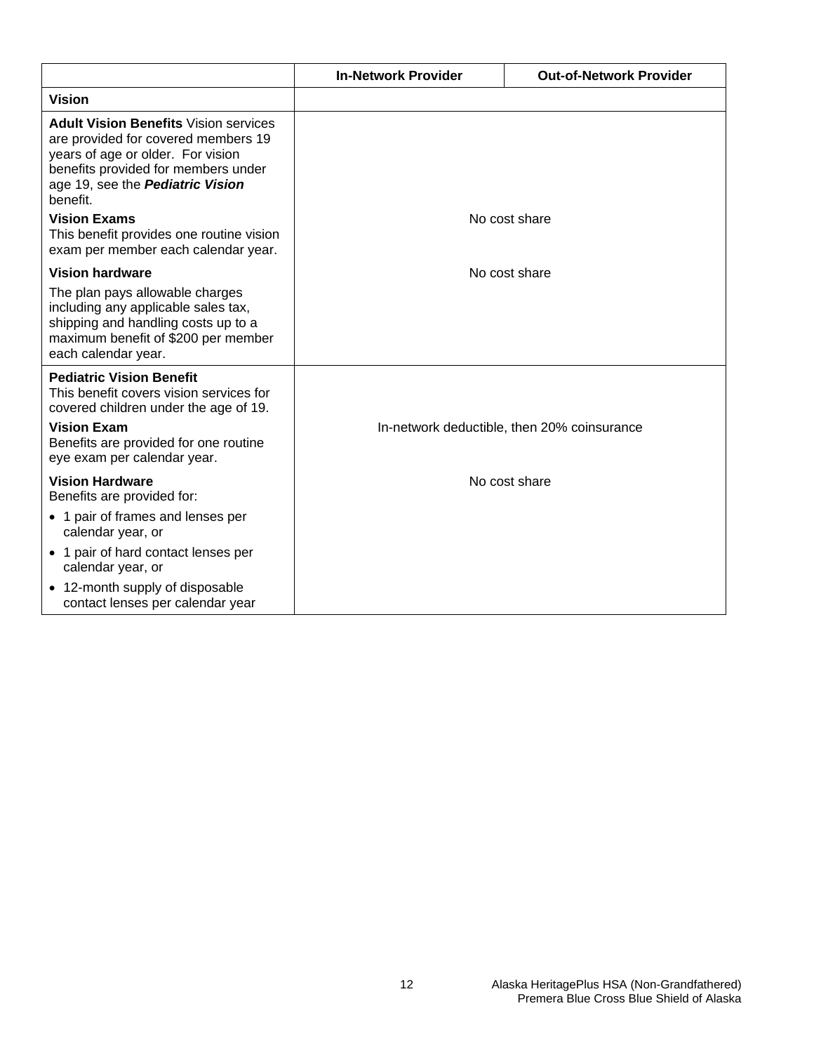| | In-Network Provider | Out-of-Network Provider |
|---|---|---|
| **Vision** | | |
| **Adult Vision Benefits** Vision services are provided for covered members 19 years of age or older. For vision benefits provided for members under age 19, see the ***Pediatric Vision*** benefit.<br>**Vision Exams**<br>This benefit provides one routine vision exam per member each calendar year. | No cost share | |
| **Vision hardware**<br>The plan pays allowable charges including any applicable sales tax, shipping and handling costs up to a maximum benefit of $200 per member each calendar year. | No cost share | |
| **Pediatric Vision Benefit**<br>This benefit covers vision services for covered children under the age of 19.<br>**Vision Exam**<br>Benefits are provided for one routine eye exam per calendar year. | In-network deductible, then 20% coinsurance | |
| **Vision Hardware**<br>Benefits are provided for:<br>• 1 pair of frames and lenses per calendar year, or<br>• 1 pair of hard contact lenses per calendar year, or<br>• 12-month supply of disposable contact lenses per calendar year | No cost share | |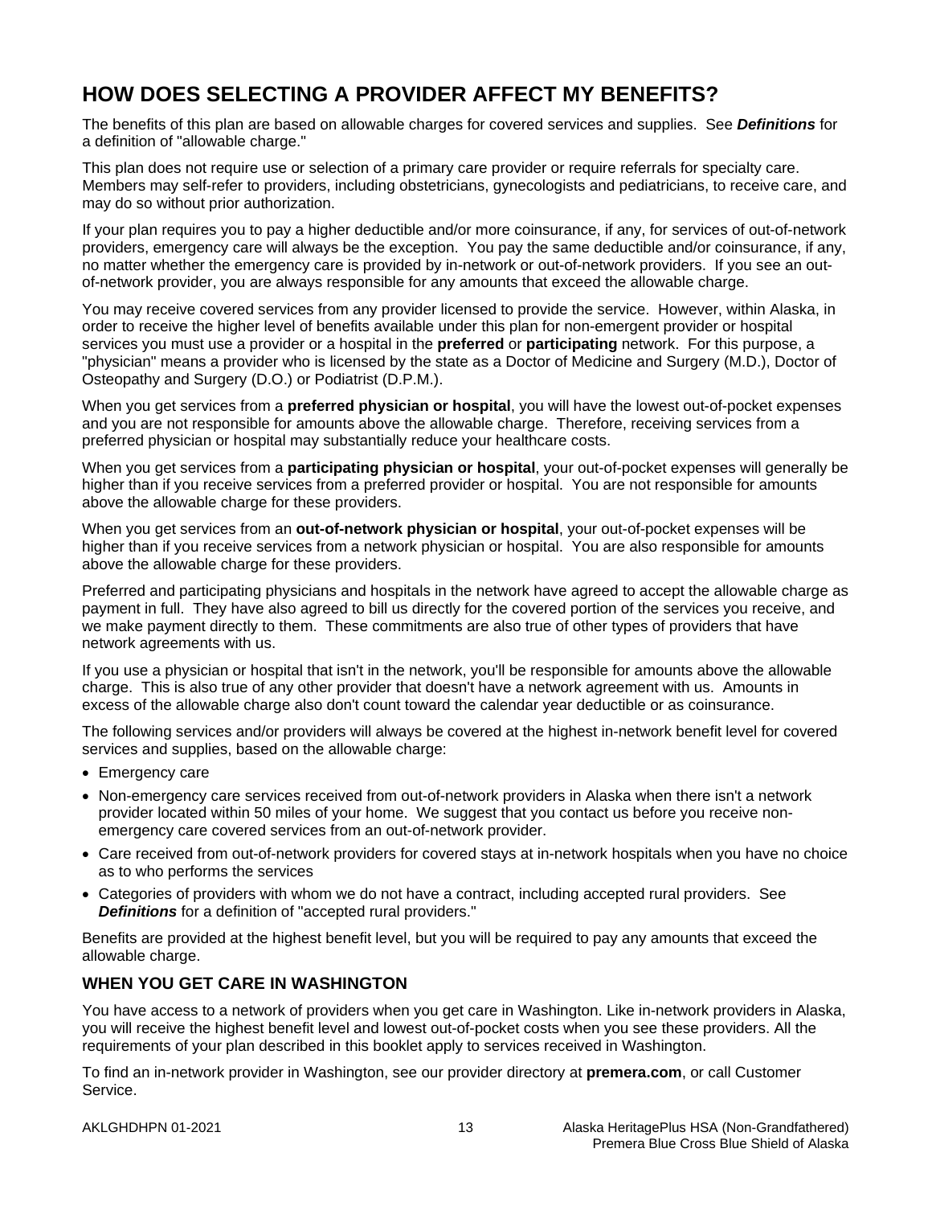## HOW DOES SELECTING A PROVIDER AFFECT MY BENEFITS?

The benefits of this plan are based on allowable charges for covered services and supplies. See ***Definitions*** for a definition of "allowable charge."

This plan does not require use or selection of a primary care provider or require referrals for specialty care. Members may self-refer to providers, including obstetricians, gynecologists and pediatricians, to receive care, and may do so without prior authorization.

If your plan requires you to pay a higher deductible and/or more coinsurance, if any, for services of out-of-network providers, emergency care will always be the exception. You pay the same deductible and/or coinsurance, if any, no matter whether the emergency care is provided by in-network or out-of-network providers. If you see an out-of-network provider, you are always responsible for any amounts that exceed the allowable charge.

You may receive covered services from any provider licensed to provide the service. However, within Alaska, in order to receive the higher level of benefits available under this plan for non-emergent provider or hospital services you must use a provider or a hospital in the **preferred** or **participating** network. For this purpose, a "physician" means a provider who is licensed by the state as a Doctor of Medicine and Surgery (M.D.), Doctor of Osteopathy and Surgery (D.O.) or Podiatrist (D.P.M.).

When you get services from a **preferred physician or hospital**, you will have the lowest out-of-pocket expenses and you are not responsible for amounts above the allowable charge. Therefore, receiving services from a preferred physician or hospital may substantially reduce your healthcare costs.

When you get services from a **participating physician or hospital**, your out-of-pocket expenses will generally be higher than if you receive services from a preferred provider or hospital. You are not responsible for amounts above the allowable charge for these providers.

When you get services from an **out-of-network physician or hospital**, your out-of-pocket expenses will be higher than if you receive services from a network physician or hospital. You are also responsible for amounts above the allowable charge for these providers.

Preferred and participating physicians and hospitals in the network have agreed to accept the allowable charge as payment in full. They have also agreed to bill us directly for the covered portion of the services you receive, and we make payment directly to them. These commitments are also true of other types of providers that have network agreements with us.

If you use a physician or hospital that isn't in the network, you'll be responsible for amounts above the allowable charge. This is also true of any other provider that doesn't have a network agreement with us. Amounts in excess of the allowable charge also don't count toward the calendar year deductible or as coinsurance.

The following services and/or providers will always be covered at the highest in-network benefit level for covered services and supplies, based on the allowable charge:

- Emergency care
- Non-emergency care services received from out-of-network providers in Alaska when there isn't a network provider located within 50 miles of your home. We suggest that you contact us before you receive non-emergency care covered services from an out-of-network provider.
- Care received from out-of-network providers for covered stays at in-network hospitals when you have no choice as to who performs the services
- Categories of providers with whom we do not have a contract, including accepted rural providers. See ***Definitions*** for a definition of "accepted rural providers."

Benefits are provided at the highest benefit level, but you will be required to pay any amounts that exceed the allowable charge.

### WHEN YOU GET CARE IN WASHINGTON

You have access to a network of providers when you get care in Washington. Like in-network providers in Alaska, you will receive the highest benefit level and lowest out-of-pocket costs when you see these providers. All the requirements of your plan described in this booklet apply to services received in Washington.

To find an in-network provider in Washington, see our provider directory at **premera.com**, or call Customer Service.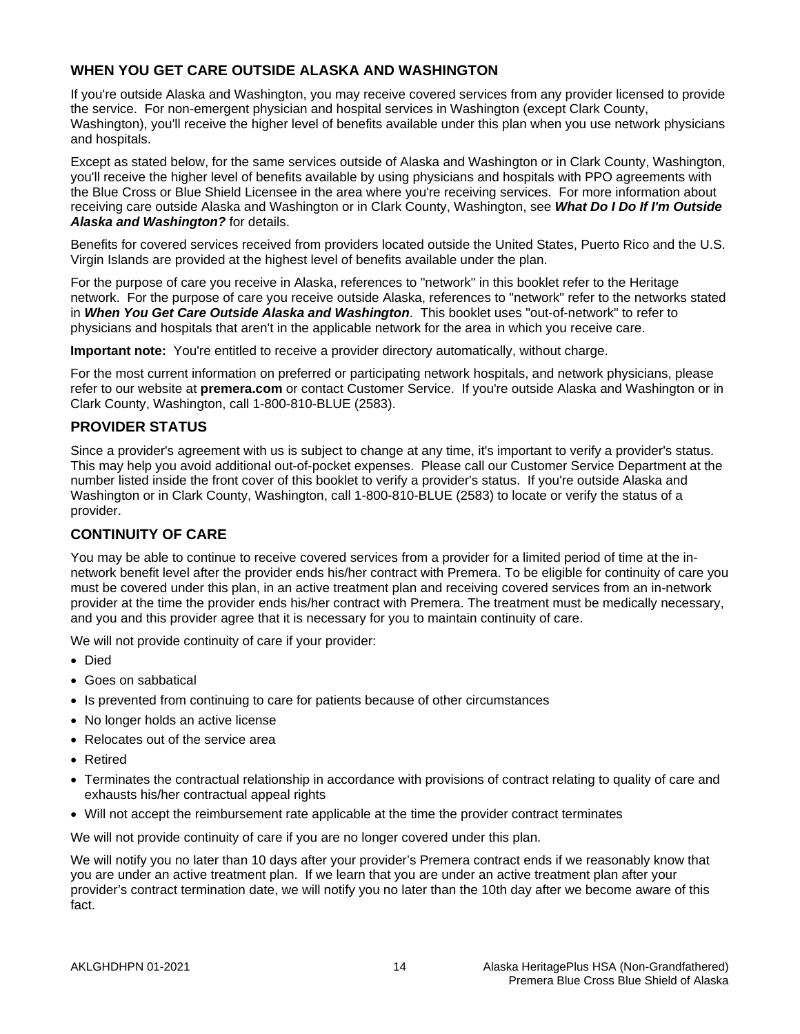## WHEN YOU GET CARE OUTSIDE ALASKA AND WASHINGTON

If you're outside Alaska and Washington, you may receive covered services from any provider licensed to provide the service. For non-emergent physician and hospital services in Washington (except Clark County, Washington), you'll receive the higher level of benefits available under this plan when you use network physicians and hospitals.

Except as stated below, for the same services outside of Alaska and Washington or in Clark County, Washington, you'll receive the higher level of benefits available by using physicians and hospitals with PPO agreements with the Blue Cross or Blue Shield Licensee in the area where you're receiving services. For more information about receiving care outside Alaska and Washington or in Clark County, Washington, see ***What Do I Do If I'm Outside Alaska and Washington?*** for details.

Benefits for covered services received from providers located outside the United States, Puerto Rico and the U.S. Virgin Islands are provided at the highest level of benefits available under the plan.

For the purpose of care you receive in Alaska, references to "network" in this booklet refer to the Heritage network. For the purpose of care you receive outside Alaska, references to "network" refer to the networks stated in ***When You Get Care Outside Alaska and Washington***. This booklet uses "out-of-network" to refer to physicians and hospitals that aren't in the applicable network for the area in which you receive care.

**Important note:** You're entitled to receive a provider directory automatically, without charge.

For the most current information on preferred or participating network hospitals, and network physicians, please refer to our website at **premera.com** or contact Customer Service. If you're outside Alaska and Washington or in Clark County, Washington, call 1-800-810-BLUE (2583).

## PROVIDER STATUS

Since a provider's agreement with us is subject to change at any time, it's important to verify a provider's status. This may help you avoid additional out-of-pocket expenses. Please call our Customer Service Department at the number listed inside the front cover of this booklet to verify a provider's status. If you're outside Alaska and Washington or in Clark County, Washington, call 1-800-810-BLUE (2583) to locate or verify the status of a provider.

## CONTINUITY OF CARE

You may be able to continue to receive covered services from a provider for a limited period of time at the in-network benefit level after the provider ends his/her contract with Premera. To be eligible for continuity of care you must be covered under this plan, in an active treatment plan and receiving covered services from an in-network provider at the time the provider ends his/her contract with Premera. The treatment must be medically necessary, and you and this provider agree that it is necessary for you to maintain continuity of care.

We will not provide continuity of care if your provider:

- Died
- Goes on sabbatical
- Is prevented from continuing to care for patients because of other circumstances
- No longer holds an active license
- Relocates out of the service area
- Retired
- Terminates the contractual relationship in accordance with provisions of contract relating to quality of care and exhausts his/her contractual appeal rights
- Will not accept the reimbursement rate applicable at the time the provider contract terminates

We will not provide continuity of care if you are no longer covered under this plan.

We will notify you no later than 10 days after your provider's Premera contract ends if we reasonably know that you are under an active treatment plan. If we learn that you are under an active treatment plan after your provider's contract termination date, we will notify you no later than the 10th day after we become aware of this fact.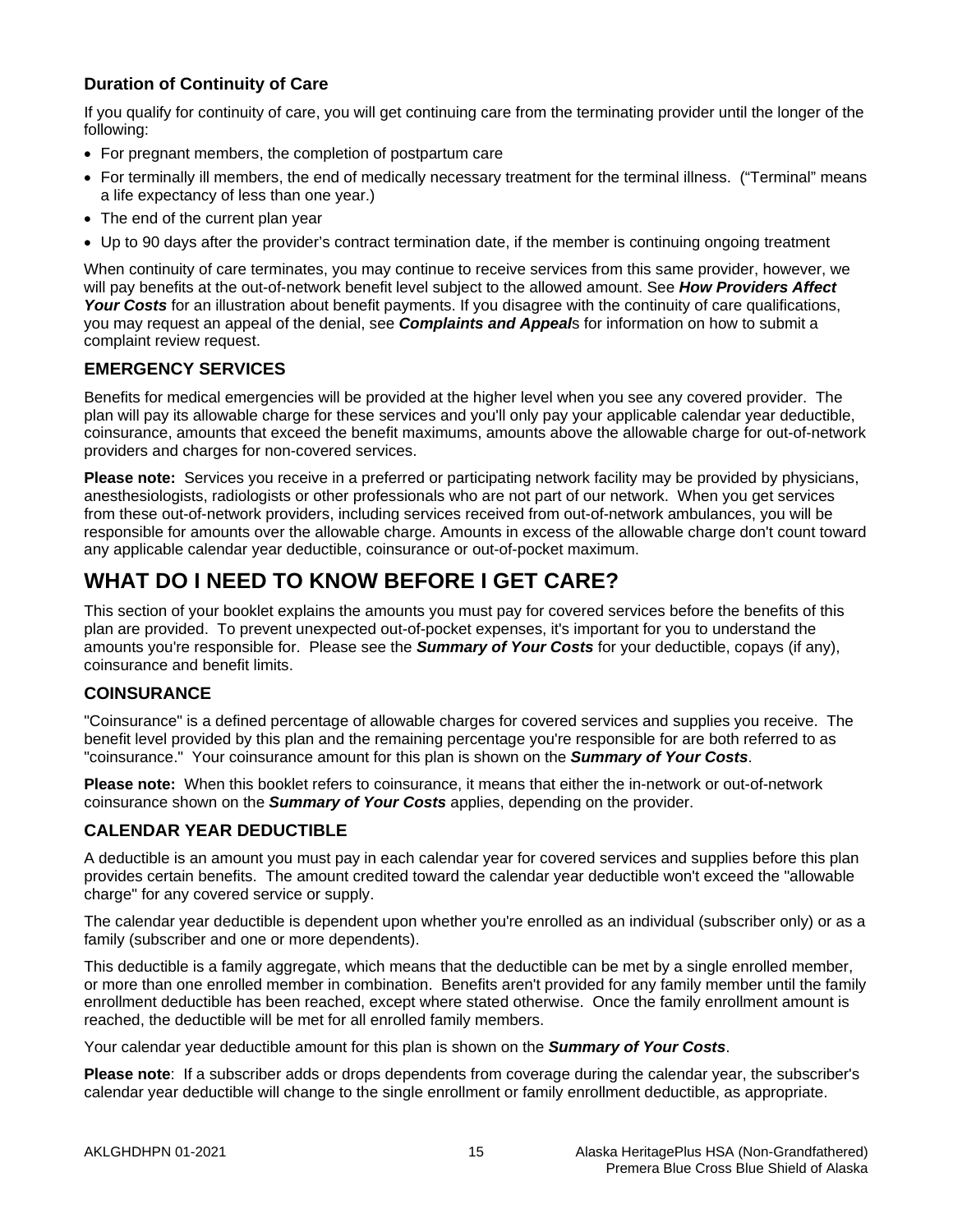### Duration of Continuity of Care

If you qualify for continuity of care, you will get continuing care from the terminating provider until the longer of the following:

- For pregnant members, the completion of postpartum care
- For terminally ill members, the end of medically necessary treatment for the terminal illness. ("Terminal" means a life expectancy of less than one year.)
- The end of the current plan year
- Up to 90 days after the provider's contract termination date, if the member is continuing ongoing treatment

When continuity of care terminates, you may continue to receive services from this same provider, however, we will pay benefits at the out-of-network benefit level subject to the allowed amount. See ***How Providers Affect Your Costs*** for an illustration about benefit payments. If you disagree with the continuity of care qualifications, you may request an appeal of the denial, see ***Complaints and Appeal***s for information on how to submit a complaint review request.

## EMERGENCY SERVICES

Benefits for medical emergencies will be provided at the higher level when you see any covered provider. The plan will pay its allowable charge for these services and you'll only pay your applicable calendar year deductible, coinsurance, amounts that exceed the benefit maximums, amounts above the allowable charge for out-of-network providers and charges for non-covered services.

**Please note:** Services you receive in a preferred or participating network facility may be provided by physicians, anesthesiologists, radiologists or other professionals who are not part of our network. When you get services from these out-of-network providers, including services received from out-of-network ambulances, you will be responsible for amounts over the allowable charge. Amounts in excess of the allowable charge don't count toward any applicable calendar year deductible, coinsurance or out-of-pocket maximum.

# WHAT DO I NEED TO KNOW BEFORE I GET CARE?

This section of your booklet explains the amounts you must pay for covered services before the benefits of this plan are provided. To prevent unexpected out-of-pocket expenses, it's important for you to understand the amounts you're responsible for. Please see the ***Summary of Your Costs*** for your deductible, copays (if any), coinsurance and benefit limits.

## COINSURANCE

"Coinsurance" is a defined percentage of allowable charges for covered services and supplies you receive. The benefit level provided by this plan and the remaining percentage you're responsible for are both referred to as "coinsurance." Your coinsurance amount for this plan is shown on the ***Summary of Your Costs***.

**Please note:** When this booklet refers to coinsurance, it means that either the in-network or out-of-network coinsurance shown on the ***Summary of Your Costs*** applies, depending on the provider.

## CALENDAR YEAR DEDUCTIBLE

A deductible is an amount you must pay in each calendar year for covered services and supplies before this plan provides certain benefits. The amount credited toward the calendar year deductible won't exceed the "allowable charge" for any covered service or supply.

The calendar year deductible is dependent upon whether you're enrolled as an individual (subscriber only) or as a family (subscriber and one or more dependents).

This deductible is a family aggregate, which means that the deductible can be met by a single enrolled member, or more than one enrolled member in combination. Benefits aren't provided for any family member until the family enrollment deductible has been reached, except where stated otherwise. Once the family enrollment amount is reached, the deductible will be met for all enrolled family members.

Your calendar year deductible amount for this plan is shown on the ***Summary of Your Costs***.

**Please note**: If a subscriber adds or drops dependents from coverage during the calendar year, the subscriber's calendar year deductible will change to the single enrollment or family enrollment deductible, as appropriate.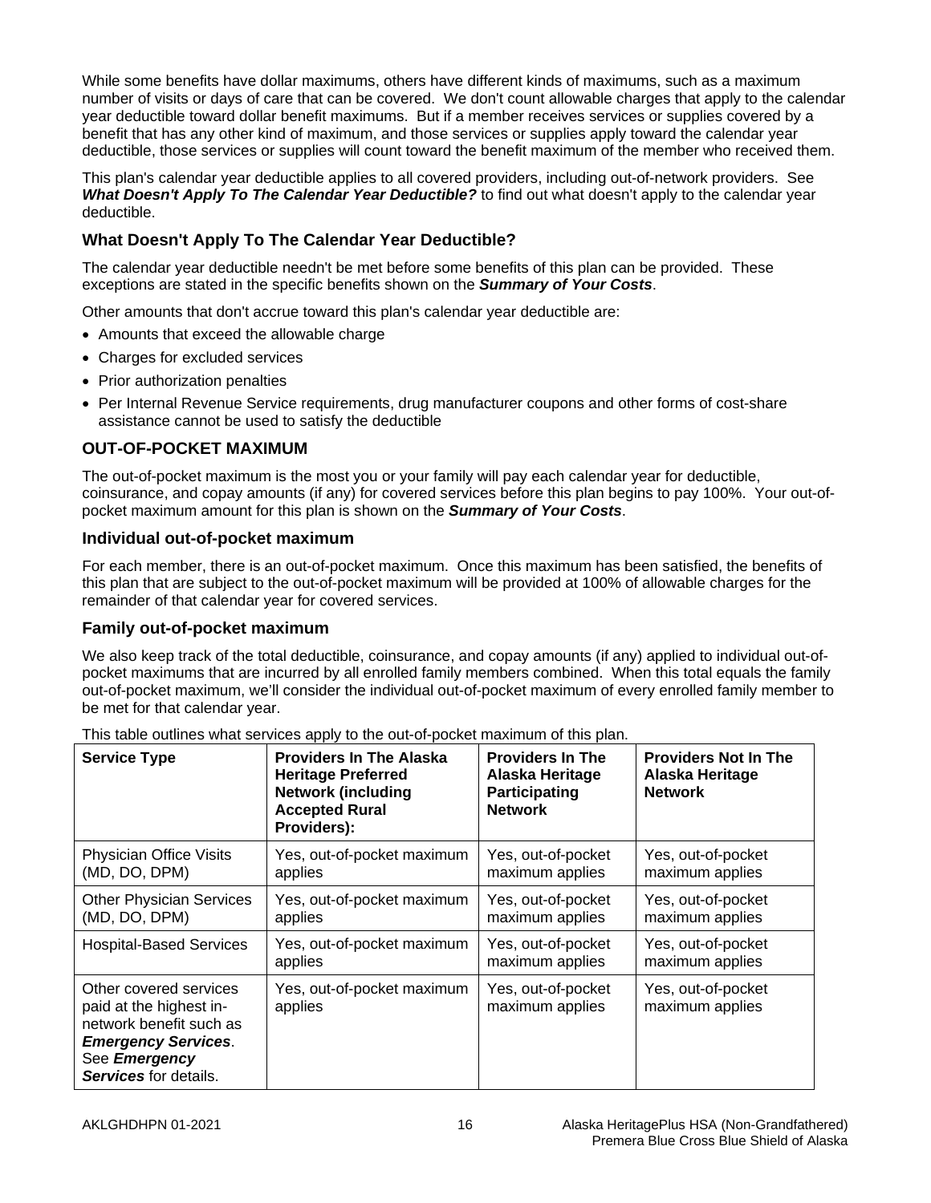While some benefits have dollar maximums, others have different kinds of maximums, such as a maximum number of visits or days of care that can be covered. We don't count allowable charges that apply to the calendar year deductible toward dollar benefit maximums. But if a member receives services or supplies covered by a benefit that has any other kind of maximum, and those services or supplies apply toward the calendar year deductible, those services or supplies will count toward the benefit maximum of the member who received them.

This plan's calendar year deductible applies to all covered providers, including out-of-network providers. See ***What Doesn't Apply To The Calendar Year Deductible?*** to find out what doesn't apply to the calendar year deductible.

### What Doesn't Apply To The Calendar Year Deductible?

The calendar year deductible needn't be met before some benefits of this plan can be provided. These exceptions are stated in the specific benefits shown on the ***Summary of Your Costs***.

Other amounts that don't accrue toward this plan's calendar year deductible are:

- Amounts that exceed the allowable charge
- Charges for excluded services
- Prior authorization penalties
- Per Internal Revenue Service requirements, drug manufacturer coupons and other forms of cost-share assistance cannot be used to satisfy the deductible

## OUT-OF-POCKET MAXIMUM

The out-of-pocket maximum is the most you or your family will pay each calendar year for deductible, coinsurance, and copay amounts (if any) for covered services before this plan begins to pay 100%. Your out-of-pocket maximum amount for this plan is shown on the ***Summary of Your Costs***.

### Individual out-of-pocket maximum

For each member, there is an out-of-pocket maximum. Once this maximum has been satisfied, the benefits of this plan that are subject to the out-of-pocket maximum will be provided at 100% of allowable charges for the remainder of that calendar year for covered services.

### Family out-of-pocket maximum

We also keep track of the total deductible, coinsurance, and copay amounts (if any) applied to individual out-of-pocket maximums that are incurred by all enrolled family members combined. When this total equals the family out-of-pocket maximum, we'll consider the individual out-of-pocket maximum of every enrolled family member to be met for that calendar year.

This table outlines what services apply to the out-of-pocket maximum of this plan.

| **Service Type** | **Providers In The Alaska Heritage Preferred Network (including Accepted Rural Providers):** | **Providers In The Alaska Heritage Participating Network** | **Providers Not In The Alaska Heritage Network** |
|---|---|---|---|
| Physician Office Visits (MD, DO, DPM) | Yes, out-of-pocket maximum applies | Yes, out-of-pocket maximum applies | Yes, out-of-pocket maximum applies |
| Other Physician Services (MD, DO, DPM) | Yes, out-of-pocket maximum applies | Yes, out-of-pocket maximum applies | Yes, out-of-pocket maximum applies |
| Hospital-Based Services | Yes, out-of-pocket maximum applies | Yes, out-of-pocket maximum applies | Yes, out-of-pocket maximum applies |
| Other covered services paid at the highest in-network benefit such as ***Emergency Services***. See ***Emergency Services*** for details. | Yes, out-of-pocket maximum applies | Yes, out-of-pocket maximum applies | Yes, out-of-pocket maximum applies |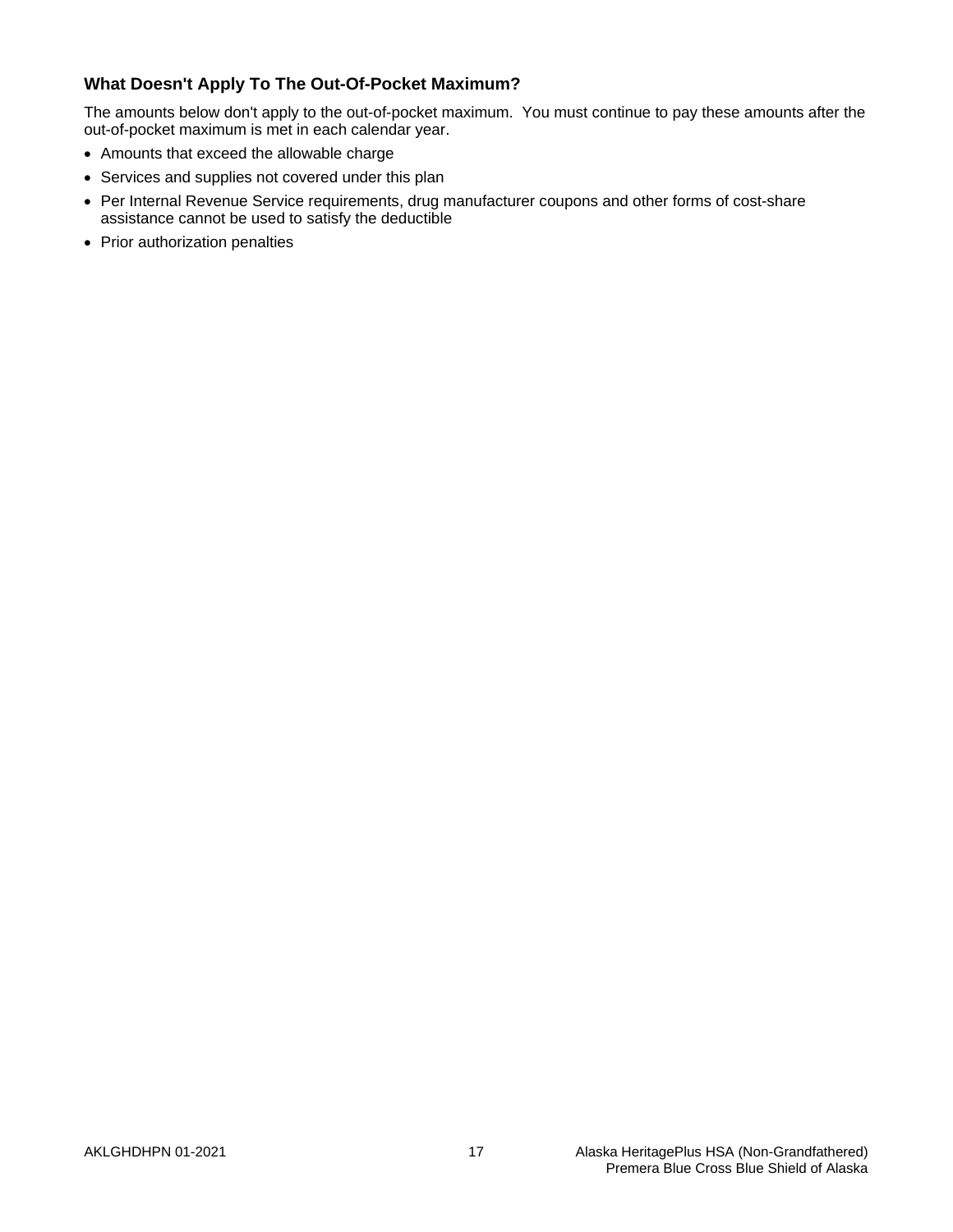### What Doesn't Apply To The Out-Of-Pocket Maximum?

The amounts below don't apply to the out-of-pocket maximum. You must continue to pay these amounts after the out-of-pocket maximum is met in each calendar year.

- Amounts that exceed the allowable charge
- Services and supplies not covered under this plan
- Per Internal Revenue Service requirements, drug manufacturer coupons and other forms of cost-share assistance cannot be used to satisfy the deductible
- Prior authorization penalties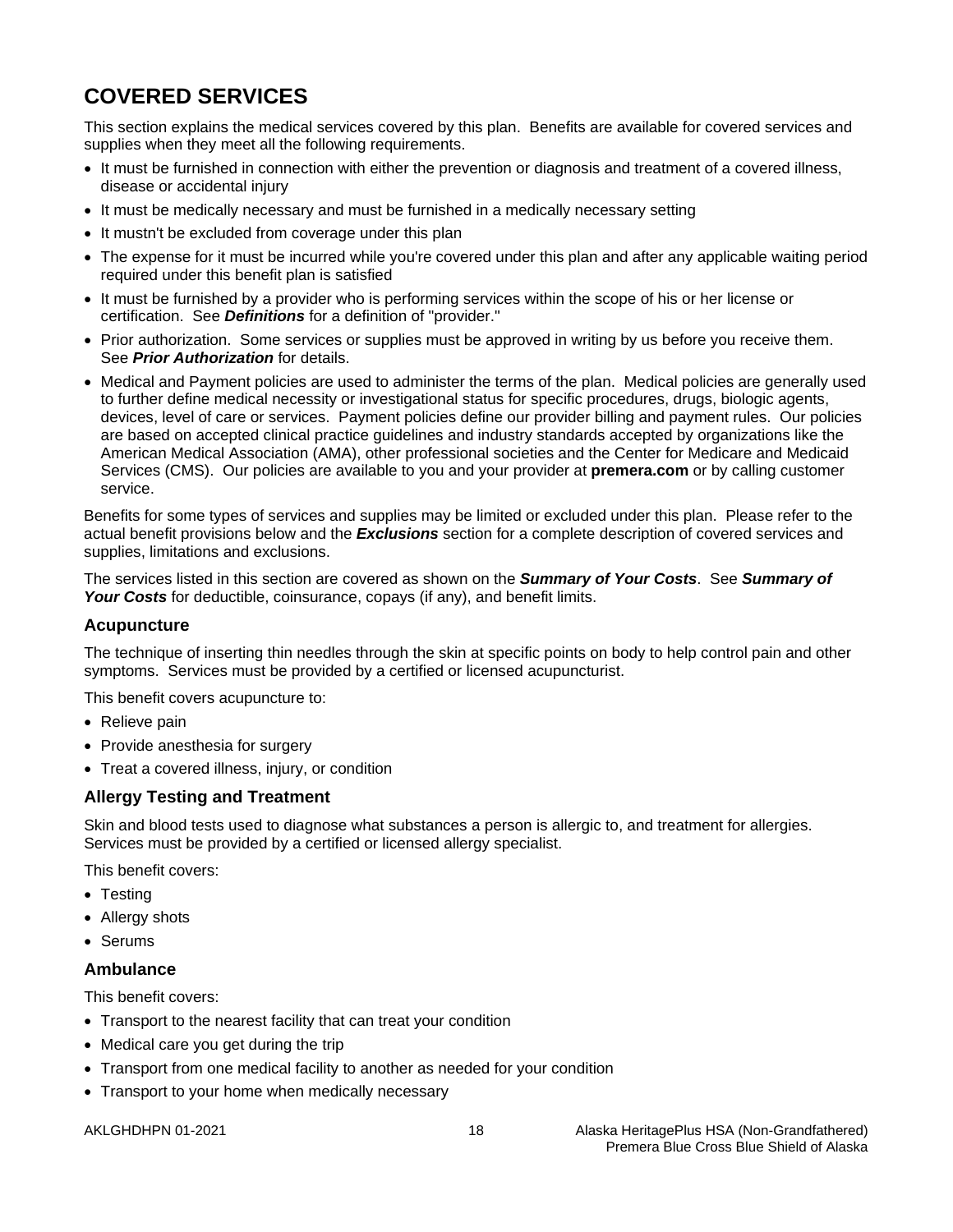# COVERED SERVICES

This section explains the medical services covered by this plan. Benefits are available for covered services and supplies when they meet all the following requirements.

- It must be furnished in connection with either the prevention or diagnosis and treatment of a covered illness, disease or accidental injury
- It must be medically necessary and must be furnished in a medically necessary setting
- It mustn't be excluded from coverage under this plan
- The expense for it must be incurred while you're covered under this plan and after any applicable waiting period required under this benefit plan is satisfied
- It must be furnished by a provider who is performing services within the scope of his or her license or certification. See ***Definitions*** for a definition of "provider."
- Prior authorization. Some services or supplies must be approved in writing by us before you receive them. See ***Prior Authorization*** for details.
- Medical and Payment policies are used to administer the terms of the plan. Medical policies are generally used to further define medical necessity or investigational status for specific procedures, drugs, biologic agents, devices, level of care or services. Payment policies define our provider billing and payment rules. Our policies are based on accepted clinical practice guidelines and industry standards accepted by organizations like the American Medical Association (AMA), other professional societies and the Center for Medicare and Medicaid Services (CMS). Our policies are available to you and your provider at **premera.com** or by calling customer service.

Benefits for some types of services and supplies may be limited or excluded under this plan. Please refer to the actual benefit provisions below and the ***Exclusions*** section for a complete description of covered services and supplies, limitations and exclusions.

The services listed in this section are covered as shown on the ***Summary of Your Costs***. See ***Summary of Your Costs*** for deductible, coinsurance, copays (if any), and benefit limits.

### Acupuncture

The technique of inserting thin needles through the skin at specific points on body to help control pain and other symptoms. Services must be provided by a certified or licensed acupuncturist.

This benefit covers acupuncture to:

- Relieve pain
- Provide anesthesia for surgery
- Treat a covered illness, injury, or condition

### Allergy Testing and Treatment

Skin and blood tests used to diagnose what substances a person is allergic to, and treatment for allergies. Services must be provided by a certified or licensed allergy specialist.

This benefit covers:

- Testing
- Allergy shots
- Serums

### Ambulance

This benefit covers:

- Transport to the nearest facility that can treat your condition
- Medical care you get during the trip
- Transport from one medical facility to another as needed for your condition
- Transport to your home when medically necessary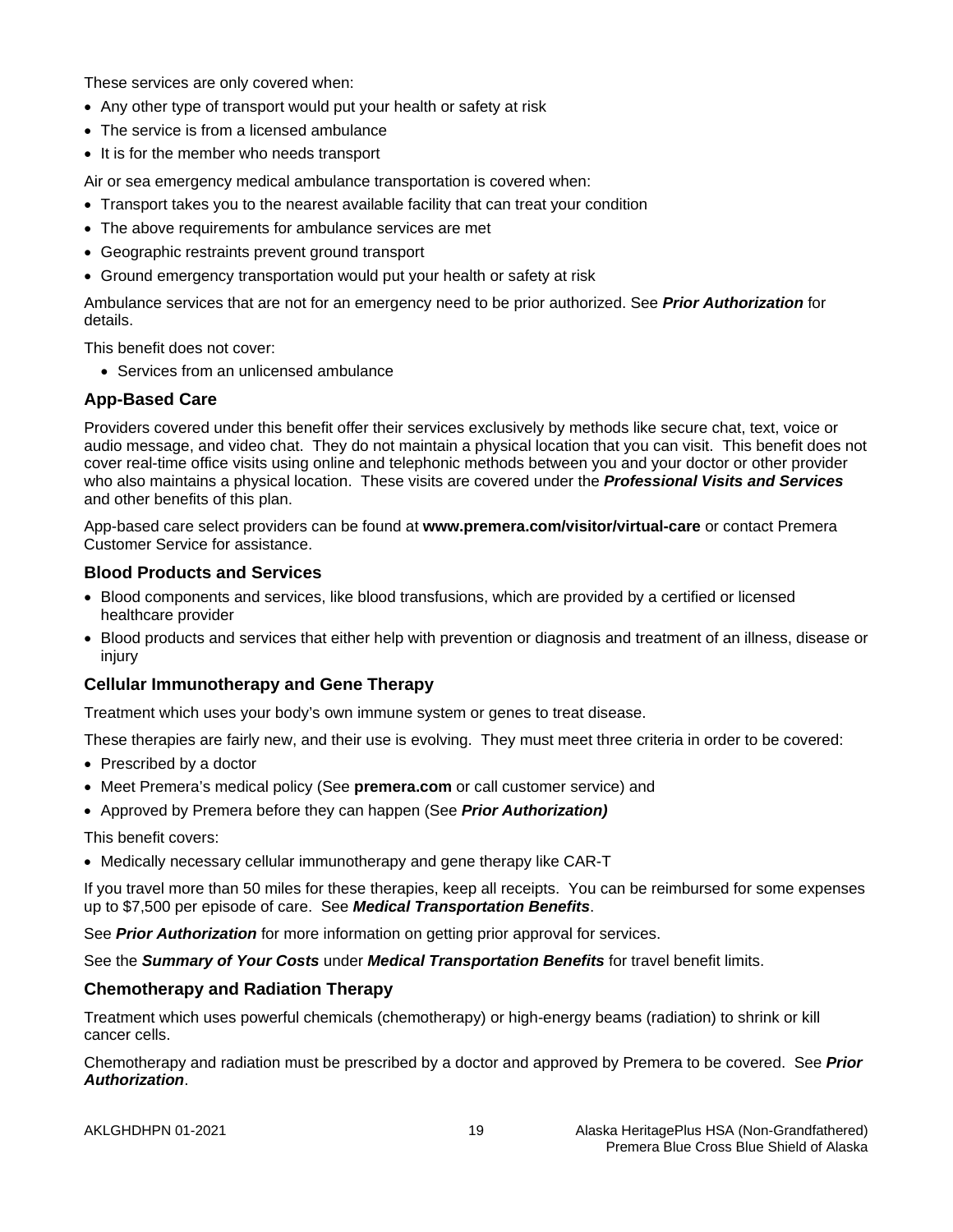These services are only covered when:

- Any other type of transport would put your health or safety at risk
- The service is from a licensed ambulance
- It is for the member who needs transport

Air or sea emergency medical ambulance transportation is covered when:

- Transport takes you to the nearest available facility that can treat your condition
- The above requirements for ambulance services are met
- Geographic restraints prevent ground transport
- Ground emergency transportation would put your health or safety at risk

Ambulance services that are not for an emergency need to be prior authorized. See ***Prior Authorization*** for details.

This benefit does not cover:

- Services from an unlicensed ambulance

### App-Based Care

Providers covered under this benefit offer their services exclusively by methods like secure chat, text, voice or audio message, and video chat. They do not maintain a physical location that you can visit. This benefit does not cover real-time office visits using online and telephonic methods between you and your doctor or other provider who also maintains a physical location. These visits are covered under the ***Professional Visits and Services*** and other benefits of this plan.

App-based care select providers can be found at **www.premera.com/visitor/virtual-care** or contact Premera Customer Service for assistance.

### Blood Products and Services

- Blood components and services, like blood transfusions, which are provided by a certified or licensed healthcare provider
- Blood products and services that either help with prevention or diagnosis and treatment of an illness, disease or injury

### Cellular Immunotherapy and Gene Therapy

Treatment which uses your body's own immune system or genes to treat disease.

These therapies are fairly new, and their use is evolving. They must meet three criteria in order to be covered:

- Prescribed by a doctor
- Meet Premera's medical policy (See **premera.com** or call customer service) and
- Approved by Premera before they can happen (See ***Prior Authorization)***

This benefit covers:

- Medically necessary cellular immunotherapy and gene therapy like CAR-T

If you travel more than 50 miles for these therapies, keep all receipts. You can be reimbursed for some expenses up to $7,500 per episode of care. See ***Medical Transportation Benefits***.

See ***Prior Authorization*** for more information on getting prior approval for services.

See the ***Summary of Your Costs*** under ***Medical Transportation Benefits*** for travel benefit limits.

### Chemotherapy and Radiation Therapy

Treatment which uses powerful chemicals (chemotherapy) or high-energy beams (radiation) to shrink or kill cancer cells.

Chemotherapy and radiation must be prescribed by a doctor and approved by Premera to be covered. See ***Prior Authorization***.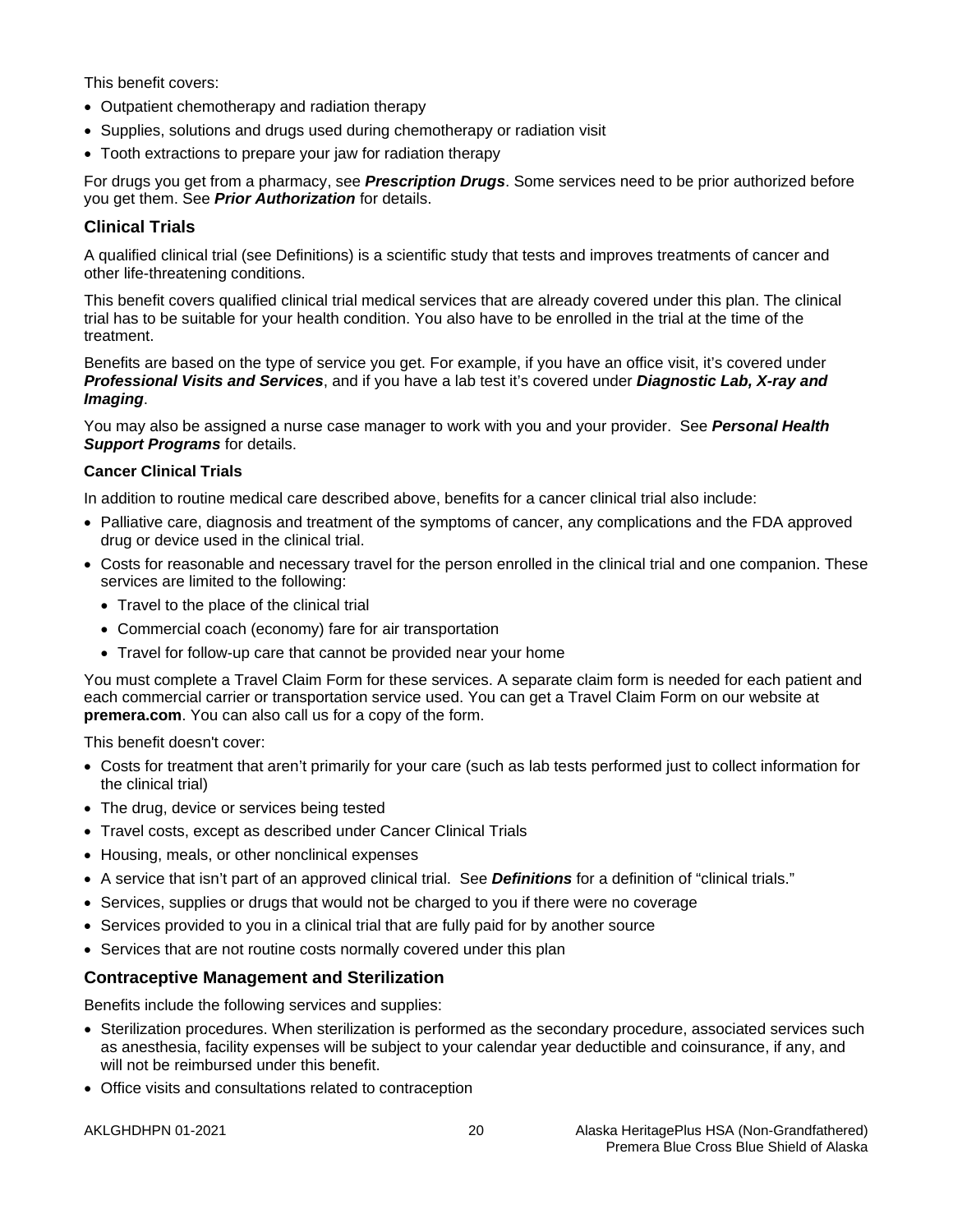This benefit covers:

- Outpatient chemotherapy and radiation therapy
- Supplies, solutions and drugs used during chemotherapy or radiation visit
- Tooth extractions to prepare your jaw for radiation therapy

For drugs you get from a pharmacy, see ***Prescription Drugs***. Some services need to be prior authorized before you get them. See ***Prior Authorization*** for details.

## Clinical Trials

A qualified clinical trial (see Definitions) is a scientific study that tests and improves treatments of cancer and other life-threatening conditions.

This benefit covers qualified clinical trial medical services that are already covered under this plan. The clinical trial has to be suitable for your health condition. You also have to be enrolled in the trial at the time of the treatment.

Benefits are based on the type of service you get. For example, if you have an office visit, it's covered under ***Professional Visits and Services***, and if you have a lab test it's covered under ***Diagnostic Lab, X-ray and Imaging***.

You may also be assigned a nurse case manager to work with you and your provider. See ***Personal Health Support Programs*** for details.

### Cancer Clinical Trials

In addition to routine medical care described above, benefits for a cancer clinical trial also include:

- Palliative care, diagnosis and treatment of the symptoms of cancer, any complications and the FDA approved drug or device used in the clinical trial.
- Costs for reasonable and necessary travel for the person enrolled in the clinical trial and one companion. These services are limited to the following:
  - Travel to the place of the clinical trial
  - Commercial coach (economy) fare for air transportation
  - Travel for follow-up care that cannot be provided near your home

You must complete a Travel Claim Form for these services. A separate claim form is needed for each patient and each commercial carrier or transportation service used. You can get a Travel Claim Form on our website at **premera.com**. You can also call us for a copy of the form.

This benefit doesn't cover:

- Costs for treatment that aren't primarily for your care (such as lab tests performed just to collect information for the clinical trial)
- The drug, device or services being tested
- Travel costs, except as described under Cancer Clinical Trials
- Housing, meals, or other nonclinical expenses
- A service that isn't part of an approved clinical trial. See ***Definitions*** for a definition of "clinical trials."
- Services, supplies or drugs that would not be charged to you if there were no coverage
- Services provided to you in a clinical trial that are fully paid for by another source
- Services that are not routine costs normally covered under this plan

## Contraceptive Management and Sterilization

Benefits include the following services and supplies:

- Sterilization procedures. When sterilization is performed as the secondary procedure, associated services such as anesthesia, facility expenses will be subject to your calendar year deductible and coinsurance, if any, and will not be reimbursed under this benefit.
- Office visits and consultations related to contraception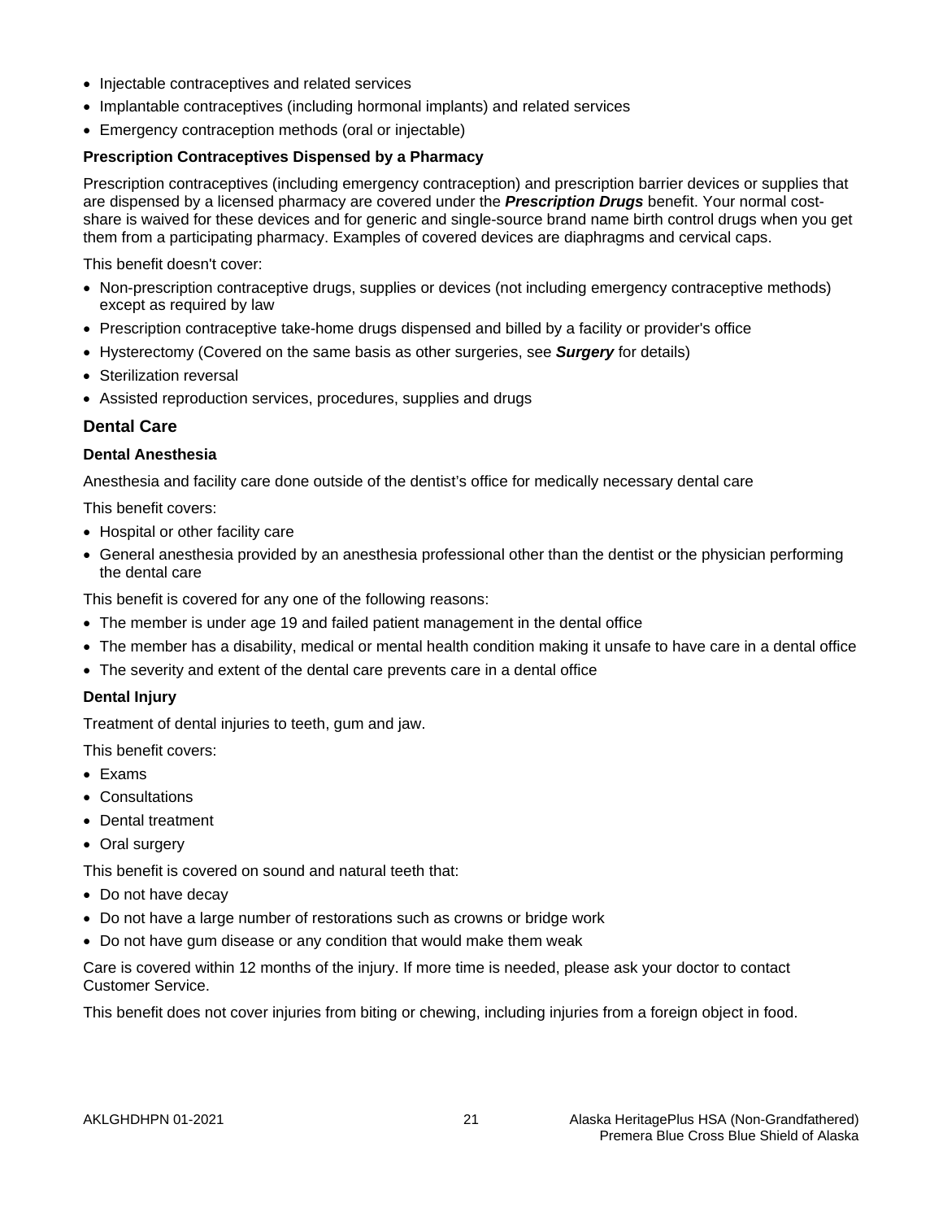- Injectable contraceptives and related services
- Implantable contraceptives (including hormonal implants) and related services
- Emergency contraception methods (oral or injectable)

**Prescription Contraceptives Dispensed by a Pharmacy**

Prescription contraceptives (including emergency contraception) and prescription barrier devices or supplies that are dispensed by a licensed pharmacy are covered under the ***Prescription Drugs*** benefit. Your normal cost-share is waived for these devices and for generic and single-source brand name birth control drugs when you get them from a participating pharmacy. Examples of covered devices are diaphragms and cervical caps.

This benefit doesn't cover:

- Non-prescription contraceptive drugs, supplies or devices (not including emergency contraceptive methods) except as required by law
- Prescription contraceptive take-home drugs dispensed and billed by a facility or provider's office
- Hysterectomy (Covered on the same basis as other surgeries, see ***Surgery*** for details)
- Sterilization reversal
- Assisted reproduction services, procedures, supplies and drugs

## Dental Care

**Dental Anesthesia**

Anesthesia and facility care done outside of the dentist's office for medically necessary dental care

This benefit covers:

- Hospital or other facility care
- General anesthesia provided by an anesthesia professional other than the dentist or the physician performing the dental care

This benefit is covered for any one of the following reasons:

- The member is under age 19 and failed patient management in the dental office
- The member has a disability, medical or mental health condition making it unsafe to have care in a dental office
- The severity and extent of the dental care prevents care in a dental office

**Dental Injury**

Treatment of dental injuries to teeth, gum and jaw.

This benefit covers:

- Exams
- Consultations
- Dental treatment
- Oral surgery

This benefit is covered on sound and natural teeth that:

- Do not have decay
- Do not have a large number of restorations such as crowns or bridge work
- Do not have gum disease or any condition that would make them weak

Care is covered within 12 months of the injury. If more time is needed, please ask your doctor to contact Customer Service.

This benefit does not cover injuries from biting or chewing, including injuries from a foreign object in food.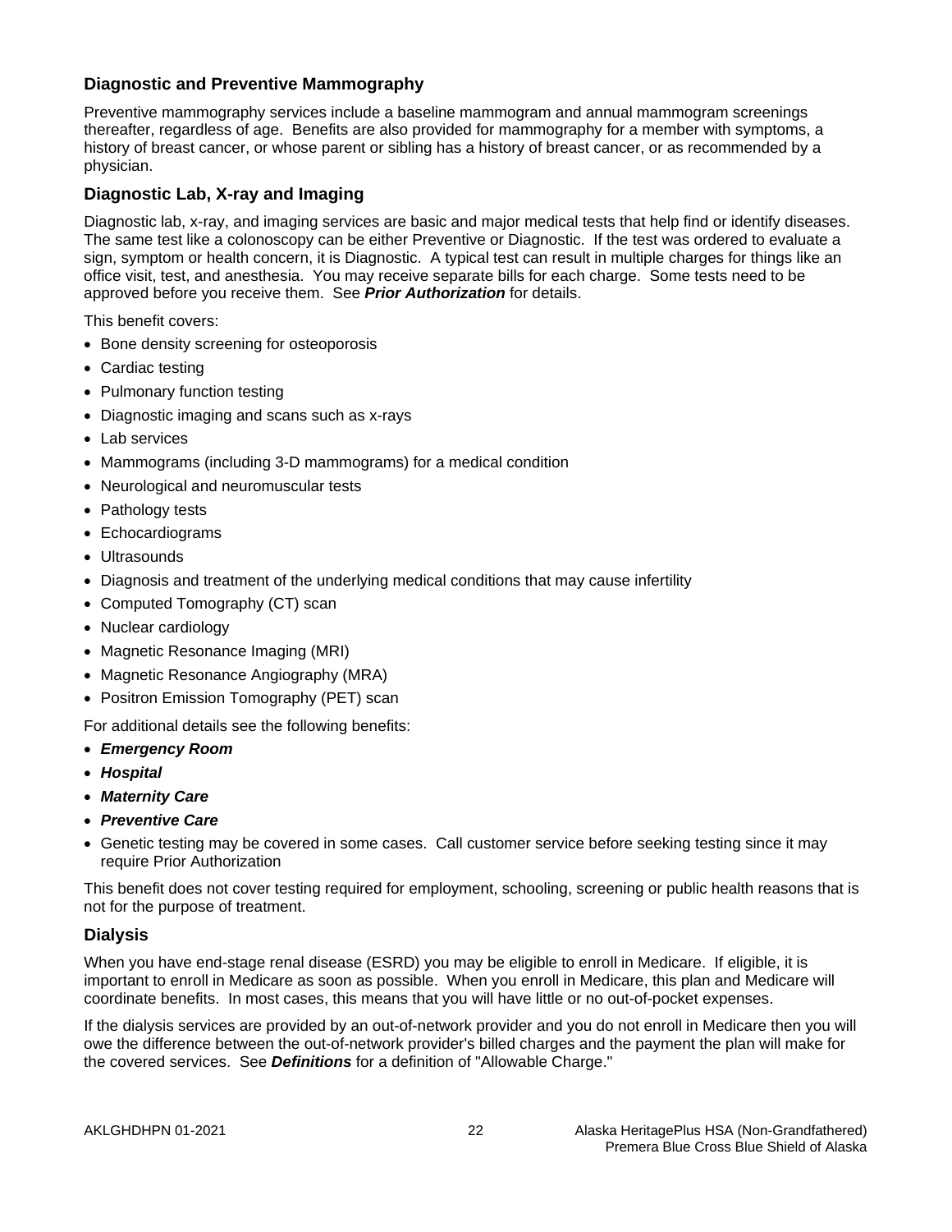### Diagnostic and Preventive Mammography

Preventive mammography services include a baseline mammogram and annual mammogram screenings thereafter, regardless of age. Benefits are also provided for mammography for a member with symptoms, a history of breast cancer, or whose parent or sibling has a history of breast cancer, or as recommended by a physician.

### Diagnostic Lab, X-ray and Imaging

Diagnostic lab, x-ray, and imaging services are basic and major medical tests that help find or identify diseases. The same test like a colonoscopy can be either Preventive or Diagnostic. If the test was ordered to evaluate a sign, symptom or health concern, it is Diagnostic. A typical test can result in multiple charges for things like an office visit, test, and anesthesia. You may receive separate bills for each charge. Some tests need to be approved before you receive them. See ***Prior Authorization*** for details.

This benefit covers:

- Bone density screening for osteoporosis
- Cardiac testing
- Pulmonary function testing
- Diagnostic imaging and scans such as x-rays
- Lab services
- Mammograms (including 3-D mammograms) for a medical condition
- Neurological and neuromuscular tests
- Pathology tests
- Echocardiograms
- Ultrasounds
- Diagnosis and treatment of the underlying medical conditions that may cause infertility
- Computed Tomography (CT) scan
- Nuclear cardiology
- Magnetic Resonance Imaging (MRI)
- Magnetic Resonance Angiography (MRA)
- Positron Emission Tomography (PET) scan

For additional details see the following benefits:

- ***Emergency Room***
- ***Hospital***
- ***Maternity Care***
- ***Preventive Care***
- Genetic testing may be covered in some cases. Call customer service before seeking testing since it may require Prior Authorization

This benefit does not cover testing required for employment, schooling, screening or public health reasons that is not for the purpose of treatment.

### Dialysis

When you have end-stage renal disease (ESRD) you may be eligible to enroll in Medicare. If eligible, it is important to enroll in Medicare as soon as possible. When you enroll in Medicare, this plan and Medicare will coordinate benefits. In most cases, this means that you will have little or no out-of-pocket expenses.

If the dialysis services are provided by an out-of-network provider and you do not enroll in Medicare then you will owe the difference between the out-of-network provider's billed charges and the payment the plan will make for the covered services. See ***Definitions*** for a definition of "Allowable Charge."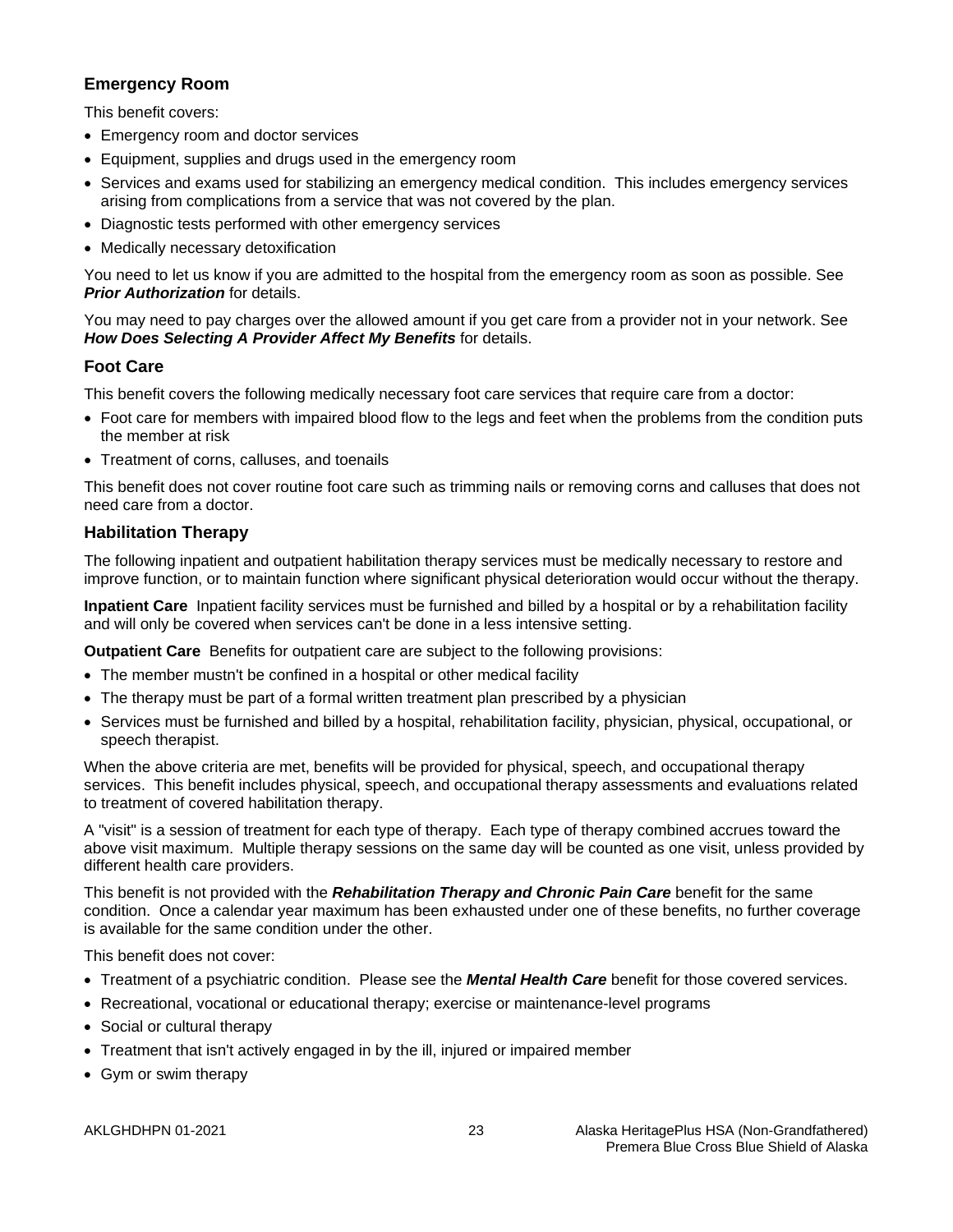### Emergency Room

This benefit covers:

- Emergency room and doctor services
- Equipment, supplies and drugs used in the emergency room
- Services and exams used for stabilizing an emergency medical condition. This includes emergency services arising from complications from a service that was not covered by the plan.
- Diagnostic tests performed with other emergency services
- Medically necessary detoxification

You need to let us know if you are admitted to the hospital from the emergency room as soon as possible. See ***Prior Authorization*** for details.

You may need to pay charges over the allowed amount if you get care from a provider not in your network. See ***How Does Selecting A Provider Affect My Benefits*** for details.

### Foot Care

This benefit covers the following medically necessary foot care services that require care from a doctor:

- Foot care for members with impaired blood flow to the legs and feet when the problems from the condition puts the member at risk
- Treatment of corns, calluses, and toenails

This benefit does not cover routine foot care such as trimming nails or removing corns and calluses that does not need care from a doctor.

### Habilitation Therapy

The following inpatient and outpatient habilitation therapy services must be medically necessary to restore and improve function, or to maintain function where significant physical deterioration would occur without the therapy.

**Inpatient Care** Inpatient facility services must be furnished and billed by a hospital or by a rehabilitation facility and will only be covered when services can't be done in a less intensive setting.

**Outpatient Care** Benefits for outpatient care are subject to the following provisions:

- The member mustn't be confined in a hospital or other medical facility
- The therapy must be part of a formal written treatment plan prescribed by a physician
- Services must be furnished and billed by a hospital, rehabilitation facility, physician, physical, occupational, or speech therapist.

When the above criteria are met, benefits will be provided for physical, speech, and occupational therapy services. This benefit includes physical, speech, and occupational therapy assessments and evaluations related to treatment of covered habilitation therapy.

A "visit" is a session of treatment for each type of therapy. Each type of therapy combined accrues toward the above visit maximum. Multiple therapy sessions on the same day will be counted as one visit, unless provided by different health care providers.

This benefit is not provided with the ***Rehabilitation Therapy and Chronic Pain Care*** benefit for the same condition. Once a calendar year maximum has been exhausted under one of these benefits, no further coverage is available for the same condition under the other.

This benefit does not cover:

- Treatment of a psychiatric condition. Please see the ***Mental Health Care*** benefit for those covered services.
- Recreational, vocational or educational therapy; exercise or maintenance-level programs
- Social or cultural therapy
- Treatment that isn't actively engaged in by the ill, injured or impaired member
- Gym or swim therapy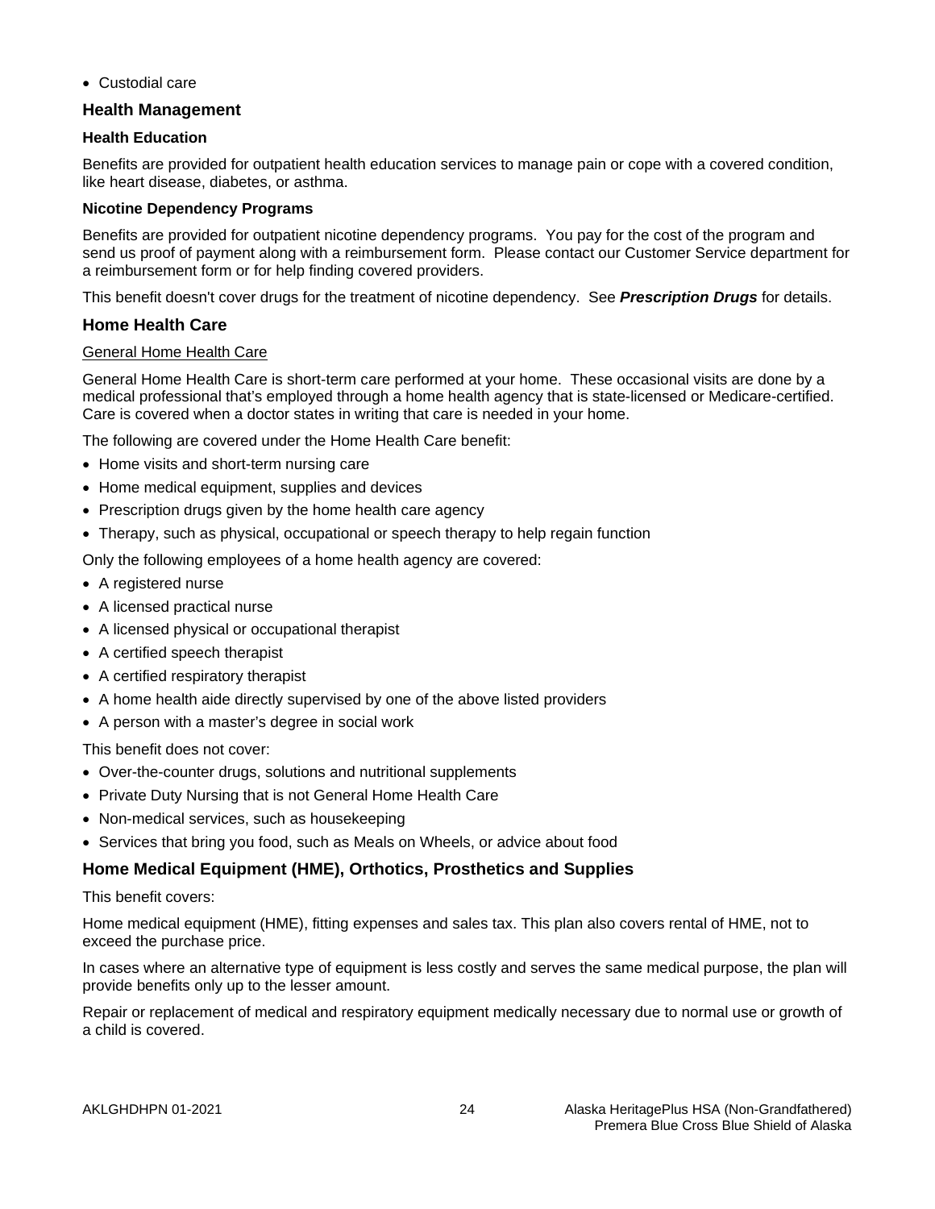- Custodial care

## Health Management

### Health Education

Benefits are provided for outpatient health education services to manage pain or cope with a covered condition, like heart disease, diabetes, or asthma.

### Nicotine Dependency Programs

Benefits are provided for outpatient nicotine dependency programs. You pay for the cost of the program and send us proof of payment along with a reimbursement form. Please contact our Customer Service department for a reimbursement form or for help finding covered providers.

This benefit doesn't cover drugs for the treatment of nicotine dependency. See ***Prescription Drugs*** for details.

## Home Health Care

General Home Health Care

General Home Health Care is short-term care performed at your home. These occasional visits are done by a medical professional that's employed through a home health agency that is state-licensed or Medicare-certified. Care is covered when a doctor states in writing that care is needed in your home.

The following are covered under the Home Health Care benefit:

- Home visits and short-term nursing care
- Home medical equipment, supplies and devices
- Prescription drugs given by the home health care agency
- Therapy, such as physical, occupational or speech therapy to help regain function

Only the following employees of a home health agency are covered:

- A registered nurse
- A licensed practical nurse
- A licensed physical or occupational therapist
- A certified speech therapist
- A certified respiratory therapist
- A home health aide directly supervised by one of the above listed providers
- A person with a master's degree in social work

This benefit does not cover:

- Over-the-counter drugs, solutions and nutritional supplements
- Private Duty Nursing that is not General Home Health Care
- Non-medical services, such as housekeeping
- Services that bring you food, such as Meals on Wheels, or advice about food

## Home Medical Equipment (HME), Orthotics, Prosthetics and Supplies

This benefit covers:

Home medical equipment (HME), fitting expenses and sales tax. This plan also covers rental of HME, not to exceed the purchase price.

In cases where an alternative type of equipment is less costly and serves the same medical purpose, the plan will provide benefits only up to the lesser amount.

Repair or replacement of medical and respiratory equipment medically necessary due to normal use or growth of a child is covered.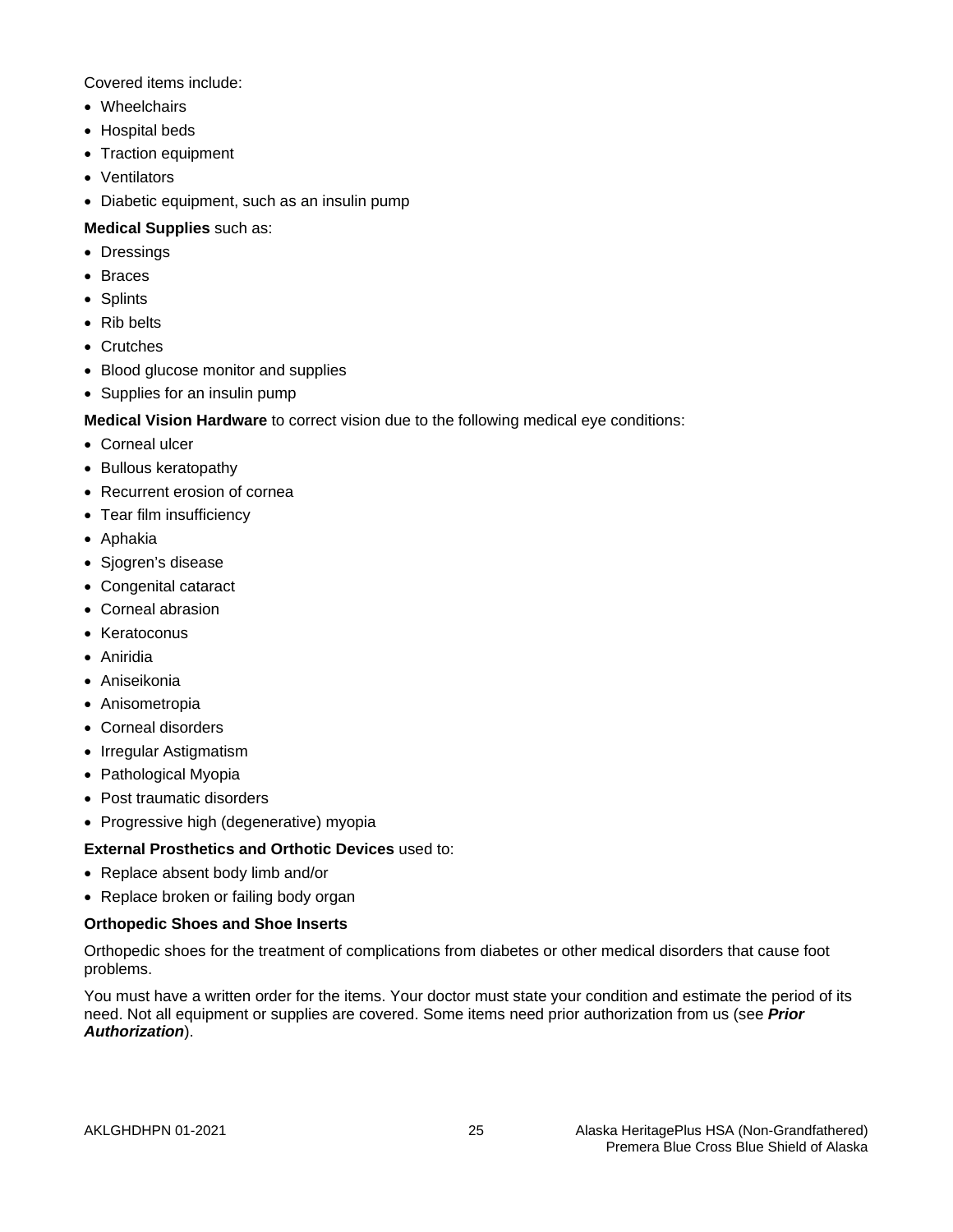Covered items include:

- Wheelchairs
- Hospital beds
- Traction equipment
- Ventilators
- Diabetic equipment, such as an insulin pump

**Medical Supplies** such as:

- Dressings
- Braces
- Splints
- Rib belts
- Crutches
- Blood glucose monitor and supplies
- Supplies for an insulin pump

**Medical Vision Hardware** to correct vision due to the following medical eye conditions:

- Corneal ulcer
- Bullous keratopathy
- Recurrent erosion of cornea
- Tear film insufficiency
- Aphakia
- Sjogren's disease
- Congenital cataract
- Corneal abrasion
- Keratoconus
- Aniridia
- Aniseikonia
- Anisometropia
- Corneal disorders
- Irregular Astigmatism
- Pathological Myopia
- Post traumatic disorders
- Progressive high (degenerative) myopia

**External Prosthetics and Orthotic Devices** used to:

- Replace absent body limb and/or
- Replace broken or failing body organ

**Orthopedic Shoes and Shoe Inserts**

Orthopedic shoes for the treatment of complications from diabetes or other medical disorders that cause foot problems.

You must have a written order for the items. Your doctor must state your condition and estimate the period of its need. Not all equipment or supplies are covered. Some items need prior authorization from us (see ***Prior Authorization***).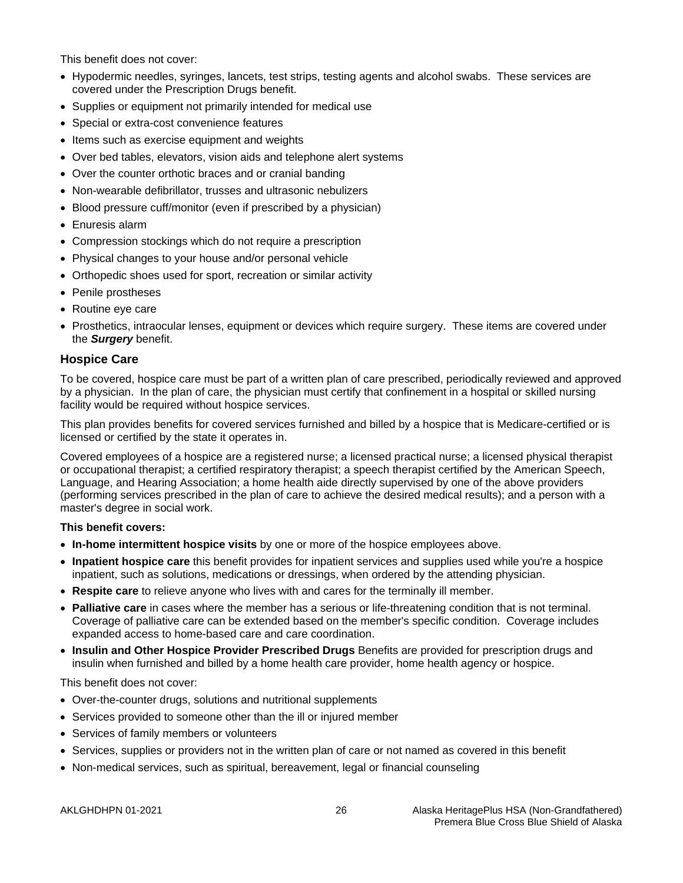This benefit does not cover:

- Hypodermic needles, syringes, lancets, test strips, testing agents and alcohol swabs. These services are covered under the Prescription Drugs benefit.
- Supplies or equipment not primarily intended for medical use
- Special or extra-cost convenience features
- Items such as exercise equipment and weights
- Over bed tables, elevators, vision aids and telephone alert systems
- Over the counter orthotic braces and or cranial banding
- Non-wearable defibrillator, trusses and ultrasonic nebulizers
- Blood pressure cuff/monitor (even if prescribed by a physician)
- Enuresis alarm
- Compression stockings which do not require a prescription
- Physical changes to your house and/or personal vehicle
- Orthopedic shoes used for sport, recreation or similar activity
- Penile prostheses
- Routine eye care
- Prosthetics, intraocular lenses, equipment or devices which require surgery. These items are covered under the ***Surgery*** benefit.

### Hospice Care

To be covered, hospice care must be part of a written plan of care prescribed, periodically reviewed and approved by a physician. In the plan of care, the physician must certify that confinement in a hospital or skilled nursing facility would be required without hospice services.

This plan provides benefits for covered services furnished and billed by a hospice that is Medicare-certified or is licensed or certified by the state it operates in.

Covered employees of a hospice are a registered nurse; a licensed practical nurse; a licensed physical therapist or occupational therapist; a certified respiratory therapist; a speech therapist certified by the American Speech, Language, and Hearing Association; a home health aide directly supervised by one of the above providers (performing services prescribed in the plan of care to achieve the desired medical results); and a person with a master's degree in social work.

**This benefit covers:**

- **In-home intermittent hospice visits** by one or more of the hospice employees above.
- **Inpatient hospice care** this benefit provides for inpatient services and supplies used while you're a hospice inpatient, such as solutions, medications or dressings, when ordered by the attending physician.
- **Respite care** to relieve anyone who lives with and cares for the terminally ill member.
- **Palliative care** in cases where the member has a serious or life-threatening condition that is not terminal. Coverage of palliative care can be extended based on the member's specific condition. Coverage includes expanded access to home-based care and care coordination.
- **Insulin and Other Hospice Provider Prescribed Drugs** Benefits are provided for prescription drugs and insulin when furnished and billed by a home health care provider, home health agency or hospice.

This benefit does not cover:

- Over-the-counter drugs, solutions and nutritional supplements
- Services provided to someone other than the ill or injured member
- Services of family members or volunteers
- Services, supplies or providers not in the written plan of care or not named as covered in this benefit
- Non-medical services, such as spiritual, bereavement, legal or financial counseling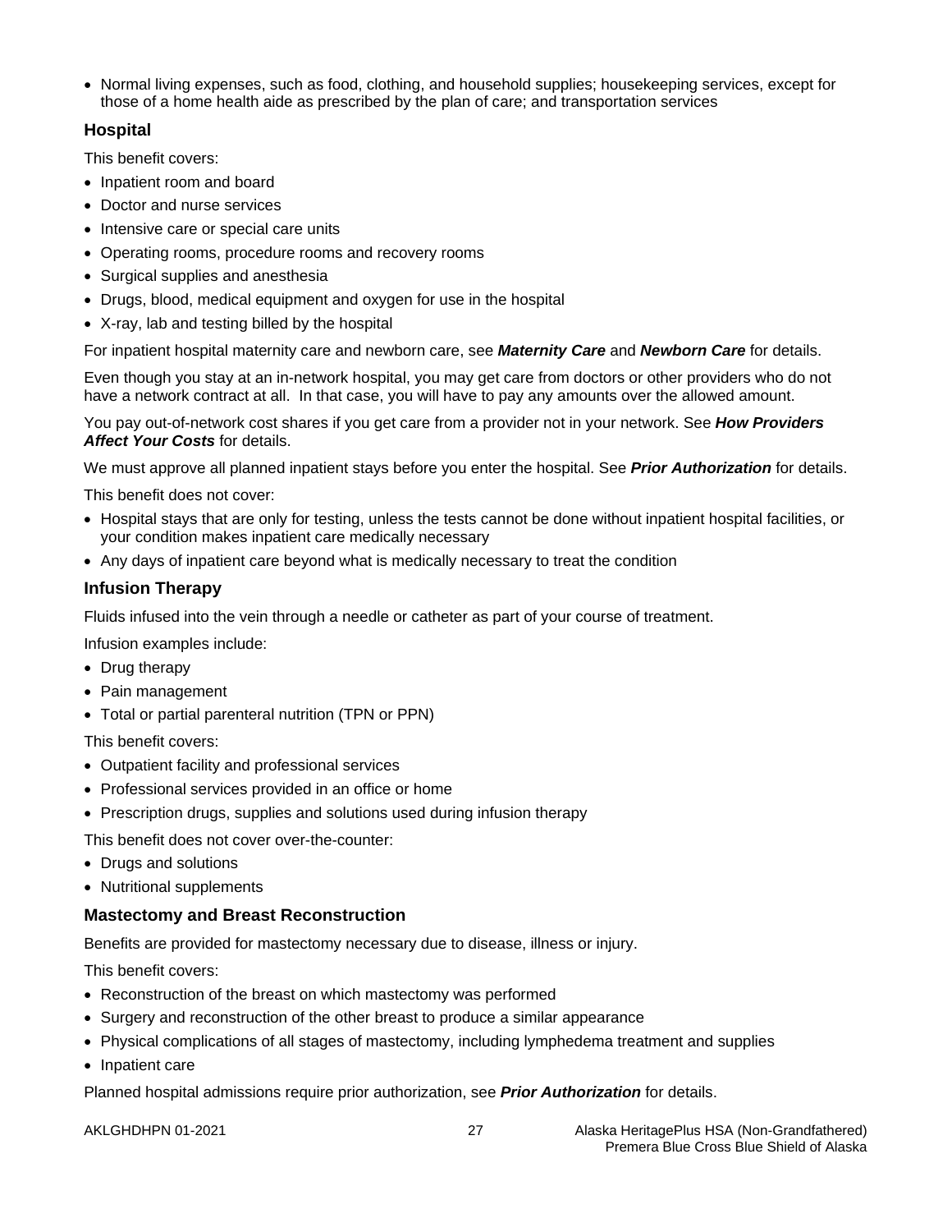- Normal living expenses, such as food, clothing, and household supplies; housekeeping services, except for those of a home health aide as prescribed by the plan of care; and transportation services

### Hospital

This benefit covers:

- Inpatient room and board
- Doctor and nurse services
- Intensive care or special care units
- Operating rooms, procedure rooms and recovery rooms
- Surgical supplies and anesthesia
- Drugs, blood, medical equipment and oxygen for use in the hospital
- X-ray, lab and testing billed by the hospital

For inpatient hospital maternity care and newborn care, see ***Maternity Care*** and ***Newborn Care*** for details.

Even though you stay at an in-network hospital, you may get care from doctors or other providers who do not have a network contract at all. In that case, you will have to pay any amounts over the allowed amount.

You pay out-of-network cost shares if you get care from a provider not in your network. See ***How Providers Affect Your Costs*** for details.

We must approve all planned inpatient stays before you enter the hospital. See ***Prior Authorization*** for details.

This benefit does not cover:

- Hospital stays that are only for testing, unless the tests cannot be done without inpatient hospital facilities, or your condition makes inpatient care medically necessary
- Any days of inpatient care beyond what is medically necessary to treat the condition

### Infusion Therapy

Fluids infused into the vein through a needle or catheter as part of your course of treatment.

Infusion examples include:

- Drug therapy
- Pain management
- Total or partial parenteral nutrition (TPN or PPN)

This benefit covers:

- Outpatient facility and professional services
- Professional services provided in an office or home
- Prescription drugs, supplies and solutions used during infusion therapy

This benefit does not cover over-the-counter:

- Drugs and solutions
- Nutritional supplements

### Mastectomy and Breast Reconstruction

Benefits are provided for mastectomy necessary due to disease, illness or injury.

This benefit covers:

- Reconstruction of the breast on which mastectomy was performed
- Surgery and reconstruction of the other breast to produce a similar appearance
- Physical complications of all stages of mastectomy, including lymphedema treatment and supplies
- Inpatient care

Planned hospital admissions require prior authorization, see ***Prior Authorization*** for details.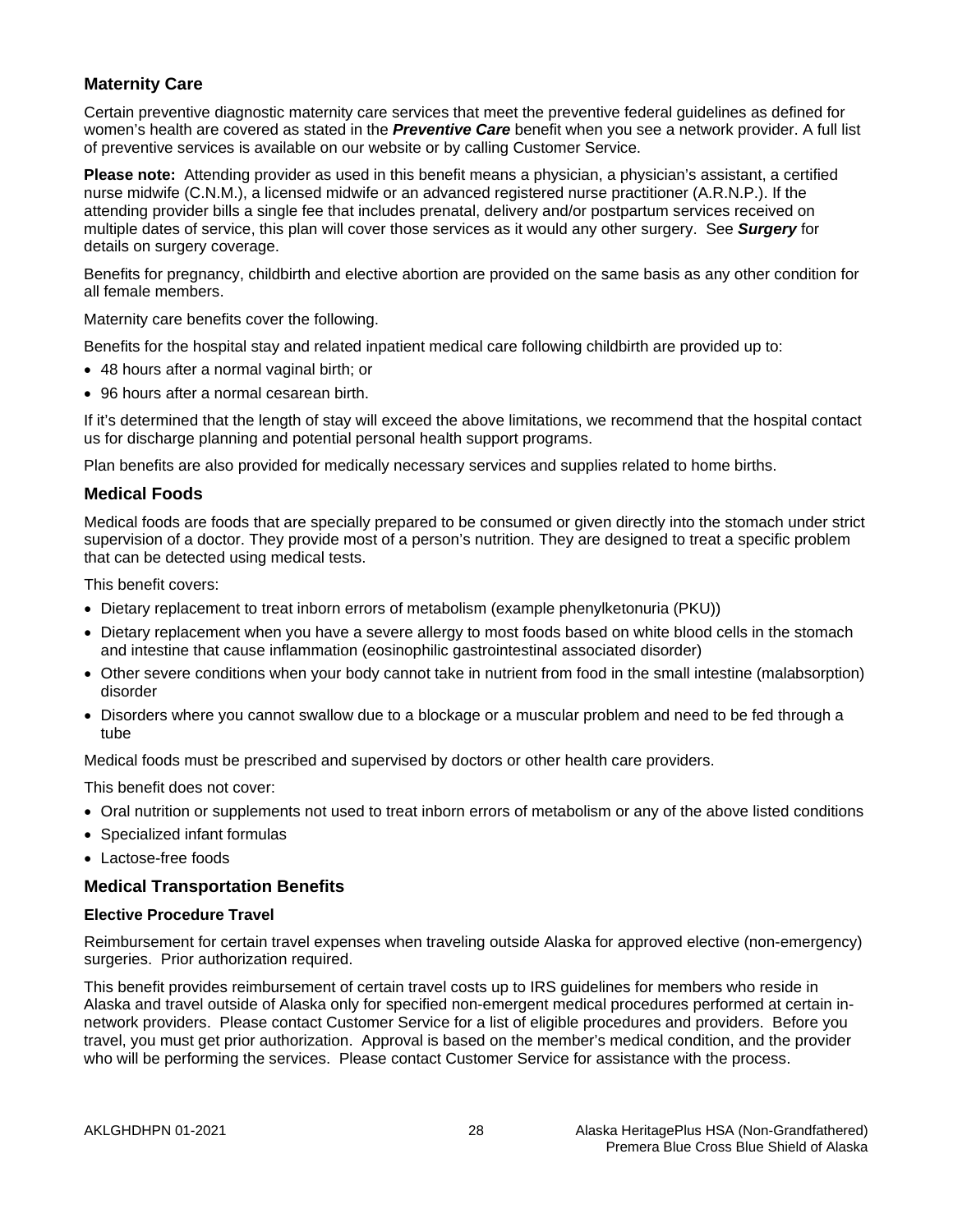## Maternity Care

Certain preventive diagnostic maternity care services that meet the preventive federal guidelines as defined for women's health are covered as stated in the ***Preventive Care*** benefit when you see a network provider. A full list of preventive services is available on our website or by calling Customer Service.

**Please note:** Attending provider as used in this benefit means a physician, a physician's assistant, a certified nurse midwife (C.N.M.), a licensed midwife or an advanced registered nurse practitioner (A.R.N.P.). If the attending provider bills a single fee that includes prenatal, delivery and/or postpartum services received on multiple dates of service, this plan will cover those services as it would any other surgery. See ***Surgery*** for details on surgery coverage.

Benefits for pregnancy, childbirth and elective abortion are provided on the same basis as any other condition for all female members.

Maternity care benefits cover the following.

Benefits for the hospital stay and related inpatient medical care following childbirth are provided up to:

- 48 hours after a normal vaginal birth; or
- 96 hours after a normal cesarean birth.

If it's determined that the length of stay will exceed the above limitations, we recommend that the hospital contact us for discharge planning and potential personal health support programs.

Plan benefits are also provided for medically necessary services and supplies related to home births.

## Medical Foods

Medical foods are foods that are specially prepared to be consumed or given directly into the stomach under strict supervision of a doctor. They provide most of a person's nutrition. They are designed to treat a specific problem that can be detected using medical tests.

This benefit covers:

- Dietary replacement to treat inborn errors of metabolism (example phenylketonuria (PKU))
- Dietary replacement when you have a severe allergy to most foods based on white blood cells in the stomach and intestine that cause inflammation (eosinophilic gastrointestinal associated disorder)
- Other severe conditions when your body cannot take in nutrient from food in the small intestine (malabsorption) disorder
- Disorders where you cannot swallow due to a blockage or a muscular problem and need to be fed through a tube

Medical foods must be prescribed and supervised by doctors or other health care providers.

This benefit does not cover:

- Oral nutrition or supplements not used to treat inborn errors of metabolism or any of the above listed conditions
- Specialized infant formulas
- Lactose-free foods

## Medical Transportation Benefits

### Elective Procedure Travel

Reimbursement for certain travel expenses when traveling outside Alaska for approved elective (non-emergency) surgeries. Prior authorization required.

This benefit provides reimbursement of certain travel costs up to IRS guidelines for members who reside in Alaska and travel outside of Alaska only for specified non-emergent medical procedures performed at certain in-network providers. Please contact Customer Service for a list of eligible procedures and providers. Before you travel, you must get prior authorization. Approval is based on the member's medical condition, and the provider who will be performing the services. Please contact Customer Service for assistance with the process.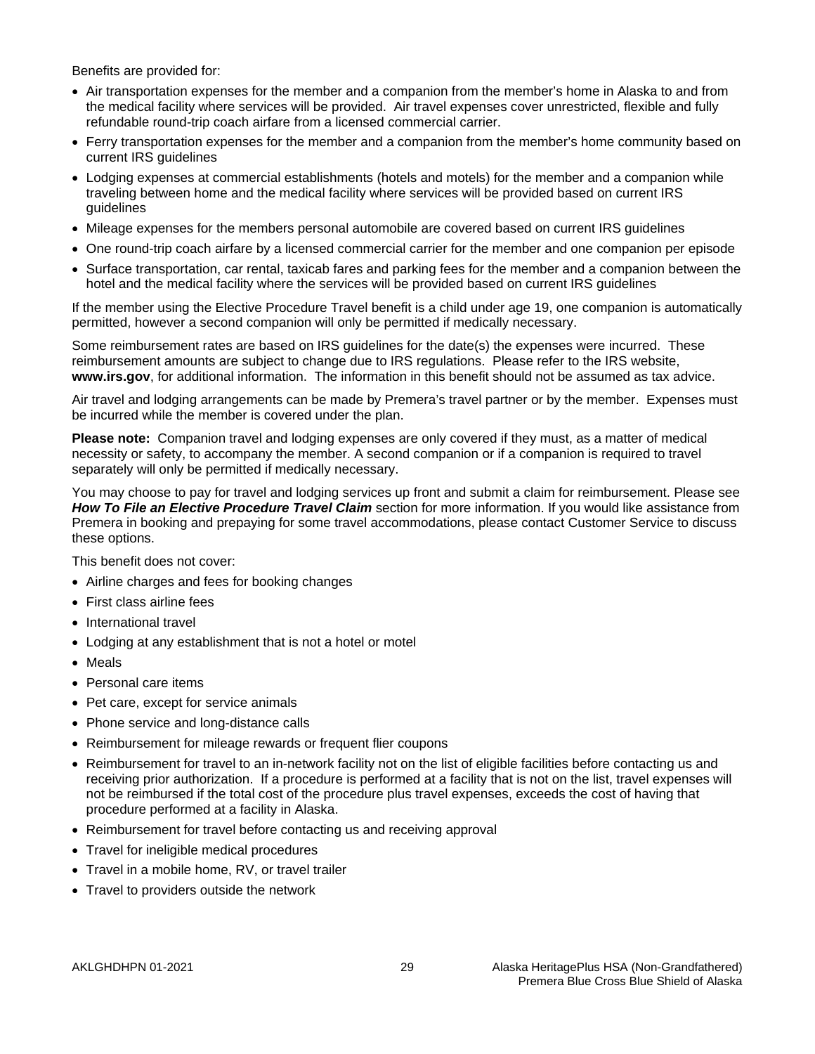Benefits are provided for:

- Air transportation expenses for the member and a companion from the member's home in Alaska to and from the medical facility where services will be provided. Air travel expenses cover unrestricted, flexible and fully refundable round-trip coach airfare from a licensed commercial carrier.
- Ferry transportation expenses for the member and a companion from the member's home community based on current IRS guidelines
- Lodging expenses at commercial establishments (hotels and motels) for the member and a companion while traveling between home and the medical facility where services will be provided based on current IRS guidelines
- Mileage expenses for the members personal automobile are covered based on current IRS guidelines
- One round-trip coach airfare by a licensed commercial carrier for the member and one companion per episode
- Surface transportation, car rental, taxicab fares and parking fees for the member and a companion between the hotel and the medical facility where the services will be provided based on current IRS guidelines

If the member using the Elective Procedure Travel benefit is a child under age 19, one companion is automatically permitted, however a second companion will only be permitted if medically necessary.

Some reimbursement rates are based on IRS guidelines for the date(s) the expenses were incurred. These reimbursement amounts are subject to change due to IRS regulations. Please refer to the IRS website, **www.irs.gov**, for additional information. The information in this benefit should not be assumed as tax advice.

Air travel and lodging arrangements can be made by Premera's travel partner or by the member. Expenses must be incurred while the member is covered under the plan.

**Please note:** Companion travel and lodging expenses are only covered if they must, as a matter of medical necessity or safety, to accompany the member. A second companion or if a companion is required to travel separately will only be permitted if medically necessary.

You may choose to pay for travel and lodging services up front and submit a claim for reimbursement. Please see ***How To File an Elective Procedure Travel Claim*** section for more information. If you would like assistance from Premera in booking and prepaying for some travel accommodations, please contact Customer Service to discuss these options.

This benefit does not cover:

- Airline charges and fees for booking changes
- First class airline fees
- International travel
- Lodging at any establishment that is not a hotel or motel
- Meals
- Personal care items
- Pet care, except for service animals
- Phone service and long-distance calls
- Reimbursement for mileage rewards or frequent flier coupons
- Reimbursement for travel to an in-network facility not on the list of eligible facilities before contacting us and receiving prior authorization. If a procedure is performed at a facility that is not on the list, travel expenses will not be reimbursed if the total cost of the procedure plus travel expenses, exceeds the cost of having that procedure performed at a facility in Alaska.
- Reimbursement for travel before contacting us and receiving approval
- Travel for ineligible medical procedures
- Travel in a mobile home, RV, or travel trailer
- Travel to providers outside the network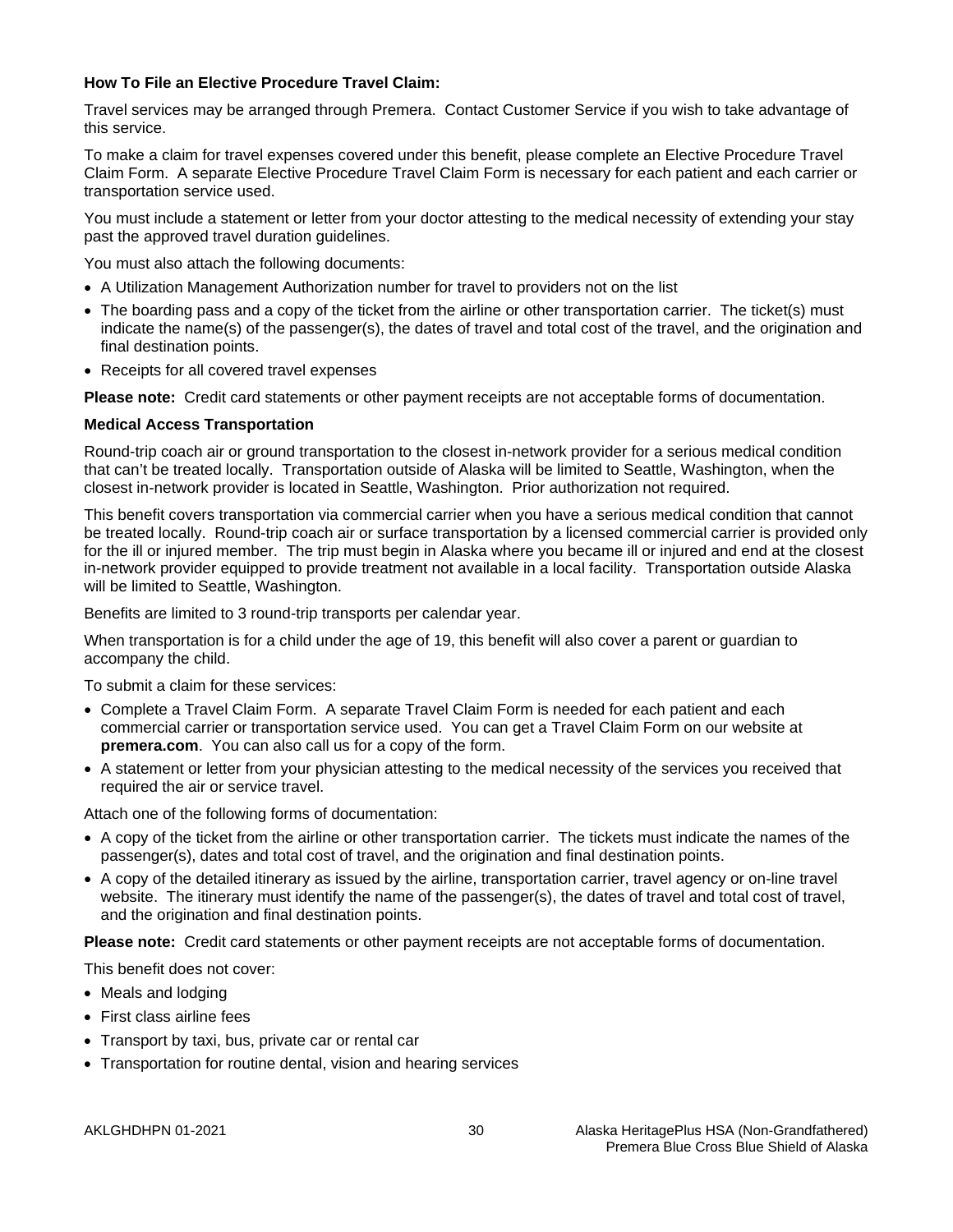**How To File an Elective Procedure Travel Claim:**

Travel services may be arranged through Premera. Contact Customer Service if you wish to take advantage of this service.

To make a claim for travel expenses covered under this benefit, please complete an Elective Procedure Travel Claim Form. A separate Elective Procedure Travel Claim Form is necessary for each patient and each carrier or transportation service used.

You must include a statement or letter from your doctor attesting to the medical necessity of extending your stay past the approved travel duration guidelines.

You must also attach the following documents:

- A Utilization Management Authorization number for travel to providers not on the list
- The boarding pass and a copy of the ticket from the airline or other transportation carrier. The ticket(s) must indicate the name(s) of the passenger(s), the dates of travel and total cost of the travel, and the origination and final destination points.
- Receipts for all covered travel expenses

**Please note:** Credit card statements or other payment receipts are not acceptable forms of documentation.

**Medical Access Transportation**

Round-trip coach air or ground transportation to the closest in-network provider for a serious medical condition that can't be treated locally. Transportation outside of Alaska will be limited to Seattle, Washington, when the closest in-network provider is located in Seattle, Washington. Prior authorization not required.

This benefit covers transportation via commercial carrier when you have a serious medical condition that cannot be treated locally. Round-trip coach air or surface transportation by a licensed commercial carrier is provided only for the ill or injured member. The trip must begin in Alaska where you became ill or injured and end at the closest in-network provider equipped to provide treatment not available in a local facility. Transportation outside Alaska will be limited to Seattle, Washington.

Benefits are limited to 3 round-trip transports per calendar year.

When transportation is for a child under the age of 19, this benefit will also cover a parent or guardian to accompany the child.

To submit a claim for these services:

- Complete a Travel Claim Form. A separate Travel Claim Form is needed for each patient and each commercial carrier or transportation service used. You can get a Travel Claim Form on our website at **premera.com**. You can also call us for a copy of the form.
- A statement or letter from your physician attesting to the medical necessity of the services you received that required the air or service travel.

Attach one of the following forms of documentation:

- A copy of the ticket from the airline or other transportation carrier. The tickets must indicate the names of the passenger(s), dates and total cost of travel, and the origination and final destination points.
- A copy of the detailed itinerary as issued by the airline, transportation carrier, travel agency or on-line travel website. The itinerary must identify the name of the passenger(s), the dates of travel and total cost of travel, and the origination and final destination points.

**Please note:** Credit card statements or other payment receipts are not acceptable forms of documentation.

This benefit does not cover:

- Meals and lodging
- First class airline fees
- Transport by taxi, bus, private car or rental car
- Transportation for routine dental, vision and hearing services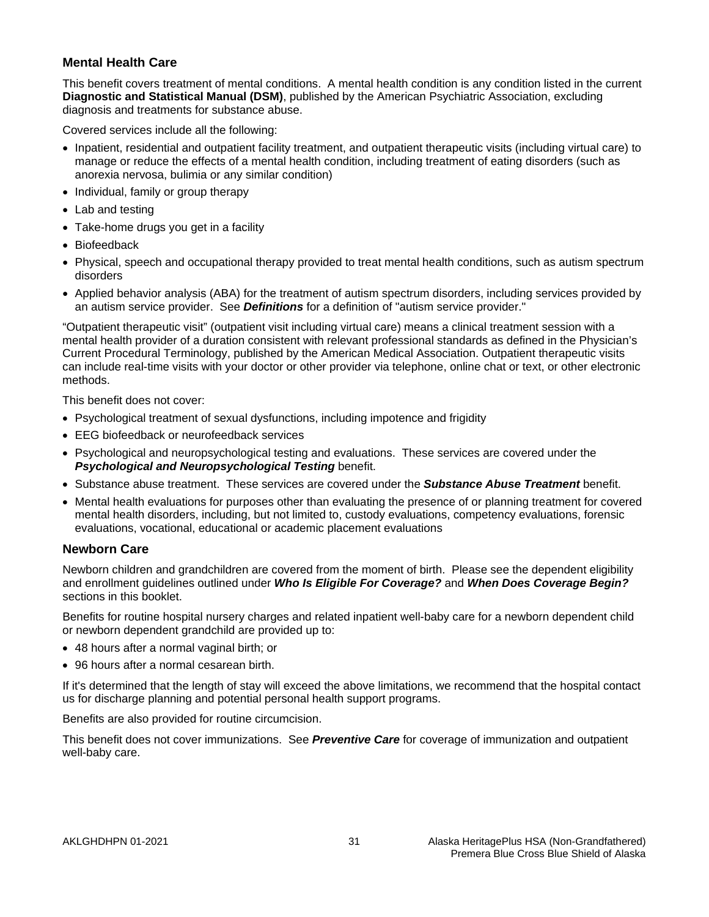### Mental Health Care

This benefit covers treatment of mental conditions. A mental health condition is any condition listed in the current **Diagnostic and Statistical Manual (DSM)**, published by the American Psychiatric Association, excluding diagnosis and treatments for substance abuse.

Covered services include all the following:

- Inpatient, residential and outpatient facility treatment, and outpatient therapeutic visits (including virtual care) to manage or reduce the effects of a mental health condition, including treatment of eating disorders (such as anorexia nervosa, bulimia or any similar condition)
- Individual, family or group therapy
- Lab and testing
- Take-home drugs you get in a facility
- Biofeedback
- Physical, speech and occupational therapy provided to treat mental health conditions, such as autism spectrum disorders
- Applied behavior analysis (ABA) for the treatment of autism spectrum disorders, including services provided by an autism service provider. See ***Definitions*** for a definition of "autism service provider."

"Outpatient therapeutic visit" (outpatient visit including virtual care) means a clinical treatment session with a mental health provider of a duration consistent with relevant professional standards as defined in the Physician's Current Procedural Terminology, published by the American Medical Association. Outpatient therapeutic visits can include real-time visits with your doctor or other provider via telephone, online chat or text, or other electronic methods.

This benefit does not cover:

- Psychological treatment of sexual dysfunctions, including impotence and frigidity
- EEG biofeedback or neurofeedback services
- Psychological and neuropsychological testing and evaluations. These services are covered under the ***Psychological and Neuropsychological Testing*** benefit.
- Substance abuse treatment. These services are covered under the ***Substance Abuse Treatment*** benefit.
- Mental health evaluations for purposes other than evaluating the presence of or planning treatment for covered mental health disorders, including, but not limited to, custody evaluations, competency evaluations, forensic evaluations, vocational, educational or academic placement evaluations

### Newborn Care

Newborn children and grandchildren are covered from the moment of birth. Please see the dependent eligibility and enrollment guidelines outlined under ***Who Is Eligible For Coverage?*** and ***When Does Coverage Begin?*** sections in this booklet.

Benefits for routine hospital nursery charges and related inpatient well-baby care for a newborn dependent child or newborn dependent grandchild are provided up to:

- 48 hours after a normal vaginal birth; or
- 96 hours after a normal cesarean birth.

If it's determined that the length of stay will exceed the above limitations, we recommend that the hospital contact us for discharge planning and potential personal health support programs.

Benefits are also provided for routine circumcision.

This benefit does not cover immunizations. See ***Preventive Care*** for coverage of immunization and outpatient well-baby care.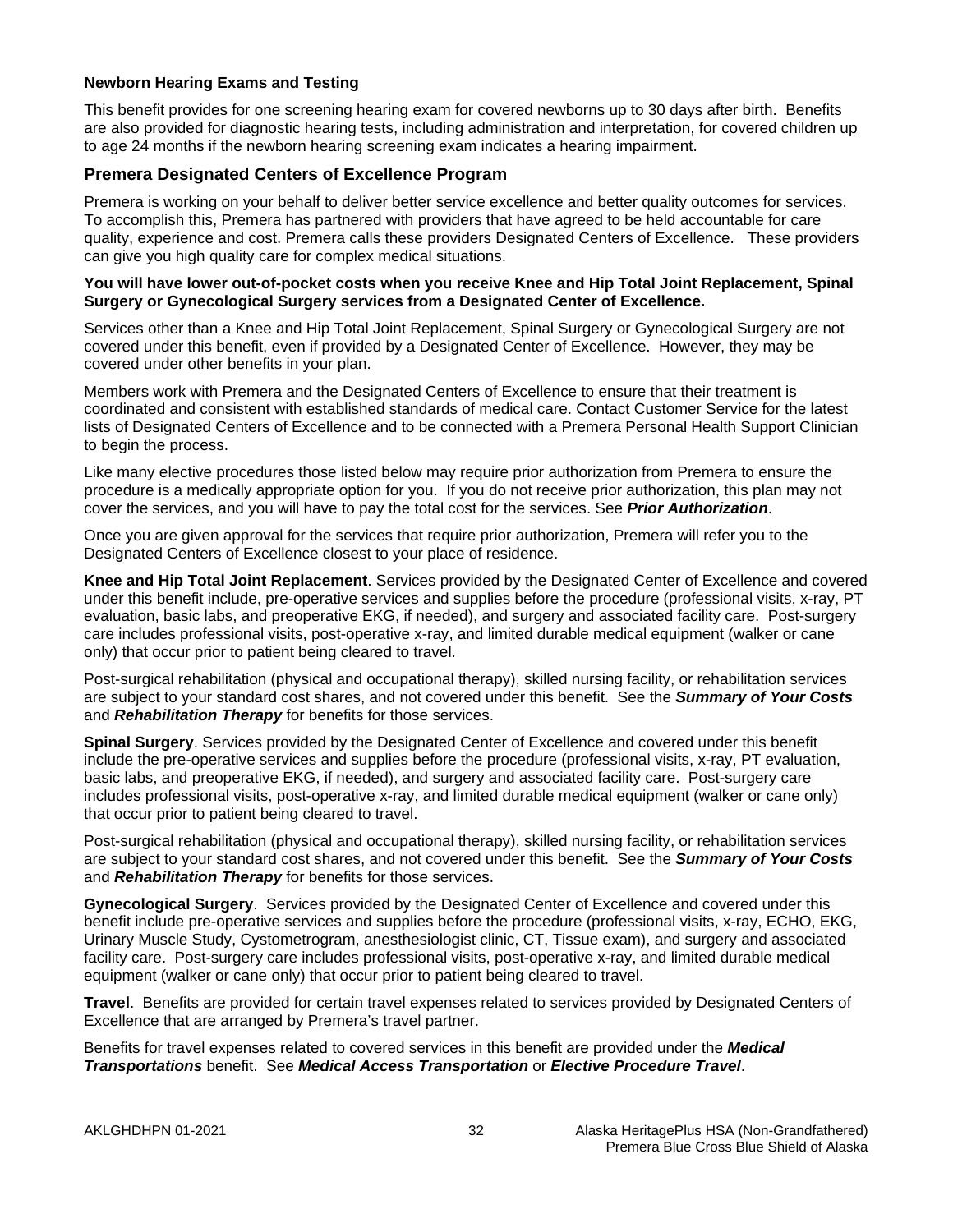**Newborn Hearing Exams and Testing**

This benefit provides for one screening hearing exam for covered newborns up to 30 days after birth. Benefits are also provided for diagnostic hearing tests, including administration and interpretation, for covered children up to age 24 months if the newborn hearing screening exam indicates a hearing impairment.

## Premera Designated Centers of Excellence Program

Premera is working on your behalf to deliver better service excellence and better quality outcomes for services. To accomplish this, Premera has partnered with providers that have agreed to be held accountable for care quality, experience and cost. Premera calls these providers Designated Centers of Excellence. These providers can give you high quality care for complex medical situations.

**You will have lower out-of-pocket costs when you receive Knee and Hip Total Joint Replacement, Spinal Surgery or Gynecological Surgery services from a Designated Center of Excellence.**

Services other than a Knee and Hip Total Joint Replacement, Spinal Surgery or Gynecological Surgery are not covered under this benefit, even if provided by a Designated Center of Excellence. However, they may be covered under other benefits in your plan.

Members work with Premera and the Designated Centers of Excellence to ensure that their treatment is coordinated and consistent with established standards of medical care. Contact Customer Service for the latest lists of Designated Centers of Excellence and to be connected with a Premera Personal Health Support Clinician to begin the process.

Like many elective procedures those listed below may require prior authorization from Premera to ensure the procedure is a medically appropriate option for you. If you do not receive prior authorization, this plan may not cover the services, and you will have to pay the total cost for the services. See ***Prior Authorization***.

Once you are given approval for the services that require prior authorization, Premera will refer you to the Designated Centers of Excellence closest to your place of residence.

**Knee and Hip Total Joint Replacement**. Services provided by the Designated Center of Excellence and covered under this benefit include, pre-operative services and supplies before the procedure (professional visits, x-ray, PT evaluation, basic labs, and preoperative EKG, if needed), and surgery and associated facility care. Post-surgery care includes professional visits, post-operative x-ray, and limited durable medical equipment (walker or cane only) that occur prior to patient being cleared to travel.

Post-surgical rehabilitation (physical and occupational therapy), skilled nursing facility, or rehabilitation services are subject to your standard cost shares, and not covered under this benefit. See the ***Summary of Your Costs*** and ***Rehabilitation Therapy*** for benefits for those services.

**Spinal Surgery**. Services provided by the Designated Center of Excellence and covered under this benefit include the pre-operative services and supplies before the procedure (professional visits, x-ray, PT evaluation, basic labs, and preoperative EKG, if needed), and surgery and associated facility care. Post-surgery care includes professional visits, post-operative x-ray, and limited durable medical equipment (walker or cane only) that occur prior to patient being cleared to travel.

Post-surgical rehabilitation (physical and occupational therapy), skilled nursing facility, or rehabilitation services are subject to your standard cost shares, and not covered under this benefit. See the ***Summary of Your Costs*** and ***Rehabilitation Therapy*** for benefits for those services.

**Gynecological Surgery**. Services provided by the Designated Center of Excellence and covered under this benefit include pre-operative services and supplies before the procedure (professional visits, x-ray, ECHO, EKG, Urinary Muscle Study, Cystometrogram, anesthesiologist clinic, CT, Tissue exam), and surgery and associated facility care. Post-surgery care includes professional visits, post-operative x-ray, and limited durable medical equipment (walker or cane only) that occur prior to patient being cleared to travel.

**Travel**. Benefits are provided for certain travel expenses related to services provided by Designated Centers of Excellence that are arranged by Premera's travel partner.

Benefits for travel expenses related to covered services in this benefit are provided under the ***Medical Transportations*** benefit. See ***Medical Access Transportation*** or ***Elective Procedure Travel***.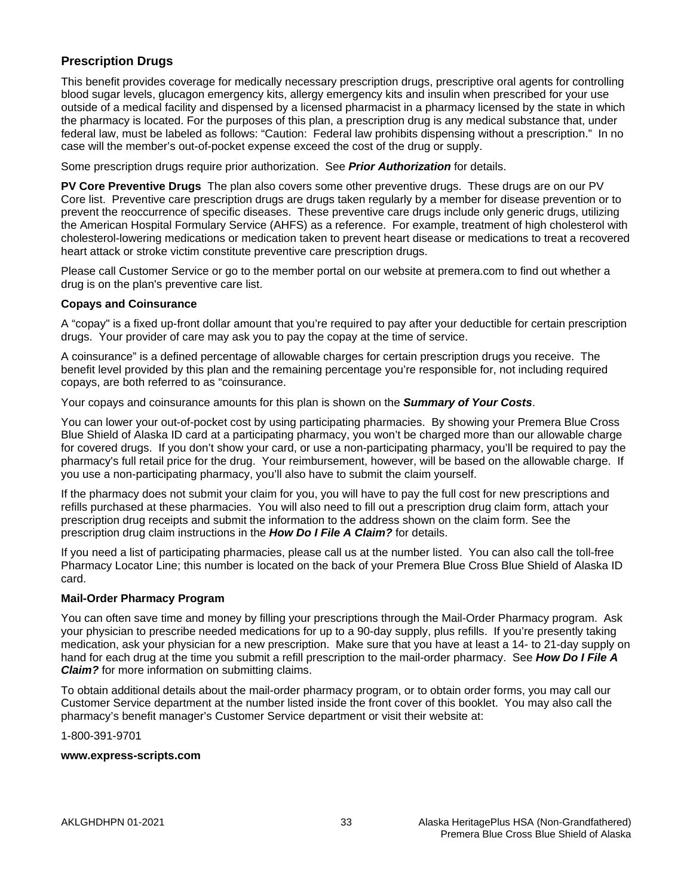## Prescription Drugs

This benefit provides coverage for medically necessary prescription drugs, prescriptive oral agents for controlling blood sugar levels, glucagon emergency kits, allergy emergency kits and insulin when prescribed for your use outside of a medical facility and dispensed by a licensed pharmacist in a pharmacy licensed by the state in which the pharmacy is located. For the purposes of this plan, a prescription drug is any medical substance that, under federal law, must be labeled as follows: "Caution: Federal law prohibits dispensing without a prescription." In no case will the member's out-of-pocket expense exceed the cost of the drug or supply.

Some prescription drugs require prior authorization. See ***Prior Authorization*** for details.

**PV Core Preventive Drugs** The plan also covers some other preventive drugs. These drugs are on our PV Core list. Preventive care prescription drugs are drugs taken regularly by a member for disease prevention or to prevent the reoccurrence of specific diseases. These preventive care drugs include only generic drugs, utilizing the American Hospital Formulary Service (AHFS) as a reference. For example, treatment of high cholesterol with cholesterol-lowering medications or medication taken to prevent heart disease or medications to treat a recovered heart attack or stroke victim constitute preventive care prescription drugs.

Please call Customer Service or go to the member portal on our website at premera.com to find out whether a drug is on the plan's preventive care list.

**Copays and Coinsurance**

A "copay" is a fixed up-front dollar amount that you're required to pay after your deductible for certain prescription drugs. Your provider of care may ask you to pay the copay at the time of service.

A coinsurance" is a defined percentage of allowable charges for certain prescription drugs you receive. The benefit level provided by this plan and the remaining percentage you're responsible for, not including required copays, are both referred to as "coinsurance.

Your copays and coinsurance amounts for this plan is shown on the ***Summary of Your Costs***.

You can lower your out-of-pocket cost by using participating pharmacies. By showing your Premera Blue Cross Blue Shield of Alaska ID card at a participating pharmacy, you won't be charged more than our allowable charge for covered drugs. If you don't show your card, or use a non-participating pharmacy, you'll be required to pay the pharmacy's full retail price for the drug. Your reimbursement, however, will be based on the allowable charge. If you use a non-participating pharmacy, you'll also have to submit the claim yourself.

If the pharmacy does not submit your claim for you, you will have to pay the full cost for new prescriptions and refills purchased at these pharmacies. You will also need to fill out a prescription drug claim form, attach your prescription drug receipts and submit the information to the address shown on the claim form. See the prescription drug claim instructions in the ***How Do I File A Claim?*** for details.

If you need a list of participating pharmacies, please call us at the number listed. You can also call the toll-free Pharmacy Locator Line; this number is located on the back of your Premera Blue Cross Blue Shield of Alaska ID card.

**Mail-Order Pharmacy Program**

You can often save time and money by filling your prescriptions through the Mail-Order Pharmacy program. Ask your physician to prescribe needed medications for up to a 90-day supply, plus refills. If you're presently taking medication, ask your physician for a new prescription. Make sure that you have at least a 14- to 21-day supply on hand for each drug at the time you submit a refill prescription to the mail-order pharmacy. See ***How Do I File A Claim?*** for more information on submitting claims.

To obtain additional details about the mail-order pharmacy program, or to obtain order forms, you may call our Customer Service department at the number listed inside the front cover of this booklet. You may also call the pharmacy's benefit manager's Customer Service department or visit their website at:

1-800-391-9701

**www.express-scripts.com**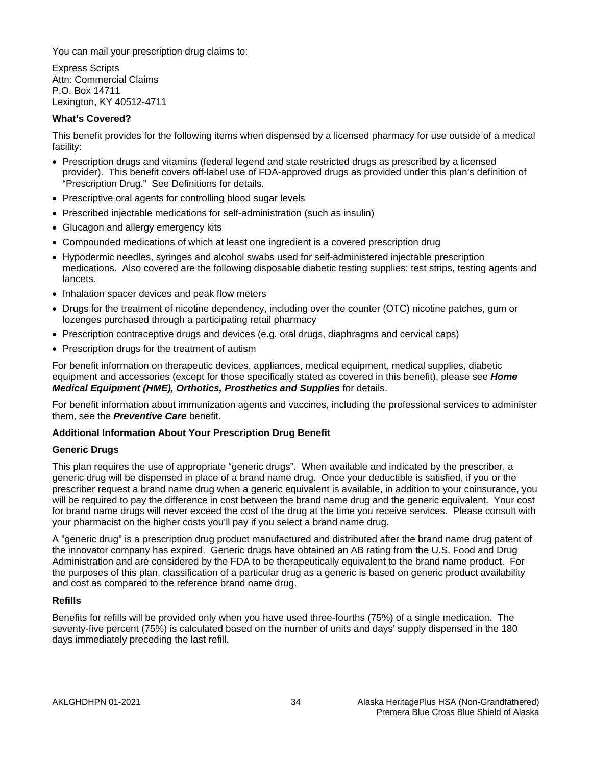You can mail your prescription drug claims to:

Express Scripts
Attn: Commercial Claims
P.O. Box 14711
Lexington, KY 40512-4711

**What's Covered?**

This benefit provides for the following items when dispensed by a licensed pharmacy for use outside of a medical facility:

- Prescription drugs and vitamins (federal legend and state restricted drugs as prescribed by a licensed provider). This benefit covers off-label use of FDA-approved drugs as provided under this plan's definition of "Prescription Drug." See Definitions for details.
- Prescriptive oral agents for controlling blood sugar levels
- Prescribed injectable medications for self-administration (such as insulin)
- Glucagon and allergy emergency kits
- Compounded medications of which at least one ingredient is a covered prescription drug
- Hypodermic needles, syringes and alcohol swabs used for self-administered injectable prescription medications. Also covered are the following disposable diabetic testing supplies: test strips, testing agents and lancets.
- Inhalation spacer devices and peak flow meters
- Drugs for the treatment of nicotine dependency, including over the counter (OTC) nicotine patches, gum or lozenges purchased through a participating retail pharmacy
- Prescription contraceptive drugs and devices (e.g. oral drugs, diaphragms and cervical caps)
- Prescription drugs for the treatment of autism

For benefit information on therapeutic devices, appliances, medical equipment, medical supplies, diabetic equipment and accessories (except for those specifically stated as covered in this benefit), please see ***Home Medical Equipment (HME), Orthotics, Prosthetics and Supplies*** for details.

For benefit information about immunization agents and vaccines, including the professional services to administer them, see the ***Preventive Care*** benefit.

**Additional Information About Your Prescription Drug Benefit**

**Generic Drugs**

This plan requires the use of appropriate "generic drugs". When available and indicated by the prescriber, a generic drug will be dispensed in place of a brand name drug. Once your deductible is satisfied, if you or the prescriber request a brand name drug when a generic equivalent is available, in addition to your coinsurance, you will be required to pay the difference in cost between the brand name drug and the generic equivalent. Your cost for brand name drugs will never exceed the cost of the drug at the time you receive services. Please consult with your pharmacist on the higher costs you'll pay if you select a brand name drug.

A "generic drug" is a prescription drug product manufactured and distributed after the brand name drug patent of the innovator company has expired. Generic drugs have obtained an AB rating from the U.S. Food and Drug Administration and are considered by the FDA to be therapeutically equivalent to the brand name product. For the purposes of this plan, classification of a particular drug as a generic is based on generic product availability and cost as compared to the reference brand name drug.

**Refills**

Benefits for refills will be provided only when you have used three-fourths (75%) of a single medication. The seventy-five percent (75%) is calculated based on the number of units and days' supply dispensed in the 180 days immediately preceding the last refill.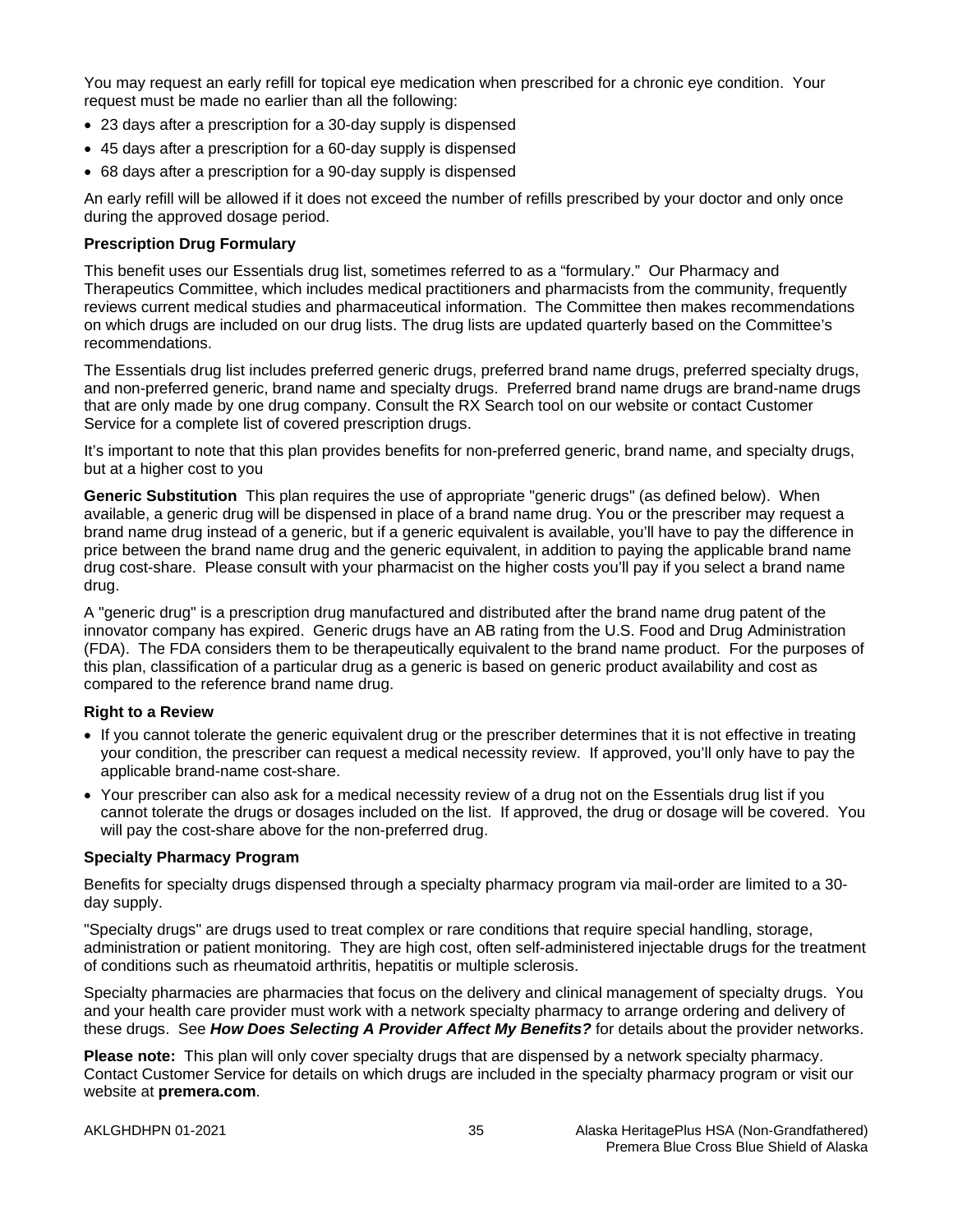You may request an early refill for topical eye medication when prescribed for a chronic eye condition. Your request must be made no earlier than all the following:

- 23 days after a prescription for a 30-day supply is dispensed
- 45 days after a prescription for a 60-day supply is dispensed
- 68 days after a prescription for a 90-day supply is dispensed

An early refill will be allowed if it does not exceed the number of refills prescribed by your doctor and only once during the approved dosage period.

**Prescription Drug Formulary**

This benefit uses our Essentials drug list, sometimes referred to as a "formulary." Our Pharmacy and Therapeutics Committee, which includes medical practitioners and pharmacists from the community, frequently reviews current medical studies and pharmaceutical information. The Committee then makes recommendations on which drugs are included on our drug lists. The drug lists are updated quarterly based on the Committee's recommendations.

The Essentials drug list includes preferred generic drugs, preferred brand name drugs, preferred specialty drugs, and non-preferred generic, brand name and specialty drugs. Preferred brand name drugs are brand-name drugs that are only made by one drug company. Consult the RX Search tool on our website or contact Customer Service for a complete list of covered prescription drugs.

It's important to note that this plan provides benefits for non-preferred generic, brand name, and specialty drugs, but at a higher cost to you

**Generic Substitution** This plan requires the use of appropriate "generic drugs" (as defined below). When available, a generic drug will be dispensed in place of a brand name drug. You or the prescriber may request a brand name drug instead of a generic, but if a generic equivalent is available, you'll have to pay the difference in price between the brand name drug and the generic equivalent, in addition to paying the applicable brand name drug cost-share. Please consult with your pharmacist on the higher costs you'll pay if you select a brand name drug.

A "generic drug" is a prescription drug manufactured and distributed after the brand name drug patent of the innovator company has expired. Generic drugs have an AB rating from the U.S. Food and Drug Administration (FDA). The FDA considers them to be therapeutically equivalent to the brand name product. For the purposes of this plan, classification of a particular drug as a generic is based on generic product availability and cost as compared to the reference brand name drug.

**Right to a Review**

- If you cannot tolerate the generic equivalent drug or the prescriber determines that it is not effective in treating your condition, the prescriber can request a medical necessity review. If approved, you'll only have to pay the applicable brand-name cost-share.
- Your prescriber can also ask for a medical necessity review of a drug not on the Essentials drug list if you cannot tolerate the drugs or dosages included on the list. If approved, the drug or dosage will be covered. You will pay the cost-share above for the non-preferred drug.

**Specialty Pharmacy Program**

Benefits for specialty drugs dispensed through a specialty pharmacy program via mail-order are limited to a 30-day supply.

"Specialty drugs" are drugs used to treat complex or rare conditions that require special handling, storage, administration or patient monitoring. They are high cost, often self-administered injectable drugs for the treatment of conditions such as rheumatoid arthritis, hepatitis or multiple sclerosis.

Specialty pharmacies are pharmacies that focus on the delivery and clinical management of specialty drugs. You and your health care provider must work with a network specialty pharmacy to arrange ordering and delivery of these drugs. See ***How Does Selecting A Provider Affect My Benefits?*** for details about the provider networks.

**Please note:** This plan will only cover specialty drugs that are dispensed by a network specialty pharmacy. Contact Customer Service for details on which drugs are included in the specialty pharmacy program or visit our website at **premera.com**.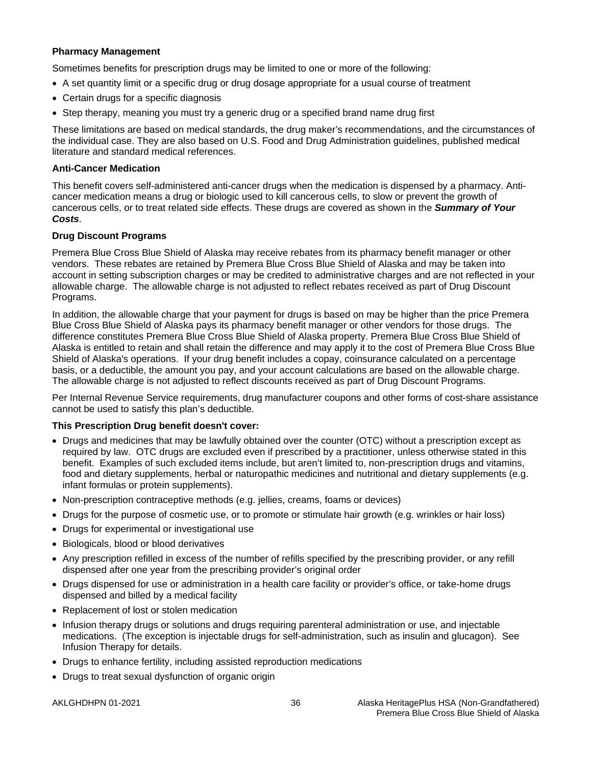**Pharmacy Management**

Sometimes benefits for prescription drugs may be limited to one or more of the following:

- A set quantity limit or a specific drug or drug dosage appropriate for a usual course of treatment
- Certain drugs for a specific diagnosis
- Step therapy, meaning you must try a generic drug or a specified brand name drug first

These limitations are based on medical standards, the drug maker's recommendations, and the circumstances of the individual case. They are also based on U.S. Food and Drug Administration guidelines, published medical literature and standard medical references.

**Anti-Cancer Medication**

This benefit covers self-administered anti-cancer drugs when the medication is dispensed by a pharmacy. Anti-cancer medication means a drug or biologic used to kill cancerous cells, to slow or prevent the growth of cancerous cells, or to treat related side effects. These drugs are covered as shown in the ***Summary of Your Costs***.

**Drug Discount Programs**

Premera Blue Cross Blue Shield of Alaska may receive rebates from its pharmacy benefit manager or other vendors. These rebates are retained by Premera Blue Cross Blue Shield of Alaska and may be taken into account in setting subscription charges or may be credited to administrative charges and are not reflected in your allowable charge. The allowable charge is not adjusted to reflect rebates received as part of Drug Discount Programs.

In addition, the allowable charge that your payment for drugs is based on may be higher than the price Premera Blue Cross Blue Shield of Alaska pays its pharmacy benefit manager or other vendors for those drugs. The difference constitutes Premera Blue Cross Blue Shield of Alaska property. Premera Blue Cross Blue Shield of Alaska is entitled to retain and shall retain the difference and may apply it to the cost of Premera Blue Cross Blue Shield of Alaska's operations. If your drug benefit includes a copay, coinsurance calculated on a percentage basis, or a deductible, the amount you pay, and your account calculations are based on the allowable charge. The allowable charge is not adjusted to reflect discounts received as part of Drug Discount Programs.

Per Internal Revenue Service requirements, drug manufacturer coupons and other forms of cost-share assistance cannot be used to satisfy this plan's deductible.

**This Prescription Drug benefit doesn't cover:**

- Drugs and medicines that may be lawfully obtained over the counter (OTC) without a prescription except as required by law. OTC drugs are excluded even if prescribed by a practitioner, unless otherwise stated in this benefit. Examples of such excluded items include, but aren't limited to, non-prescription drugs and vitamins, food and dietary supplements, herbal or naturopathic medicines and nutritional and dietary supplements (e.g. infant formulas or protein supplements).
- Non-prescription contraceptive methods (e.g. jellies, creams, foams or devices)
- Drugs for the purpose of cosmetic use, or to promote or stimulate hair growth (e.g. wrinkles or hair loss)
- Drugs for experimental or investigational use
- Biologicals, blood or blood derivatives
- Any prescription refilled in excess of the number of refills specified by the prescribing provider, or any refill dispensed after one year from the prescribing provider's original order
- Drugs dispensed for use or administration in a health care facility or provider's office, or take-home drugs dispensed and billed by a medical facility
- Replacement of lost or stolen medication
- Infusion therapy drugs or solutions and drugs requiring parenteral administration or use, and injectable medications. (The exception is injectable drugs for self-administration, such as insulin and glucagon). See Infusion Therapy for details.
- Drugs to enhance fertility, including assisted reproduction medications
- Drugs to treat sexual dysfunction of organic origin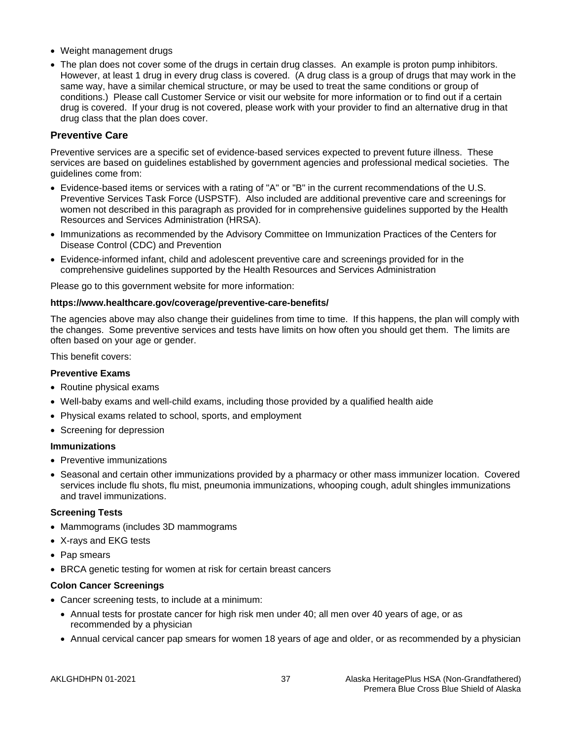- Weight management drugs
- The plan does not cover some of the drugs in certain drug classes. An example is proton pump inhibitors. However, at least 1 drug in every drug class is covered. (A drug class is a group of drugs that may work in the same way, have a similar chemical structure, or may be used to treat the same conditions or group of conditions.) Please call Customer Service or visit our website for more information or to find out if a certain drug is covered. If your drug is not covered, please work with your provider to find an alternative drug in that drug class that the plan does cover.

## Preventive Care

Preventive services are a specific set of evidence-based services expected to prevent future illness. These services are based on guidelines established by government agencies and professional medical societies. The guidelines come from:

- Evidence-based items or services with a rating of "A" or "B" in the current recommendations of the U.S. Preventive Services Task Force (USPSTF). Also included are additional preventive care and screenings for women not described in this paragraph as provided for in comprehensive guidelines supported by the Health Resources and Services Administration (HRSA).
- Immunizations as recommended by the Advisory Committee on Immunization Practices of the Centers for Disease Control (CDC) and Prevention
- Evidence-informed infant, child and adolescent preventive care and screenings provided for in the comprehensive guidelines supported by the Health Resources and Services Administration

Please go to this government website for more information:

**https://www.healthcare.gov/coverage/preventive-care-benefits/**

The agencies above may also change their guidelines from time to time. If this happens, the plan will comply with the changes. Some preventive services and tests have limits on how often you should get them. The limits are often based on your age or gender.

This benefit covers:

**Preventive Exams**

- Routine physical exams
- Well-baby exams and well-child exams, including those provided by a qualified health aide
- Physical exams related to school, sports, and employment
- Screening for depression

**Immunizations**

- Preventive immunizations
- Seasonal and certain other immunizations provided by a pharmacy or other mass immunizer location. Covered services include flu shots, flu mist, pneumonia immunizations, whooping cough, adult shingles immunizations and travel immunizations.

**Screening Tests**

- Mammograms (includes 3D mammograms
- X-rays and EKG tests
- Pap smears
- BRCA genetic testing for women at risk for certain breast cancers

**Colon Cancer Screenings**

- Cancer screening tests, to include at a minimum:
  - Annual tests for prostate cancer for high risk men under 40; all men over 40 years of age, or as recommended by a physician
  - Annual cervical cancer pap smears for women 18 years of age and older, or as recommended by a physician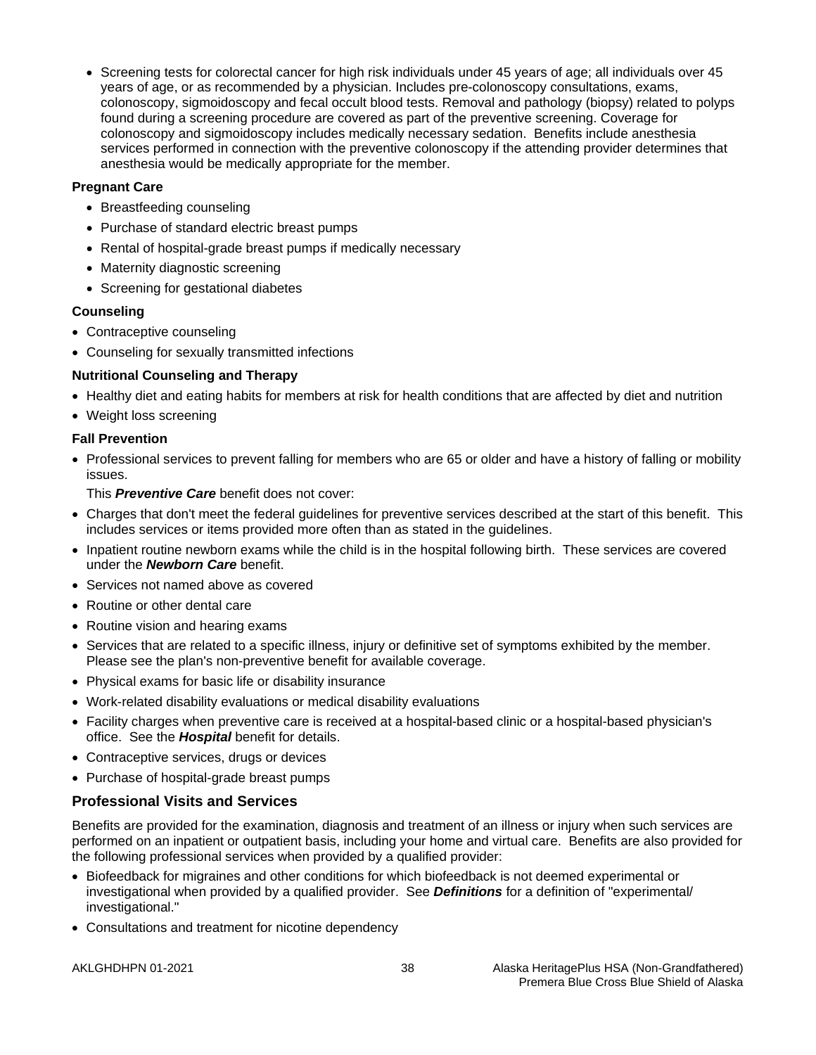- Screening tests for colorectal cancer for high risk individuals under 45 years of age; all individuals over 45 years of age, or as recommended by a physician. Includes pre-colonoscopy consultations, exams, colonoscopy, sigmoidoscopy and fecal occult blood tests. Removal and pathology (biopsy) related to polyps found during a screening procedure are covered as part of the preventive screening. Coverage for colonoscopy and sigmoidoscopy includes medically necessary sedation. Benefits include anesthesia services performed in connection with the preventive colonoscopy if the attending provider determines that anesthesia would be medically appropriate for the member.

**Pregnant Care**

- Breastfeeding counseling
- Purchase of standard electric breast pumps
- Rental of hospital-grade breast pumps if medically necessary
- Maternity diagnostic screening
- Screening for gestational diabetes

**Counseling**

- Contraceptive counseling
- Counseling for sexually transmitted infections

**Nutritional Counseling and Therapy**

- Healthy diet and eating habits for members at risk for health conditions that are affected by diet and nutrition
- Weight loss screening

**Fall Prevention**

- Professional services to prevent falling for members who are 65 or older and have a history of falling or mobility issues.

This ***Preventive Care*** benefit does not cover:

- Charges that don't meet the federal guidelines for preventive services described at the start of this benefit. This includes services or items provided more often than as stated in the guidelines.
- Inpatient routine newborn exams while the child is in the hospital following birth. These services are covered under the ***Newborn Care*** benefit.
- Services not named above as covered
- Routine or other dental care
- Routine vision and hearing exams
- Services that are related to a specific illness, injury or definitive set of symptoms exhibited by the member. Please see the plan's non-preventive benefit for available coverage.
- Physical exams for basic life or disability insurance
- Work-related disability evaluations or medical disability evaluations
- Facility charges when preventive care is received at a hospital-based clinic or a hospital-based physician's office. See the ***Hospital*** benefit for details.
- Contraceptive services, drugs or devices
- Purchase of hospital-grade breast pumps

## Professional Visits and Services

Benefits are provided for the examination, diagnosis and treatment of an illness or injury when such services are performed on an inpatient or outpatient basis, including your home and virtual care. Benefits are also provided for the following professional services when provided by a qualified provider:

- Biofeedback for migraines and other conditions for which biofeedback is not deemed experimental or investigational when provided by a qualified provider. See ***Definitions*** for a definition of "experimental/ investigational."
- Consultations and treatment for nicotine dependency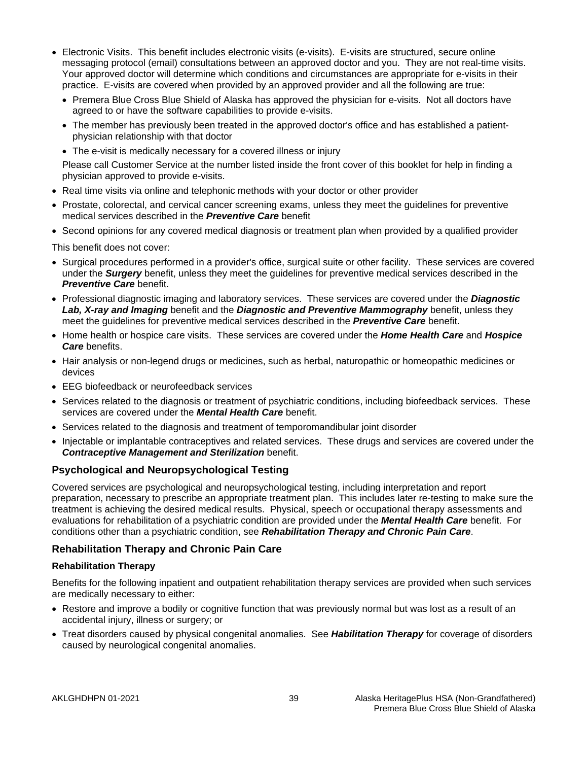- Electronic Visits. This benefit includes electronic visits (e-visits). E-visits are structured, secure online messaging protocol (email) consultations between an approved doctor and you. They are not real-time visits. Your approved doctor will determine which conditions and circumstances are appropriate for e-visits in their practice. E-visits are covered when provided by an approved provider and all the following are true:
  - Premera Blue Cross Blue Shield of Alaska has approved the physician for e-visits. Not all doctors have agreed to or have the software capabilities to provide e-visits.
  - The member has previously been treated in the approved doctor's office and has established a patient-physician relationship with that doctor
  - The e-visit is medically necessary for a covered illness or injury

  Please call Customer Service at the number listed inside the front cover of this booklet for help in finding a physician approved to provide e-visits.
- Real time visits via online and telephonic methods with your doctor or other provider
- Prostate, colorectal, and cervical cancer screening exams, unless they meet the guidelines for preventive medical services described in the ***Preventive Care*** benefit
- Second opinions for any covered medical diagnosis or treatment plan when provided by a qualified provider

This benefit does not cover:

- Surgical procedures performed in a provider's office, surgical suite or other facility. These services are covered under the ***Surgery*** benefit, unless they meet the guidelines for preventive medical services described in the ***Preventive Care*** benefit.
- Professional diagnostic imaging and laboratory services. These services are covered under the ***Diagnostic Lab, X-ray and Imaging*** benefit and the ***Diagnostic and Preventive Mammography*** benefit, unless they meet the guidelines for preventive medical services described in the ***Preventive Care*** benefit.
- Home health or hospice care visits. These services are covered under the ***Home Health Care*** and ***Hospice Care*** benefits.
- Hair analysis or non-legend drugs or medicines, such as herbal, naturopathic or homeopathic medicines or devices
- EEG biofeedback or neurofeedback services
- Services related to the diagnosis or treatment of psychiatric conditions, including biofeedback services. These services are covered under the ***Mental Health Care*** benefit.
- Services related to the diagnosis and treatment of temporomandibular joint disorder
- Injectable or implantable contraceptives and related services. These drugs and services are covered under the ***Contraceptive Management and Sterilization*** benefit.

## Psychological and Neuropsychological Testing

Covered services are psychological and neuropsychological testing, including interpretation and report preparation, necessary to prescribe an appropriate treatment plan. This includes later re-testing to make sure the treatment is achieving the desired medical results. Physical, speech or occupational therapy assessments and evaluations for rehabilitation of a psychiatric condition are provided under the ***Mental Health Care*** benefit. For conditions other than a psychiatric condition, see ***Rehabilitation Therapy and Chronic Pain Care***.

## Rehabilitation Therapy and Chronic Pain Care

### Rehabilitation Therapy

Benefits for the following inpatient and outpatient rehabilitation therapy services are provided when such services are medically necessary to either:

- Restore and improve a bodily or cognitive function that was previously normal but was lost as a result of an accidental injury, illness or surgery; or
- Treat disorders caused by physical congenital anomalies. See ***Habilitation Therapy*** for coverage of disorders caused by neurological congenital anomalies.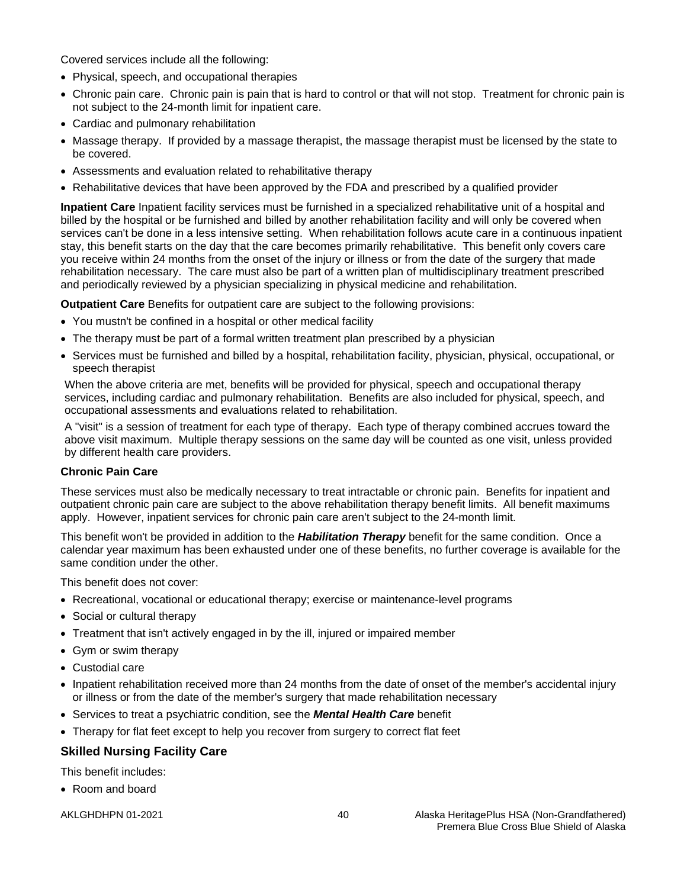Covered services include all the following:

- Physical, speech, and occupational therapies
- Chronic pain care. Chronic pain is pain that is hard to control or that will not stop. Treatment for chronic pain is not subject to the 24-month limit for inpatient care.
- Cardiac and pulmonary rehabilitation
- Massage therapy. If provided by a massage therapist, the massage therapist must be licensed by the state to be covered.
- Assessments and evaluation related to rehabilitative therapy
- Rehabilitative devices that have been approved by the FDA and prescribed by a qualified provider

**Inpatient Care** Inpatient facility services must be furnished in a specialized rehabilitative unit of a hospital and billed by the hospital or be furnished and billed by another rehabilitation facility and will only be covered when services can't be done in a less intensive setting. When rehabilitation follows acute care in a continuous inpatient stay, this benefit starts on the day that the care becomes primarily rehabilitative. This benefit only covers care you receive within 24 months from the onset of the injury or illness or from the date of the surgery that made rehabilitation necessary. The care must also be part of a written plan of multidisciplinary treatment prescribed and periodically reviewed by a physician specializing in physical medicine and rehabilitation.

**Outpatient Care** Benefits for outpatient care are subject to the following provisions:

- You mustn't be confined in a hospital or other medical facility
- The therapy must be part of a formal written treatment plan prescribed by a physician
- Services must be furnished and billed by a hospital, rehabilitation facility, physician, physical, occupational, or speech therapist

When the above criteria are met, benefits will be provided for physical, speech and occupational therapy services, including cardiac and pulmonary rehabilitation. Benefits are also included for physical, speech, and occupational assessments and evaluations related to rehabilitation.

A "visit" is a session of treatment for each type of therapy. Each type of therapy combined accrues toward the above visit maximum. Multiple therapy sessions on the same day will be counted as one visit, unless provided by different health care providers.

**Chronic Pain Care**

These services must also be medically necessary to treat intractable or chronic pain. Benefits for inpatient and outpatient chronic pain care are subject to the above rehabilitation therapy benefit limits. All benefit maximums apply. However, inpatient services for chronic pain care aren't subject to the 24-month limit.

This benefit won't be provided in addition to the ***Habilitation Therapy*** benefit for the same condition. Once a calendar year maximum has been exhausted under one of these benefits, no further coverage is available for the same condition under the other.

This benefit does not cover:

- Recreational, vocational or educational therapy; exercise or maintenance-level programs
- Social or cultural therapy
- Treatment that isn't actively engaged in by the ill, injured or impaired member
- Gym or swim therapy
- Custodial care
- Inpatient rehabilitation received more than 24 months from the date of onset of the member's accidental injury or illness or from the date of the member's surgery that made rehabilitation necessary
- Services to treat a psychiatric condition, see the ***Mental Health Care*** benefit
- Therapy for flat feet except to help you recover from surgery to correct flat feet

## Skilled Nursing Facility Care

This benefit includes:

- Room and board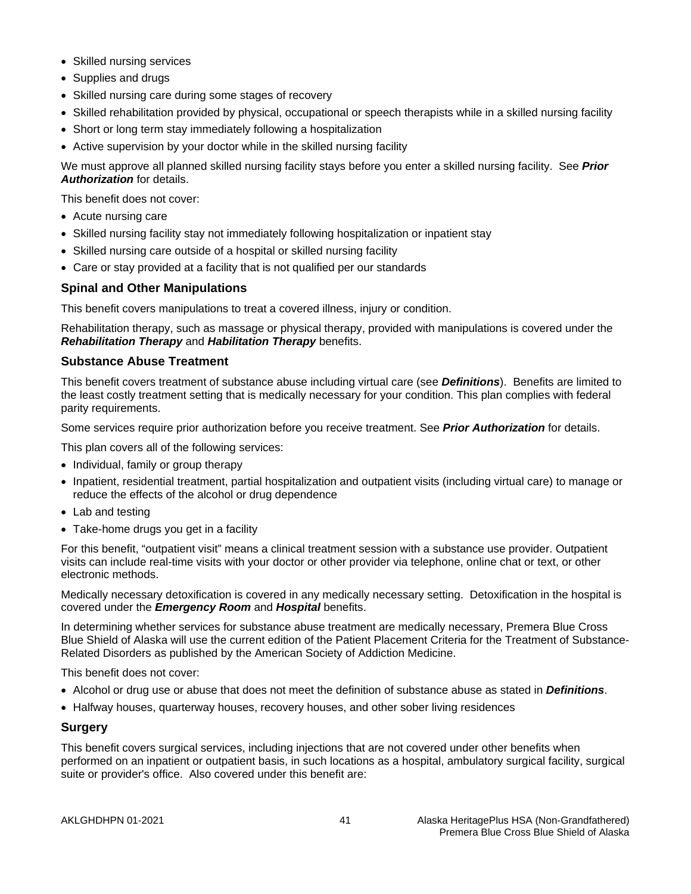- Skilled nursing services
- Supplies and drugs
- Skilled nursing care during some stages of recovery
- Skilled rehabilitation provided by physical, occupational or speech therapists while in a skilled nursing facility
- Short or long term stay immediately following a hospitalization
- Active supervision by your doctor while in the skilled nursing facility

We must approve all planned skilled nursing facility stays before you enter a skilled nursing facility. See ***Prior Authorization*** for details.

This benefit does not cover:

- Acute nursing care
- Skilled nursing facility stay not immediately following hospitalization or inpatient stay
- Skilled nursing care outside of a hospital or skilled nursing facility
- Care or stay provided at a facility that is not qualified per our standards

### Spinal and Other Manipulations

This benefit covers manipulations to treat a covered illness, injury or condition.

Rehabilitation therapy, such as massage or physical therapy, provided with manipulations is covered under the ***Rehabilitation Therapy*** and ***Habilitation Therapy*** benefits.

### Substance Abuse Treatment

This benefit covers treatment of substance abuse including virtual care (see ***Definitions***). Benefits are limited to the least costly treatment setting that is medically necessary for your condition. This plan complies with federal parity requirements.

Some services require prior authorization before you receive treatment. See ***Prior Authorization*** for details.

This plan covers all of the following services:

- Individual, family or group therapy
- Inpatient, residential treatment, partial hospitalization and outpatient visits (including virtual care) to manage or reduce the effects of the alcohol or drug dependence
- Lab and testing
- Take-home drugs you get in a facility

For this benefit, "outpatient visit" means a clinical treatment session with a substance use provider. Outpatient visits can include real-time visits with your doctor or other provider via telephone, online chat or text, or other electronic methods.

Medically necessary detoxification is covered in any medically necessary setting. Detoxification in the hospital is covered under the ***Emergency Room*** and ***Hospital*** benefits.

In determining whether services for substance abuse treatment are medically necessary, Premera Blue Cross Blue Shield of Alaska will use the current edition of the Patient Placement Criteria for the Treatment of Substance-Related Disorders as published by the American Society of Addiction Medicine.

This benefit does not cover:

- Alcohol or drug use or abuse that does not meet the definition of substance abuse as stated in ***Definitions***.
- Halfway houses, quarterway houses, recovery houses, and other sober living residences

### Surgery

This benefit covers surgical services, including injections that are not covered under other benefits when performed on an inpatient or outpatient basis, in such locations as a hospital, ambulatory surgical facility, surgical suite or provider's office. Also covered under this benefit are: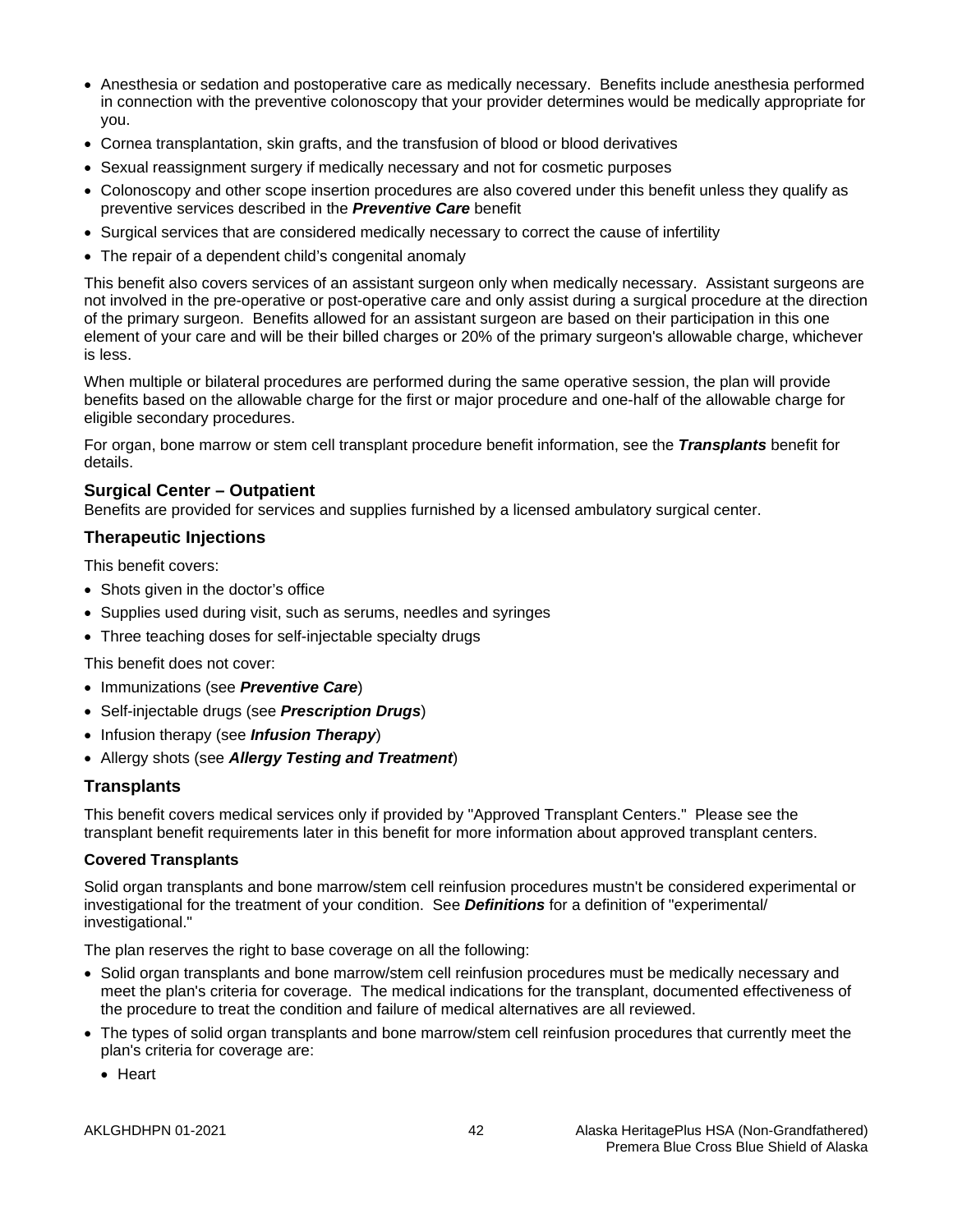- Anesthesia or sedation and postoperative care as medically necessary.  Benefits include anesthesia performed in connection with the preventive colonoscopy that your provider determines would be medically appropriate for you.
- Cornea transplantation, skin grafts, and the transfusion of blood or blood derivatives
- Sexual reassignment surgery if medically necessary and not for cosmetic purposes
- Colonoscopy and other scope insertion procedures are also covered under this benefit unless they qualify as preventive services described in the ***Preventive Care*** benefit
- Surgical services that are considered medically necessary to correct the cause of infertility
- The repair of a dependent child's congenital anomaly

This benefit also covers services of an assistant surgeon only when medically necessary.  Assistant surgeons are not involved in the pre-operative or post-operative care and only assist during a surgical procedure at the direction of the primary surgeon.  Benefits allowed for an assistant surgeon are based on their participation in this one element of your care and will be their billed charges or 20% of the primary surgeon's allowable charge, whichever is less.

When multiple or bilateral procedures are performed during the same operative session, the plan will provide benefits based on the allowable charge for the first or major procedure and one-half of the allowable charge for eligible secondary procedures.

For organ, bone marrow or stem cell transplant procedure benefit information, see the ***Transplants*** benefit for details.

### Surgical Center – Outpatient

Benefits are provided for services and supplies furnished by a licensed ambulatory surgical center.

### Therapeutic Injections

This benefit covers:

- Shots given in the doctor's office
- Supplies used during visit, such as serums, needles and syringes
- Three teaching doses for self-injectable specialty drugs

This benefit does not cover:

- Immunizations (see ***Preventive Care***)
- Self-injectable drugs (see ***Prescription Drugs***)
- Infusion therapy (see ***Infusion Therapy***)
- Allergy shots (see ***Allergy Testing and Treatment***)

### Transplants

This benefit covers medical services only if provided by "Approved Transplant Centers."  Please see the transplant benefit requirements later in this benefit for more information about approved transplant centers.

**Covered Transplants**

Solid organ transplants and bone marrow/stem cell reinfusion procedures mustn't be considered experimental or investigational for the treatment of your condition.  See ***Definitions*** for a definition of "experimental/ investigational."

The plan reserves the right to base coverage on all the following:

- Solid organ transplants and bone marrow/stem cell reinfusion procedures must be medically necessary and meet the plan's criteria for coverage.  The medical indications for the transplant, documented effectiveness of the procedure to treat the condition and failure of medical alternatives are all reviewed.
- The types of solid organ transplants and bone marrow/stem cell reinfusion procedures that currently meet the plan's criteria for coverage are:
  - Heart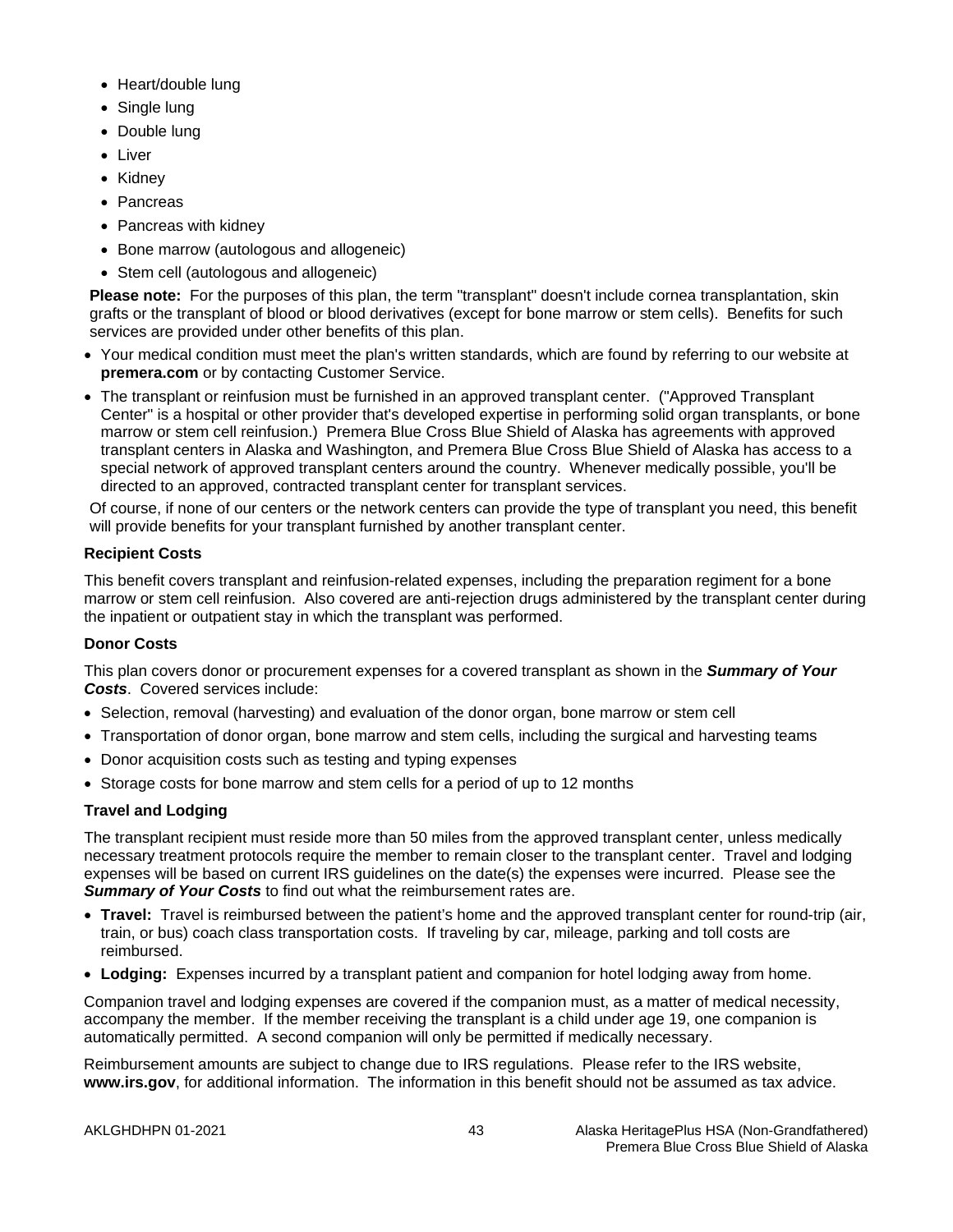- Heart/double lung
- Single lung
- Double lung
- Liver
- Kidney
- Pancreas
- Pancreas with kidney
- Bone marrow (autologous and allogeneic)
- Stem cell (autologous and allogeneic)

**Please note:** For the purposes of this plan, the term "transplant" doesn't include cornea transplantation, skin grafts or the transplant of blood or blood derivatives (except for bone marrow or stem cells). Benefits for such services are provided under other benefits of this plan.

- Your medical condition must meet the plan's written standards, which are found by referring to our website at **premera.com** or by contacting Customer Service.
- The transplant or reinfusion must be furnished in an approved transplant center. ("Approved Transplant Center" is a hospital or other provider that's developed expertise in performing solid organ transplants, or bone marrow or stem cell reinfusion.) Premera Blue Cross Blue Shield of Alaska has agreements with approved transplant centers in Alaska and Washington, and Premera Blue Cross Blue Shield of Alaska has access to a special network of approved transplant centers around the country. Whenever medically possible, you'll be directed to an approved, contracted transplant center for transplant services.

Of course, if none of our centers or the network centers can provide the type of transplant you need, this benefit will provide benefits for your transplant furnished by another transplant center.

**Recipient Costs**

This benefit covers transplant and reinfusion-related expenses, including the preparation regiment for a bone marrow or stem cell reinfusion. Also covered are anti-rejection drugs administered by the transplant center during the inpatient or outpatient stay in which the transplant was performed.

**Donor Costs**

This plan covers donor or procurement expenses for a covered transplant as shown in the ***Summary of Your Costs***. Covered services include:

- Selection, removal (harvesting) and evaluation of the donor organ, bone marrow or stem cell
- Transportation of donor organ, bone marrow and stem cells, including the surgical and harvesting teams
- Donor acquisition costs such as testing and typing expenses
- Storage costs for bone marrow and stem cells for a period of up to 12 months

**Travel and Lodging**

The transplant recipient must reside more than 50 miles from the approved transplant center, unless medically necessary treatment protocols require the member to remain closer to the transplant center. Travel and lodging expenses will be based on current IRS guidelines on the date(s) the expenses were incurred. Please see the ***Summary of Your Costs*** to find out what the reimbursement rates are.

- **Travel:** Travel is reimbursed between the patient's home and the approved transplant center for round-trip (air, train, or bus) coach class transportation costs. If traveling by car, mileage, parking and toll costs are reimbursed.
- **Lodging:** Expenses incurred by a transplant patient and companion for hotel lodging away from home.

Companion travel and lodging expenses are covered if the companion must, as a matter of medical necessity, accompany the member. If the member receiving the transplant is a child under age 19, one companion is automatically permitted. A second companion will only be permitted if medically necessary.

Reimbursement amounts are subject to change due to IRS regulations. Please refer to the IRS website, **www.irs.gov**, for additional information. The information in this benefit should not be assumed as tax advice.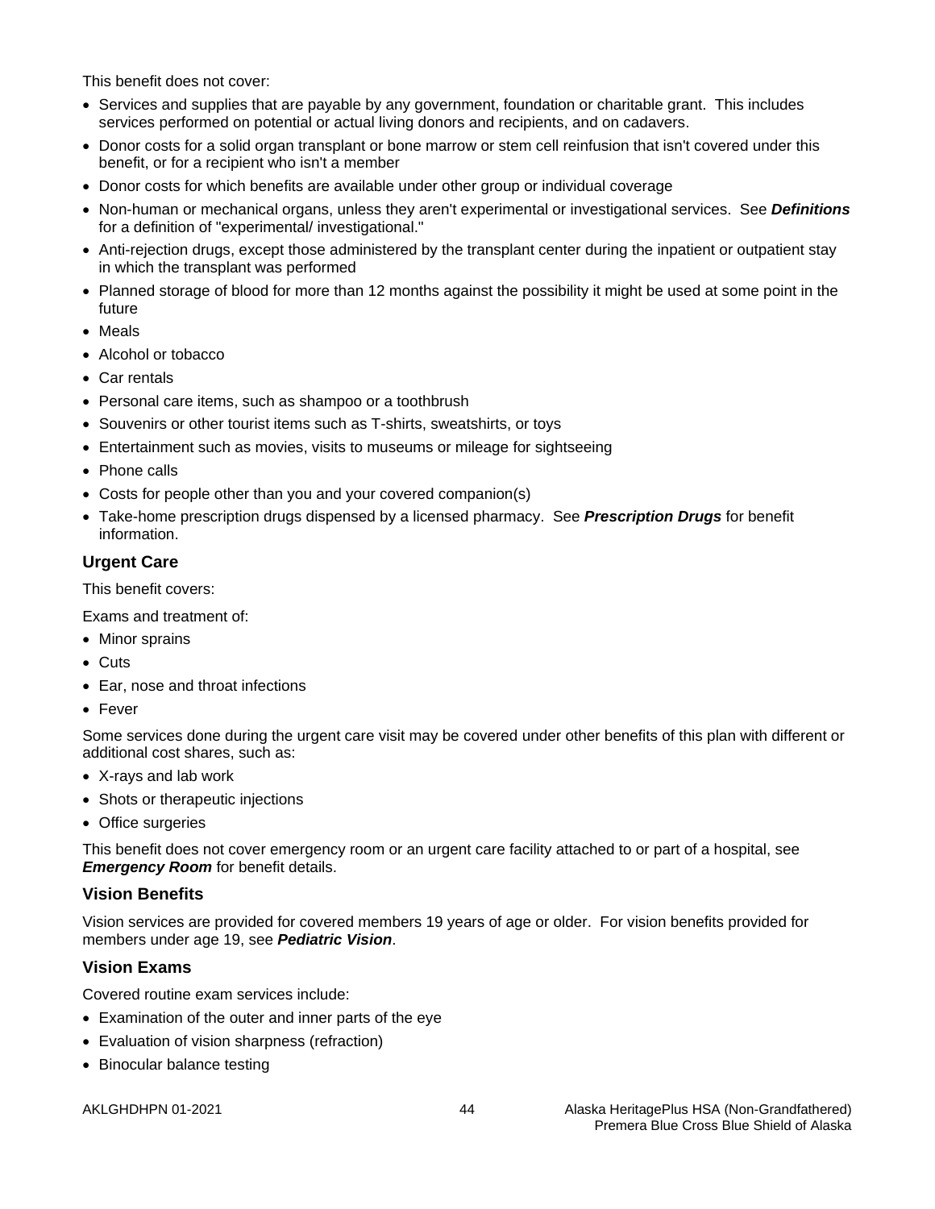This benefit does not cover:

- Services and supplies that are payable by any government, foundation or charitable grant. This includes services performed on potential or actual living donors and recipients, and on cadavers.
- Donor costs for a solid organ transplant or bone marrow or stem cell reinfusion that isn't covered under this benefit, or for a recipient who isn't a member
- Donor costs for which benefits are available under other group or individual coverage
- Non-human or mechanical organs, unless they aren't experimental or investigational services. See ***Definitions*** for a definition of "experimental/ investigational."
- Anti-rejection drugs, except those administered by the transplant center during the inpatient or outpatient stay in which the transplant was performed
- Planned storage of blood for more than 12 months against the possibility it might be used at some point in the future
- Meals
- Alcohol or tobacco
- Car rentals
- Personal care items, such as shampoo or a toothbrush
- Souvenirs or other tourist items such as T-shirts, sweatshirts, or toys
- Entertainment such as movies, visits to museums or mileage for sightseeing
- Phone calls
- Costs for people other than you and your covered companion(s)
- Take-home prescription drugs dispensed by a licensed pharmacy. See ***Prescription Drugs*** for benefit information.

### Urgent Care

This benefit covers:

Exams and treatment of:

- Minor sprains
- Cuts
- Ear, nose and throat infections
- Fever

Some services done during the urgent care visit may be covered under other benefits of this plan with different or additional cost shares, such as:

- X-rays and lab work
- Shots or therapeutic injections
- Office surgeries

This benefit does not cover emergency room or an urgent care facility attached to or part of a hospital, see ***Emergency Room*** for benefit details.

### Vision Benefits

Vision services are provided for covered members 19 years of age or older. For vision benefits provided for members under age 19, see ***Pediatric Vision***.

### Vision Exams

Covered routine exam services include:

- Examination of the outer and inner parts of the eye
- Evaluation of vision sharpness (refraction)
- Binocular balance testing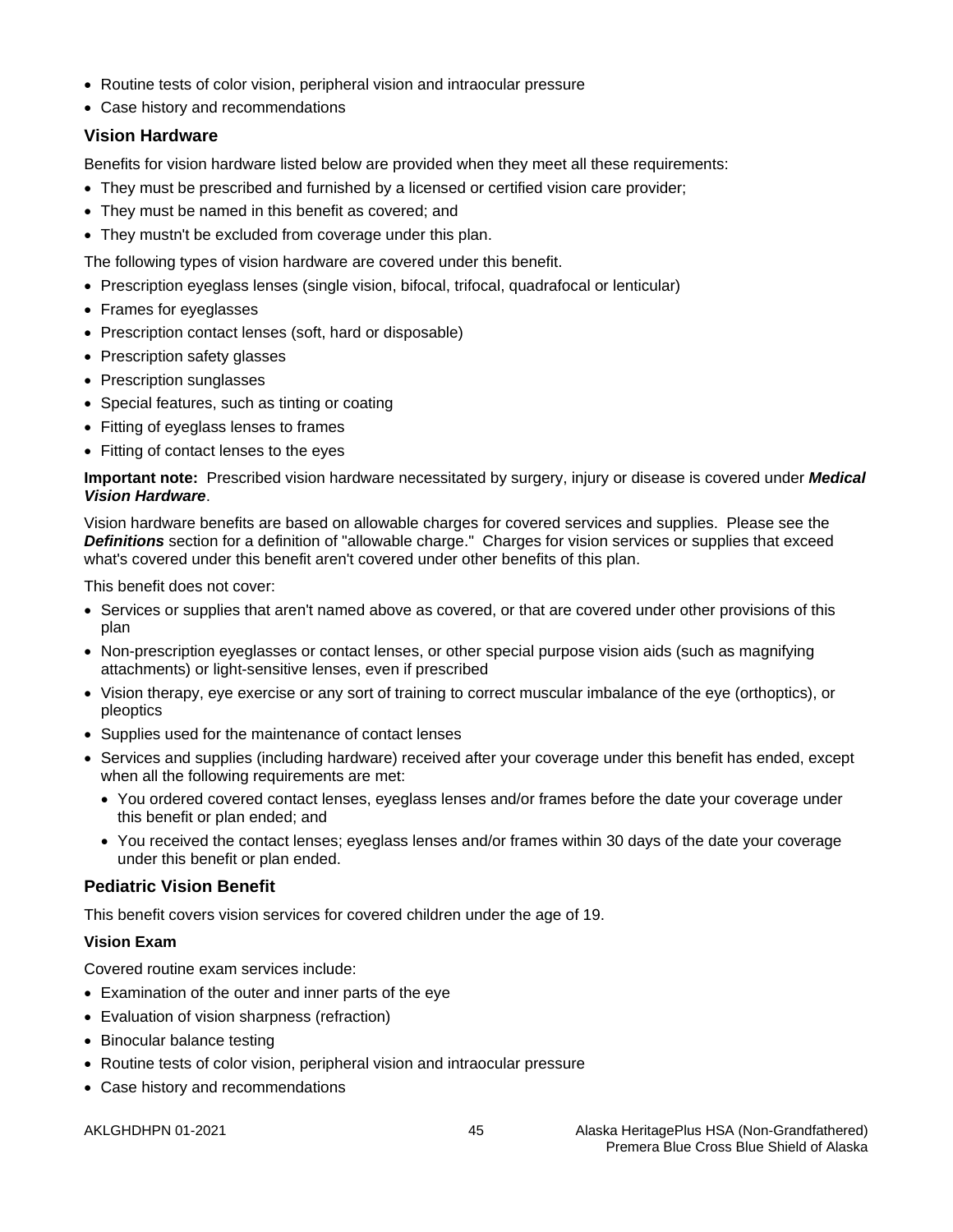- Routine tests of color vision, peripheral vision and intraocular pressure
- Case history and recommendations

### Vision Hardware

Benefits for vision hardware listed below are provided when they meet all these requirements:

- They must be prescribed and furnished by a licensed or certified vision care provider;
- They must be named in this benefit as covered; and
- They mustn't be excluded from coverage under this plan.

The following types of vision hardware are covered under this benefit.

- Prescription eyeglass lenses (single vision, bifocal, trifocal, quadrafocal or lenticular)
- Frames for eyeglasses
- Prescription contact lenses (soft, hard or disposable)
- Prescription safety glasses
- Prescription sunglasses
- Special features, such as tinting or coating
- Fitting of eyeglass lenses to frames
- Fitting of contact lenses to the eyes

**Important note:** Prescribed vision hardware necessitated by surgery, injury or disease is covered under ***Medical Vision Hardware***.

Vision hardware benefits are based on allowable charges for covered services and supplies. Please see the ***Definitions*** section for a definition of "allowable charge." Charges for vision services or supplies that exceed what's covered under this benefit aren't covered under other benefits of this plan.

This benefit does not cover:

- Services or supplies that aren't named above as covered, or that are covered under other provisions of this plan
- Non-prescription eyeglasses or contact lenses, or other special purpose vision aids (such as magnifying attachments) or light-sensitive lenses, even if prescribed
- Vision therapy, eye exercise or any sort of training to correct muscular imbalance of the eye (orthoptics), or pleoptics
- Supplies used for the maintenance of contact lenses
- Services and supplies (including hardware) received after your coverage under this benefit has ended, except when all the following requirements are met:
  - You ordered covered contact lenses, eyeglass lenses and/or frames before the date your coverage under this benefit or plan ended; and
  - You received the contact lenses; eyeglass lenses and/or frames within 30 days of the date your coverage under this benefit or plan ended.

### Pediatric Vision Benefit

This benefit covers vision services for covered children under the age of 19.

**Vision Exam**

Covered routine exam services include:

- Examination of the outer and inner parts of the eye
- Evaluation of vision sharpness (refraction)
- Binocular balance testing
- Routine tests of color vision, peripheral vision and intraocular pressure
- Case history and recommendations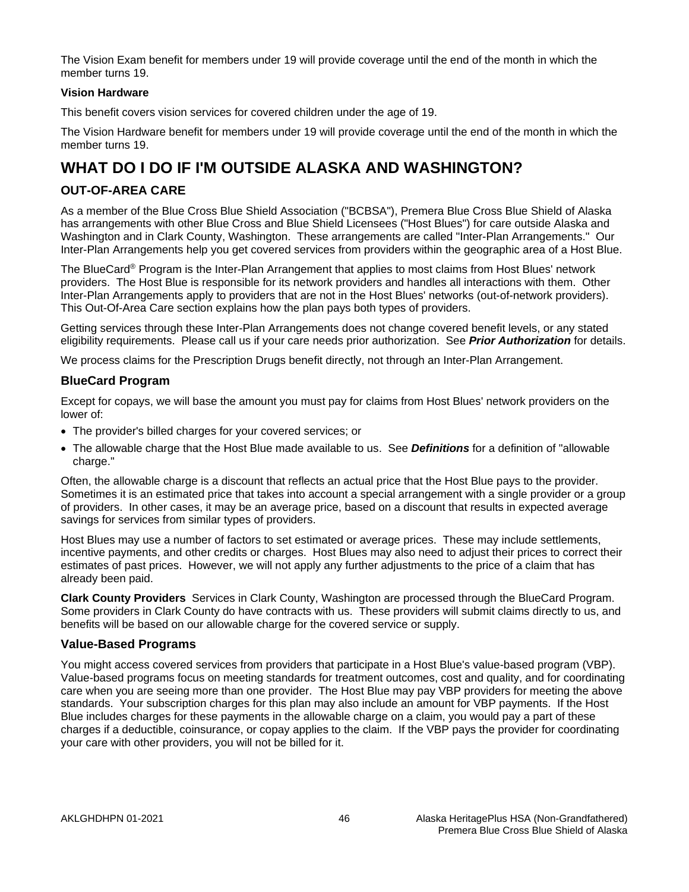The Vision Exam benefit for members under 19 will provide coverage until the end of the month in which the member turns 19.

**Vision Hardware**

This benefit covers vision services for covered children under the age of 19.

The Vision Hardware benefit for members under 19 will provide coverage until the end of the month in which the member turns 19.

# WHAT DO I DO IF I'M OUTSIDE ALASKA AND WASHINGTON?

## OUT-OF-AREA CARE

As a member of the Blue Cross Blue Shield Association ("BCBSA"), Premera Blue Cross Blue Shield of Alaska has arrangements with other Blue Cross and Blue Shield Licensees ("Host Blues") for care outside Alaska and Washington and in Clark County, Washington. These arrangements are called "Inter-Plan Arrangements." Our Inter-Plan Arrangements help you get covered services from providers within the geographic area of a Host Blue.

The BlueCard® Program is the Inter-Plan Arrangement that applies to most claims from Host Blues' network providers. The Host Blue is responsible for its network providers and handles all interactions with them. Other Inter-Plan Arrangements apply to providers that are not in the Host Blues' networks (out-of-network providers). This Out-Of-Area Care section explains how the plan pays both types of providers.

Getting services through these Inter-Plan Arrangements does not change covered benefit levels, or any stated eligibility requirements. Please call us if your care needs prior authorization. See ***Prior Authorization*** for details.

We process claims for the Prescription Drugs benefit directly, not through an Inter-Plan Arrangement.

### BlueCard Program

Except for copays, we will base the amount you must pay for claims from Host Blues' network providers on the lower of:

- The provider's billed charges for your covered services; or
- The allowable charge that the Host Blue made available to us. See ***Definitions*** for a definition of "allowable charge."

Often, the allowable charge is a discount that reflects an actual price that the Host Blue pays to the provider. Sometimes it is an estimated price that takes into account a special arrangement with a single provider or a group of providers. In other cases, it may be an average price, based on a discount that results in expected average savings for services from similar types of providers.

Host Blues may use a number of factors to set estimated or average prices. These may include settlements, incentive payments, and other credits or charges. Host Blues may also need to adjust their prices to correct their estimates of past prices. However, we will not apply any further adjustments to the price of a claim that has already been paid.

**Clark County Providers** Services in Clark County, Washington are processed through the BlueCard Program. Some providers in Clark County do have contracts with us. These providers will submit claims directly to us, and benefits will be based on our allowable charge for the covered service or supply.

### Value-Based Programs

You might access covered services from providers that participate in a Host Blue's value-based program (VBP). Value-based programs focus on meeting standards for treatment outcomes, cost and quality, and for coordinating care when you are seeing more than one provider. The Host Blue may pay VBP providers for meeting the above standards. Your subscription charges for this plan may also include an amount for VBP payments. If the Host Blue includes charges for these payments in the allowable charge on a claim, you would pay a part of these charges if a deductible, coinsurance, or copay applies to the claim. If the VBP pays the provider for coordinating your care with other providers, you will not be billed for it.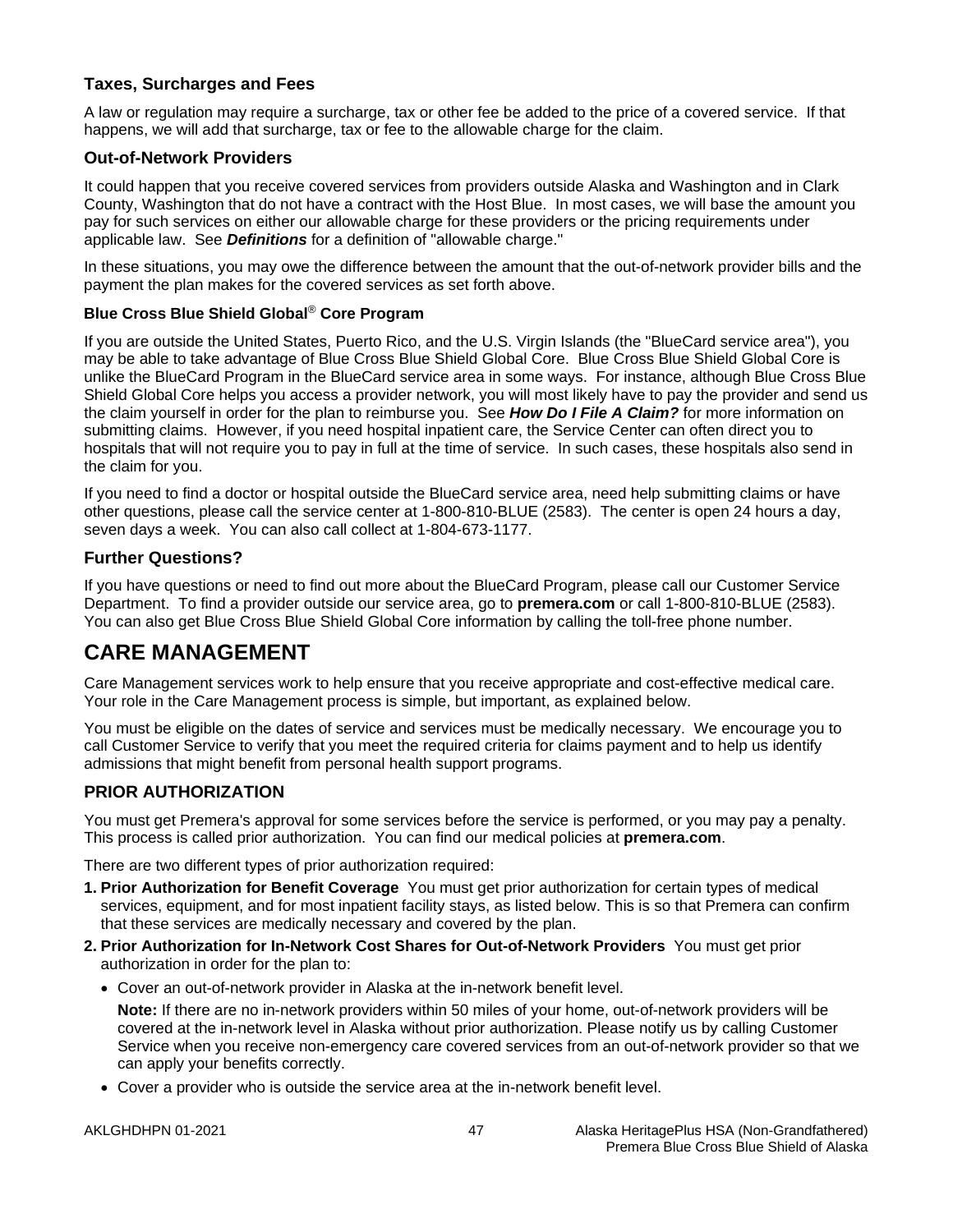### Taxes, Surcharges and Fees

A law or regulation may require a surcharge, tax or other fee be added to the price of a covered service. If that happens, we will add that surcharge, tax or fee to the allowable charge for the claim.

### Out-of-Network Providers

It could happen that you receive covered services from providers outside Alaska and Washington and in Clark County, Washington that do not have a contract with the Host Blue. In most cases, we will base the amount you pay for such services on either our allowable charge for these providers or the pricing requirements under applicable law. See ***Definitions*** for a definition of "allowable charge."

In these situations, you may owe the difference between the amount that the out-of-network provider bills and the payment the plan makes for the covered services as set forth above.

#### Blue Cross Blue Shield Global® Core Program

If you are outside the United States, Puerto Rico, and the U.S. Virgin Islands (the "BlueCard service area"), you may be able to take advantage of Blue Cross Blue Shield Global Core. Blue Cross Blue Shield Global Core is unlike the BlueCard Program in the BlueCard service area in some ways. For instance, although Blue Cross Blue Shield Global Core helps you access a provider network, you will most likely have to pay the provider and send us the claim yourself in order for the plan to reimburse you. See ***How Do I File A Claim?*** for more information on submitting claims. However, if you need hospital inpatient care, the Service Center can often direct you to hospitals that will not require you to pay in full at the time of service. In such cases, these hospitals also send in the claim for you.

If you need to find a doctor or hospital outside the BlueCard service area, need help submitting claims or have other questions, please call the service center at 1-800-810-BLUE (2583). The center is open 24 hours a day, seven days a week. You can also call collect at 1-804-673-1177.

### Further Questions?

If you have questions or need to find out more about the BlueCard Program, please call our Customer Service Department. To find a provider outside our service area, go to **premera.com** or call 1-800-810-BLUE (2583). You can also get Blue Cross Blue Shield Global Core information by calling the toll-free phone number.

## CARE MANAGEMENT

Care Management services work to help ensure that you receive appropriate and cost-effective medical care. Your role in the Care Management process is simple, but important, as explained below.

You must be eligible on the dates of service and services must be medically necessary. We encourage you to call Customer Service to verify that you meet the required criteria for claims payment and to help us identify admissions that might benefit from personal health support programs.

### PRIOR AUTHORIZATION

You must get Premera's approval for some services before the service is performed, or you may pay a penalty. This process is called prior authorization. You can find our medical policies at **premera.com**.

There are two different types of prior authorization required:

1. **Prior Authorization for Benefit Coverage** You must get prior authorization for certain types of medical services, equipment, and for most inpatient facility stays, as listed below. This is so that Premera can confirm that these services are medically necessary and covered by the plan.
2. **Prior Authorization for In-Network Cost Shares for Out-of-Network Providers** You must get prior authorization in order for the plan to:
   - Cover an out-of-network provider in Alaska at the in-network benefit level.

     **Note:** If there are no in-network providers within 50 miles of your home, out-of-network providers will be covered at the in-network level in Alaska without prior authorization. Please notify us by calling Customer Service when you receive non-emergency care covered services from an out-of-network provider so that we can apply your benefits correctly.
   - Cover a provider who is outside the service area at the in-network benefit level.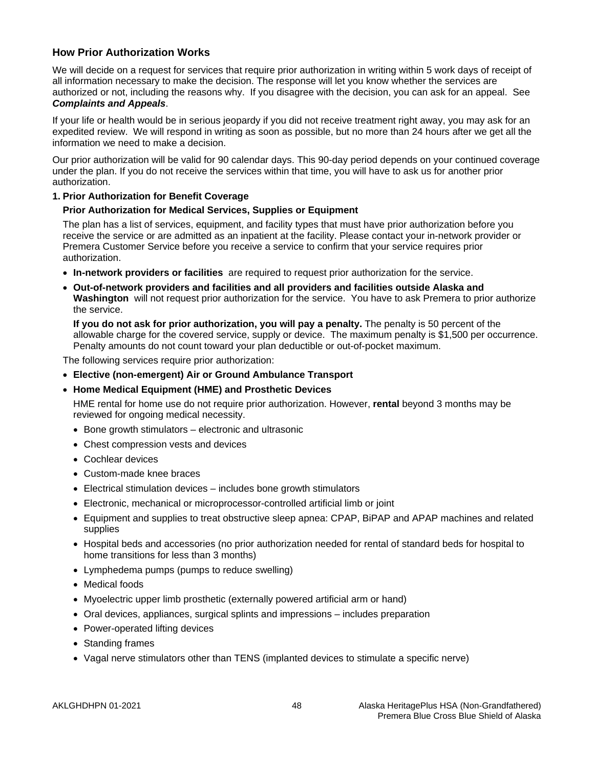## How Prior Authorization Works

We will decide on a request for services that require prior authorization in writing within 5 work days of receipt of all information necessary to make the decision. The response will let you know whether the services are authorized or not, including the reasons why. If you disagree with the decision, you can ask for an appeal. See ***Complaints and Appeals***.

If your life or health would be in serious jeopardy if you did not receive treatment right away, you may ask for an expedited review. We will respond in writing as soon as possible, but no more than 24 hours after we get all the information we need to make a decision.

Our prior authorization will be valid for 90 calendar days. This 90-day period depends on your continued coverage under the plan. If you do not receive the services within that time, you will have to ask us for another prior authorization.

**1. Prior Authorization for Benefit Coverage**

**Prior Authorization for Medical Services, Supplies or Equipment**

The plan has a list of services, equipment, and facility types that must have prior authorization before you receive the service or are admitted as an inpatient at the facility. Please contact your in-network provider or Premera Customer Service before you receive a service to confirm that your service requires prior authorization.

- **In-network providers or facilities** are required to request prior authorization for the service.
- **Out-of-network providers and facilities and all providers and facilities outside Alaska and Washington** will not request prior authorization for the service. You have to ask Premera to prior authorize the service.

  **If you do not ask for prior authorization, you will pay a penalty.** The penalty is 50 percent of the allowable charge for the covered service, supply or device. The maximum penalty is $1,500 per occurrence. Penalty amounts do not count toward your plan deductible or out-of-pocket maximum.

The following services require prior authorization:

- **Elective (non-emergent) Air or Ground Ambulance Transport**
- **Home Medical Equipment (HME) and Prosthetic Devices**

  HME rental for home use do not require prior authorization. However, **rental** beyond 3 months may be reviewed for ongoing medical necessity.

  - Bone growth stimulators – electronic and ultrasonic
  - Chest compression vests and devices
  - Cochlear devices
  - Custom-made knee braces
  - Electrical stimulation devices – includes bone growth stimulators
  - Electronic, mechanical or microprocessor-controlled artificial limb or joint
  - Equipment and supplies to treat obstructive sleep apnea: CPAP, BiPAP and APAP machines and related supplies
  - Hospital beds and accessories (no prior authorization needed for rental of standard beds for hospital to home transitions for less than 3 months)
  - Lymphedema pumps (pumps to reduce swelling)
  - Medical foods
  - Myoelectric upper limb prosthetic (externally powered artificial arm or hand)
  - Oral devices, appliances, surgical splints and impressions – includes preparation
  - Power-operated lifting devices
  - Standing frames
  - Vagal nerve stimulators other than TENS (implanted devices to stimulate a specific nerve)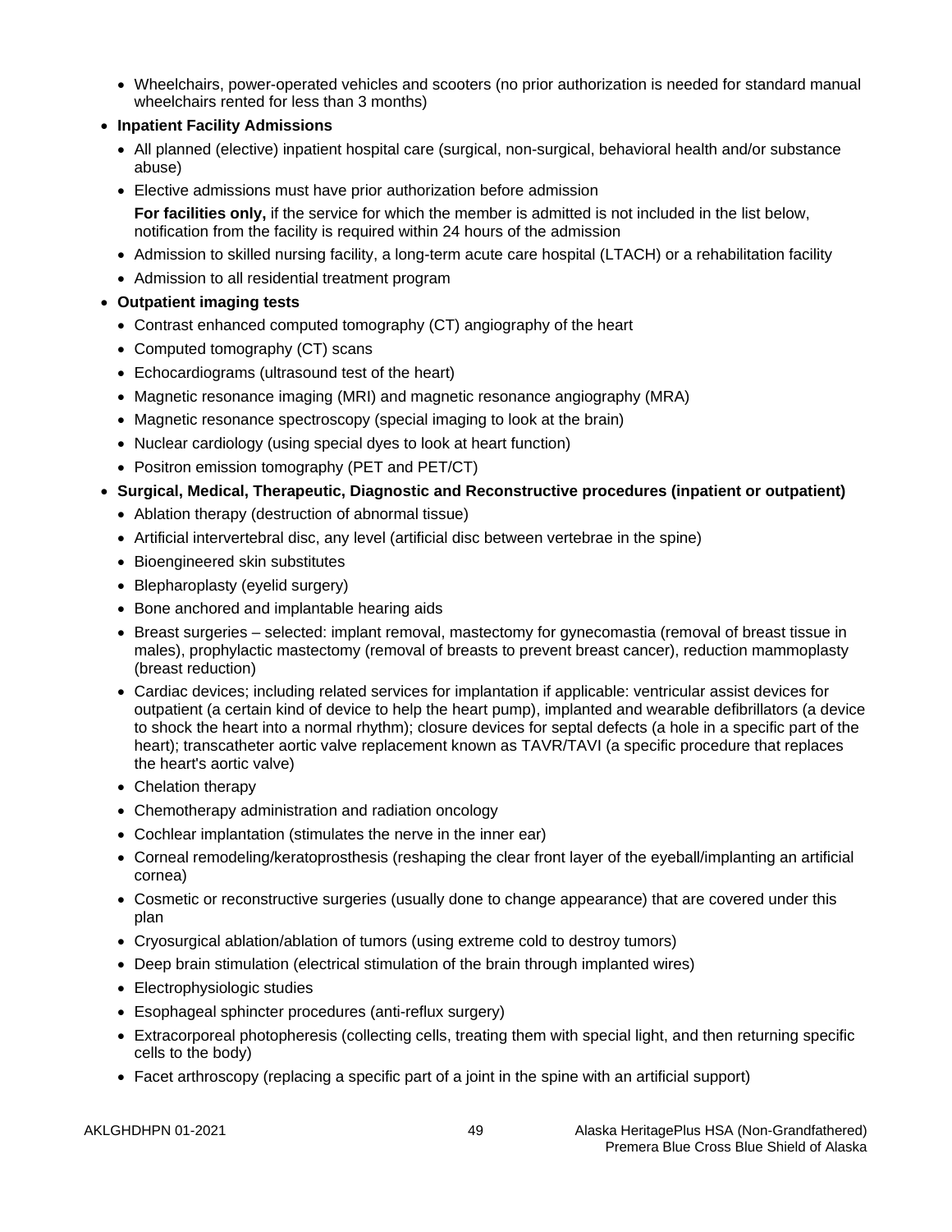- Wheelchairs, power-operated vehicles and scooters (no prior authorization is needed for standard manual wheelchairs rented for less than 3 months)
- **Inpatient Facility Admissions**
  - All planned (elective) inpatient hospital care (surgical, non-surgical, behavioral health and/or substance abuse)
  - Elective admissions must have prior authorization before admission

    **For facilities only,** if the service for which the member is admitted is not included in the list below, notification from the facility is required within 24 hours of the admission
  - Admission to skilled nursing facility, a long-term acute care hospital (LTACH) or a rehabilitation facility
  - Admission to all residential treatment program
- **Outpatient imaging tests**
  - Contrast enhanced computed tomography (CT) angiography of the heart
  - Computed tomography (CT) scans
  - Echocardiograms (ultrasound test of the heart)
  - Magnetic resonance imaging (MRI) and magnetic resonance angiography (MRA)
  - Magnetic resonance spectroscopy (special imaging to look at the brain)
  - Nuclear cardiology (using special dyes to look at heart function)
  - Positron emission tomography (PET and PET/CT)
- **Surgical, Medical, Therapeutic, Diagnostic and Reconstructive procedures (inpatient or outpatient)**
  - Ablation therapy (destruction of abnormal tissue)
  - Artificial intervertebral disc, any level (artificial disc between vertebrae in the spine)
  - Bioengineered skin substitutes
  - Blepharoplasty (eyelid surgery)
  - Bone anchored and implantable hearing aids
  - Breast surgeries – selected: implant removal, mastectomy for gynecomastia (removal of breast tissue in males), prophylactic mastectomy (removal of breasts to prevent breast cancer), reduction mammoplasty (breast reduction)
  - Cardiac devices; including related services for implantation if applicable: ventricular assist devices for outpatient (a certain kind of device to help the heart pump), implanted and wearable defibrillators (a device to shock the heart into a normal rhythm); closure devices for septal defects (a hole in a specific part of the heart); transcatheter aortic valve replacement known as TAVR/TAVI (a specific procedure that replaces the heart's aortic valve)
  - Chelation therapy
  - Chemotherapy administration and radiation oncology
  - Cochlear implantation (stimulates the nerve in the inner ear)
  - Corneal remodeling/keratoprosthesis (reshaping the clear front layer of the eyeball/implanting an artificial cornea)
  - Cosmetic or reconstructive surgeries (usually done to change appearance) that are covered under this plan
  - Cryosurgical ablation/ablation of tumors (using extreme cold to destroy tumors)
  - Deep brain stimulation (electrical stimulation of the brain through implanted wires)
  - Electrophysiologic studies
  - Esophageal sphincter procedures (anti-reflux surgery)
  - Extracorporeal photopheresis (collecting cells, treating them with special light, and then returning specific cells to the body)
  - Facet arthroscopy (replacing a specific part of a joint in the spine with an artificial support)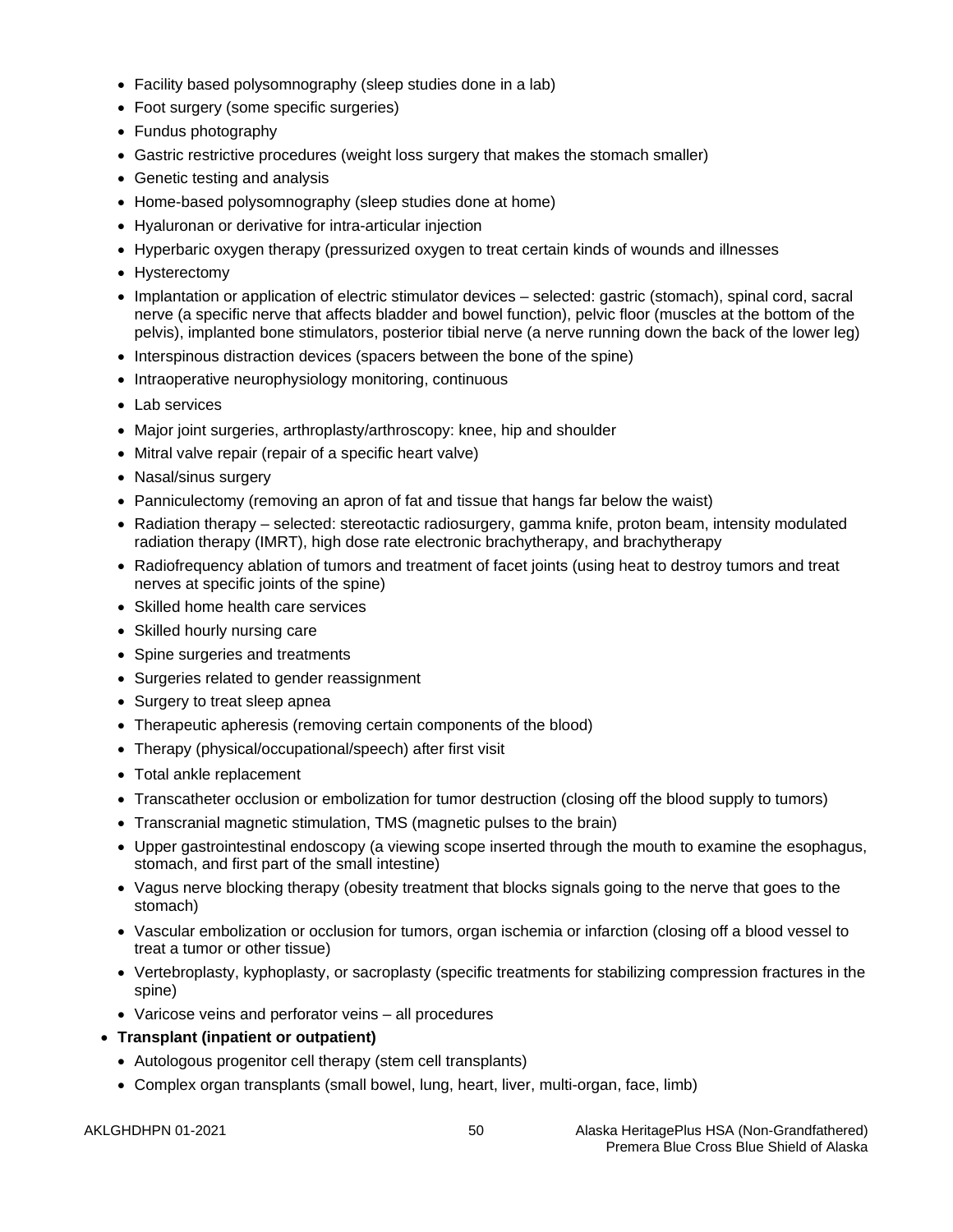- Facility based polysomnography (sleep studies done in a lab)
  - Foot surgery (some specific surgeries)
  - Fundus photography
  - Gastric restrictive procedures (weight loss surgery that makes the stomach smaller)
  - Genetic testing and analysis
  - Home-based polysomnography (sleep studies done at home)
  - Hyaluronan or derivative for intra-articular injection
  - Hyperbaric oxygen therapy (pressurized oxygen to treat certain kinds of wounds and illnesses
  - Hysterectomy
  - Implantation or application of electric stimulator devices – selected: gastric (stomach), spinal cord, sacral nerve (a specific nerve that affects bladder and bowel function), pelvic floor (muscles at the bottom of the pelvis), implanted bone stimulators, posterior tibial nerve (a nerve running down the back of the lower leg)
  - Interspinous distraction devices (spacers between the bone of the spine)
  - Intraoperative neurophysiology monitoring, continuous
  - Lab services
  - Major joint surgeries, arthroplasty/arthroscopy: knee, hip and shoulder
  - Mitral valve repair (repair of a specific heart valve)
  - Nasal/sinus surgery
  - Panniculectomy (removing an apron of fat and tissue that hangs far below the waist)
  - Radiation therapy – selected: stereotactic radiosurgery, gamma knife, proton beam, intensity modulated radiation therapy (IMRT), high dose rate electronic brachytherapy, and brachytherapy
  - Radiofrequency ablation of tumors and treatment of facet joints (using heat to destroy tumors and treat nerves at specific joints of the spine)
  - Skilled home health care services
  - Skilled hourly nursing care
  - Spine surgeries and treatments
  - Surgeries related to gender reassignment
  - Surgery to treat sleep apnea
  - Therapeutic apheresis (removing certain components of the blood)
  - Therapy (physical/occupational/speech) after first visit
  - Total ankle replacement
  - Transcatheter occlusion or embolization for tumor destruction (closing off the blood supply to tumors)
  - Transcranial magnetic stimulation, TMS (magnetic pulses to the brain)
  - Upper gastrointestinal endoscopy (a viewing scope inserted through the mouth to examine the esophagus, stomach, and first part of the small intestine)
  - Vagus nerve blocking therapy (obesity treatment that blocks signals going to the nerve that goes to the stomach)
  - Vascular embolization or occlusion for tumors, organ ischemia or infarction (closing off a blood vessel to treat a tumor or other tissue)
  - Vertebroplasty, kyphoplasty, or sacroplasty (specific treatments for stabilizing compression fractures in the spine)
  - Varicose veins and perforator veins – all procedures
- **Transplant (inpatient or outpatient)**
  - Autologous progenitor cell therapy (stem cell transplants)
  - Complex organ transplants (small bowel, lung, heart, liver, multi-organ, face, limb)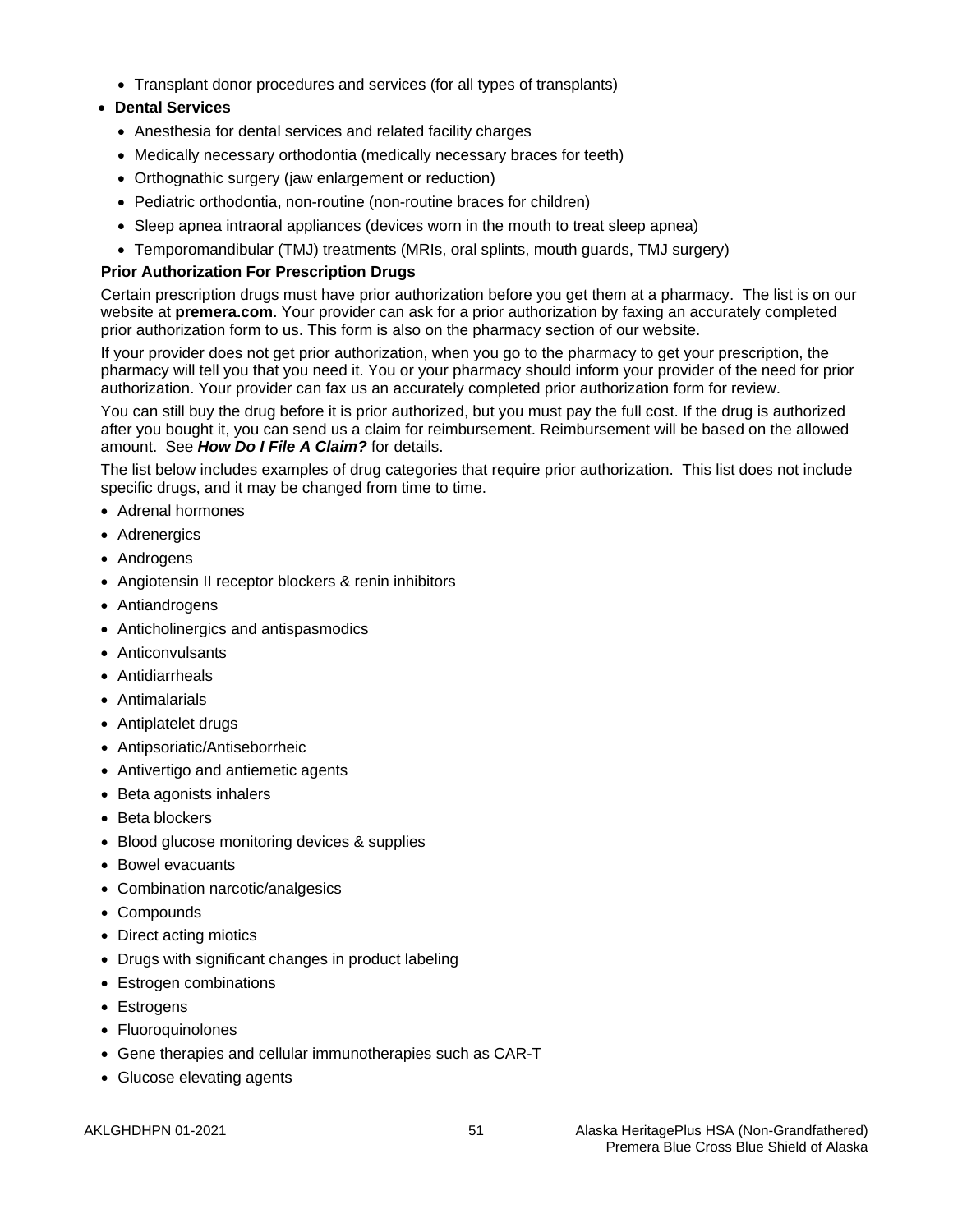- Transplant donor procedures and services (for all types of transplants)
- **Dental Services**
  - Anesthesia for dental services and related facility charges
  - Medically necessary orthodontia (medically necessary braces for teeth)
  - Orthognathic surgery (jaw enlargement or reduction)
  - Pediatric orthodontia, non-routine (non-routine braces for children)
  - Sleep apnea intraoral appliances (devices worn in the mouth to treat sleep apnea)
  - Temporomandibular (TMJ) treatments (MRIs, oral splints, mouth guards, TMJ surgery)

**Prior Authorization For Prescription Drugs**

Certain prescription drugs must have prior authorization before you get them at a pharmacy. The list is on our website at **premera.com**. Your provider can ask for a prior authorization by faxing an accurately completed prior authorization form to us. This form is also on the pharmacy section of our website.

If your provider does not get prior authorization, when you go to the pharmacy to get your prescription, the pharmacy will tell you that you need it. You or your pharmacy should inform your provider of the need for prior authorization. Your provider can fax us an accurately completed prior authorization form for review.

You can still buy the drug before it is prior authorized, but you must pay the full cost. If the drug is authorized after you bought it, you can send us a claim for reimbursement. Reimbursement will be based on the allowed amount. See ***How Do I File A Claim?*** for details.

The list below includes examples of drug categories that require prior authorization. This list does not include specific drugs, and it may be changed from time to time.

- Adrenal hormones
- Adrenergics
- Androgens
- Angiotensin II receptor blockers & renin inhibitors
- Antiandrogens
- Anticholinergics and antispasmodics
- Anticonvulsants
- Antidiarrheals
- Antimalarials
- Antiplatelet drugs
- Antipsoriatic/Antiseborrheic
- Antivertigo and antiemetic agents
- Beta agonists inhalers
- Beta blockers
- Blood glucose monitoring devices & supplies
- Bowel evacuants
- Combination narcotic/analgesics
- Compounds
- Direct acting miotics
- Drugs with significant changes in product labeling
- Estrogen combinations
- Estrogens
- Fluoroquinolones
- Gene therapies and cellular immunotherapies such as CAR-T
- Glucose elevating agents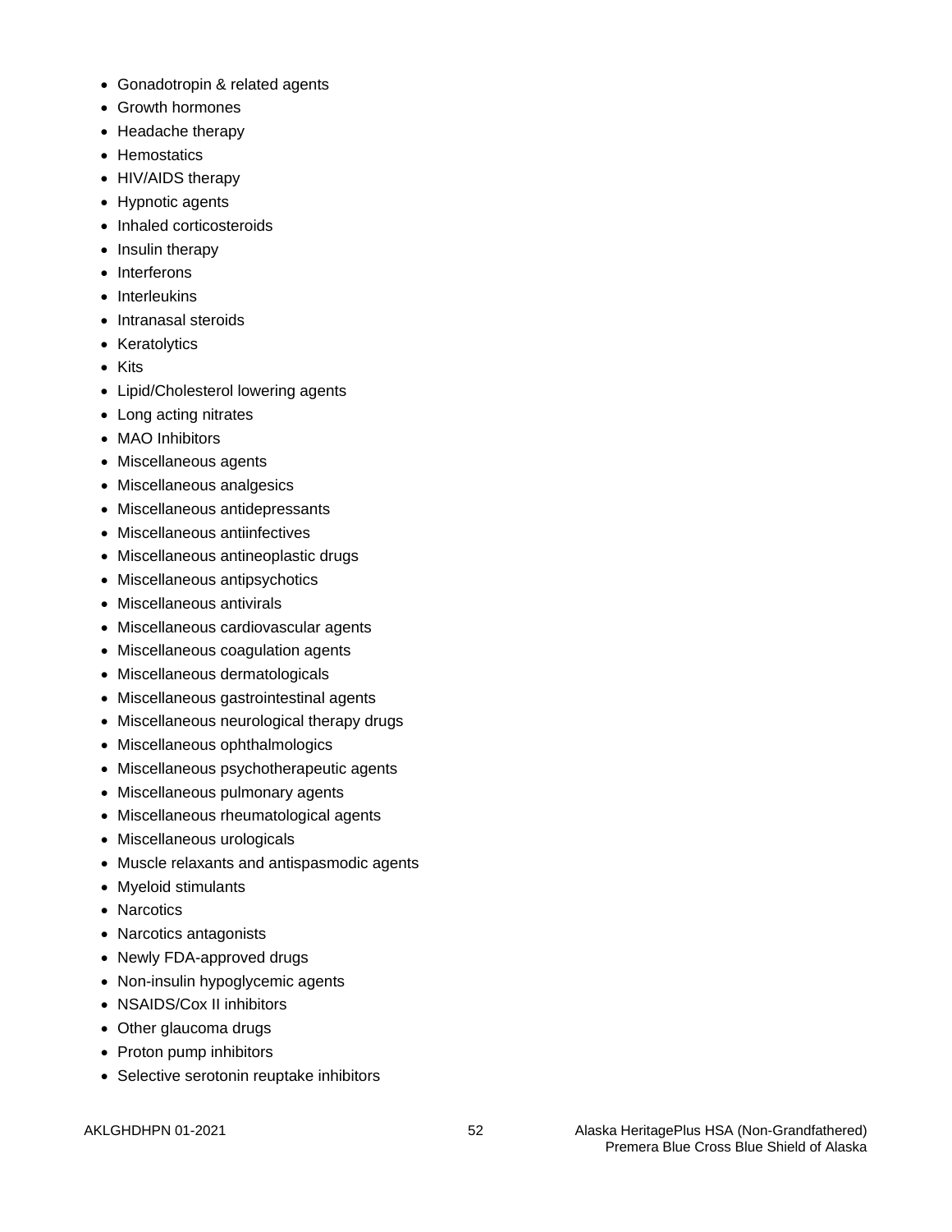- Gonadotropin & related agents
- Growth hormones
- Headache therapy
- Hemostatics
- HIV/AIDS therapy
- Hypnotic agents
- Inhaled corticosteroids
- Insulin therapy
- Interferons
- Interleukins
- Intranasal steroids
- Keratolytics
- Kits
- Lipid/Cholesterol lowering agents
- Long acting nitrates
- MAO Inhibitors
- Miscellaneous agents
- Miscellaneous analgesics
- Miscellaneous antidepressants
- Miscellaneous antiinfectives
- Miscellaneous antineoplastic drugs
- Miscellaneous antipsychotics
- Miscellaneous antivirals
- Miscellaneous cardiovascular agents
- Miscellaneous coagulation agents
- Miscellaneous dermatologicals
- Miscellaneous gastrointestinal agents
- Miscellaneous neurological therapy drugs
- Miscellaneous ophthalmologics
- Miscellaneous psychotherapeutic agents
- Miscellaneous pulmonary agents
- Miscellaneous rheumatological agents
- Miscellaneous urologicals
- Muscle relaxants and antispasmodic agents
- Myeloid stimulants
- Narcotics
- Narcotics antagonists
- Newly FDA-approved drugs
- Non-insulin hypoglycemic agents
- NSAIDS/Cox II inhibitors
- Other glaucoma drugs
- Proton pump inhibitors
- Selective serotonin reuptake inhibitors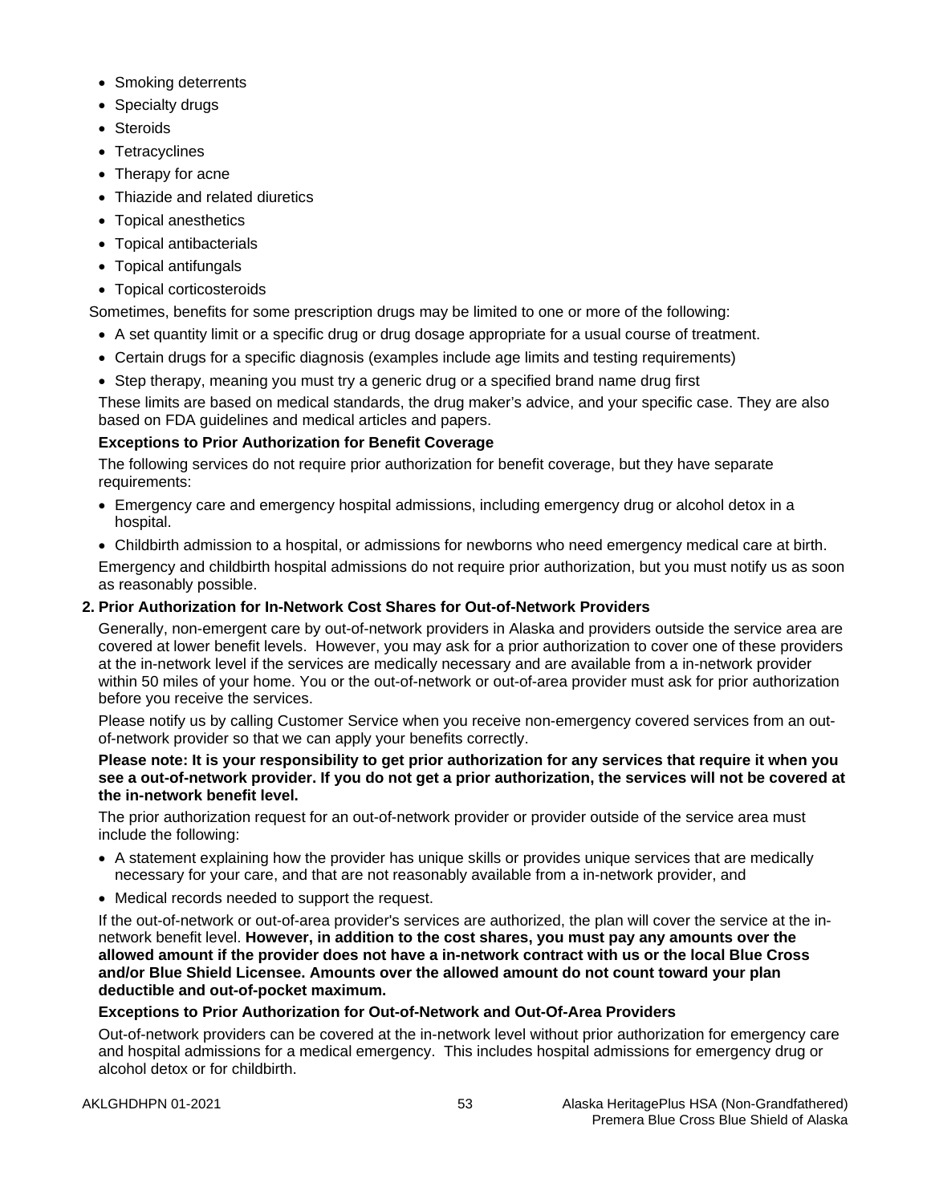- Smoking deterrents
- Specialty drugs
- Steroids
- Tetracyclines
- Therapy for acne
- Thiazide and related diuretics
- Topical anesthetics
- Topical antibacterials
- Topical antifungals
- Topical corticosteroids

Sometimes, benefits for some prescription drugs may be limited to one or more of the following:

- A set quantity limit or a specific drug or drug dosage appropriate for a usual course of treatment.
- Certain drugs for a specific diagnosis (examples include age limits and testing requirements)
- Step therapy, meaning you must try a generic drug or a specified brand name drug first

These limits are based on medical standards, the drug maker's advice, and your specific case. They are also based on FDA guidelines and medical articles and papers.

**Exceptions to Prior Authorization for Benefit Coverage**

The following services do not require prior authorization for benefit coverage, but they have separate requirements:

- Emergency care and emergency hospital admissions, including emergency drug or alcohol detox in a hospital.
- Childbirth admission to a hospital, or admissions for newborns who need emergency medical care at birth.

Emergency and childbirth hospital admissions do not require prior authorization, but you must notify us as soon as reasonably possible.

**2. Prior Authorization for In-Network Cost Shares for Out-of-Network Providers**

Generally, non-emergent care by out-of-network providers in Alaska and providers outside the service area are covered at lower benefit levels. However, you may ask for a prior authorization to cover one of these providers at the in-network level if the services are medically necessary and are available from a in-network provider within 50 miles of your home. You or the out-of-network or out-of-area provider must ask for prior authorization before you receive the services.

Please notify us by calling Customer Service when you receive non-emergency covered services from an out-of-network provider so that we can apply your benefits correctly.

**Please note: It is your responsibility to get prior authorization for any services that require it when you see a out-of-network provider. If you do not get a prior authorization, the services will not be covered at the in-network benefit level.**

The prior authorization request for an out-of-network provider or provider outside of the service area must include the following:

- A statement explaining how the provider has unique skills or provides unique services that are medically necessary for your care, and that are not reasonably available from a in-network provider, and
- Medical records needed to support the request.

If the out-of-network or out-of-area provider's services are authorized, the plan will cover the service at the in-network benefit level. **However, in addition to the cost shares, you must pay any amounts over the allowed amount if the provider does not have a in-network contract with us or the local Blue Cross and/or Blue Shield Licensee. Amounts over the allowed amount do not count toward your plan deductible and out-of-pocket maximum.**

**Exceptions to Prior Authorization for Out-of-Network and Out-Of-Area Providers**

Out-of-network providers can be covered at the in-network level without prior authorization for emergency care and hospital admissions for a medical emergency. This includes hospital admissions for emergency drug or alcohol detox or for childbirth.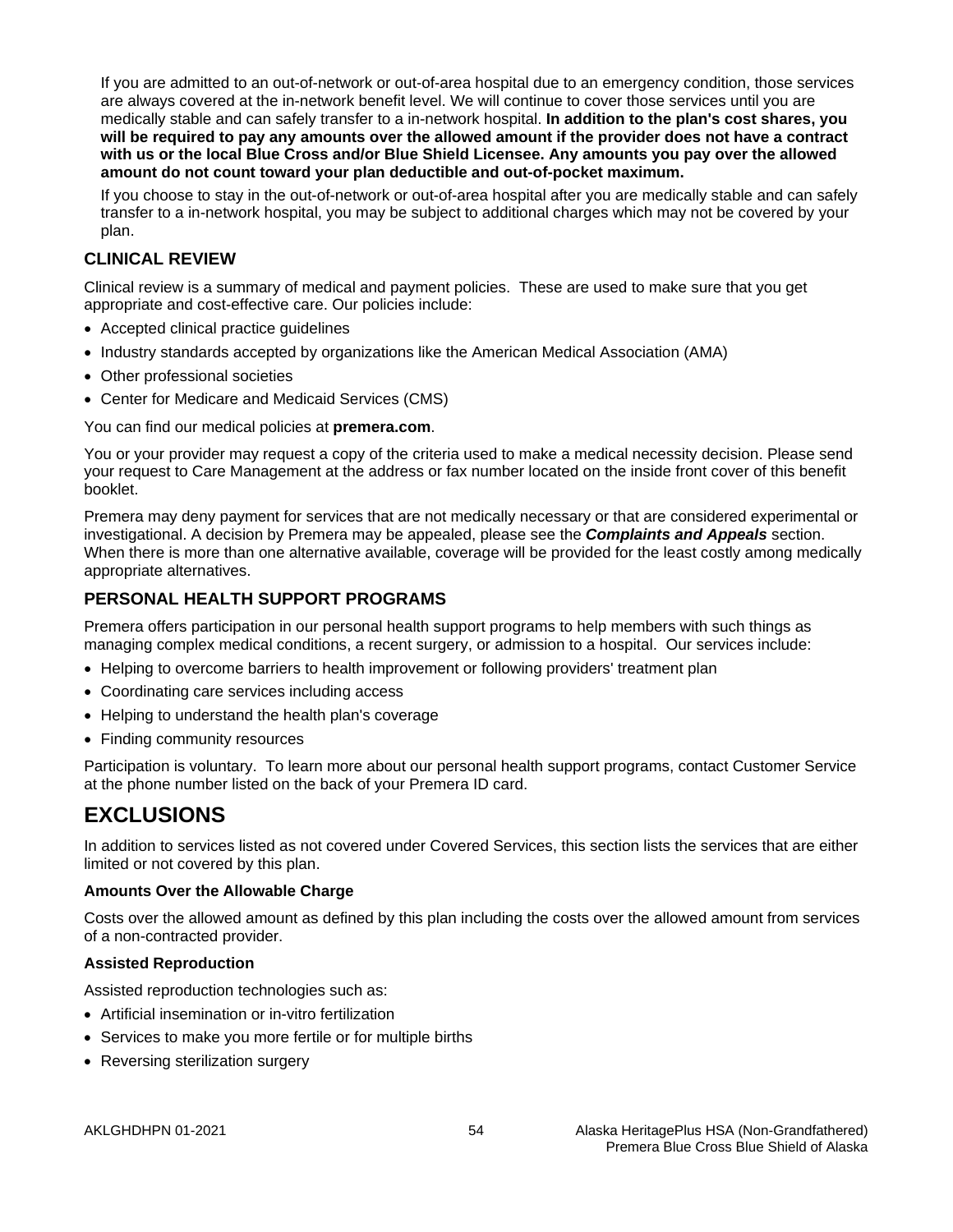If you are admitted to an out-of-network or out-of-area hospital due to an emergency condition, those services are always covered at the in-network benefit level. We will continue to cover those services until you are medically stable and can safely transfer to a in-network hospital. **In addition to the plan's cost shares, you will be required to pay any amounts over the allowed amount if the provider does not have a contract with us or the local Blue Cross and/or Blue Shield Licensee. Any amounts you pay over the allowed amount do not count toward your plan deductible and out-of-pocket maximum.**

If you choose to stay in the out-of-network or out-of-area hospital after you are medically stable and can safely transfer to a in-network hospital, you may be subject to additional charges which may not be covered by your plan.

## CLINICAL REVIEW

Clinical review is a summary of medical and payment policies. These are used to make sure that you get appropriate and cost-effective care. Our policies include:

- Accepted clinical practice guidelines
- Industry standards accepted by organizations like the American Medical Association (AMA)
- Other professional societies
- Center for Medicare and Medicaid Services (CMS)

You can find our medical policies at **premera.com**.

You or your provider may request a copy of the criteria used to make a medical necessity decision. Please send your request to Care Management at the address or fax number located on the inside front cover of this benefit booklet.

Premera may deny payment for services that are not medically necessary or that are considered experimental or investigational. A decision by Premera may be appealed, please see the ***Complaints and Appeals*** section. When there is more than one alternative available, coverage will be provided for the least costly among medically appropriate alternatives.

## PERSONAL HEALTH SUPPORT PROGRAMS

Premera offers participation in our personal health support programs to help members with such things as managing complex medical conditions, a recent surgery, or admission to a hospital. Our services include:

- Helping to overcome barriers to health improvement or following providers' treatment plan
- Coordinating care services including access
- Helping to understand the health plan's coverage
- Finding community resources

Participation is voluntary. To learn more about our personal health support programs, contact Customer Service at the phone number listed on the back of your Premera ID card.

# EXCLUSIONS

In addition to services listed as not covered under Covered Services, this section lists the services that are either limited or not covered by this plan.

**Amounts Over the Allowable Charge**

Costs over the allowed amount as defined by this plan including the costs over the allowed amount from services of a non-contracted provider.

**Assisted Reproduction**

Assisted reproduction technologies such as:

- Artificial insemination or in-vitro fertilization
- Services to make you more fertile or for multiple births
- Reversing sterilization surgery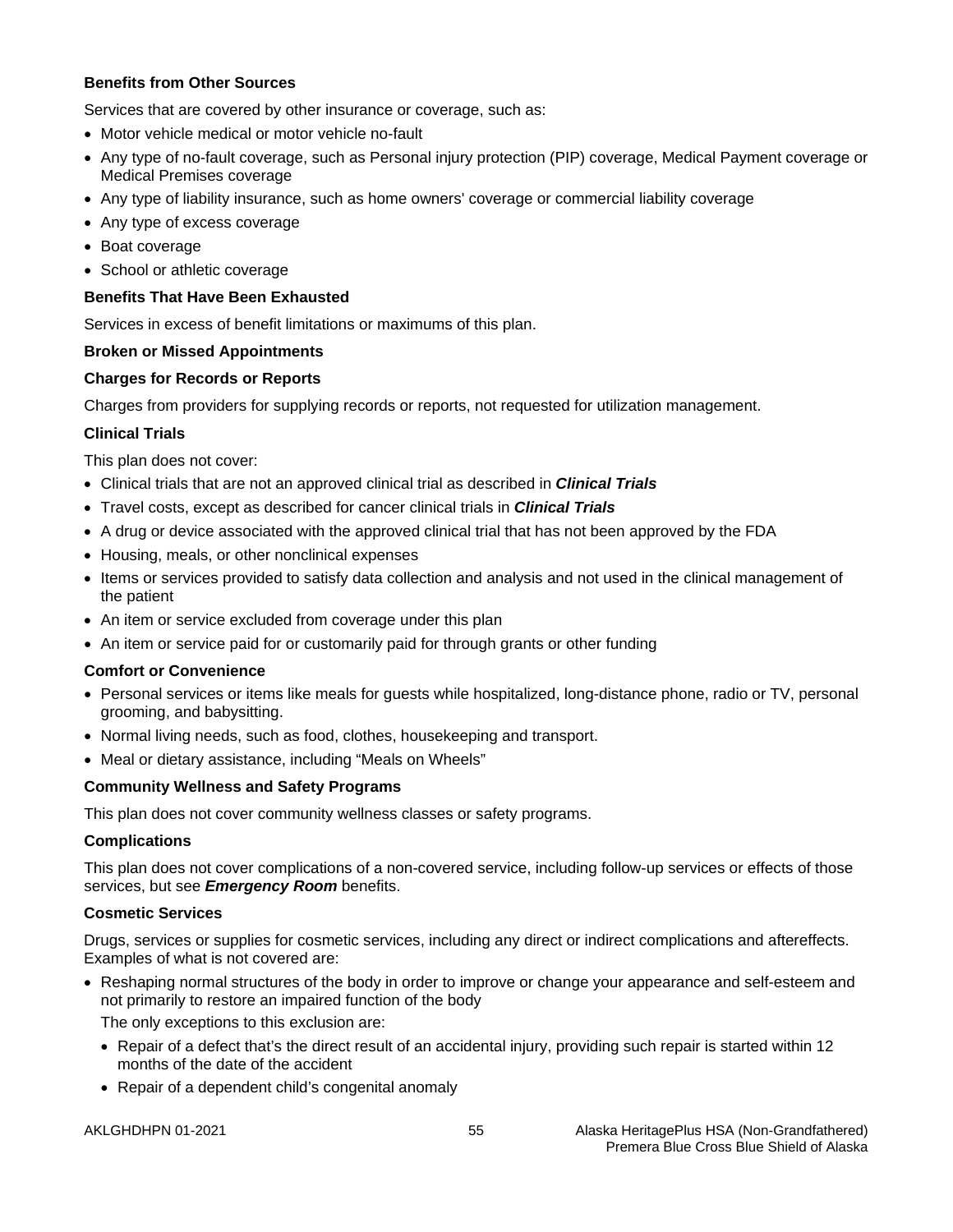**Benefits from Other Sources**

Services that are covered by other insurance or coverage, such as:

- Motor vehicle medical or motor vehicle no-fault
- Any type of no-fault coverage, such as Personal injury protection (PIP) coverage, Medical Payment coverage or Medical Premises coverage
- Any type of liability insurance, such as home owners' coverage or commercial liability coverage
- Any type of excess coverage
- Boat coverage
- School or athletic coverage

**Benefits That Have Been Exhausted**

Services in excess of benefit limitations or maximums of this plan.

**Broken or Missed Appointments**

**Charges for Records or Reports**

Charges from providers for supplying records or reports, not requested for utilization management.

**Clinical Trials**

This plan does not cover:

- Clinical trials that are not an approved clinical trial as described in ***Clinical Trials***
- Travel costs, except as described for cancer clinical trials in ***Clinical Trials***
- A drug or device associated with the approved clinical trial that has not been approved by the FDA
- Housing, meals, or other nonclinical expenses
- Items or services provided to satisfy data collection and analysis and not used in the clinical management of the patient
- An item or service excluded from coverage under this plan
- An item or service paid for or customarily paid for through grants or other funding

**Comfort or Convenience**

- Personal services or items like meals for guests while hospitalized, long-distance phone, radio or TV, personal grooming, and babysitting.
- Normal living needs, such as food, clothes, housekeeping and transport.
- Meal or dietary assistance, including "Meals on Wheels"

**Community Wellness and Safety Programs**

This plan does not cover community wellness classes or safety programs.

**Complications**

This plan does not cover complications of a non-covered service, including follow-up services or effects of those services, but see ***Emergency Room*** benefits.

**Cosmetic Services**

Drugs, services or supplies for cosmetic services, including any direct or indirect complications and aftereffects. Examples of what is not covered are:

- Reshaping normal structures of the body in order to improve or change your appearance and self-esteem and not primarily to restore an impaired function of the body

  The only exceptions to this exclusion are:

  - Repair of a defect that's the direct result of an accidental injury, providing such repair is started within 12 months of the date of the accident
  - Repair of a dependent child's congenital anomaly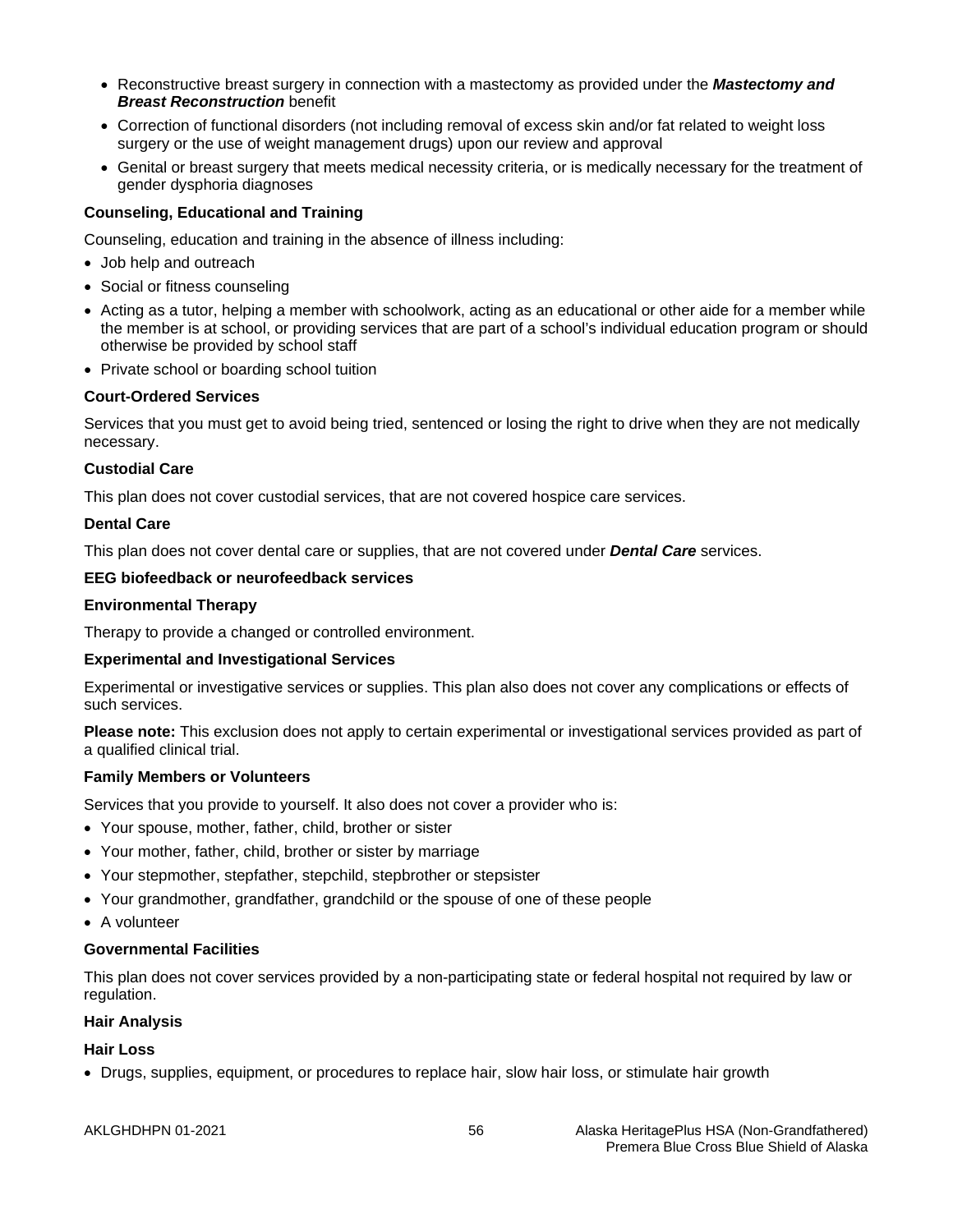- Reconstructive breast surgery in connection with a mastectomy as provided under the ***Mastectomy and Breast Reconstruction*** benefit
- Correction of functional disorders (not including removal of excess skin and/or fat related to weight loss surgery or the use of weight management drugs) upon our review and approval
- Genital or breast surgery that meets medical necessity criteria, or is medically necessary for the treatment of gender dysphoria diagnoses

**Counseling, Educational and Training**

Counseling, education and training in the absence of illness including:

- Job help and outreach
- Social or fitness counseling
- Acting as a tutor, helping a member with schoolwork, acting as an educational or other aide for a member while the member is at school, or providing services that are part of a school's individual education program or should otherwise be provided by school staff
- Private school or boarding school tuition

**Court-Ordered Services**

Services that you must get to avoid being tried, sentenced or losing the right to drive when they are not medically necessary.

**Custodial Care**

This plan does not cover custodial services, that are not covered hospice care services.

**Dental Care**

This plan does not cover dental care or supplies, that are not covered under ***Dental Care*** services.

**EEG biofeedback or neurofeedback services**

**Environmental Therapy**

Therapy to provide a changed or controlled environment.

**Experimental and Investigational Services**

Experimental or investigative services or supplies. This plan also does not cover any complications or effects of such services.

**Please note:** This exclusion does not apply to certain experimental or investigational services provided as part of a qualified clinical trial.

**Family Members or Volunteers**

Services that you provide to yourself. It also does not cover a provider who is:

- Your spouse, mother, father, child, brother or sister
- Your mother, father, child, brother or sister by marriage
- Your stepmother, stepfather, stepchild, stepbrother or stepsister
- Your grandmother, grandfather, grandchild or the spouse of one of these people
- A volunteer

**Governmental Facilities**

This plan does not cover services provided by a non-participating state or federal hospital not required by law or regulation.

**Hair Analysis**

**Hair Loss**

- Drugs, supplies, equipment, or procedures to replace hair, slow hair loss, or stimulate hair growth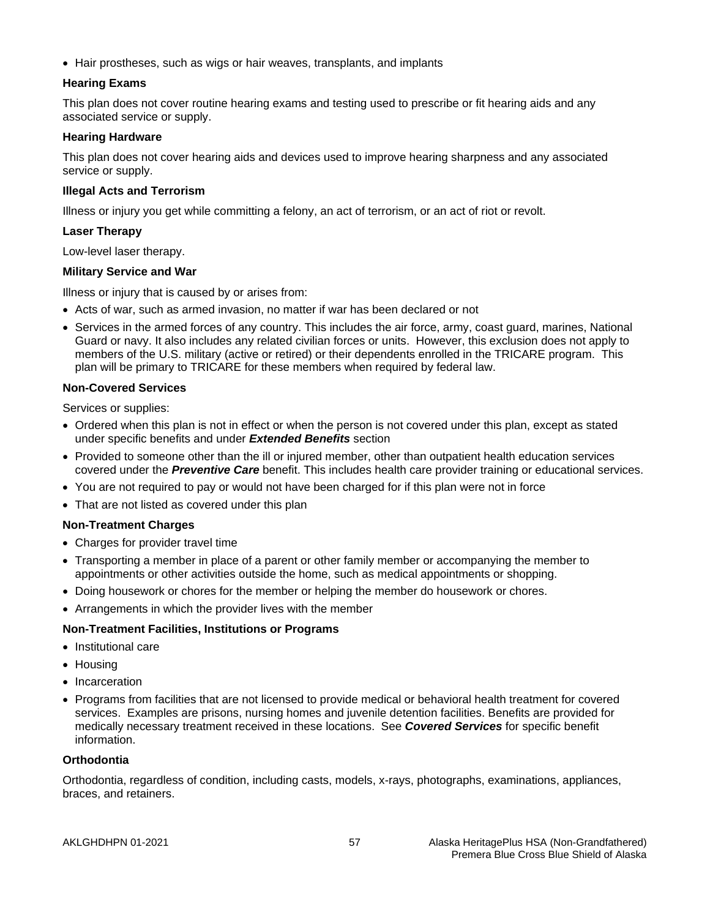- Hair prostheses, such as wigs or hair weaves, transplants, and implants

**Hearing Exams**

This plan does not cover routine hearing exams and testing used to prescribe or fit hearing aids and any associated service or supply.

**Hearing Hardware**

This plan does not cover hearing aids and devices used to improve hearing sharpness and any associated service or supply.

**Illegal Acts and Terrorism**

Illness or injury you get while committing a felony, an act of terrorism, or an act of riot or revolt.

**Laser Therapy**

Low-level laser therapy.

**Military Service and War**

Illness or injury that is caused by or arises from:

- Acts of war, such as armed invasion, no matter if war has been declared or not
- Services in the armed forces of any country. This includes the air force, army, coast guard, marines, National Guard or navy. It also includes any related civilian forces or units. However, this exclusion does not apply to members of the U.S. military (active or retired) or their dependents enrolled in the TRICARE program. This plan will be primary to TRICARE for these members when required by federal law.

**Non-Covered Services**

Services or supplies:

- Ordered when this plan is not in effect or when the person is not covered under this plan, except as stated under specific benefits and under ***Extended Benefits*** section
- Provided to someone other than the ill or injured member, other than outpatient health education services covered under the ***Preventive Care*** benefit. This includes health care provider training or educational services.
- You are not required to pay or would not have been charged for if this plan were not in force
- That are not listed as covered under this plan

**Non-Treatment Charges**

- Charges for provider travel time
- Transporting a member in place of a parent or other family member or accompanying the member to appointments or other activities outside the home, such as medical appointments or shopping.
- Doing housework or chores for the member or helping the member do housework or chores.
- Arrangements in which the provider lives with the member

**Non-Treatment Facilities, Institutions or Programs**

- Institutional care
- Housing
- Incarceration
- Programs from facilities that are not licensed to provide medical or behavioral health treatment for covered services. Examples are prisons, nursing homes and juvenile detention facilities. Benefits are provided for medically necessary treatment received in these locations. See ***Covered Services*** for specific benefit information.

**Orthodontia**

Orthodontia, regardless of condition, including casts, models, x-rays, photographs, examinations, appliances, braces, and retainers.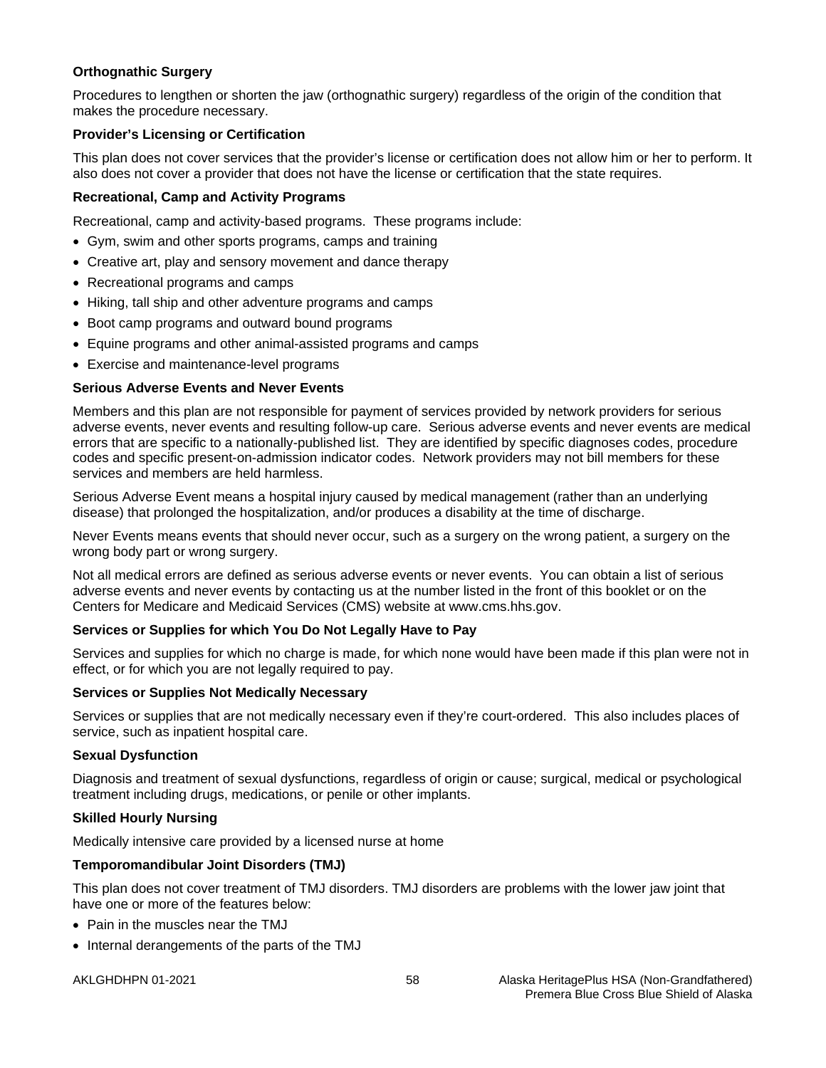**Orthognathic Surgery**

Procedures to lengthen or shorten the jaw (orthognathic surgery) regardless of the origin of the condition that makes the procedure necessary.

**Provider's Licensing or Certification**

This plan does not cover services that the provider's license or certification does not allow him or her to perform. It also does not cover a provider that does not have the license or certification that the state requires.

**Recreational, Camp and Activity Programs**

Recreational, camp and activity-based programs. These programs include:

- Gym, swim and other sports programs, camps and training
- Creative art, play and sensory movement and dance therapy
- Recreational programs and camps
- Hiking, tall ship and other adventure programs and camps
- Boot camp programs and outward bound programs
- Equine programs and other animal-assisted programs and camps
- Exercise and maintenance-level programs

**Serious Adverse Events and Never Events**

Members and this plan are not responsible for payment of services provided by network providers for serious adverse events, never events and resulting follow-up care. Serious adverse events and never events are medical errors that are specific to a nationally-published list. They are identified by specific diagnoses codes, procedure codes and specific present-on-admission indicator codes. Network providers may not bill members for these services and members are held harmless.

Serious Adverse Event means a hospital injury caused by medical management (rather than an underlying disease) that prolonged the hospitalization, and/or produces a disability at the time of discharge.

Never Events means events that should never occur, such as a surgery on the wrong patient, a surgery on the wrong body part or wrong surgery.

Not all medical errors are defined as serious adverse events or never events. You can obtain a list of serious adverse events and never events by contacting us at the number listed in the front of this booklet or on the Centers for Medicare and Medicaid Services (CMS) website at www.cms.hhs.gov.

**Services or Supplies for which You Do Not Legally Have to Pay**

Services and supplies for which no charge is made, for which none would have been made if this plan were not in effect, or for which you are not legally required to pay.

**Services or Supplies Not Medically Necessary**

Services or supplies that are not medically necessary even if they're court-ordered. This also includes places of service, such as inpatient hospital care.

**Sexual Dysfunction**

Diagnosis and treatment of sexual dysfunctions, regardless of origin or cause; surgical, medical or psychological treatment including drugs, medications, or penile or other implants.

**Skilled Hourly Nursing**

Medically intensive care provided by a licensed nurse at home

**Temporomandibular Joint Disorders (TMJ)**

This plan does not cover treatment of TMJ disorders. TMJ disorders are problems with the lower jaw joint that have one or more of the features below:

- Pain in the muscles near the TMJ
- Internal derangements of the parts of the TMJ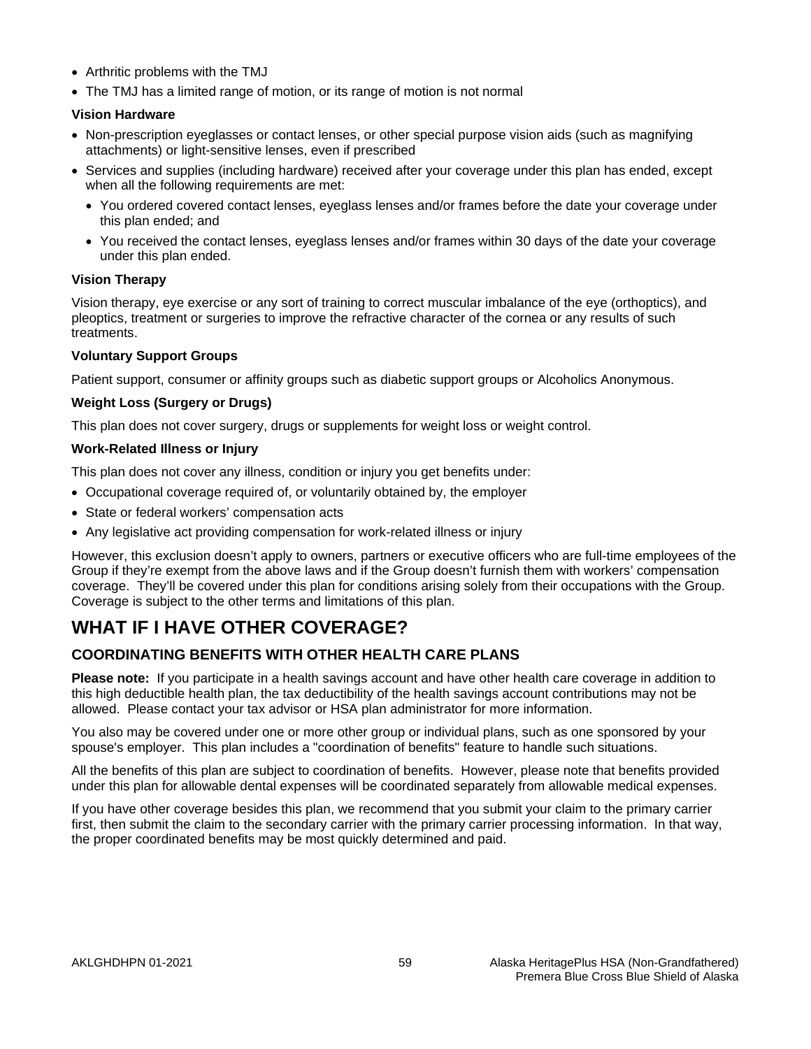- Arthritic problems with the TMJ
- The TMJ has a limited range of motion, or its range of motion is not normal

**Vision Hardware**

- Non-prescription eyeglasses or contact lenses, or other special purpose vision aids (such as magnifying attachments) or light-sensitive lenses, even if prescribed
- Services and supplies (including hardware) received after your coverage under this plan has ended, except when all the following requirements are met:
  - You ordered covered contact lenses, eyeglass lenses and/or frames before the date your coverage under this plan ended; and
  - You received the contact lenses, eyeglass lenses and/or frames within 30 days of the date your coverage under this plan ended.

**Vision Therapy**

Vision therapy, eye exercise or any sort of training to correct muscular imbalance of the eye (orthoptics), and pleoptics, treatment or surgeries to improve the refractive character of the cornea or any results of such treatments.

**Voluntary Support Groups**

Patient support, consumer or affinity groups such as diabetic support groups or Alcoholics Anonymous.

**Weight Loss (Surgery or Drugs)**

This plan does not cover surgery, drugs or supplements for weight loss or weight control.

**Work-Related Illness or Injury**

This plan does not cover any illness, condition or injury you get benefits under:

- Occupational coverage required of, or voluntarily obtained by, the employer
- State or federal workers' compensation acts
- Any legislative act providing compensation for work-related illness or injury

However, this exclusion doesn't apply to owners, partners or executive officers who are full-time employees of the Group if they're exempt from the above laws and if the Group doesn't furnish them with workers' compensation coverage. They'll be covered under this plan for conditions arising solely from their occupations with the Group. Coverage is subject to the other terms and limitations of this plan.

# WHAT IF I HAVE OTHER COVERAGE?

## COORDINATING BENEFITS WITH OTHER HEALTH CARE PLANS

**Please note:** If you participate in a health savings account and have other health care coverage in addition to this high deductible health plan, the tax deductibility of the health savings account contributions may not be allowed. Please contact your tax advisor or HSA plan administrator for more information.

You also may be covered under one or more other group or individual plans, such as one sponsored by your spouse's employer. This plan includes a "coordination of benefits" feature to handle such situations.

All the benefits of this plan are subject to coordination of benefits. However, please note that benefits provided under this plan for allowable dental expenses will be coordinated separately from allowable medical expenses.

If you have other coverage besides this plan, we recommend that you submit your claim to the primary carrier first, then submit the claim to the secondary carrier with the primary carrier processing information. In that way, the proper coordinated benefits may be most quickly determined and paid.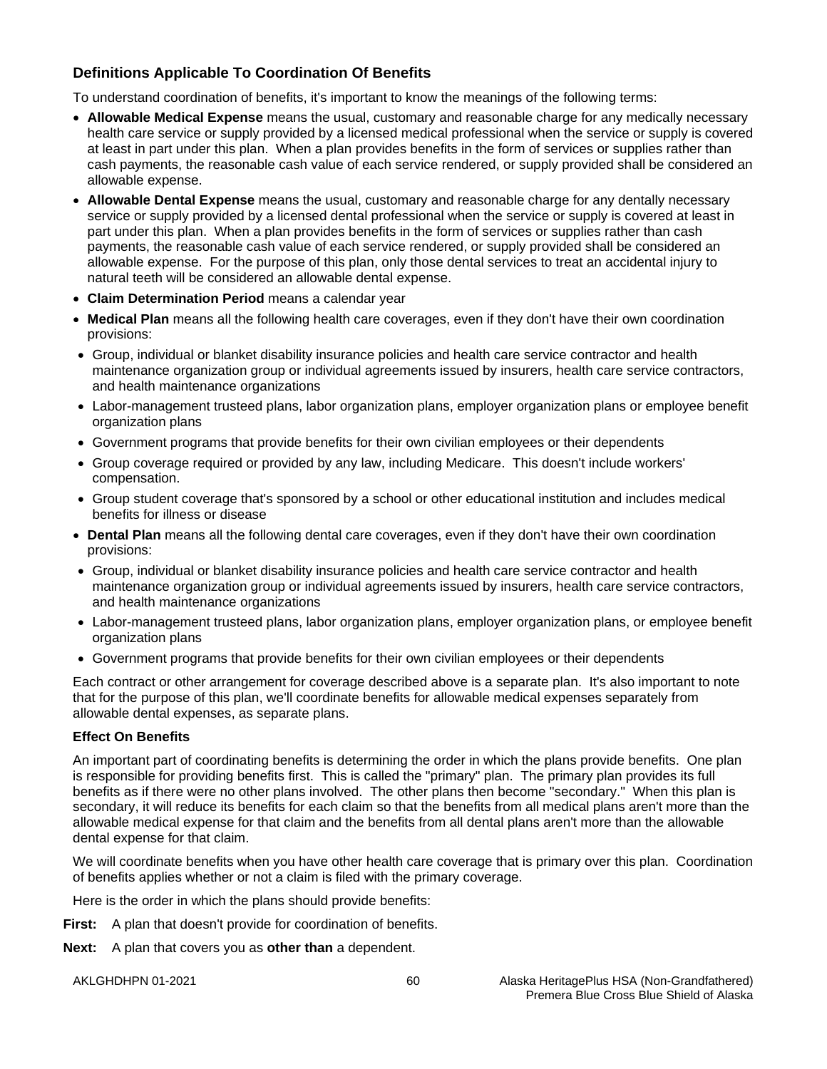### Definitions Applicable To Coordination Of Benefits

To understand coordination of benefits, it's important to know the meanings of the following terms:

- **Allowable Medical Expense** means the usual, customary and reasonable charge for any medically necessary health care service or supply provided by a licensed medical professional when the service or supply is covered at least in part under this plan. When a plan provides benefits in the form of services or supplies rather than cash payments, the reasonable cash value of each service rendered, or supply provided shall be considered an allowable expense.
- **Allowable Dental Expense** means the usual, customary and reasonable charge for any dentally necessary service or supply provided by a licensed dental professional when the service or supply is covered at least in part under this plan. When a plan provides benefits in the form of services or supplies rather than cash payments, the reasonable cash value of each service rendered, or supply provided shall be considered an allowable expense. For the purpose of this plan, only those dental services to treat an accidental injury to natural teeth will be considered an allowable dental expense.
- **Claim Determination Period** means a calendar year
- **Medical Plan** means all the following health care coverages, even if they don't have their own coordination provisions:
  - Group, individual or blanket disability insurance policies and health care service contractor and health maintenance organization group or individual agreements issued by insurers, health care service contractors, and health maintenance organizations
  - Labor-management trusteed plans, labor organization plans, employer organization plans or employee benefit organization plans
  - Government programs that provide benefits for their own civilian employees or their dependents
  - Group coverage required or provided by any law, including Medicare. This doesn't include workers' compensation.
  - Group student coverage that's sponsored by a school or other educational institution and includes medical benefits for illness or disease
- **Dental Plan** means all the following dental care coverages, even if they don't have their own coordination provisions:
  - Group, individual or blanket disability insurance policies and health care service contractor and health maintenance organization group or individual agreements issued by insurers, health care service contractors, and health maintenance organizations
  - Labor-management trusteed plans, labor organization plans, employer organization plans, or employee benefit organization plans
  - Government programs that provide benefits for their own civilian employees or their dependents

Each contract or other arrangement for coverage described above is a separate plan. It's also important to note that for the purpose of this plan, we'll coordinate benefits for allowable medical expenses separately from allowable dental expenses, as separate plans.

#### Effect On Benefits

An important part of coordinating benefits is determining the order in which the plans provide benefits. One plan is responsible for providing benefits first. This is called the "primary" plan. The primary plan provides its full benefits as if there were no other plans involved. The other plans then become "secondary." When this plan is secondary, it will reduce its benefits for each claim so that the benefits from all medical plans aren't more than the allowable medical expense for that claim and the benefits from all dental plans aren't more than the allowable dental expense for that claim.

We will coordinate benefits when you have other health care coverage that is primary over this plan. Coordination of benefits applies whether or not a claim is filed with the primary coverage.

Here is the order in which the plans should provide benefits:

**First:** A plan that doesn't provide for coordination of benefits.

**Next:** A plan that covers you as **other than** a dependent.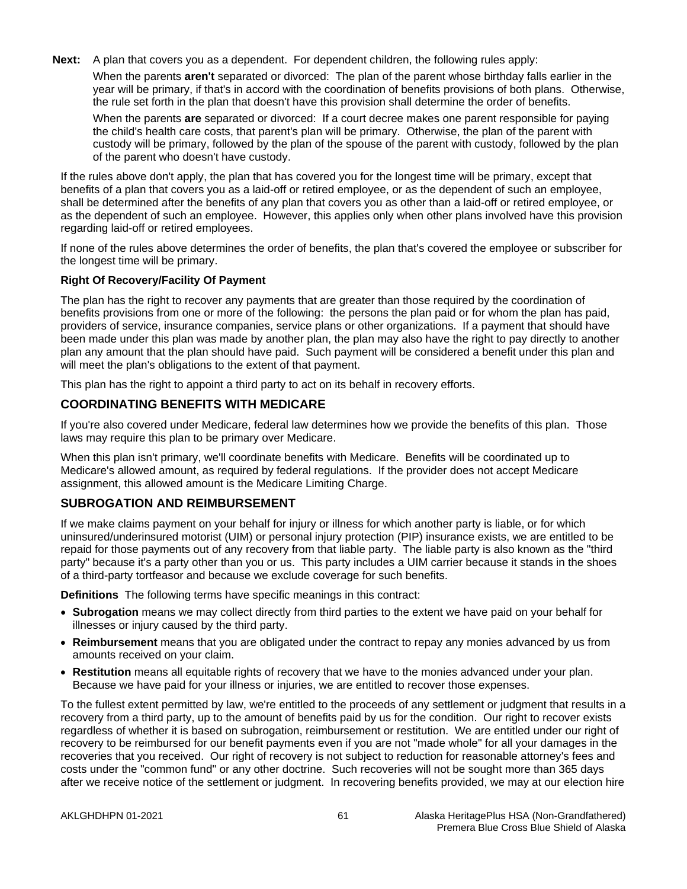**Next:** A plan that covers you as a dependent. For dependent children, the following rules apply:

When the parents **aren't** separated or divorced: The plan of the parent whose birthday falls earlier in the year will be primary, if that's in accord with the coordination of benefits provisions of both plans. Otherwise, the rule set forth in the plan that doesn't have this provision shall determine the order of benefits.

When the parents **are** separated or divorced: If a court decree makes one parent responsible for paying the child's health care costs, that parent's plan will be primary. Otherwise, the plan of the parent with custody will be primary, followed by the plan of the spouse of the parent with custody, followed by the plan of the parent who doesn't have custody.

If the rules above don't apply, the plan that has covered you for the longest time will be primary, except that benefits of a plan that covers you as a laid-off or retired employee, or as the dependent of such an employee, shall be determined after the benefits of any plan that covers you as other than a laid-off or retired employee, or as the dependent of such an employee. However, this applies only when other plans involved have this provision regarding laid-off or retired employees.

If none of the rules above determines the order of benefits, the plan that's covered the employee or subscriber for the longest time will be primary.

**Right Of Recovery/Facility Of Payment**

The plan has the right to recover any payments that are greater than those required by the coordination of benefits provisions from one or more of the following: the persons the plan paid or for whom the plan has paid, providers of service, insurance companies, service plans or other organizations. If a payment that should have been made under this plan was made by another plan, the plan may also have the right to pay directly to another plan any amount that the plan should have paid. Such payment will be considered a benefit under this plan and will meet the plan's obligations to the extent of that payment.

This plan has the right to appoint a third party to act on its behalf in recovery efforts.

## COORDINATING BENEFITS WITH MEDICARE

If you're also covered under Medicare, federal law determines how we provide the benefits of this plan. Those laws may require this plan to be primary over Medicare.

When this plan isn't primary, we'll coordinate benefits with Medicare. Benefits will be coordinated up to Medicare's allowed amount, as required by federal regulations. If the provider does not accept Medicare assignment, this allowed amount is the Medicare Limiting Charge.

## SUBROGATION AND REIMBURSEMENT

If we make claims payment on your behalf for injury or illness for which another party is liable, or for which uninsured/underinsured motorist (UIM) or personal injury protection (PIP) insurance exists, we are entitled to be repaid for those payments out of any recovery from that liable party. The liable party is also known as the "third party" because it's a party other than you or us. This party includes a UIM carrier because it stands in the shoes of a third-party tortfeasor and because we exclude coverage for such benefits.

**Definitions** The following terms have specific meanings in this contract:

- **Subrogation** means we may collect directly from third parties to the extent we have paid on your behalf for illnesses or injury caused by the third party.
- **Reimbursement** means that you are obligated under the contract to repay any monies advanced by us from amounts received on your claim.
- **Restitution** means all equitable rights of recovery that we have to the monies advanced under your plan. Because we have paid for your illness or injuries, we are entitled to recover those expenses.

To the fullest extent permitted by law, we're entitled to the proceeds of any settlement or judgment that results in a recovery from a third party, up to the amount of benefits paid by us for the condition. Our right to recover exists regardless of whether it is based on subrogation, reimbursement or restitution. We are entitled under our right of recovery to be reimbursed for our benefit payments even if you are not "made whole" for all your damages in the recoveries that you received. Our right of recovery is not subject to reduction for reasonable attorney's fees and costs under the "common fund" or any other doctrine. Such recoveries will not be sought more than 365 days after we receive notice of the settlement or judgment. In recovering benefits provided, we may at our election hire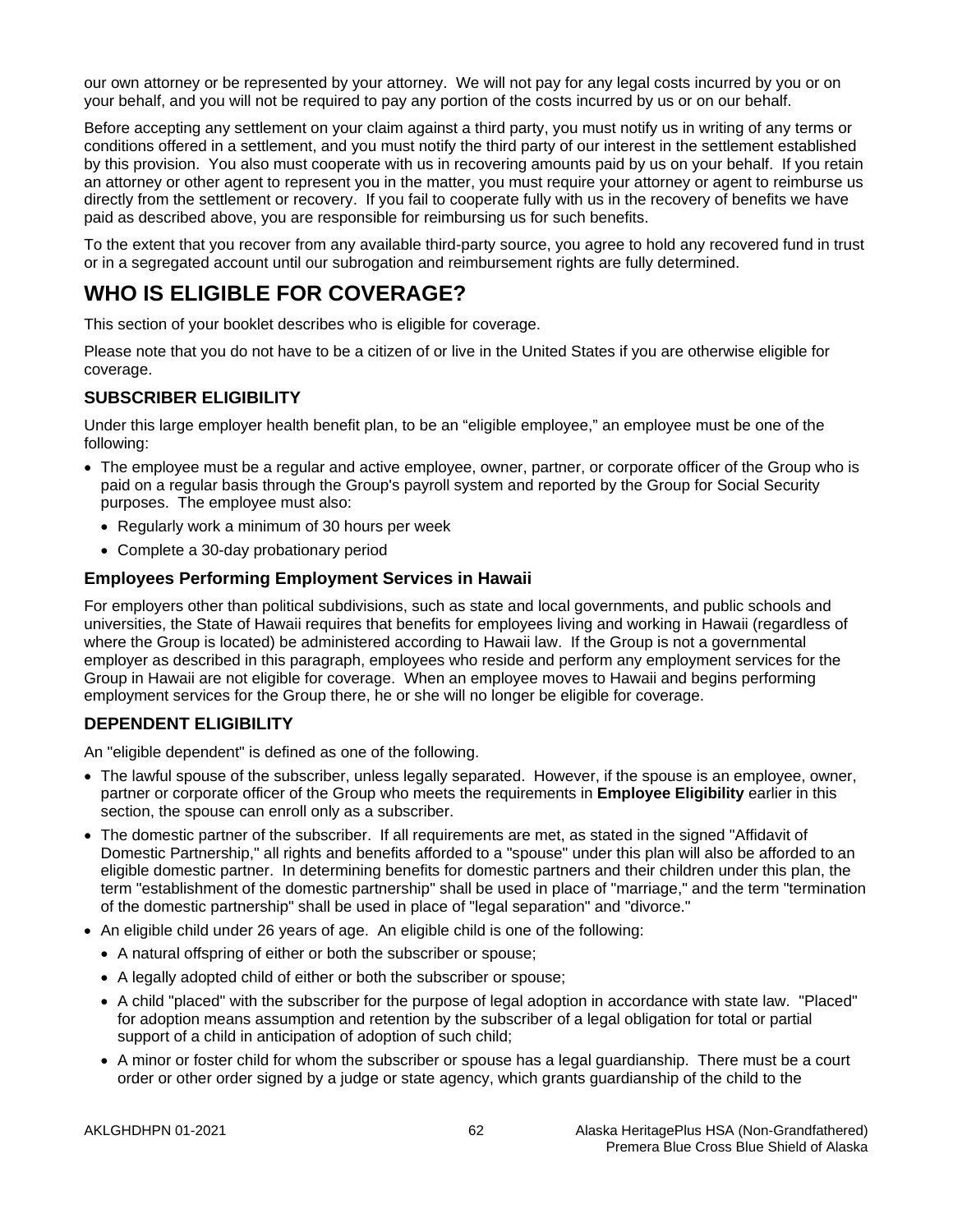our own attorney or be represented by your attorney. We will not pay for any legal costs incurred by you or on your behalf, and you will not be required to pay any portion of the costs incurred by us or on our behalf.

Before accepting any settlement on your claim against a third party, you must notify us in writing of any terms or conditions offered in a settlement, and you must notify the third party of our interest in the settlement established by this provision. You also must cooperate with us in recovering amounts paid by us on your behalf. If you retain an attorney or other agent to represent you in the matter, you must require your attorney or agent to reimburse us directly from the settlement or recovery. If you fail to cooperate fully with us in the recovery of benefits we have paid as described above, you are responsible for reimbursing us for such benefits.

To the extent that you recover from any available third-party source, you agree to hold any recovered fund in trust or in a segregated account until our subrogation and reimbursement rights are fully determined.

# WHO IS ELIGIBLE FOR COVERAGE?

This section of your booklet describes who is eligible for coverage.

Please note that you do not have to be a citizen of or live in the United States if you are otherwise eligible for coverage.

## SUBSCRIBER ELIGIBILITY

Under this large employer health benefit plan, to be an "eligible employee," an employee must be one of the following:

- The employee must be a regular and active employee, owner, partner, or corporate officer of the Group who is paid on a regular basis through the Group's payroll system and reported by the Group for Social Security purposes. The employee must also:
  - Regularly work a minimum of 30 hours per week
  - Complete a 30-day probationary period

### Employees Performing Employment Services in Hawaii

For employers other than political subdivisions, such as state and local governments, and public schools and universities, the State of Hawaii requires that benefits for employees living and working in Hawaii (regardless of where the Group is located) be administered according to Hawaii law. If the Group is not a governmental employer as described in this paragraph, employees who reside and perform any employment services for the Group in Hawaii are not eligible for coverage. When an employee moves to Hawaii and begins performing employment services for the Group there, he or she will no longer be eligible for coverage.

## DEPENDENT ELIGIBILITY

An "eligible dependent" is defined as one of the following.

- The lawful spouse of the subscriber, unless legally separated. However, if the spouse is an employee, owner, partner or corporate officer of the Group who meets the requirements in **Employee Eligibility** earlier in this section, the spouse can enroll only as a subscriber.
- The domestic partner of the subscriber. If all requirements are met, as stated in the signed "Affidavit of Domestic Partnership," all rights and benefits afforded to a "spouse" under this plan will also be afforded to an eligible domestic partner. In determining benefits for domestic partners and their children under this plan, the term "establishment of the domestic partnership" shall be used in place of "marriage," and the term "termination of the domestic partnership" shall be used in place of "legal separation" and "divorce."
- An eligible child under 26 years of age. An eligible child is one of the following:
  - A natural offspring of either or both the subscriber or spouse;
  - A legally adopted child of either or both the subscriber or spouse;
  - A child "placed" with the subscriber for the purpose of legal adoption in accordance with state law. "Placed" for adoption means assumption and retention by the subscriber of a legal obligation for total or partial support of a child in anticipation of adoption of such child;
  - A minor or foster child for whom the subscriber or spouse has a legal guardianship. There must be a court order or other order signed by a judge or state agency, which grants guardianship of the child to the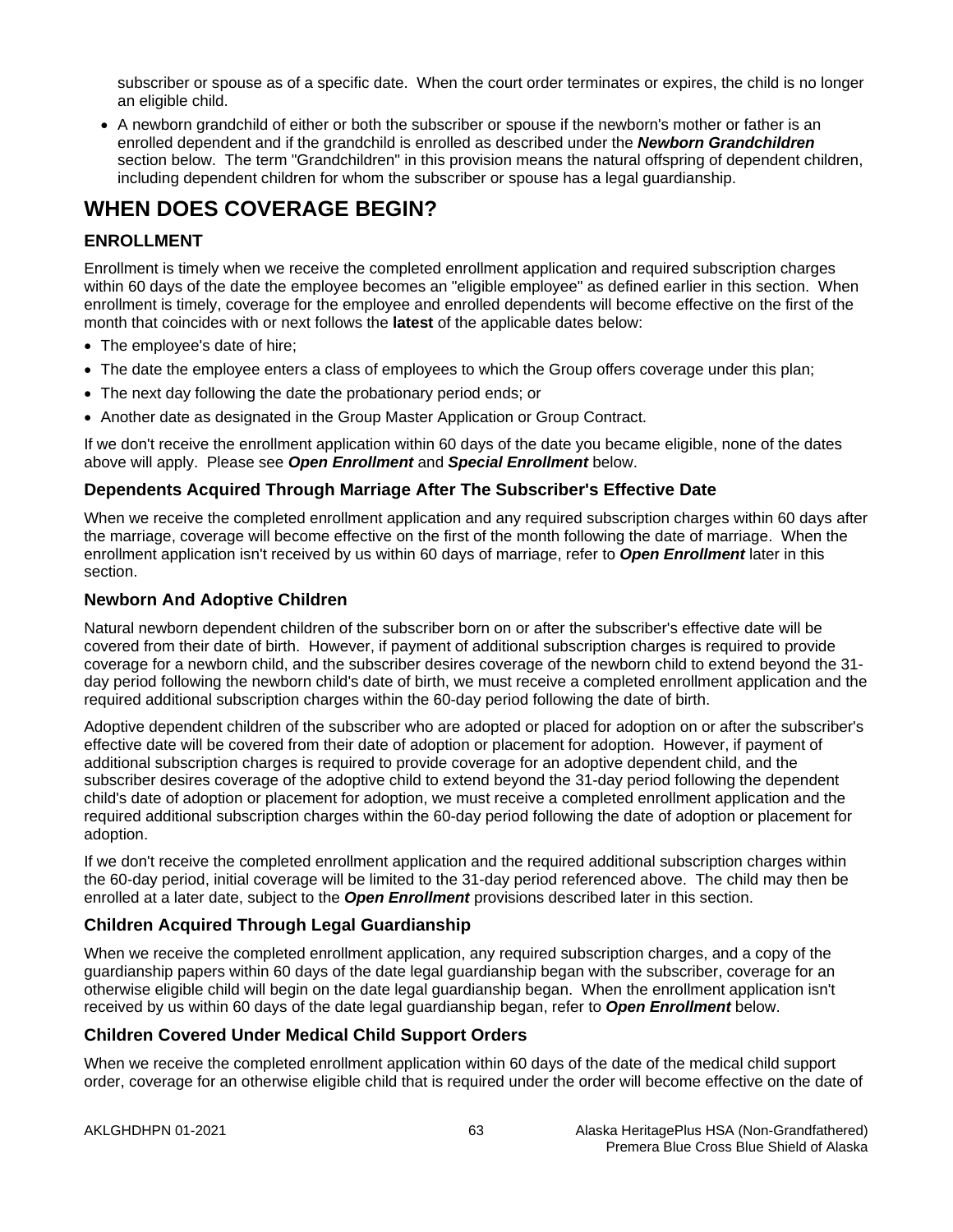subscriber or spouse as of a specific date. When the court order terminates or expires, the child is no longer an eligible child.

- A newborn grandchild of either or both the subscriber or spouse if the newborn's mother or father is an enrolled dependent and if the grandchild is enrolled as described under the ***Newborn Grandchildren*** section below. The term "Grandchildren" in this provision means the natural offspring of dependent children, including dependent children for whom the subscriber or spouse has a legal guardianship.

# WHEN DOES COVERAGE BEGIN?

## ENROLLMENT

Enrollment is timely when we receive the completed enrollment application and required subscription charges within 60 days of the date the employee becomes an "eligible employee" as defined earlier in this section. When enrollment is timely, coverage for the employee and enrolled dependents will become effective on the first of the month that coincides with or next follows the **latest** of the applicable dates below:

- The employee's date of hire;
- The date the employee enters a class of employees to which the Group offers coverage under this plan;
- The next day following the date the probationary period ends; or
- Another date as designated in the Group Master Application or Group Contract.

If we don't receive the enrollment application within 60 days of the date you became eligible, none of the dates above will apply. Please see ***Open Enrollment*** and ***Special Enrollment*** below.

### Dependents Acquired Through Marriage After The Subscriber's Effective Date

When we receive the completed enrollment application and any required subscription charges within 60 days after the marriage, coverage will become effective on the first of the month following the date of marriage. When the enrollment application isn't received by us within 60 days of marriage, refer to ***Open Enrollment*** later in this section.

### Newborn And Adoptive Children

Natural newborn dependent children of the subscriber born on or after the subscriber's effective date will be covered from their date of birth. However, if payment of additional subscription charges is required to provide coverage for a newborn child, and the subscriber desires coverage of the newborn child to extend beyond the 31-day period following the newborn child's date of birth, we must receive a completed enrollment application and the required additional subscription charges within the 60-day period following the date of birth.

Adoptive dependent children of the subscriber who are adopted or placed for adoption on or after the subscriber's effective date will be covered from their date of adoption or placement for adoption. However, if payment of additional subscription charges is required to provide coverage for an adoptive dependent child, and the subscriber desires coverage of the adoptive child to extend beyond the 31-day period following the dependent child's date of adoption or placement for adoption, we must receive a completed enrollment application and the required additional subscription charges within the 60-day period following the date of adoption or placement for adoption.

If we don't receive the completed enrollment application and the required additional subscription charges within the 60-day period, initial coverage will be limited to the 31-day period referenced above. The child may then be enrolled at a later date, subject to the ***Open Enrollment*** provisions described later in this section.

### Children Acquired Through Legal Guardianship

When we receive the completed enrollment application, any required subscription charges, and a copy of the guardianship papers within 60 days of the date legal guardianship began with the subscriber, coverage for an otherwise eligible child will begin on the date legal guardianship began. When the enrollment application isn't received by us within 60 days of the date legal guardianship began, refer to ***Open Enrollment*** below.

### Children Covered Under Medical Child Support Orders

When we receive the completed enrollment application within 60 days of the date of the medical child support order, coverage for an otherwise eligible child that is required under the order will become effective on the date of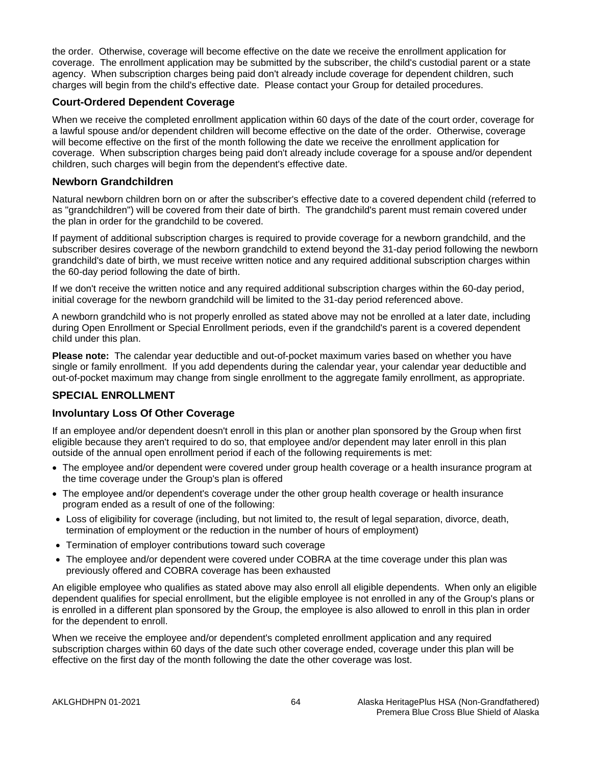the order.  Otherwise, coverage will become effective on the date we receive the enrollment application for coverage.  The enrollment application may be submitted by the subscriber, the child's custodial parent or a state agency.  When subscription charges being paid don't already include coverage for dependent children, such charges will begin from the child's effective date.  Please contact your Group for detailed procedures.

### Court-Ordered Dependent Coverage

When we receive the completed enrollment application within 60 days of the date of the court order, coverage for a lawful spouse and/or dependent children will become effective on the date of the order.  Otherwise, coverage will become effective on the first of the month following the date we receive the enrollment application for coverage.  When subscription charges being paid don't already include coverage for a spouse and/or dependent children, such charges will begin from the dependent's effective date.

### Newborn Grandchildren

Natural newborn children born on or after the subscriber's effective date to a covered dependent child (referred to as "grandchildren") will be covered from their date of birth.  The grandchild's parent must remain covered under the plan in order for the grandchild to be covered.

If payment of additional subscription charges is required to provide coverage for a newborn grandchild, and the subscriber desires coverage of the newborn grandchild to extend beyond the 31-day period following the newborn grandchild's date of birth, we must receive written notice and any required additional subscription charges within the 60-day period following the date of birth.

If we don't receive the written notice and any required additional subscription charges within the 60-day period, initial coverage for the newborn grandchild will be limited to the 31-day period referenced above.

A newborn grandchild who is not properly enrolled as stated above may not be enrolled at a later date, including during Open Enrollment or Special Enrollment periods, even if the grandchild's parent is a covered dependent child under this plan.

**Please note:**  The calendar year deductible and out-of-pocket maximum varies based on whether you have single or family enrollment.  If you add dependents during the calendar year, your calendar year deductible and out-of-pocket maximum may change from single enrollment to the aggregate family enrollment, as appropriate.

## SPECIAL ENROLLMENT

### Involuntary Loss Of Other Coverage

If an employee and/or dependent doesn't enroll in this plan or another plan sponsored by the Group when first eligible because they aren't required to do so, that employee and/or dependent may later enroll in this plan outside of the annual open enrollment period if each of the following requirements is met:

- The employee and/or dependent were covered under group health coverage or a health insurance program at the time coverage under the Group's plan is offered
- The employee and/or dependent's coverage under the other group health coverage or health insurance program ended as a result of one of the following:
  - Loss of eligibility for coverage (including, but not limited to, the result of legal separation, divorce, death, termination of employment or the reduction in the number of hours of employment)
  - Termination of employer contributions toward such coverage
  - The employee and/or dependent were covered under COBRA at the time coverage under this plan was previously offered and COBRA coverage has been exhausted

An eligible employee who qualifies as stated above may also enroll all eligible dependents.  When only an eligible dependent qualifies for special enrollment, but the eligible employee is not enrolled in any of the Group's plans or is enrolled in a different plan sponsored by the Group, the employee is also allowed to enroll in this plan in order for the dependent to enroll.

When we receive the employee and/or dependent's completed enrollment application and any required subscription charges within 60 days of the date such other coverage ended, coverage under this plan will be effective on the first day of the month following the date the other coverage was lost.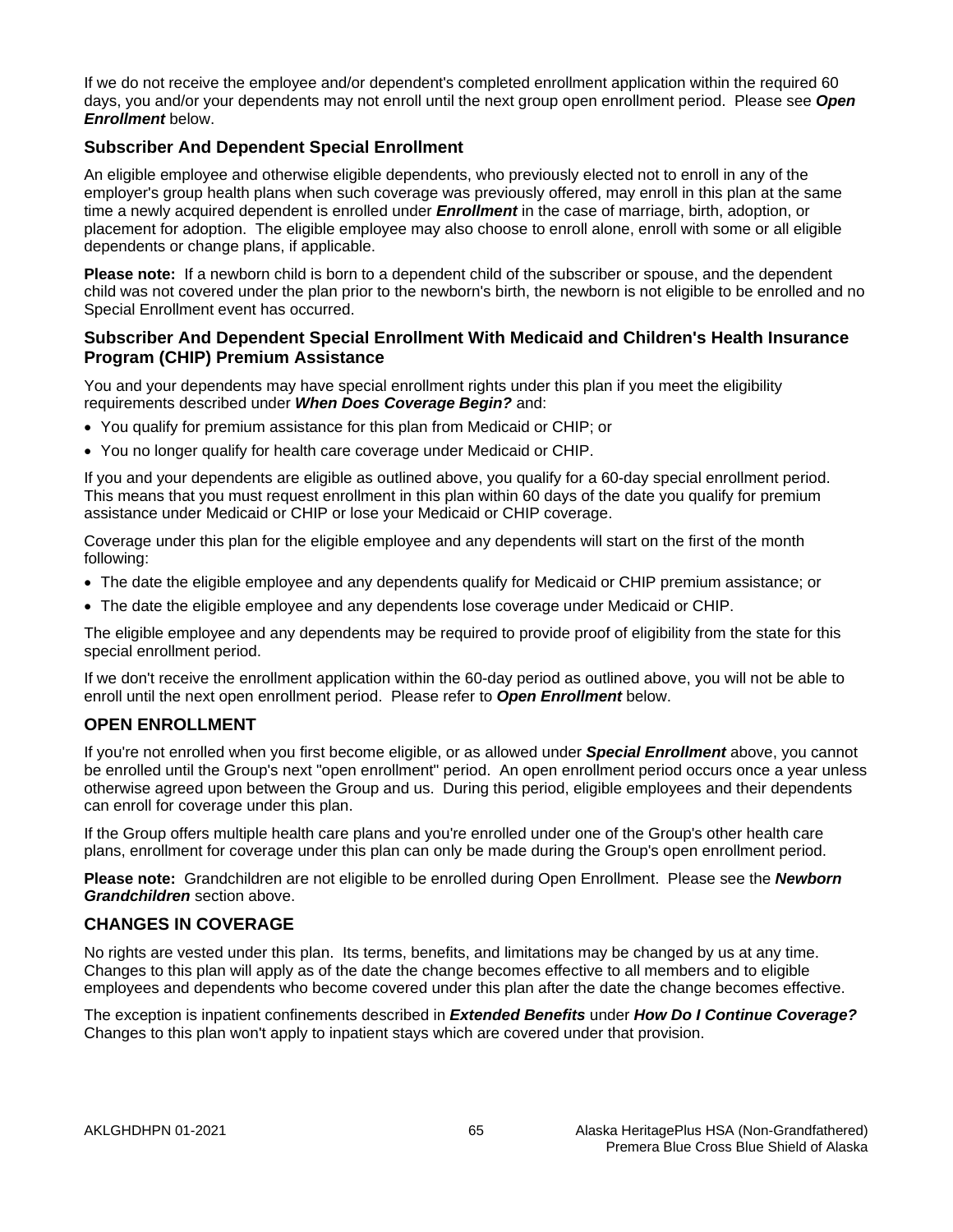If we do not receive the employee and/or dependent's completed enrollment application within the required 60 days, you and/or your dependents may not enroll until the next group open enrollment period. Please see ***Open Enrollment*** below.

### Subscriber And Dependent Special Enrollment

An eligible employee and otherwise eligible dependents, who previously elected not to enroll in any of the employer's group health plans when such coverage was previously offered, may enroll in this plan at the same time a newly acquired dependent is enrolled under ***Enrollment*** in the case of marriage, birth, adoption, or placement for adoption. The eligible employee may also choose to enroll alone, enroll with some or all eligible dependents or change plans, if applicable.

**Please note:** If a newborn child is born to a dependent child of the subscriber or spouse, and the dependent child was not covered under the plan prior to the newborn's birth, the newborn is not eligible to be enrolled and no Special Enrollment event has occurred.

### Subscriber And Dependent Special Enrollment With Medicaid and Children's Health Insurance Program (CHIP) Premium Assistance

You and your dependents may have special enrollment rights under this plan if you meet the eligibility requirements described under ***When Does Coverage Begin?*** and:

- You qualify for premium assistance for this plan from Medicaid or CHIP; or
- You no longer qualify for health care coverage under Medicaid or CHIP.

If you and your dependents are eligible as outlined above, you qualify for a 60-day special enrollment period. This means that you must request enrollment in this plan within 60 days of the date you qualify for premium assistance under Medicaid or CHIP or lose your Medicaid or CHIP coverage.

Coverage under this plan for the eligible employee and any dependents will start on the first of the month following:

- The date the eligible employee and any dependents qualify for Medicaid or CHIP premium assistance; or
- The date the eligible employee and any dependents lose coverage under Medicaid or CHIP.

The eligible employee and any dependents may be required to provide proof of eligibility from the state for this special enrollment period.

If we don't receive the enrollment application within the 60-day period as outlined above, you will not be able to enroll until the next open enrollment period. Please refer to ***Open Enrollment*** below.

## OPEN ENROLLMENT

If you're not enrolled when you first become eligible, or as allowed under ***Special Enrollment*** above, you cannot be enrolled until the Group's next "open enrollment" period. An open enrollment period occurs once a year unless otherwise agreed upon between the Group and us. During this period, eligible employees and their dependents can enroll for coverage under this plan.

If the Group offers multiple health care plans and you're enrolled under one of the Group's other health care plans, enrollment for coverage under this plan can only be made during the Group's open enrollment period.

**Please note:** Grandchildren are not eligible to be enrolled during Open Enrollment. Please see the ***Newborn Grandchildren*** section above.

## CHANGES IN COVERAGE

No rights are vested under this plan. Its terms, benefits, and limitations may be changed by us at any time. Changes to this plan will apply as of the date the change becomes effective to all members and to eligible employees and dependents who become covered under this plan after the date the change becomes effective.

The exception is inpatient confinements described in ***Extended Benefits*** under ***How Do I Continue Coverage?*** Changes to this plan won't apply to inpatient stays which are covered under that provision.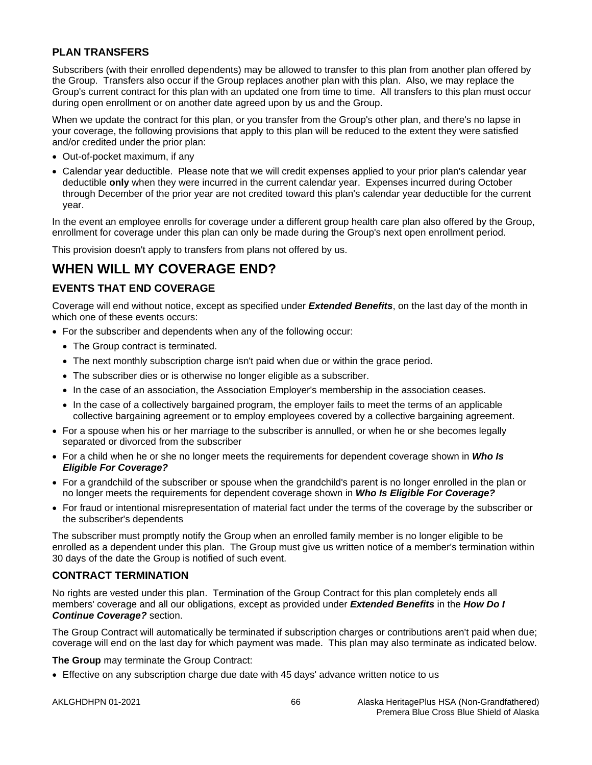### PLAN TRANSFERS

Subscribers (with their enrolled dependents) may be allowed to transfer to this plan from another plan offered by the Group. Transfers also occur if the Group replaces another plan with this plan. Also, we may replace the Group's current contract for this plan with an updated one from time to time. All transfers to this plan must occur during open enrollment or on another date agreed upon by us and the Group.

When we update the contract for this plan, or you transfer from the Group's other plan, and there's no lapse in your coverage, the following provisions that apply to this plan will be reduced to the extent they were satisfied and/or credited under the prior plan:

- Out-of-pocket maximum, if any
- Calendar year deductible. Please note that we will credit expenses applied to your prior plan's calendar year deductible **only** when they were incurred in the current calendar year. Expenses incurred during October through December of the prior year are not credited toward this plan's calendar year deductible for the current year.

In the event an employee enrolls for coverage under a different group health care plan also offered by the Group, enrollment for coverage under this plan can only be made during the Group's next open enrollment period.

This provision doesn't apply to transfers from plans not offered by us.

## WHEN WILL MY COVERAGE END?

### EVENTS THAT END COVERAGE

Coverage will end without notice, except as specified under ***Extended Benefits***, on the last day of the month in which one of these events occurs:

- For the subscriber and dependents when any of the following occur:
  - The Group contract is terminated.
  - The next monthly subscription charge isn't paid when due or within the grace period.
  - The subscriber dies or is otherwise no longer eligible as a subscriber.
  - In the case of an association, the Association Employer's membership in the association ceases.
  - In the case of a collectively bargained program, the employer fails to meet the terms of an applicable collective bargaining agreement or to employ employees covered by a collective bargaining agreement.
- For a spouse when his or her marriage to the subscriber is annulled, or when he or she becomes legally separated or divorced from the subscriber
- For a child when he or she no longer meets the requirements for dependent coverage shown in ***Who Is Eligible For Coverage?***
- For a grandchild of the subscriber or spouse when the grandchild's parent is no longer enrolled in the plan or no longer meets the requirements for dependent coverage shown in ***Who Is Eligible For Coverage?***
- For fraud or intentional misrepresentation of material fact under the terms of the coverage by the subscriber or the subscriber's dependents

The subscriber must promptly notify the Group when an enrolled family member is no longer eligible to be enrolled as a dependent under this plan. The Group must give us written notice of a member's termination within 30 days of the date the Group is notified of such event.

### CONTRACT TERMINATION

No rights are vested under this plan. Termination of the Group Contract for this plan completely ends all members' coverage and all our obligations, except as provided under ***Extended Benefits*** in the ***How Do I Continue Coverage?*** section.

The Group Contract will automatically be terminated if subscription charges or contributions aren't paid when due; coverage will end on the last day for which payment was made. This plan may also terminate as indicated below.

**The Group** may terminate the Group Contract:

- Effective on any subscription charge due date with 45 days' advance written notice to us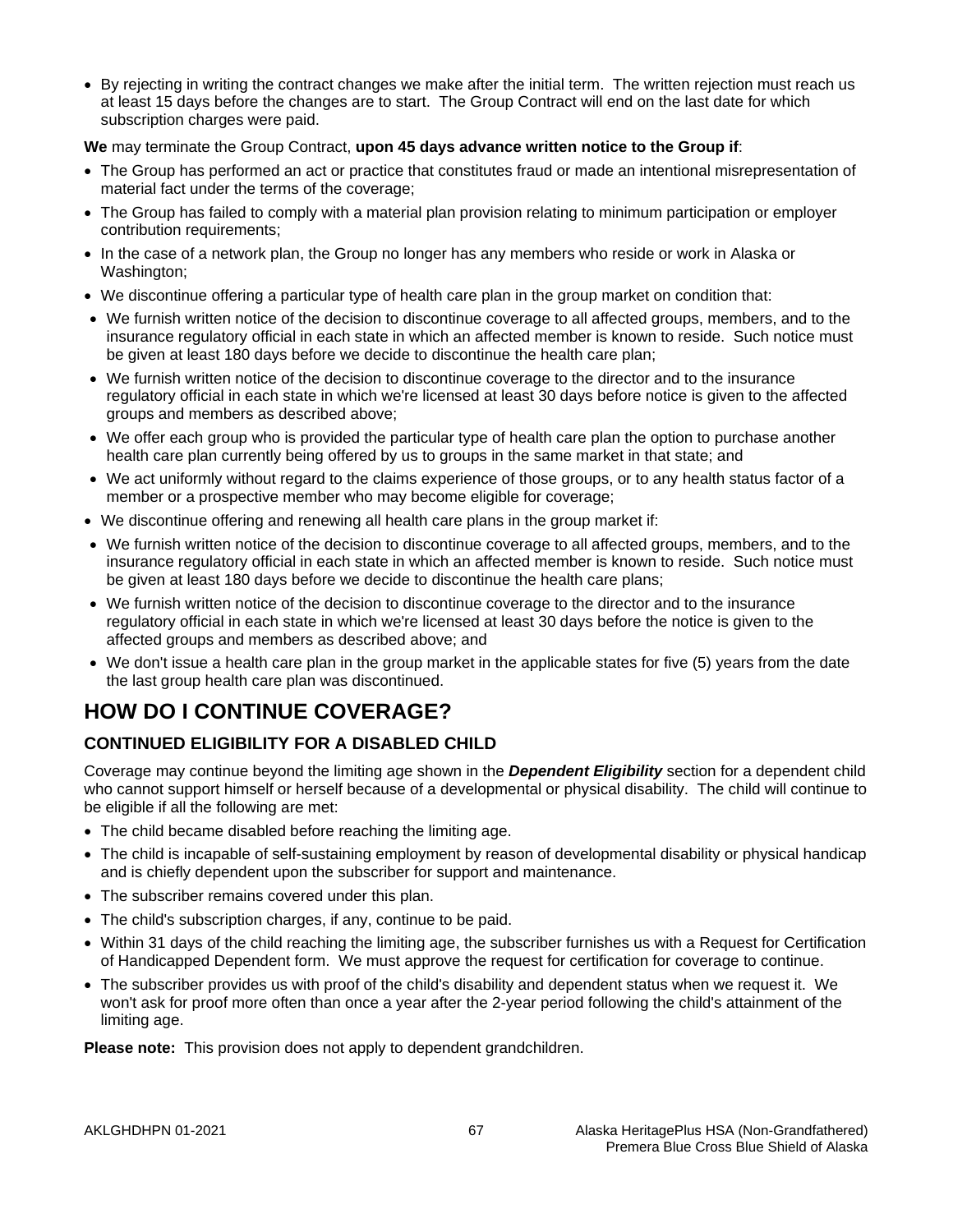- By rejecting in writing the contract changes we make after the initial term. The written rejection must reach us at least 15 days before the changes are to start. The Group Contract will end on the last date for which subscription charges were paid.

**We** may terminate the Group Contract, **upon 45 days advance written notice to the Group if**:

- The Group has performed an act or practice that constitutes fraud or made an intentional misrepresentation of material fact under the terms of the coverage;
- The Group has failed to comply with a material plan provision relating to minimum participation or employer contribution requirements;
- In the case of a network plan, the Group no longer has any members who reside or work in Alaska or Washington;
- We discontinue offering a particular type of health care plan in the group market on condition that:
- We furnish written notice of the decision to discontinue coverage to all affected groups, members, and to the insurance regulatory official in each state in which an affected member is known to reside. Such notice must be given at least 180 days before we decide to discontinue the health care plan;
- We furnish written notice of the decision to discontinue coverage to the director and to the insurance regulatory official in each state in which we're licensed at least 30 days before notice is given to the affected groups and members as described above;
- We offer each group who is provided the particular type of health care plan the option to purchase another health care plan currently being offered by us to groups in the same market in that state; and
- We act uniformly without regard to the claims experience of those groups, or to any health status factor of a member or a prospective member who may become eligible for coverage;
- We discontinue offering and renewing all health care plans in the group market if:
- We furnish written notice of the decision to discontinue coverage to all affected groups, members, and to the insurance regulatory official in each state in which an affected member is known to reside. Such notice must be given at least 180 days before we decide to discontinue the health care plans;
- We furnish written notice of the decision to discontinue coverage to the director and to the insurance regulatory official in each state in which we're licensed at least 30 days before the notice is given to the affected groups and members as described above; and
- We don't issue a health care plan in the group market in the applicable states for five (5) years from the date the last group health care plan was discontinued.

# HOW DO I CONTINUE COVERAGE?

## CONTINUED ELIGIBILITY FOR A DISABLED CHILD

Coverage may continue beyond the limiting age shown in the ***Dependent Eligibility*** section for a dependent child who cannot support himself or herself because of a developmental or physical disability. The child will continue to be eligible if all the following are met:

- The child became disabled before reaching the limiting age.
- The child is incapable of self-sustaining employment by reason of developmental disability or physical handicap and is chiefly dependent upon the subscriber for support and maintenance.
- The subscriber remains covered under this plan.
- The child's subscription charges, if any, continue to be paid.
- Within 31 days of the child reaching the limiting age, the subscriber furnishes us with a Request for Certification of Handicapped Dependent form. We must approve the request for certification for coverage to continue.
- The subscriber provides us with proof of the child's disability and dependent status when we request it. We won't ask for proof more often than once a year after the 2-year period following the child's attainment of the limiting age.

**Please note:** This provision does not apply to dependent grandchildren.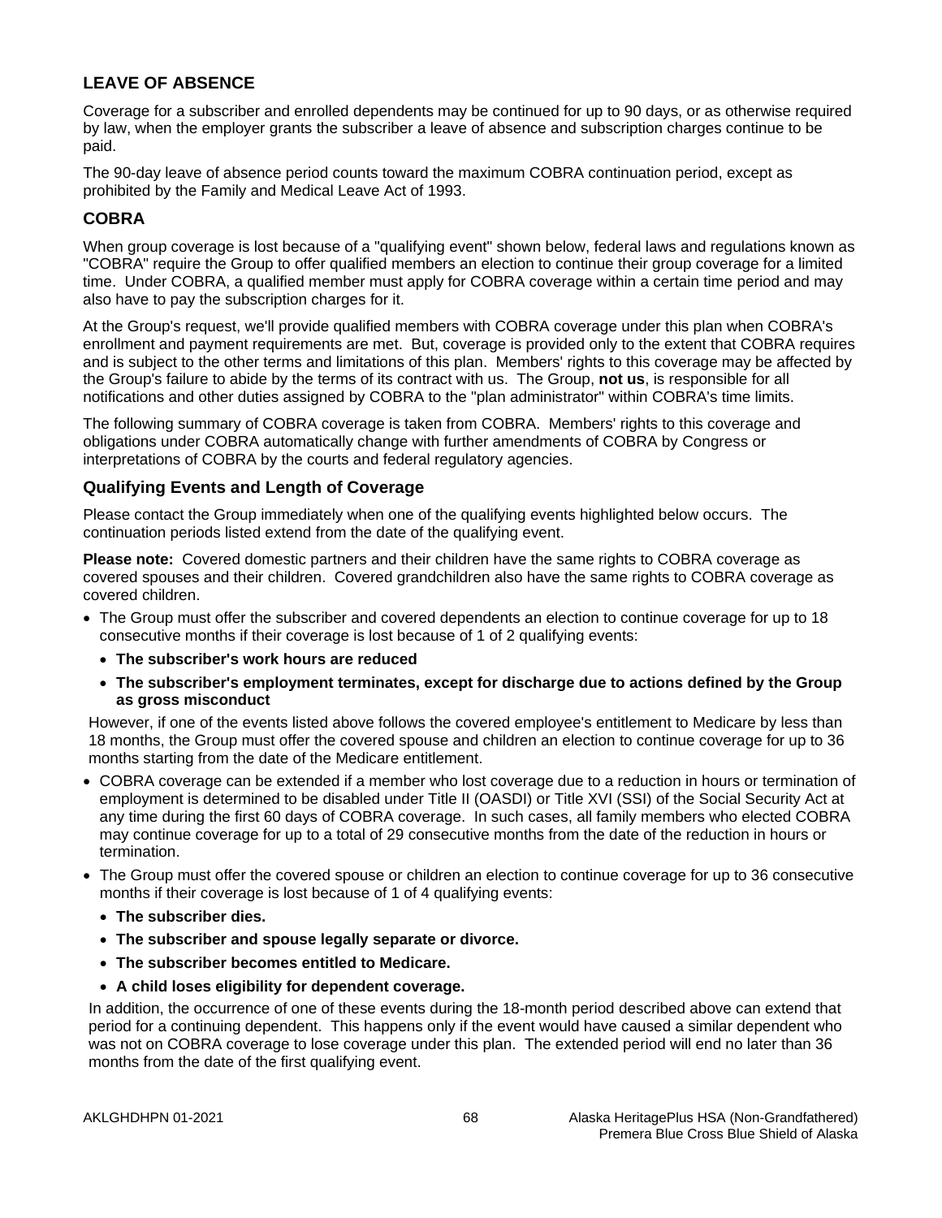## LEAVE OF ABSENCE

Coverage for a subscriber and enrolled dependents may be continued for up to 90 days, or as otherwise required by law, when the employer grants the subscriber a leave of absence and subscription charges continue to be paid.

The 90-day leave of absence period counts toward the maximum COBRA continuation period, except as prohibited by the Family and Medical Leave Act of 1993.

## COBRA

When group coverage is lost because of a "qualifying event" shown below, federal laws and regulations known as "COBRA" require the Group to offer qualified members an election to continue their group coverage for a limited time. Under COBRA, a qualified member must apply for COBRA coverage within a certain time period and may also have to pay the subscription charges for it.

At the Group's request, we'll provide qualified members with COBRA coverage under this plan when COBRA's enrollment and payment requirements are met. But, coverage is provided only to the extent that COBRA requires and is subject to the other terms and limitations of this plan. Members' rights to this coverage may be affected by the Group's failure to abide by the terms of its contract with us. The Group, **not us**, is responsible for all notifications and other duties assigned by COBRA to the "plan administrator" within COBRA's time limits.

The following summary of COBRA coverage is taken from COBRA. Members' rights to this coverage and obligations under COBRA automatically change with further amendments of COBRA by Congress or interpretations of COBRA by the courts and federal regulatory agencies.

### Qualifying Events and Length of Coverage

Please contact the Group immediately when one of the qualifying events highlighted below occurs. The continuation periods listed extend from the date of the qualifying event.

**Please note:** Covered domestic partners and their children have the same rights to COBRA coverage as covered spouses and their children. Covered grandchildren also have the same rights to COBRA coverage as covered children.

- The Group must offer the subscriber and covered dependents an election to continue coverage for up to 18 consecutive months if their coverage is lost because of 1 of 2 qualifying events:
  - **The subscriber's work hours are reduced**
  - **The subscriber's employment terminates, except for discharge due to actions defined by the Group as gross misconduct**

  However, if one of the events listed above follows the covered employee's entitlement to Medicare by less than 18 months, the Group must offer the covered spouse and children an election to continue coverage for up to 36 months starting from the date of the Medicare entitlement.
- COBRA coverage can be extended if a member who lost coverage due to a reduction in hours or termination of employment is determined to be disabled under Title II (OASDI) or Title XVI (SSI) of the Social Security Act at any time during the first 60 days of COBRA coverage. In such cases, all family members who elected COBRA may continue coverage for up to a total of 29 consecutive months from the date of the reduction in hours or termination.
- The Group must offer the covered spouse or children an election to continue coverage for up to 36 consecutive months if their coverage is lost because of 1 of 4 qualifying events:
  - **The subscriber dies.**
  - **The subscriber and spouse legally separate or divorce.**
  - **The subscriber becomes entitled to Medicare.**
  - **A child loses eligibility for dependent coverage.**

  In addition, the occurrence of one of these events during the 18-month period described above can extend that period for a continuing dependent. This happens only if the event would have caused a similar dependent who was not on COBRA coverage to lose coverage under this plan. The extended period will end no later than 36 months from the date of the first qualifying event.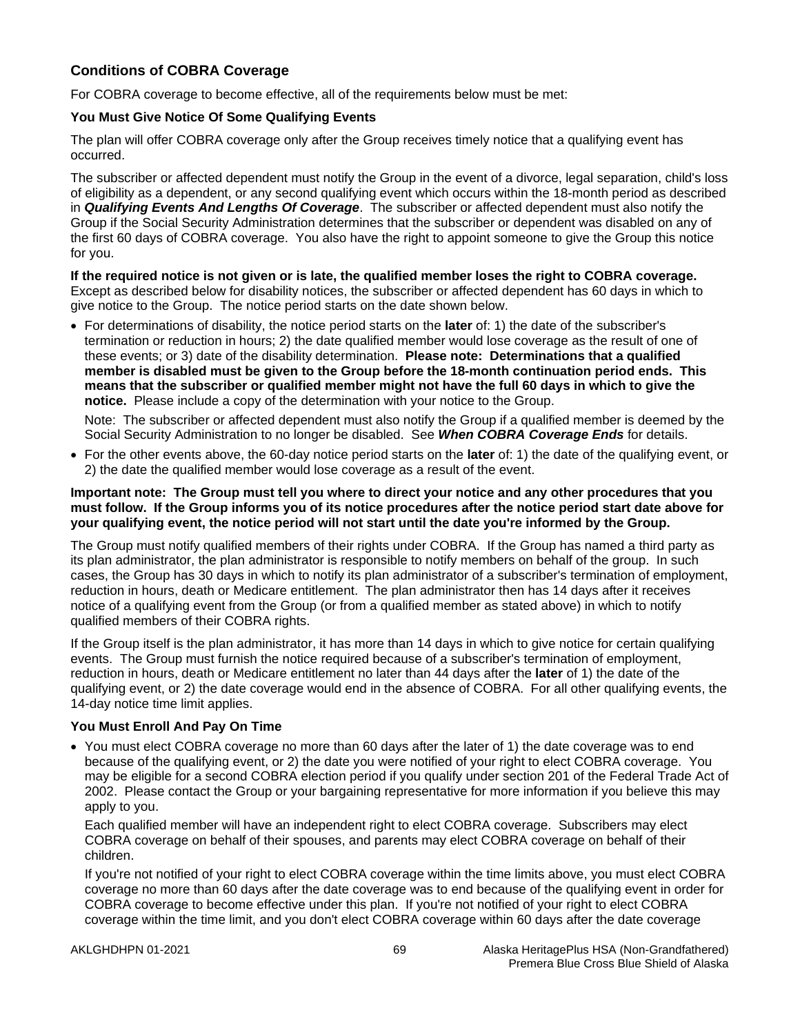## Conditions of COBRA Coverage

For COBRA coverage to become effective, all of the requirements below must be met:

### You Must Give Notice Of Some Qualifying Events

The plan will offer COBRA coverage only after the Group receives timely notice that a qualifying event has occurred.

The subscriber or affected dependent must notify the Group in the event of a divorce, legal separation, child's loss of eligibility as a dependent, or any second qualifying event which occurs within the 18-month period as described in ***Qualifying Events And Lengths Of Coverage***. The subscriber or affected dependent must also notify the Group if the Social Security Administration determines that the subscriber or dependent was disabled on any of the first 60 days of COBRA coverage. You also have the right to appoint someone to give the Group this notice for you.

**If the required notice is not given or is late, the qualified member loses the right to COBRA coverage.** Except as described below for disability notices, the subscriber or affected dependent has 60 days in which to give notice to the Group. The notice period starts on the date shown below.

- For determinations of disability, the notice period starts on the **later** of: 1) the date of the subscriber's termination or reduction in hours; 2) the date qualified member would lose coverage as the result of one of these events; or 3) date of the disability determination. **Please note: Determinations that a qualified member is disabled must be given to the Group before the 18-month continuation period ends. This means that the subscriber or qualified member might not have the full 60 days in which to give the notice.** Please include a copy of the determination with your notice to the Group.

  Note: The subscriber or affected dependent must also notify the Group if a qualified member is deemed by the Social Security Administration to no longer be disabled. See ***When COBRA Coverage Ends*** for details.

- For the other events above, the 60-day notice period starts on the **later** of: 1) the date of the qualifying event, or 2) the date the qualified member would lose coverage as a result of the event.

**Important note: The Group must tell you where to direct your notice and any other procedures that you must follow. If the Group informs you of its notice procedures after the notice period start date above for your qualifying event, the notice period will not start until the date you're informed by the Group.**

The Group must notify qualified members of their rights under COBRA. If the Group has named a third party as its plan administrator, the plan administrator is responsible to notify members on behalf of the group. In such cases, the Group has 30 days in which to notify its plan administrator of a subscriber's termination of employment, reduction in hours, death or Medicare entitlement. The plan administrator then has 14 days after it receives notice of a qualifying event from the Group (or from a qualified member as stated above) in which to notify qualified members of their COBRA rights.

If the Group itself is the plan administrator, it has more than 14 days in which to give notice for certain qualifying events. The Group must furnish the notice required because of a subscriber's termination of employment, reduction in hours, death or Medicare entitlement no later than 44 days after the **later** of 1) the date of the qualifying event, or 2) the date coverage would end in the absence of COBRA. For all other qualifying events, the 14-day notice time limit applies.

### You Must Enroll And Pay On Time

- You must elect COBRA coverage no more than 60 days after the later of 1) the date coverage was to end because of the qualifying event, or 2) the date you were notified of your right to elect COBRA coverage. You may be eligible for a second COBRA election period if you qualify under section 201 of the Federal Trade Act of 2002. Please contact the Group or your bargaining representative for more information if you believe this may apply to you.

  Each qualified member will have an independent right to elect COBRA coverage. Subscribers may elect COBRA coverage on behalf of their spouses, and parents may elect COBRA coverage on behalf of their children.

  If you're not notified of your right to elect COBRA coverage within the time limits above, you must elect COBRA coverage no more than 60 days after the date coverage was to end because of the qualifying event in order for COBRA coverage to become effective under this plan. If you're not notified of your right to elect COBRA coverage within the time limit, and you don't elect COBRA coverage within 60 days after the date coverage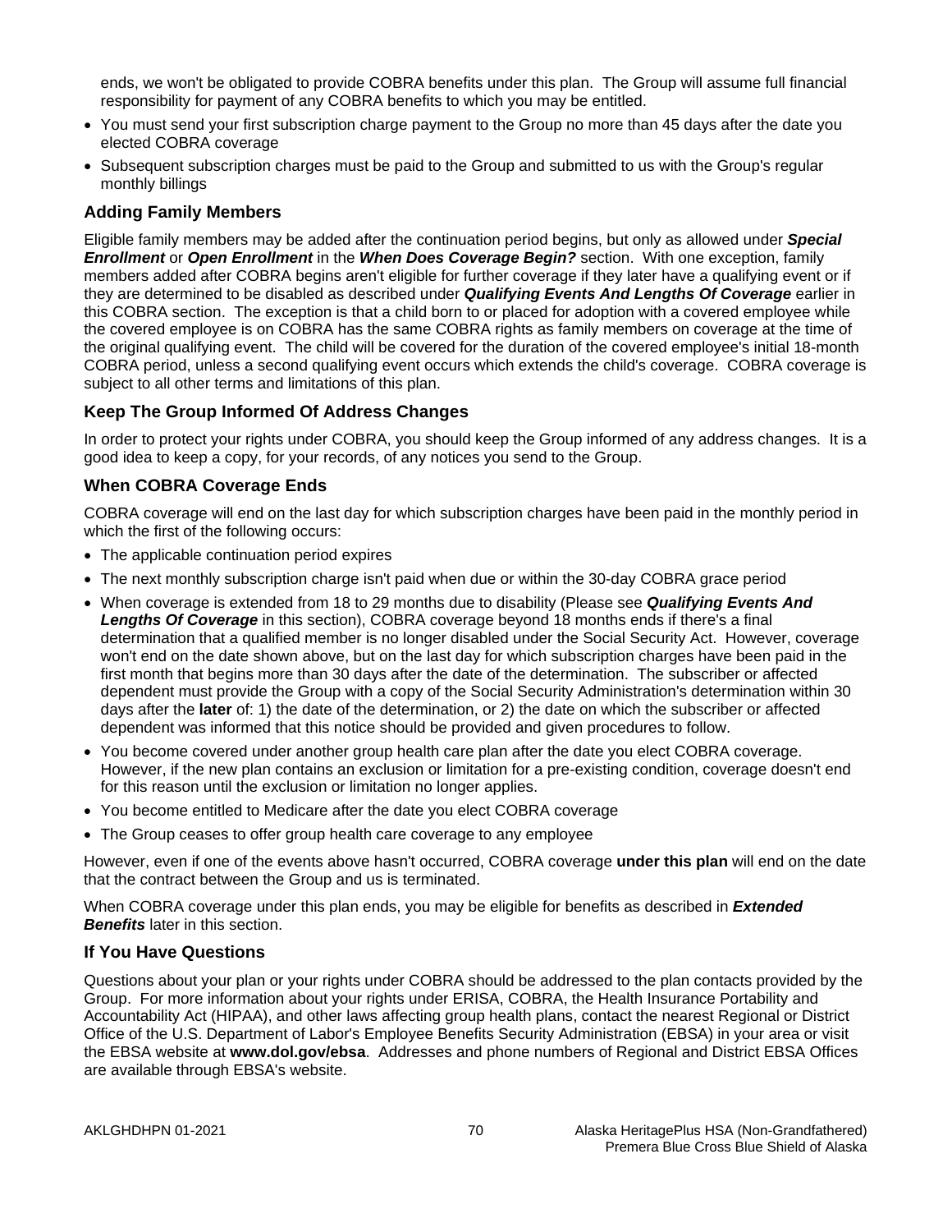ends, we won't be obligated to provide COBRA benefits under this plan. The Group will assume full financial responsibility for payment of any COBRA benefits to which you may be entitled.

- You must send your first subscription charge payment to the Group no more than 45 days after the date you elected COBRA coverage
- Subsequent subscription charges must be paid to the Group and submitted to us with the Group's regular monthly billings

### Adding Family Members

Eligible family members may be added after the continuation period begins, but only as allowed under ***Special Enrollment*** or ***Open Enrollment*** in the ***When Does Coverage Begin?*** section. With one exception, family members added after COBRA begins aren't eligible for further coverage if they later have a qualifying event or if they are determined to be disabled as described under ***Qualifying Events And Lengths Of Coverage*** earlier in this COBRA section. The exception is that a child born to or placed for adoption with a covered employee while the covered employee is on COBRA has the same COBRA rights as family members on coverage at the time of the original qualifying event. The child will be covered for the duration of the covered employee's initial 18-month COBRA period, unless a second qualifying event occurs which extends the child's coverage. COBRA coverage is subject to all other terms and limitations of this plan.

### Keep The Group Informed Of Address Changes

In order to protect your rights under COBRA, you should keep the Group informed of any address changes. It is a good idea to keep a copy, for your records, of any notices you send to the Group.

### When COBRA Coverage Ends

COBRA coverage will end on the last day for which subscription charges have been paid in the monthly period in which the first of the following occurs:

- The applicable continuation period expires
- The next monthly subscription charge isn't paid when due or within the 30-day COBRA grace period
- When coverage is extended from 18 to 29 months due to disability (Please see ***Qualifying Events And Lengths Of Coverage*** in this section), COBRA coverage beyond 18 months ends if there's a final determination that a qualified member is no longer disabled under the Social Security Act. However, coverage won't end on the date shown above, but on the last day for which subscription charges have been paid in the first month that begins more than 30 days after the date of the determination. The subscriber or affected dependent must provide the Group with a copy of the Social Security Administration's determination within 30 days after the **later** of: 1) the date of the determination, or 2) the date on which the subscriber or affected dependent was informed that this notice should be provided and given procedures to follow.
- You become covered under another group health care plan after the date you elect COBRA coverage. However, if the new plan contains an exclusion or limitation for a pre-existing condition, coverage doesn't end for this reason until the exclusion or limitation no longer applies.
- You become entitled to Medicare after the date you elect COBRA coverage
- The Group ceases to offer group health care coverage to any employee

However, even if one of the events above hasn't occurred, COBRA coverage **under this plan** will end on the date that the contract between the Group and us is terminated.

When COBRA coverage under this plan ends, you may be eligible for benefits as described in ***Extended Benefits*** later in this section.

### If You Have Questions

Questions about your plan or your rights under COBRA should be addressed to the plan contacts provided by the Group. For more information about your rights under ERISA, COBRA, the Health Insurance Portability and Accountability Act (HIPAA), and other laws affecting group health plans, contact the nearest Regional or District Office of the U.S. Department of Labor's Employee Benefits Security Administration (EBSA) in your area or visit the EBSA website at **www.dol.gov/ebsa**. Addresses and phone numbers of Regional and District EBSA Offices are available through EBSA's website.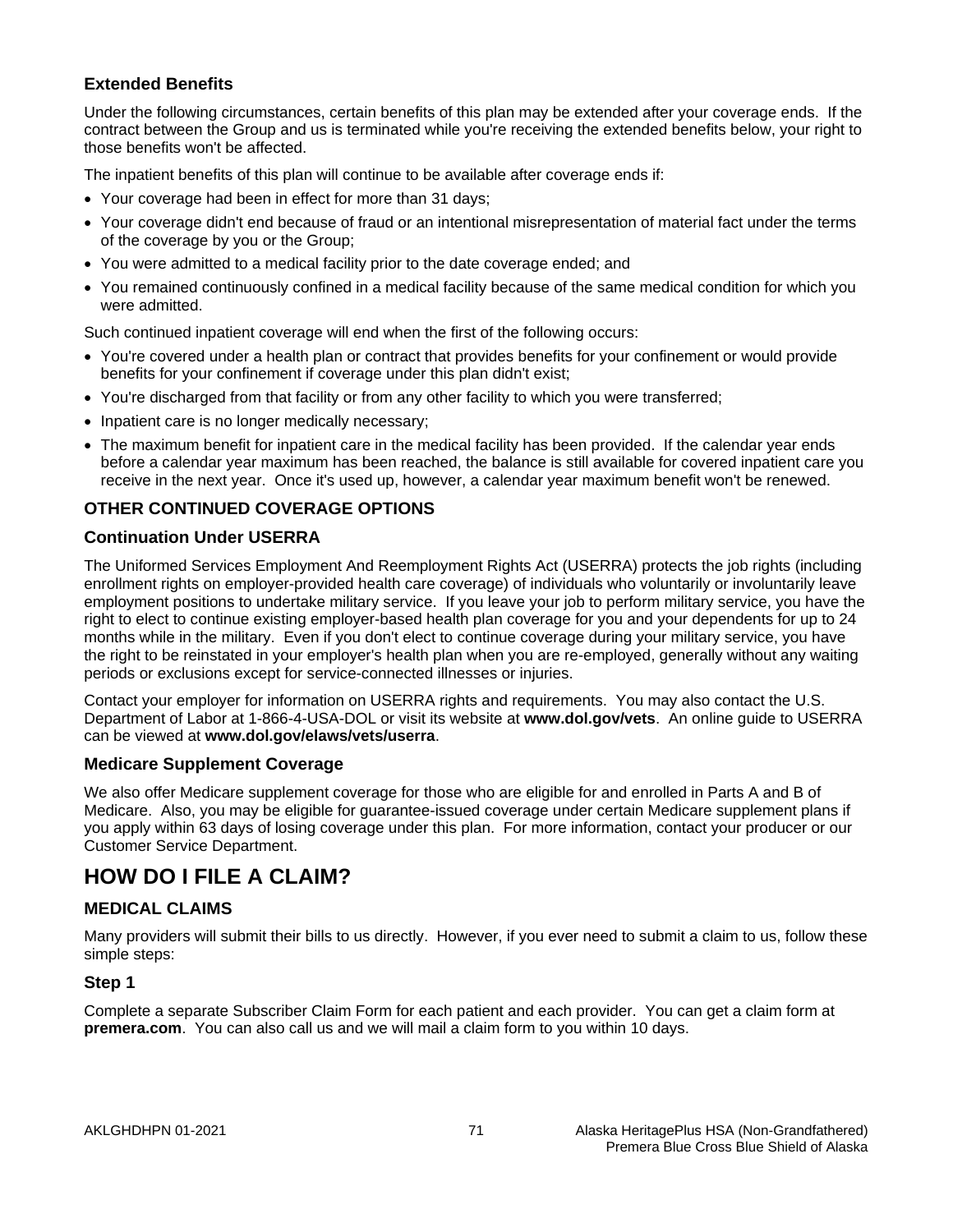### Extended Benefits

Under the following circumstances, certain benefits of this plan may be extended after your coverage ends. If the contract between the Group and us is terminated while you're receiving the extended benefits below, your right to those benefits won't be affected.

The inpatient benefits of this plan will continue to be available after coverage ends if:

- Your coverage had been in effect for more than 31 days;
- Your coverage didn't end because of fraud or an intentional misrepresentation of material fact under the terms of the coverage by you or the Group;
- You were admitted to a medical facility prior to the date coverage ended; and
- You remained continuously confined in a medical facility because of the same medical condition for which you were admitted.

Such continued inpatient coverage will end when the first of the following occurs:

- You're covered under a health plan or contract that provides benefits for your confinement or would provide benefits for your confinement if coverage under this plan didn't exist;
- You're discharged from that facility or from any other facility to which you were transferred;
- Inpatient care is no longer medically necessary;
- The maximum benefit for inpatient care in the medical facility has been provided. If the calendar year ends before a calendar year maximum has been reached, the balance is still available for covered inpatient care you receive in the next year. Once it's used up, however, a calendar year maximum benefit won't be renewed.

## OTHER CONTINUED COVERAGE OPTIONS

### Continuation Under USERRA

The Uniformed Services Employment And Reemployment Rights Act (USERRA) protects the job rights (including enrollment rights on employer-provided health care coverage) of individuals who voluntarily or involuntarily leave employment positions to undertake military service. If you leave your job to perform military service, you have the right to elect to continue existing employer-based health plan coverage for you and your dependents for up to 24 months while in the military. Even if you don't elect to continue coverage during your military service, you have the right to be reinstated in your employer's health plan when you are re-employed, generally without any waiting periods or exclusions except for service-connected illnesses or injuries.

Contact your employer for information on USERRA rights and requirements. You may also contact the U.S. Department of Labor at 1-866-4-USA-DOL or visit its website at **www.dol.gov/vets**. An online guide to USERRA can be viewed at **www.dol.gov/elaws/vets/userra**.

### Medicare Supplement Coverage

We also offer Medicare supplement coverage for those who are eligible for and enrolled in Parts A and B of Medicare. Also, you may be eligible for guarantee-issued coverage under certain Medicare supplement plans if you apply within 63 days of losing coverage under this plan. For more information, contact your producer or our Customer Service Department.

# HOW DO I FILE A CLAIM?

## MEDICAL CLAIMS

Many providers will submit their bills to us directly. However, if you ever need to submit a claim to us, follow these simple steps:

### Step 1

Complete a separate Subscriber Claim Form for each patient and each provider. You can get a claim form at **premera.com**. You can also call us and we will mail a claim form to you within 10 days.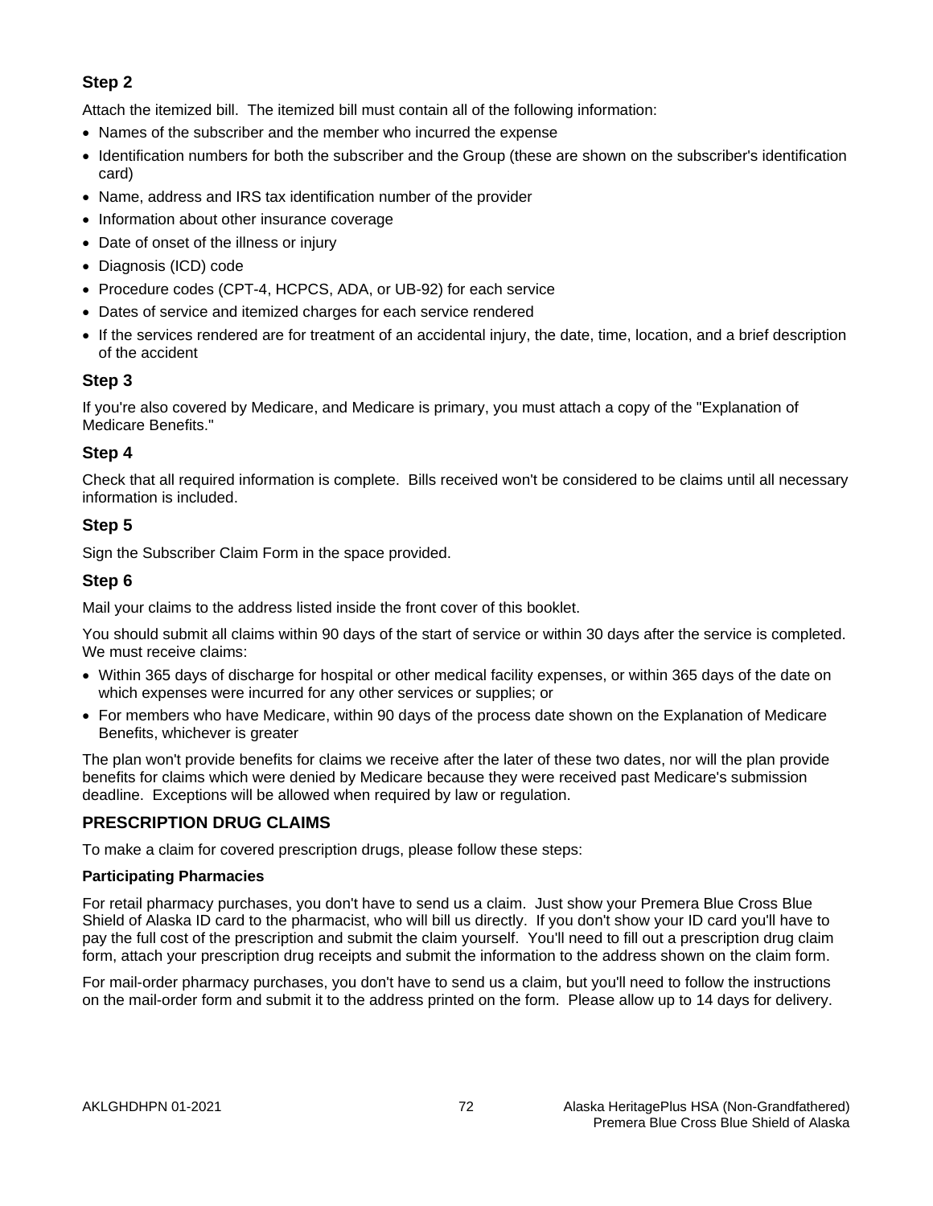### Step 2

Attach the itemized bill. The itemized bill must contain all of the following information:

- Names of the subscriber and the member who incurred the expense
- Identification numbers for both the subscriber and the Group (these are shown on the subscriber's identification card)
- Name, address and IRS tax identification number of the provider
- Information about other insurance coverage
- Date of onset of the illness or injury
- Diagnosis (ICD) code
- Procedure codes (CPT-4, HCPCS, ADA, or UB-92) for each service
- Dates of service and itemized charges for each service rendered
- If the services rendered are for treatment of an accidental injury, the date, time, location, and a brief description of the accident

### Step 3

If you're also covered by Medicare, and Medicare is primary, you must attach a copy of the "Explanation of Medicare Benefits."

### Step 4

Check that all required information is complete. Bills received won't be considered to be claims until all necessary information is included.

### Step 5

Sign the Subscriber Claim Form in the space provided.

### Step 6

Mail your claims to the address listed inside the front cover of this booklet.

You should submit all claims within 90 days of the start of service or within 30 days after the service is completed. We must receive claims:

- Within 365 days of discharge for hospital or other medical facility expenses, or within 365 days of the date on which expenses were incurred for any other services or supplies; or
- For members who have Medicare, within 90 days of the process date shown on the Explanation of Medicare Benefits, whichever is greater

The plan won't provide benefits for claims we receive after the later of these two dates, nor will the plan provide benefits for claims which were denied by Medicare because they were received past Medicare's submission deadline. Exceptions will be allowed when required by law or regulation.

## PRESCRIPTION DRUG CLAIMS

To make a claim for covered prescription drugs, please follow these steps:

**Participating Pharmacies**

For retail pharmacy purchases, you don't have to send us a claim. Just show your Premera Blue Cross Blue Shield of Alaska ID card to the pharmacist, who will bill us directly. If you don't show your ID card you'll have to pay the full cost of the prescription and submit the claim yourself. You'll need to fill out a prescription drug claim form, attach your prescription drug receipts and submit the information to the address shown on the claim form.

For mail-order pharmacy purchases, you don't have to send us a claim, but you'll need to follow the instructions on the mail-order form and submit it to the address printed on the form. Please allow up to 14 days for delivery.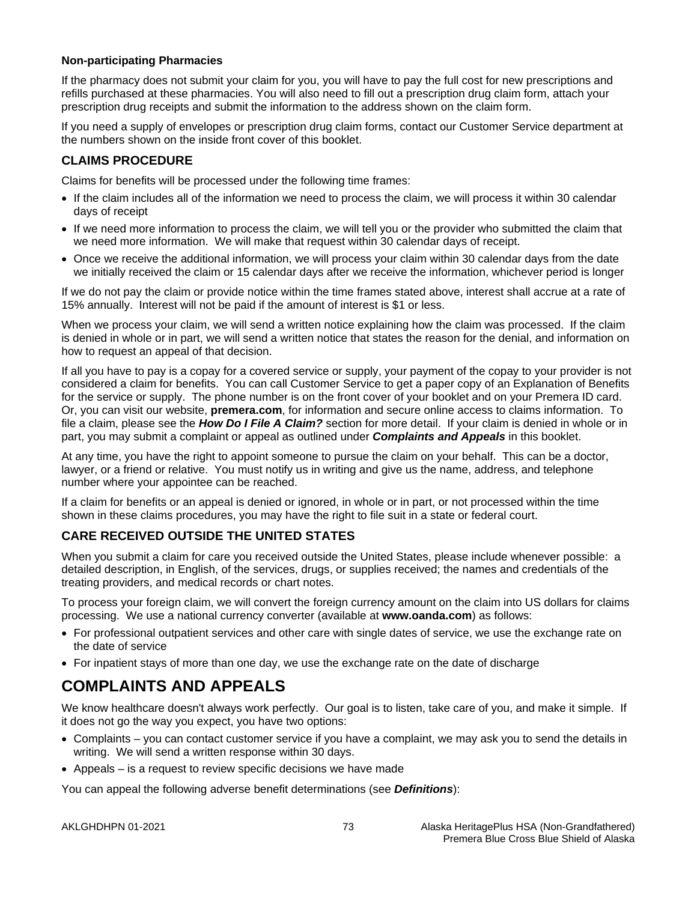**Non-participating Pharmacies**

If the pharmacy does not submit your claim for you, you will have to pay the full cost for new prescriptions and refills purchased at these pharmacies. You will also need to fill out a prescription drug claim form, attach your prescription drug receipts and submit the information to the address shown on the claim form.

If you need a supply of envelopes or prescription drug claim forms, contact our Customer Service department at the numbers shown on the inside front cover of this booklet.

### CLAIMS PROCEDURE

Claims for benefits will be processed under the following time frames:

- If the claim includes all of the information we need to process the claim, we will process it within 30 calendar days of receipt
- If we need more information to process the claim, we will tell you or the provider who submitted the claim that we need more information. We will make that request within 30 calendar days of receipt.
- Once we receive the additional information, we will process your claim within 30 calendar days from the date we initially received the claim or 15 calendar days after we receive the information, whichever period is longer

If we do not pay the claim or provide notice within the time frames stated above, interest shall accrue at a rate of 15% annually. Interest will not be paid if the amount of interest is $1 or less.

When we process your claim, we will send a written notice explaining how the claim was processed. If the claim is denied in whole or in part, we will send a written notice that states the reason for the denial, and information on how to request an appeal of that decision.

If all you have to pay is a copay for a covered service or supply, your payment of the copay to your provider is not considered a claim for benefits. You can call Customer Service to get a paper copy of an Explanation of Benefits for the service or supply. The phone number is on the front cover of your booklet and on your Premera ID card. Or, you can visit our website, **premera.com**, for information and secure online access to claims information. To file a claim, please see the ***How Do I File A Claim?*** section for more detail. If your claim is denied in whole or in part, you may submit a complaint or appeal as outlined under ***Complaints and Appeals*** in this booklet.

At any time, you have the right to appoint someone to pursue the claim on your behalf. This can be a doctor, lawyer, or a friend or relative. You must notify us in writing and give us the name, address, and telephone number where your appointee can be reached.

If a claim for benefits or an appeal is denied or ignored, in whole or in part, or not processed within the time shown in these claims procedures, you may have the right to file suit in a state or federal court.

### CARE RECEIVED OUTSIDE THE UNITED STATES

When you submit a claim for care you received outside the United States, please include whenever possible: a detailed description, in English, of the services, drugs, or supplies received; the names and credentials of the treating providers, and medical records or chart notes.

To process your foreign claim, we will convert the foreign currency amount on the claim into US dollars for claims processing. We use a national currency converter (available at **www.oanda.com**) as follows:

- For professional outpatient services and other care with single dates of service, we use the exchange rate on the date of service
- For inpatient stays of more than one day, we use the exchange rate on the date of discharge

## COMPLAINTS AND APPEALS

We know healthcare doesn't always work perfectly. Our goal is to listen, take care of you, and make it simple. If it does not go the way you expect, you have two options:

- Complaints – you can contact customer service if you have a complaint, we may ask you to send the details in writing. We will send a written response within 30 days.
- Appeals – is a request to review specific decisions we have made

You can appeal the following adverse benefit determinations (see ***Definitions***):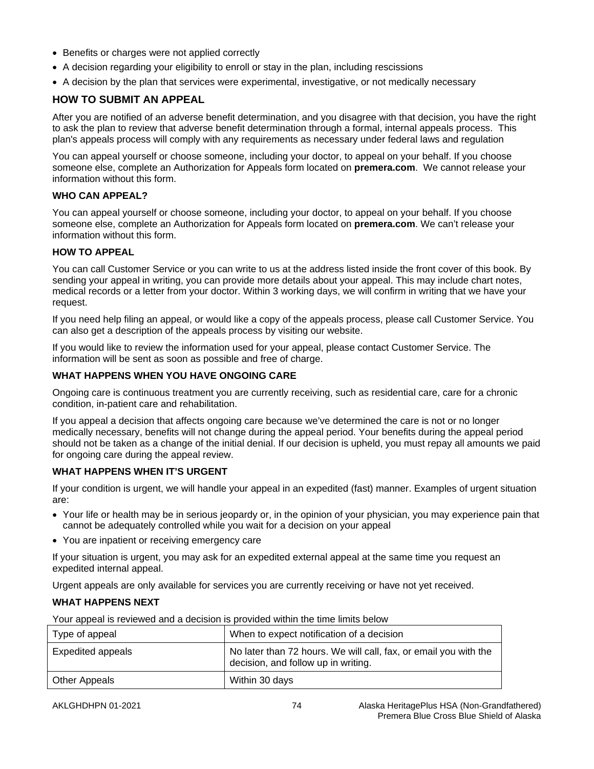- Benefits or charges were not applied correctly
- A decision regarding your eligibility to enroll or stay in the plan, including rescissions
- A decision by the plan that services were experimental, investigative, or not medically necessary

## HOW TO SUBMIT AN APPEAL

After you are notified of an adverse benefit determination, and you disagree with that decision, you have the right to ask the plan to review that adverse benefit determination through a formal, internal appeals process. This plan's appeals process will comply with any requirements as necessary under federal laws and regulation

You can appeal yourself or choose someone, including your doctor, to appeal on your behalf. If you choose someone else, complete an Authorization for Appeals form located on **premera.com**. We cannot release your information without this form.

### WHO CAN APPEAL?

You can appeal yourself or choose someone, including your doctor, to appeal on your behalf. If you choose someone else, complete an Authorization for Appeals form located on **premera.com**. We can't release your information without this form.

### HOW TO APPEAL

You can call Customer Service or you can write to us at the address listed inside the front cover of this book. By sending your appeal in writing, you can provide more details about your appeal. This may include chart notes, medical records or a letter from your doctor. Within 3 working days, we will confirm in writing that we have your request.

If you need help filing an appeal, or would like a copy of the appeals process, please call Customer Service. You can also get a description of the appeals process by visiting our website.

If you would like to review the information used for your appeal, please contact Customer Service. The information will be sent as soon as possible and free of charge.

### WHAT HAPPENS WHEN YOU HAVE ONGOING CARE

Ongoing care is continuous treatment you are currently receiving, such as residential care, care for a chronic condition, in-patient care and rehabilitation.

If you appeal a decision that affects ongoing care because we've determined the care is not or no longer medically necessary, benefits will not change during the appeal period. Your benefits during the appeal period should not be taken as a change of the initial denial. If our decision is upheld, you must repay all amounts we paid for ongoing care during the appeal review.

### WHAT HAPPENS WHEN IT'S URGENT

If your condition is urgent, we will handle your appeal in an expedited (fast) manner. Examples of urgent situation are:

- Your life or health may be in serious jeopardy or, in the opinion of your physician, you may experience pain that cannot be adequately controlled while you wait for a decision on your appeal
- You are inpatient or receiving emergency care

If your situation is urgent, you may ask for an expedited external appeal at the same time you request an expedited internal appeal.

Urgent appeals are only available for services you are currently receiving or have not yet received.

### WHAT HAPPENS NEXT

Your appeal is reviewed and a decision is provided within the time limits below

| Type of appeal | When to expect notification of a decision |
|---|---|
| Expedited appeals | No later than 72 hours. We will call, fax, or email you with the decision, and follow up in writing. |
| Other Appeals | Within 30 days |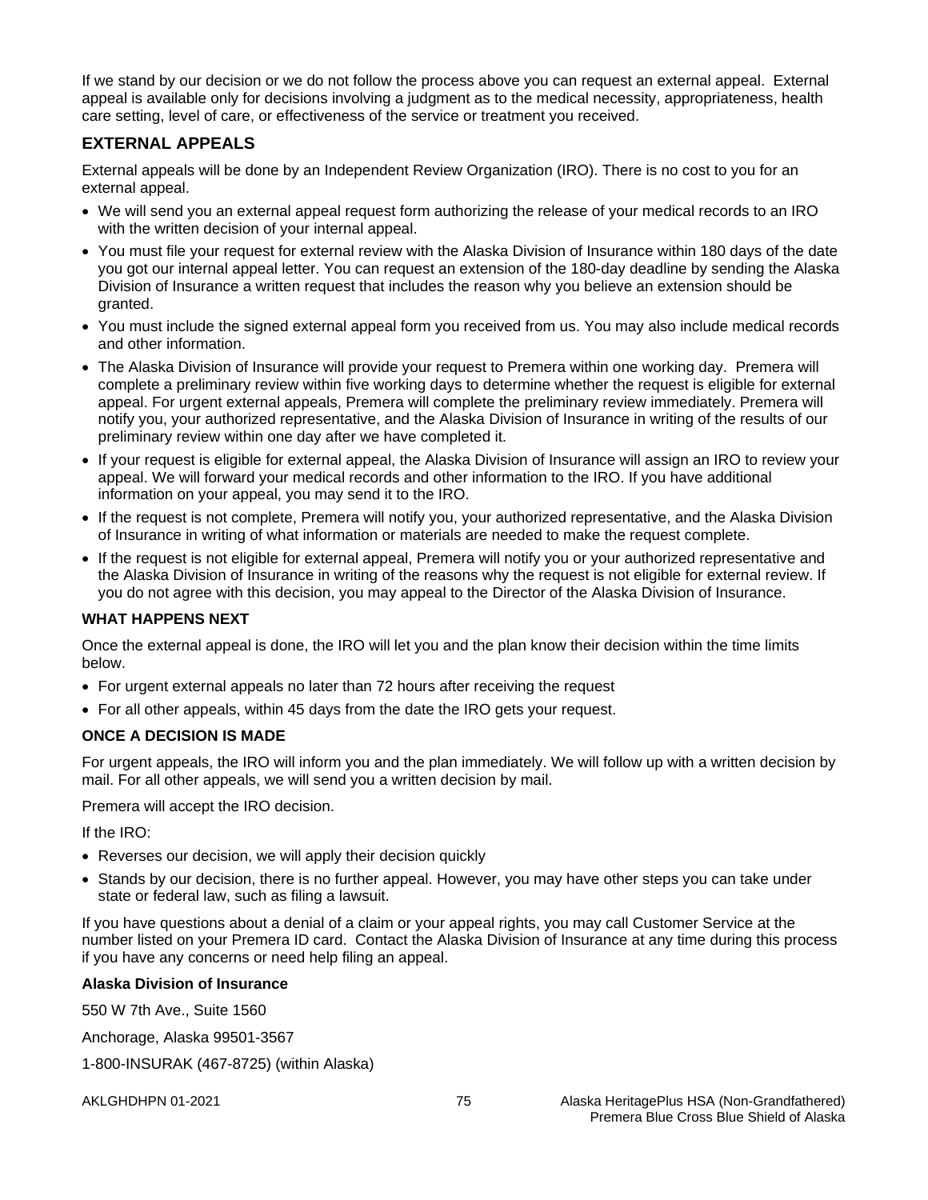If we stand by our decision or we do not follow the process above you can request an external appeal. External appeal is available only for decisions involving a judgment as to the medical necessity, appropriateness, health care setting, level of care, or effectiveness of the service or treatment you received.

## EXTERNAL APPEALS

External appeals will be done by an Independent Review Organization (IRO). There is no cost to you for an external appeal.

- We will send you an external appeal request form authorizing the release of your medical records to an IRO with the written decision of your internal appeal.
- You must file your request for external review with the Alaska Division of Insurance within 180 days of the date you got our internal appeal letter. You can request an extension of the 180-day deadline by sending the Alaska Division of Insurance a written request that includes the reason why you believe an extension should be granted.
- You must include the signed external appeal form you received from us. You may also include medical records and other information.
- The Alaska Division of Insurance will provide your request to Premera within one working day. Premera will complete a preliminary review within five working days to determine whether the request is eligible for external appeal. For urgent external appeals, Premera will complete the preliminary review immediately. Premera will notify you, your authorized representative, and the Alaska Division of Insurance in writing of the results of our preliminary review within one day after we have completed it.
- If your request is eligible for external appeal, the Alaska Division of Insurance will assign an IRO to review your appeal. We will forward your medical records and other information to the IRO. If you have additional information on your appeal, you may send it to the IRO.
- If the request is not complete, Premera will notify you, your authorized representative, and the Alaska Division of Insurance in writing of what information or materials are needed to make the request complete.
- If the request is not eligible for external appeal, Premera will notify you or your authorized representative and the Alaska Division of Insurance in writing of the reasons why the request is not eligible for external review. If you do not agree with this decision, you may appeal to the Director of the Alaska Division of Insurance.

### WHAT HAPPENS NEXT

Once the external appeal is done, the IRO will let you and the plan know their decision within the time limits below.

- For urgent external appeals no later than 72 hours after receiving the request
- For all other appeals, within 45 days from the date the IRO gets your request.

### ONCE A DECISION IS MADE

For urgent appeals, the IRO will inform you and the plan immediately. We will follow up with a written decision by mail. For all other appeals, we will send you a written decision by mail.

Premera will accept the IRO decision.

If the IRO:

- Reverses our decision, we will apply their decision quickly
- Stands by our decision, there is no further appeal. However, you may have other steps you can take under state or federal law, such as filing a lawsuit.

If you have questions about a denial of a claim or your appeal rights, you may call Customer Service at the number listed on your Premera ID card. Contact the Alaska Division of Insurance at any time during this process if you have any concerns or need help filing an appeal.

**Alaska Division of Insurance**

550 W 7th Ave., Suite 1560

Anchorage, Alaska 99501-3567

1-800-INSURAK (467-8725) (within Alaska)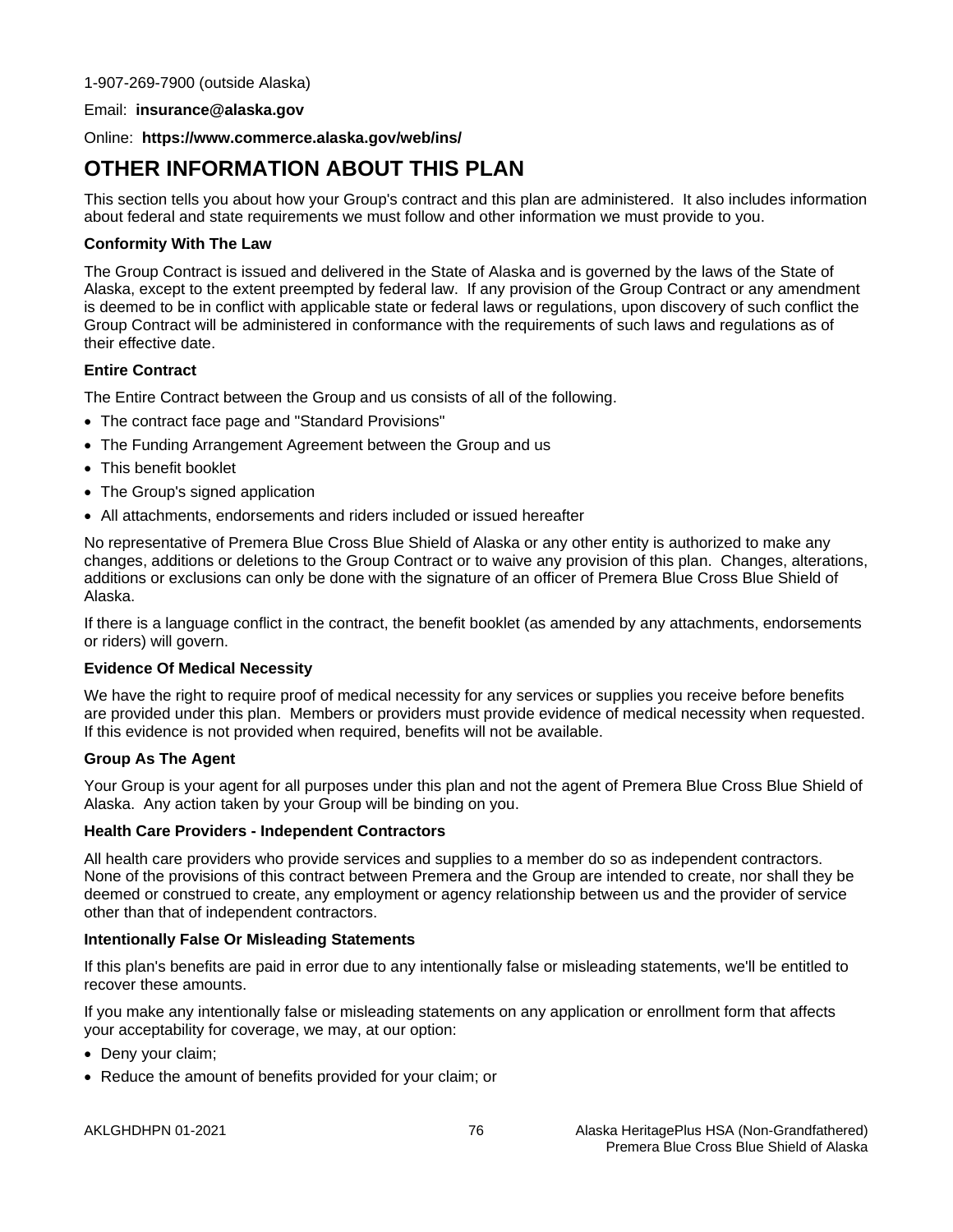1-907-269-7900 (outside Alaska)

Email: **insurance@alaska.gov**

Online: **https://www.commerce.alaska.gov/web/ins/**

# OTHER INFORMATION ABOUT THIS PLAN

This section tells you about how your Group's contract and this plan are administered. It also includes information about federal and state requirements we must follow and other information we must provide to you.

**Conformity With The Law**

The Group Contract is issued and delivered in the State of Alaska and is governed by the laws of the State of Alaska, except to the extent preempted by federal law. If any provision of the Group Contract or any amendment is deemed to be in conflict with applicable state or federal laws or regulations, upon discovery of such conflict the Group Contract will be administered in conformance with the requirements of such laws and regulations as of their effective date.

**Entire Contract**

The Entire Contract between the Group and us consists of all of the following.

- The contract face page and "Standard Provisions"
- The Funding Arrangement Agreement between the Group and us
- This benefit booklet
- The Group's signed application
- All attachments, endorsements and riders included or issued hereafter

No representative of Premera Blue Cross Blue Shield of Alaska or any other entity is authorized to make any changes, additions or deletions to the Group Contract or to waive any provision of this plan. Changes, alterations, additions or exclusions can only be done with the signature of an officer of Premera Blue Cross Blue Shield of Alaska.

If there is a language conflict in the contract, the benefit booklet (as amended by any attachments, endorsements or riders) will govern.

**Evidence Of Medical Necessity**

We have the right to require proof of medical necessity for any services or supplies you receive before benefits are provided under this plan. Members or providers must provide evidence of medical necessity when requested. If this evidence is not provided when required, benefits will not be available.

**Group As The Agent**

Your Group is your agent for all purposes under this plan and not the agent of Premera Blue Cross Blue Shield of Alaska. Any action taken by your Group will be binding on you.

**Health Care Providers - Independent Contractors**

All health care providers who provide services and supplies to a member do so as independent contractors. None of the provisions of this contract between Premera and the Group are intended to create, nor shall they be deemed or construed to create, any employment or agency relationship between us and the provider of service other than that of independent contractors.

**Intentionally False Or Misleading Statements**

If this plan's benefits are paid in error due to any intentionally false or misleading statements, we'll be entitled to recover these amounts.

If you make any intentionally false or misleading statements on any application or enrollment form that affects your acceptability for coverage, we may, at our option:

- Deny your claim;
- Reduce the amount of benefits provided for your claim; or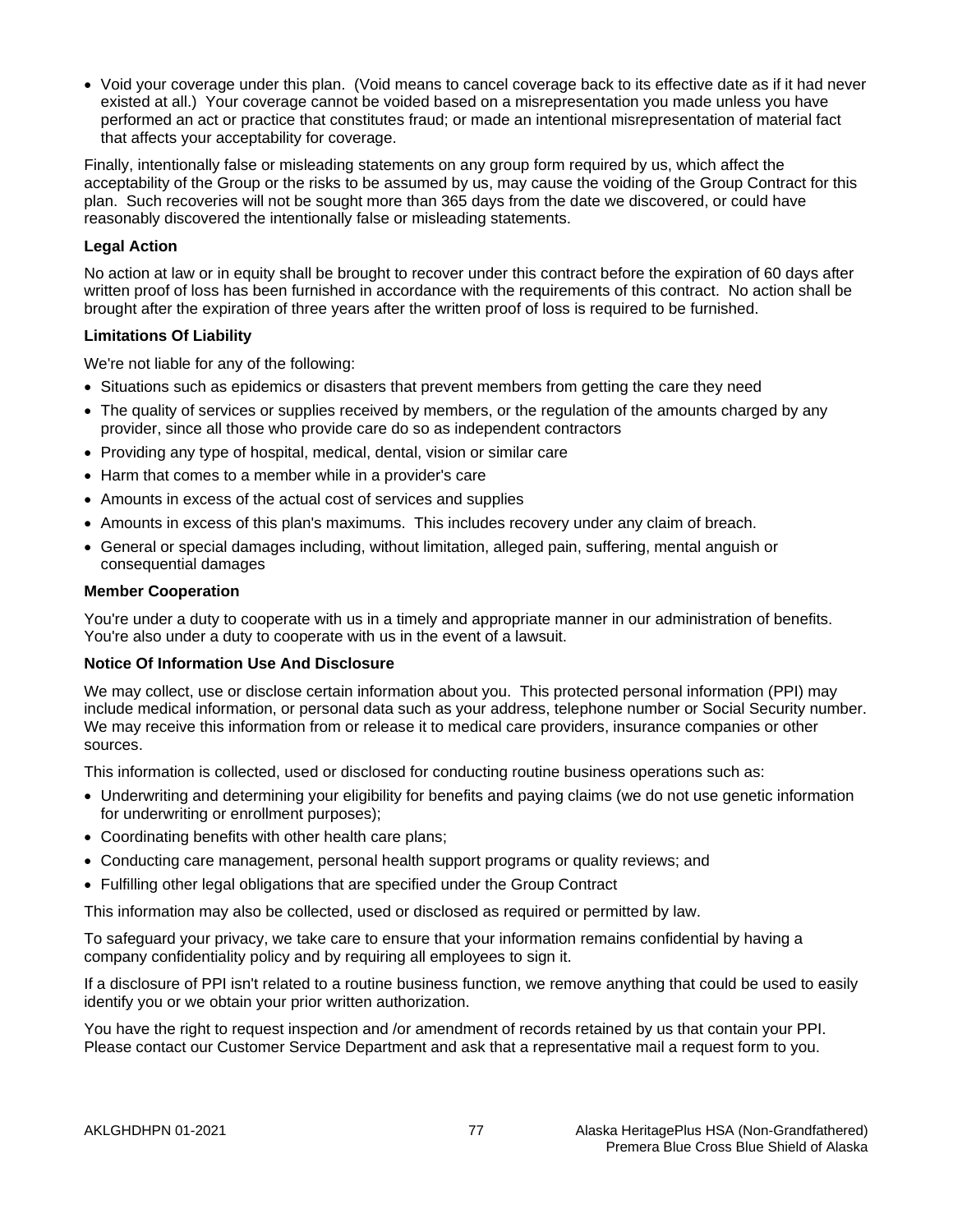- Void your coverage under this plan. (Void means to cancel coverage back to its effective date as if it had never existed at all.) Your coverage cannot be voided based on a misrepresentation you made unless you have performed an act or practice that constitutes fraud; or made an intentional misrepresentation of material fact that affects your acceptability for coverage.

Finally, intentionally false or misleading statements on any group form required by us, which affect the acceptability of the Group or the risks to be assumed by us, may cause the voiding of the Group Contract for this plan. Such recoveries will not be sought more than 365 days from the date we discovered, or could have reasonably discovered the intentionally false or misleading statements.

**Legal Action**

No action at law or in equity shall be brought to recover under this contract before the expiration of 60 days after written proof of loss has been furnished in accordance with the requirements of this contract. No action shall be brought after the expiration of three years after the written proof of loss is required to be furnished.

**Limitations Of Liability**

We're not liable for any of the following:

- Situations such as epidemics or disasters that prevent members from getting the care they need
- The quality of services or supplies received by members, or the regulation of the amounts charged by any provider, since all those who provide care do so as independent contractors
- Providing any type of hospital, medical, dental, vision or similar care
- Harm that comes to a member while in a provider's care
- Amounts in excess of the actual cost of services and supplies
- Amounts in excess of this plan's maximums. This includes recovery under any claim of breach.
- General or special damages including, without limitation, alleged pain, suffering, mental anguish or consequential damages

**Member Cooperation**

You're under a duty to cooperate with us in a timely and appropriate manner in our administration of benefits. You're also under a duty to cooperate with us in the event of a lawsuit.

**Notice Of Information Use And Disclosure**

We may collect, use or disclose certain information about you. This protected personal information (PPI) may include medical information, or personal data such as your address, telephone number or Social Security number. We may receive this information from or release it to medical care providers, insurance companies or other sources.

This information is collected, used or disclosed for conducting routine business operations such as:

- Underwriting and determining your eligibility for benefits and paying claims (we do not use genetic information for underwriting or enrollment purposes);
- Coordinating benefits with other health care plans;
- Conducting care management, personal health support programs or quality reviews; and
- Fulfilling other legal obligations that are specified under the Group Contract

This information may also be collected, used or disclosed as required or permitted by law.

To safeguard your privacy, we take care to ensure that your information remains confidential by having a company confidentiality policy and by requiring all employees to sign it.

If a disclosure of PPI isn't related to a routine business function, we remove anything that could be used to easily identify you or we obtain your prior written authorization.

You have the right to request inspection and /or amendment of records retained by us that contain your PPI. Please contact our Customer Service Department and ask that a representative mail a request form to you.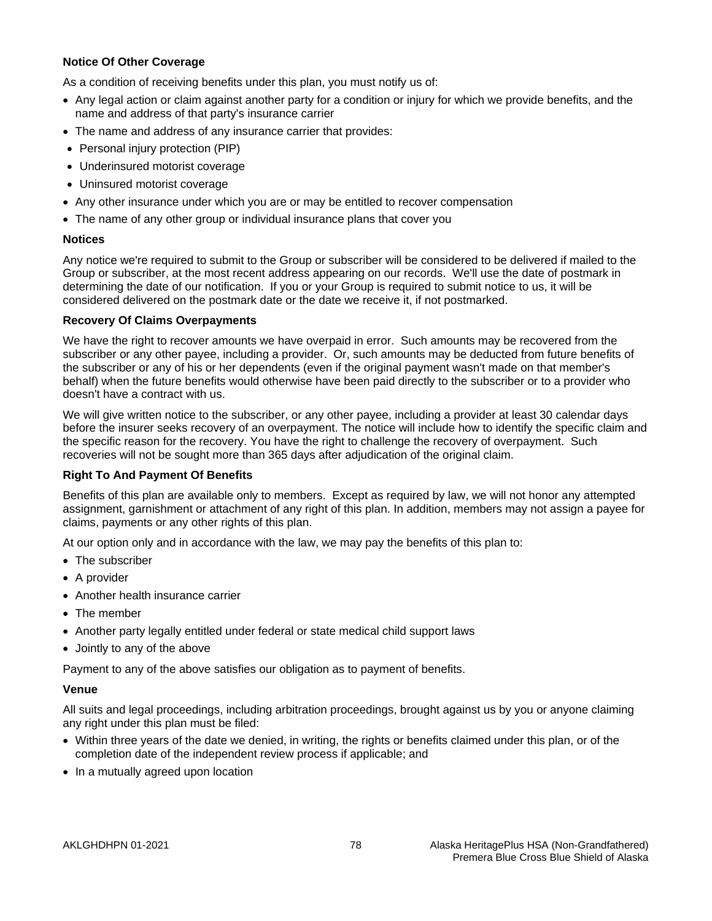**Notice Of Other Coverage**

As a condition of receiving benefits under this plan, you must notify us of:

- Any legal action or claim against another party for a condition or injury for which we provide benefits, and the name and address of that party's insurance carrier
- The name and address of any insurance carrier that provides:
- Personal injury protection (PIP)
- Underinsured motorist coverage
- Uninsured motorist coverage
- Any other insurance under which you are or may be entitled to recover compensation
- The name of any other group or individual insurance plans that cover you

**Notices**

Any notice we're required to submit to the Group or subscriber will be considered to be delivered if mailed to the Group or subscriber, at the most recent address appearing on our records. We'll use the date of postmark in determining the date of our notification. If you or your Group is required to submit notice to us, it will be considered delivered on the postmark date or the date we receive it, if not postmarked.

**Recovery Of Claims Overpayments**

We have the right to recover amounts we have overpaid in error. Such amounts may be recovered from the subscriber or any other payee, including a provider. Or, such amounts may be deducted from future benefits of the subscriber or any of his or her dependents (even if the original payment wasn't made on that member's behalf) when the future benefits would otherwise have been paid directly to the subscriber or to a provider who doesn't have a contract with us.

We will give written notice to the subscriber, or any other payee, including a provider at least 30 calendar days before the insurer seeks recovery of an overpayment. The notice will include how to identify the specific claim and the specific reason for the recovery. You have the right to challenge the recovery of overpayment. Such recoveries will not be sought more than 365 days after adjudication of the original claim.

**Right To And Payment Of Benefits**

Benefits of this plan are available only to members. Except as required by law, we will not honor any attempted assignment, garnishment or attachment of any right of this plan. In addition, members may not assign a payee for claims, payments or any other rights of this plan.

At our option only and in accordance with the law, we may pay the benefits of this plan to:

- The subscriber
- A provider
- Another health insurance carrier
- The member
- Another party legally entitled under federal or state medical child support laws
- Jointly to any of the above

Payment to any of the above satisfies our obligation as to payment of benefits.

**Venue**

All suits and legal proceedings, including arbitration proceedings, brought against us by you or anyone claiming any right under this plan must be filed:

- Within three years of the date we denied, in writing, the rights or benefits claimed under this plan, or of the completion date of the independent review process if applicable; and
- In a mutually agreed upon location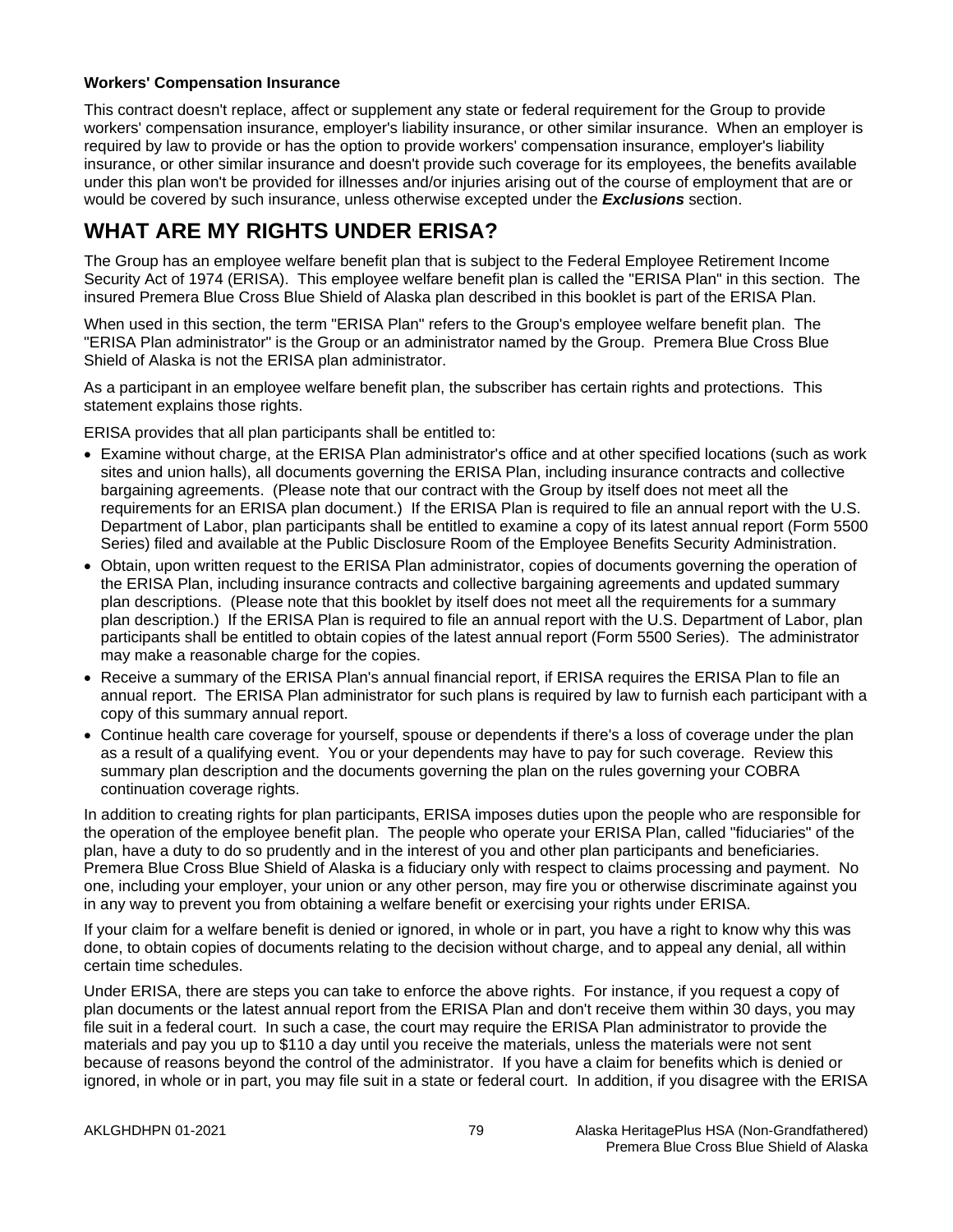**Workers' Compensation Insurance**

This contract doesn't replace, affect or supplement any state or federal requirement for the Group to provide workers' compensation insurance, employer's liability insurance, or other similar insurance. When an employer is required by law to provide or has the option to provide workers' compensation insurance, employer's liability insurance, or other similar insurance and doesn't provide such coverage for its employees, the benefits available under this plan won't be provided for illnesses and/or injuries arising out of the course of employment that are or would be covered by such insurance, unless otherwise excepted under the ***Exclusions*** section.

# WHAT ARE MY RIGHTS UNDER ERISA?

The Group has an employee welfare benefit plan that is subject to the Federal Employee Retirement Income Security Act of 1974 (ERISA). This employee welfare benefit plan is called the "ERISA Plan" in this section. The insured Premera Blue Cross Blue Shield of Alaska plan described in this booklet is part of the ERISA Plan.

When used in this section, the term "ERISA Plan" refers to the Group's employee welfare benefit plan. The "ERISA Plan administrator" is the Group or an administrator named by the Group. Premera Blue Cross Blue Shield of Alaska is not the ERISA plan administrator.

As a participant in an employee welfare benefit plan, the subscriber has certain rights and protections. This statement explains those rights.

ERISA provides that all plan participants shall be entitled to:

- Examine without charge, at the ERISA Plan administrator's office and at other specified locations (such as work sites and union halls), all documents governing the ERISA Plan, including insurance contracts and collective bargaining agreements. (Please note that our contract with the Group by itself does not meet all the requirements for an ERISA plan document.) If the ERISA Plan is required to file an annual report with the U.S. Department of Labor, plan participants shall be entitled to examine a copy of its latest annual report (Form 5500 Series) filed and available at the Public Disclosure Room of the Employee Benefits Security Administration.
- Obtain, upon written request to the ERISA Plan administrator, copies of documents governing the operation of the ERISA Plan, including insurance contracts and collective bargaining agreements and updated summary plan descriptions. (Please note that this booklet by itself does not meet all the requirements for a summary plan description.) If the ERISA Plan is required to file an annual report with the U.S. Department of Labor, plan participants shall be entitled to obtain copies of the latest annual report (Form 5500 Series). The administrator may make a reasonable charge for the copies.
- Receive a summary of the ERISA Plan's annual financial report, if ERISA requires the ERISA Plan to file an annual report. The ERISA Plan administrator for such plans is required by law to furnish each participant with a copy of this summary annual report.
- Continue health care coverage for yourself, spouse or dependents if there's a loss of coverage under the plan as a result of a qualifying event. You or your dependents may have to pay for such coverage. Review this summary plan description and the documents governing the plan on the rules governing your COBRA continuation coverage rights.

In addition to creating rights for plan participants, ERISA imposes duties upon the people who are responsible for the operation of the employee benefit plan. The people who operate your ERISA Plan, called "fiduciaries" of the plan, have a duty to do so prudently and in the interest of you and other plan participants and beneficiaries. Premera Blue Cross Blue Shield of Alaska is a fiduciary only with respect to claims processing and payment. No one, including your employer, your union or any other person, may fire you or otherwise discriminate against you in any way to prevent you from obtaining a welfare benefit or exercising your rights under ERISA.

If your claim for a welfare benefit is denied or ignored, in whole or in part, you have a right to know why this was done, to obtain copies of documents relating to the decision without charge, and to appeal any denial, all within certain time schedules.

Under ERISA, there are steps you can take to enforce the above rights. For instance, if you request a copy of plan documents or the latest annual report from the ERISA Plan and don't receive them within 30 days, you may file suit in a federal court. In such a case, the court may require the ERISA Plan administrator to provide the materials and pay you up to $110 a day until you receive the materials, unless the materials were not sent because of reasons beyond the control of the administrator. If you have a claim for benefits which is denied or ignored, in whole or in part, you may file suit in a state or federal court. In addition, if you disagree with the ERISA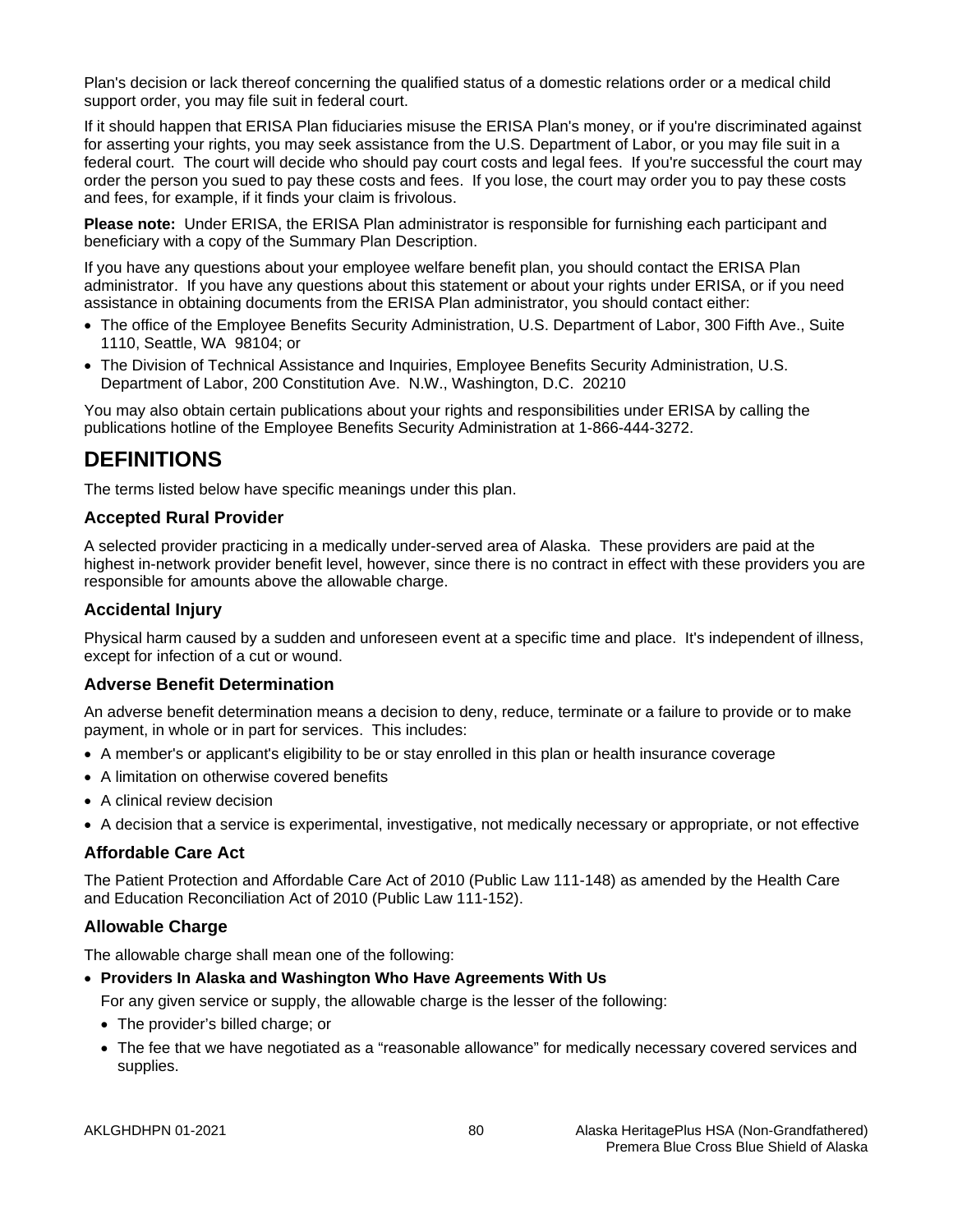Plan's decision or lack thereof concerning the qualified status of a domestic relations order or a medical child support order, you may file suit in federal court.

If it should happen that ERISA Plan fiduciaries misuse the ERISA Plan's money, or if you're discriminated against for asserting your rights, you may seek assistance from the U.S. Department of Labor, or you may file suit in a federal court. The court will decide who should pay court costs and legal fees. If you're successful the court may order the person you sued to pay these costs and fees. If you lose, the court may order you to pay these costs and fees, for example, if it finds your claim is frivolous.

**Please note:** Under ERISA, the ERISA Plan administrator is responsible for furnishing each participant and beneficiary with a copy of the Summary Plan Description.

If you have any questions about your employee welfare benefit plan, you should contact the ERISA Plan administrator. If you have any questions about this statement or about your rights under ERISA, or if you need assistance in obtaining documents from the ERISA Plan administrator, you should contact either:

- The office of the Employee Benefits Security Administration, U.S. Department of Labor, 300 Fifth Ave., Suite 1110, Seattle, WA 98104; or
- The Division of Technical Assistance and Inquiries, Employee Benefits Security Administration, U.S. Department of Labor, 200 Constitution Ave. N.W., Washington, D.C. 20210

You may also obtain certain publications about your rights and responsibilities under ERISA by calling the publications hotline of the Employee Benefits Security Administration at 1-866-444-3272.

# DEFINITIONS

The terms listed below have specific meanings under this plan.

### Accepted Rural Provider

A selected provider practicing in a medically under-served area of Alaska. These providers are paid at the highest in-network provider benefit level, however, since there is no contract in effect with these providers you are responsible for amounts above the allowable charge.

### Accidental Injury

Physical harm caused by a sudden and unforeseen event at a specific time and place. It's independent of illness, except for infection of a cut or wound.

### Adverse Benefit Determination

An adverse benefit determination means a decision to deny, reduce, terminate or a failure to provide or to make payment, in whole or in part for services. This includes:

- A member's or applicant's eligibility to be or stay enrolled in this plan or health insurance coverage
- A limitation on otherwise covered benefits
- A clinical review decision
- A decision that a service is experimental, investigative, not medically necessary or appropriate, or not effective

### Affordable Care Act

The Patient Protection and Affordable Care Act of 2010 (Public Law 111-148) as amended by the Health Care and Education Reconciliation Act of 2010 (Public Law 111-152).

### Allowable Charge

The allowable charge shall mean one of the following:

- **Providers In Alaska and Washington Who Have Agreements With Us**

  For any given service or supply, the allowable charge is the lesser of the following:

  - The provider's billed charge; or
  - The fee that we have negotiated as a "reasonable allowance" for medically necessary covered services and supplies.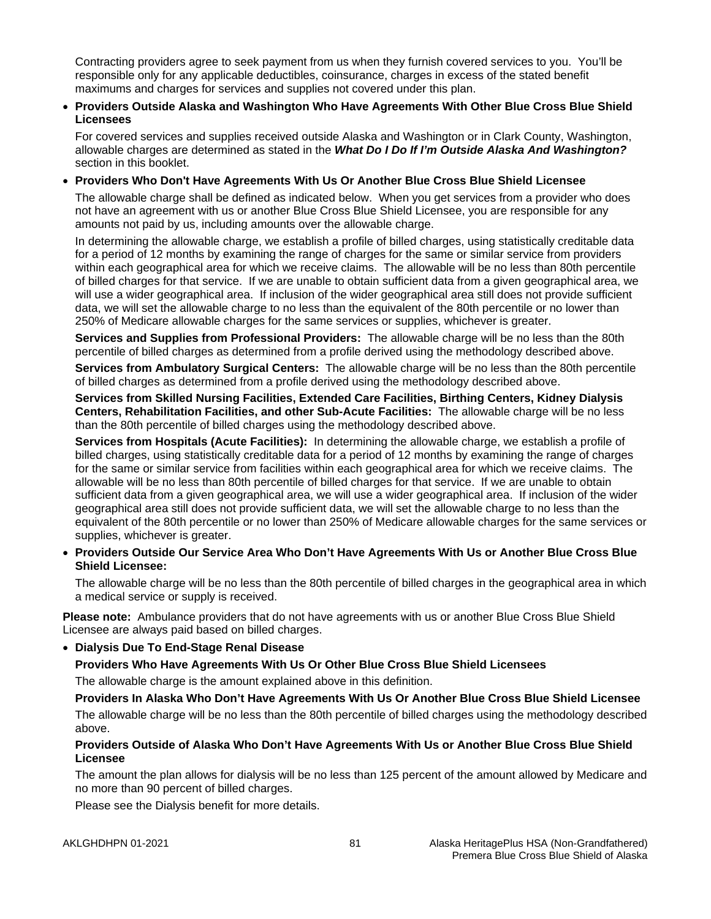Contracting providers agree to seek payment from us when they furnish covered services to you. You'll be responsible only for any applicable deductibles, coinsurance, charges in excess of the stated benefit maximums and charges for services and supplies not covered under this plan.

- **Providers Outside Alaska and Washington Who Have Agreements With Other Blue Cross Blue Shield Licensees**

  For covered services and supplies received outside Alaska and Washington or in Clark County, Washington, allowable charges are determined as stated in the ***What Do I Do If I'm Outside Alaska And Washington?*** section in this booklet.

- **Providers Who Don't Have Agreements With Us Or Another Blue Cross Blue Shield Licensee**

  The allowable charge shall be defined as indicated below. When you get services from a provider who does not have an agreement with us or another Blue Cross Blue Shield Licensee, you are responsible for any amounts not paid by us, including amounts over the allowable charge.

  In determining the allowable charge, we establish a profile of billed charges, using statistically creditable data for a period of 12 months by examining the range of charges for the same or similar service from providers within each geographical area for which we receive claims. The allowable will be no less than 80th percentile of billed charges for that service. If we are unable to obtain sufficient data from a given geographical area, we will use a wider geographical area. If inclusion of the wider geographical area still does not provide sufficient data, we will set the allowable charge to no less than the equivalent of the 80th percentile or no lower than 250% of Medicare allowable charges for the same services or supplies, whichever is greater.

  **Services and Supplies from Professional Providers:** The allowable charge will be no less than the 80th percentile of billed charges as determined from a profile derived using the methodology described above.

  **Services from Ambulatory Surgical Centers:** The allowable charge will be no less than the 80th percentile of billed charges as determined from a profile derived using the methodology described above.

  **Services from Skilled Nursing Facilities, Extended Care Facilities, Birthing Centers, Kidney Dialysis Centers, Rehabilitation Facilities, and other Sub-Acute Facilities:** The allowable charge will be no less than the 80th percentile of billed charges using the methodology described above.

  **Services from Hospitals (Acute Facilities):** In determining the allowable charge, we establish a profile of billed charges, using statistically creditable data for a period of 12 months by examining the range of charges for the same or similar service from facilities within each geographical area for which we receive claims. The allowable will be no less than 80th percentile of billed charges for that service. If we are unable to obtain sufficient data from a given geographical area, we will use a wider geographical area. If inclusion of the wider geographical area still does not provide sufficient data, we will set the allowable charge to no less than the equivalent of the 80th percentile or no lower than 250% of Medicare allowable charges for the same services or supplies, whichever is greater.

- **Providers Outside Our Service Area Who Don't Have Agreements With Us or Another Blue Cross Blue Shield Licensee:**

  The allowable charge will be no less than the 80th percentile of billed charges in the geographical area in which a medical service or supply is received.

**Please note:** Ambulance providers that do not have agreements with us or another Blue Cross Blue Shield Licensee are always paid based on billed charges.

- **Dialysis Due To End-Stage Renal Disease**

  **Providers Who Have Agreements With Us Or Other Blue Cross Blue Shield Licensees**

  The allowable charge is the amount explained above in this definition.

  **Providers In Alaska Who Don't Have Agreements With Us Or Another Blue Cross Blue Shield Licensee**

  The allowable charge will be no less than the 80th percentile of billed charges using the methodology described above.

  **Providers Outside of Alaska Who Don't Have Agreements With Us or Another Blue Cross Blue Shield Licensee**

  The amount the plan allows for dialysis will be no less than 125 percent of the amount allowed by Medicare and no more than 90 percent of billed charges.

  Please see the Dialysis benefit for more details.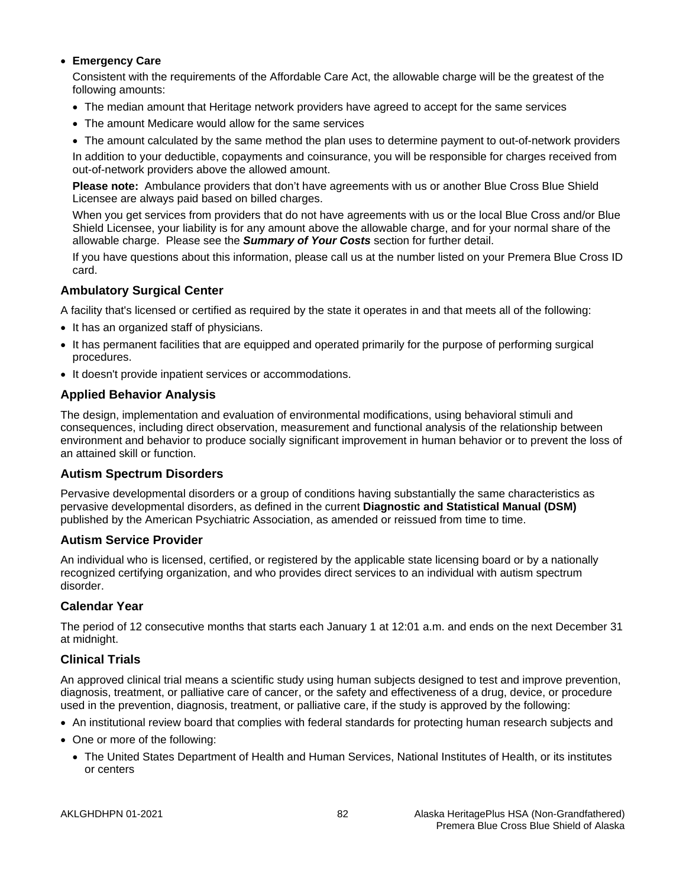- **Emergency Care**

  Consistent with the requirements of the Affordable Care Act, the allowable charge will be the greatest of the following amounts:

  - The median amount that Heritage network providers have agreed to accept for the same services
  - The amount Medicare would allow for the same services
  - The amount calculated by the same method the plan uses to determine payment to out-of-network providers

  In addition to your deductible, copayments and coinsurance, you will be responsible for charges received from out-of-network providers above the allowed amount.

  **Please note:** Ambulance providers that don't have agreements with us or another Blue Cross Blue Shield Licensee are always paid based on billed charges.

  When you get services from providers that do not have agreements with us or the local Blue Cross and/or Blue Shield Licensee, your liability is for any amount above the allowable charge, and for your normal share of the allowable charge. Please see the ***Summary of Your Costs*** section for further detail.

  If you have questions about this information, please call us at the number listed on your Premera Blue Cross ID card.

### Ambulatory Surgical Center

A facility that's licensed or certified as required by the state it operates in and that meets all of the following:

- It has an organized staff of physicians.
- It has permanent facilities that are equipped and operated primarily for the purpose of performing surgical procedures.
- It doesn't provide inpatient services or accommodations.

### Applied Behavior Analysis

The design, implementation and evaluation of environmental modifications, using behavioral stimuli and consequences, including direct observation, measurement and functional analysis of the relationship between environment and behavior to produce socially significant improvement in human behavior or to prevent the loss of an attained skill or function.

### Autism Spectrum Disorders

Pervasive developmental disorders or a group of conditions having substantially the same characteristics as pervasive developmental disorders, as defined in the current **Diagnostic and Statistical Manual (DSM)** published by the American Psychiatric Association, as amended or reissued from time to time.

### Autism Service Provider

An individual who is licensed, certified, or registered by the applicable state licensing board or by a nationally recognized certifying organization, and who provides direct services to an individual with autism spectrum disorder.

### Calendar Year

The period of 12 consecutive months that starts each January 1 at 12:01 a.m. and ends on the next December 31 at midnight.

### Clinical Trials

An approved clinical trial means a scientific study using human subjects designed to test and improve prevention, diagnosis, treatment, or palliative care of cancer, or the safety and effectiveness of a drug, device, or procedure used in the prevention, diagnosis, treatment, or palliative care, if the study is approved by the following:

- An institutional review board that complies with federal standards for protecting human research subjects and
- One or more of the following:
  - The United States Department of Health and Human Services, National Institutes of Health, or its institutes or centers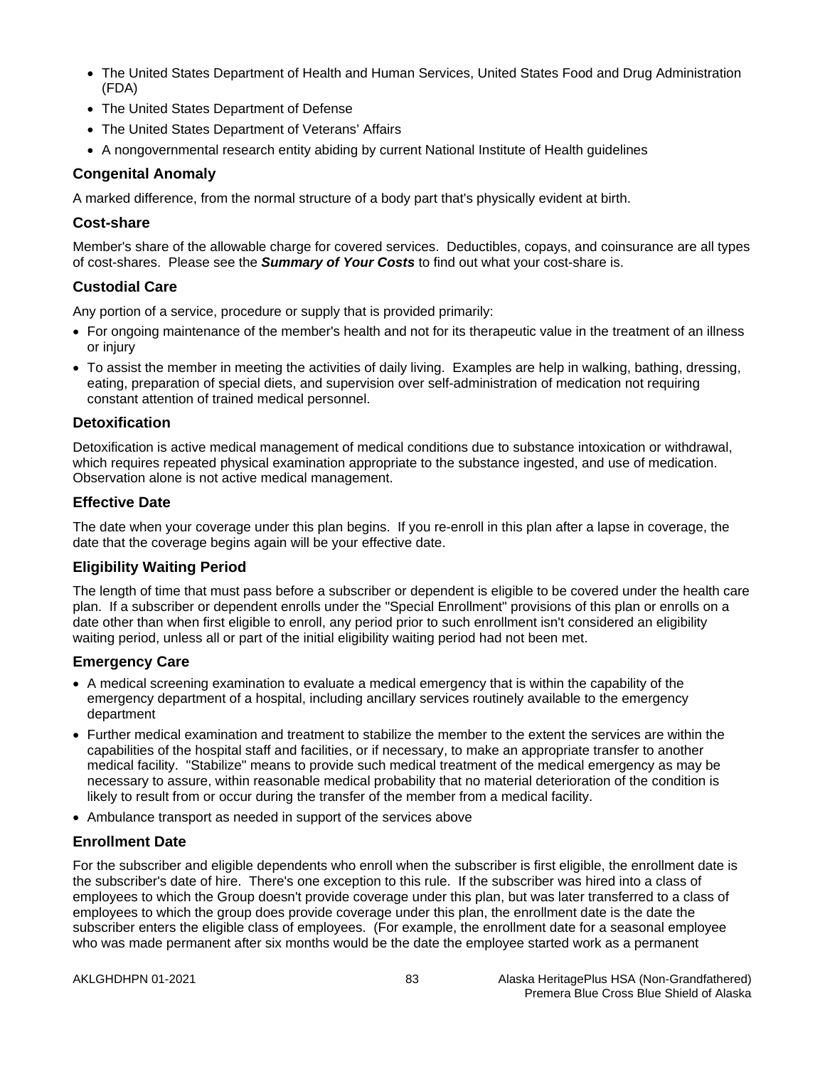- The United States Department of Health and Human Services, United States Food and Drug Administration (FDA)
- The United States Department of Defense
- The United States Department of Veterans' Affairs
- A nongovernmental research entity abiding by current National Institute of Health guidelines

### Congenital Anomaly

A marked difference, from the normal structure of a body part that's physically evident at birth.

### Cost-share

Member's share of the allowable charge for covered services. Deductibles, copays, and coinsurance are all types of cost-shares. Please see the ***Summary of Your Costs*** to find out what your cost-share is.

### Custodial Care

Any portion of a service, procedure or supply that is provided primarily:

- For ongoing maintenance of the member's health and not for its therapeutic value in the treatment of an illness or injury
- To assist the member in meeting the activities of daily living. Examples are help in walking, bathing, dressing, eating, preparation of special diets, and supervision over self-administration of medication not requiring constant attention of trained medical personnel.

### Detoxification

Detoxification is active medical management of medical conditions due to substance intoxication or withdrawal, which requires repeated physical examination appropriate to the substance ingested, and use of medication. Observation alone is not active medical management.

### Effective Date

The date when your coverage under this plan begins. If you re-enroll in this plan after a lapse in coverage, the date that the coverage begins again will be your effective date.

### Eligibility Waiting Period

The length of time that must pass before a subscriber or dependent is eligible to be covered under the health care plan. If a subscriber or dependent enrolls under the "Special Enrollment" provisions of this plan or enrolls on a date other than when first eligible to enroll, any period prior to such enrollment isn't considered an eligibility waiting period, unless all or part of the initial eligibility waiting period had not been met.

### Emergency Care

- A medical screening examination to evaluate a medical emergency that is within the capability of the emergency department of a hospital, including ancillary services routinely available to the emergency department
- Further medical examination and treatment to stabilize the member to the extent the services are within the capabilities of the hospital staff and facilities, or if necessary, to make an appropriate transfer to another medical facility. "Stabilize" means to provide such medical treatment of the medical emergency as may be necessary to assure, within reasonable medical probability that no material deterioration of the condition is likely to result from or occur during the transfer of the member from a medical facility.
- Ambulance transport as needed in support of the services above

### Enrollment Date

For the subscriber and eligible dependents who enroll when the subscriber is first eligible, the enrollment date is the subscriber's date of hire. There's one exception to this rule. If the subscriber was hired into a class of employees to which the Group doesn't provide coverage under this plan, but was later transferred to a class of employees to which the group does provide coverage under this plan, the enrollment date is the date the subscriber enters the eligible class of employees. (For example, the enrollment date for a seasonal employee who was made permanent after six months would be the date the employee started work as a permanent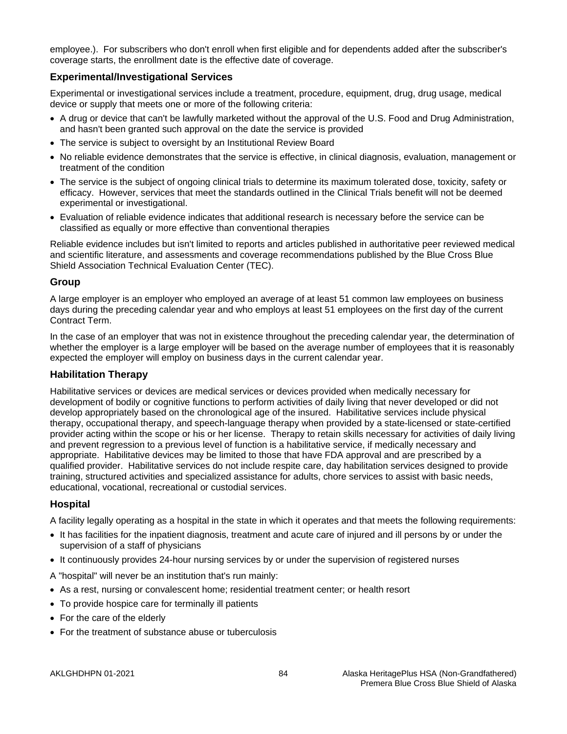employee.). For subscribers who don't enroll when first eligible and for dependents added after the subscriber's coverage starts, the enrollment date is the effective date of coverage.

### Experimental/Investigational Services

Experimental or investigational services include a treatment, procedure, equipment, drug, drug usage, medical device or supply that meets one or more of the following criteria:

- A drug or device that can't be lawfully marketed without the approval of the U.S. Food and Drug Administration, and hasn't been granted such approval on the date the service is provided
- The service is subject to oversight by an Institutional Review Board
- No reliable evidence demonstrates that the service is effective, in clinical diagnosis, evaluation, management or treatment of the condition
- The service is the subject of ongoing clinical trials to determine its maximum tolerated dose, toxicity, safety or efficacy. However, services that meet the standards outlined in the Clinical Trials benefit will not be deemed experimental or investigational.
- Evaluation of reliable evidence indicates that additional research is necessary before the service can be classified as equally or more effective than conventional therapies

Reliable evidence includes but isn't limited to reports and articles published in authoritative peer reviewed medical and scientific literature, and assessments and coverage recommendations published by the Blue Cross Blue Shield Association Technical Evaluation Center (TEC).

### Group

A large employer is an employer who employed an average of at least 51 common law employees on business days during the preceding calendar year and who employs at least 51 employees on the first day of the current Contract Term.

In the case of an employer that was not in existence throughout the preceding calendar year, the determination of whether the employer is a large employer will be based on the average number of employees that it is reasonably expected the employer will employ on business days in the current calendar year.

### Habilitation Therapy

Habilitative services or devices are medical services or devices provided when medically necessary for development of bodily or cognitive functions to perform activities of daily living that never developed or did not develop appropriately based on the chronological age of the insured. Habilitative services include physical therapy, occupational therapy, and speech-language therapy when provided by a state-licensed or state-certified provider acting within the scope or his or her license. Therapy to retain skills necessary for activities of daily living and prevent regression to a previous level of function is a habilitative service, if medically necessary and appropriate. Habilitative devices may be limited to those that have FDA approval and are prescribed by a qualified provider. Habilitative services do not include respite care, day habilitation services designed to provide training, structured activities and specialized assistance for adults, chore services to assist with basic needs, educational, vocational, recreational or custodial services.

### Hospital

A facility legally operating as a hospital in the state in which it operates and that meets the following requirements:

- It has facilities for the inpatient diagnosis, treatment and acute care of injured and ill persons by or under the supervision of a staff of physicians
- It continuously provides 24-hour nursing services by or under the supervision of registered nurses

A "hospital" will never be an institution that's run mainly:

- As a rest, nursing or convalescent home; residential treatment center; or health resort
- To provide hospice care for terminally ill patients
- For the care of the elderly
- For the treatment of substance abuse or tuberculosis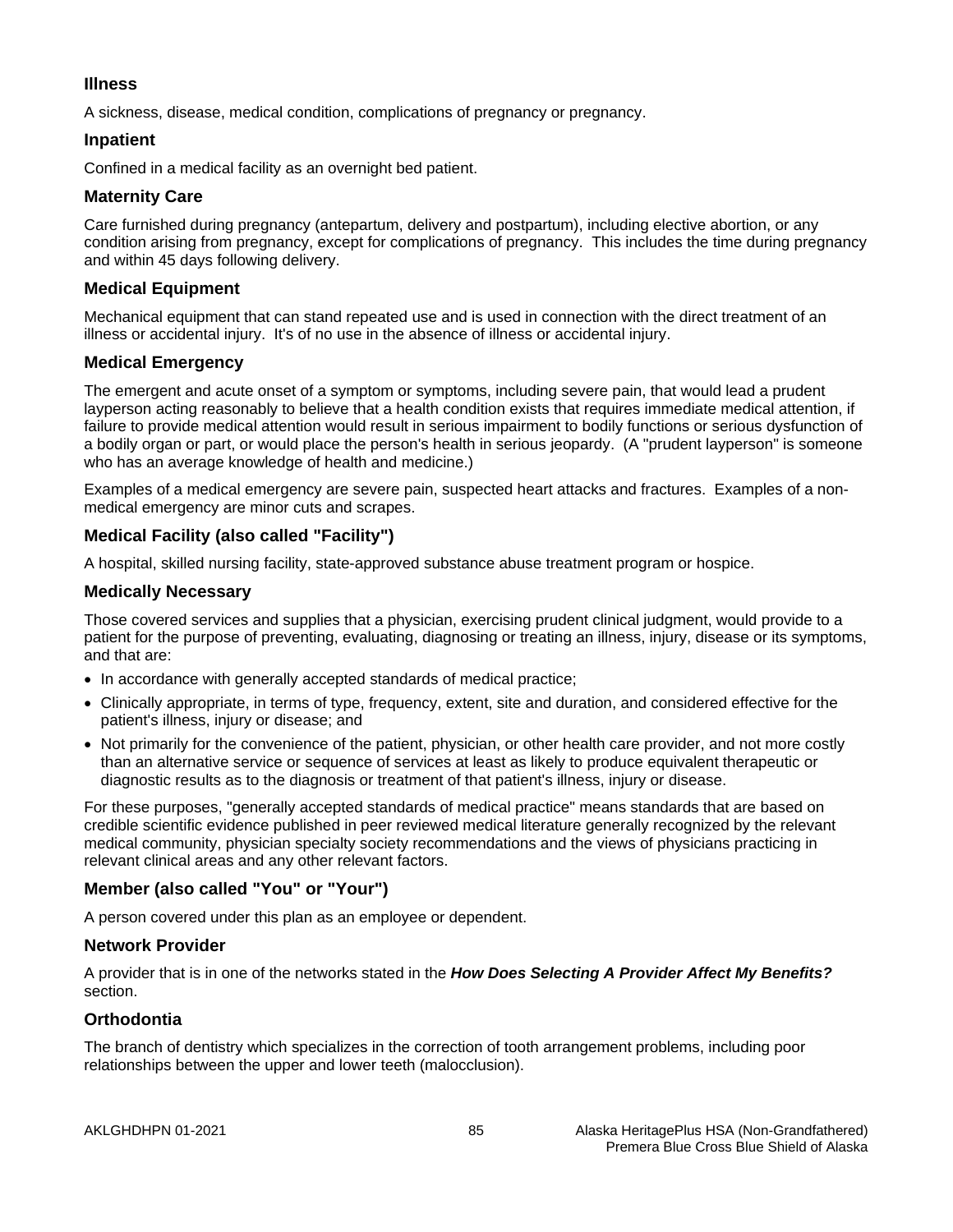### Illness

A sickness, disease, medical condition, complications of pregnancy or pregnancy.

### Inpatient

Confined in a medical facility as an overnight bed patient.

### Maternity Care

Care furnished during pregnancy (antepartum, delivery and postpartum), including elective abortion, or any condition arising from pregnancy, except for complications of pregnancy. This includes the time during pregnancy and within 45 days following delivery.

### Medical Equipment

Mechanical equipment that can stand repeated use and is used in connection with the direct treatment of an illness or accidental injury. It's of no use in the absence of illness or accidental injury.

### Medical Emergency

The emergent and acute onset of a symptom or symptoms, including severe pain, that would lead a prudent layperson acting reasonably to believe that a health condition exists that requires immediate medical attention, if failure to provide medical attention would result in serious impairment to bodily functions or serious dysfunction of a bodily organ or part, or would place the person's health in serious jeopardy. (A "prudent layperson" is someone who has an average knowledge of health and medicine.)

Examples of a medical emergency are severe pain, suspected heart attacks and fractures. Examples of a non-medical emergency are minor cuts and scrapes.

### Medical Facility (also called "Facility")

A hospital, skilled nursing facility, state-approved substance abuse treatment program or hospice.

### Medically Necessary

Those covered services and supplies that a physician, exercising prudent clinical judgment, would provide to a patient for the purpose of preventing, evaluating, diagnosing or treating an illness, injury, disease or its symptoms, and that are:

- In accordance with generally accepted standards of medical practice;
- Clinically appropriate, in terms of type, frequency, extent, site and duration, and considered effective for the patient's illness, injury or disease; and
- Not primarily for the convenience of the patient, physician, or other health care provider, and not more costly than an alternative service or sequence of services at least as likely to produce equivalent therapeutic or diagnostic results as to the diagnosis or treatment of that patient's illness, injury or disease.

For these purposes, "generally accepted standards of medical practice" means standards that are based on credible scientific evidence published in peer reviewed medical literature generally recognized by the relevant medical community, physician specialty society recommendations and the views of physicians practicing in relevant clinical areas and any other relevant factors.

### Member (also called "You" or "Your")

A person covered under this plan as an employee or dependent.

### Network Provider

A provider that is in one of the networks stated in the ***How Does Selecting A Provider Affect My Benefits?*** section.

### Orthodontia

The branch of dentistry which specializes in the correction of tooth arrangement problems, including poor relationships between the upper and lower teeth (malocclusion).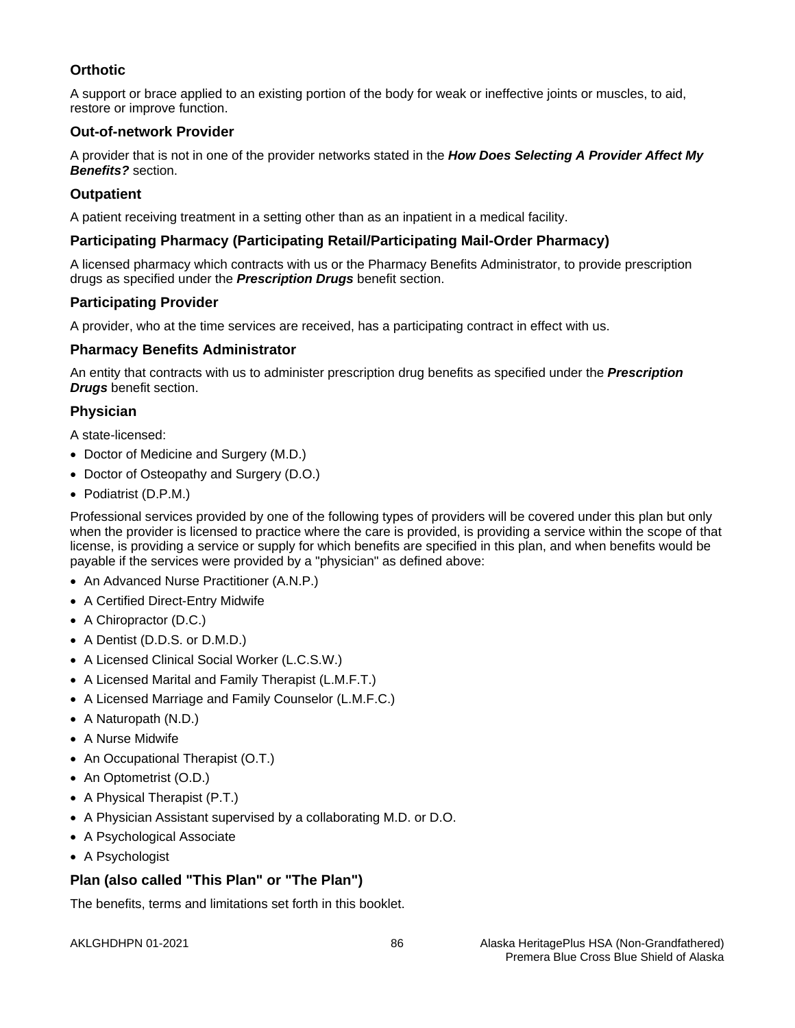### Orthotic

A support or brace applied to an existing portion of the body for weak or ineffective joints or muscles, to aid, restore or improve function.

### Out-of-network Provider

A provider that is not in one of the provider networks stated in the ***How Does Selecting A Provider Affect My Benefits?*** section.

### Outpatient

A patient receiving treatment in a setting other than as an inpatient in a medical facility.

### Participating Pharmacy (Participating Retail/Participating Mail-Order Pharmacy)

A licensed pharmacy which contracts with us or the Pharmacy Benefits Administrator, to provide prescription drugs as specified under the ***Prescription Drugs*** benefit section.

### Participating Provider

A provider, who at the time services are received, has a participating contract in effect with us.

### Pharmacy Benefits Administrator

An entity that contracts with us to administer prescription drug benefits as specified under the ***Prescription Drugs*** benefit section.

### Physician

A state-licensed:

- Doctor of Medicine and Surgery (M.D.)
- Doctor of Osteopathy and Surgery (D.O.)
- Podiatrist (D.P.M.)

Professional services provided by one of the following types of providers will be covered under this plan but only when the provider is licensed to practice where the care is provided, is providing a service within the scope of that license, is providing a service or supply for which benefits are specified in this plan, and when benefits would be payable if the services were provided by a "physician" as defined above:

- An Advanced Nurse Practitioner (A.N.P.)
- A Certified Direct-Entry Midwife
- A Chiropractor (D.C.)
- A Dentist (D.D.S. or D.M.D.)
- A Licensed Clinical Social Worker (L.C.S.W.)
- A Licensed Marital and Family Therapist (L.M.F.T.)
- A Licensed Marriage and Family Counselor (L.M.F.C.)
- A Naturopath (N.D.)
- A Nurse Midwife
- An Occupational Therapist (O.T.)
- An Optometrist (O.D.)
- A Physical Therapist (P.T.)
- A Physician Assistant supervised by a collaborating M.D. or D.O.
- A Psychological Associate
- A Psychologist

### Plan (also called "This Plan" or "The Plan")

The benefits, terms and limitations set forth in this booklet.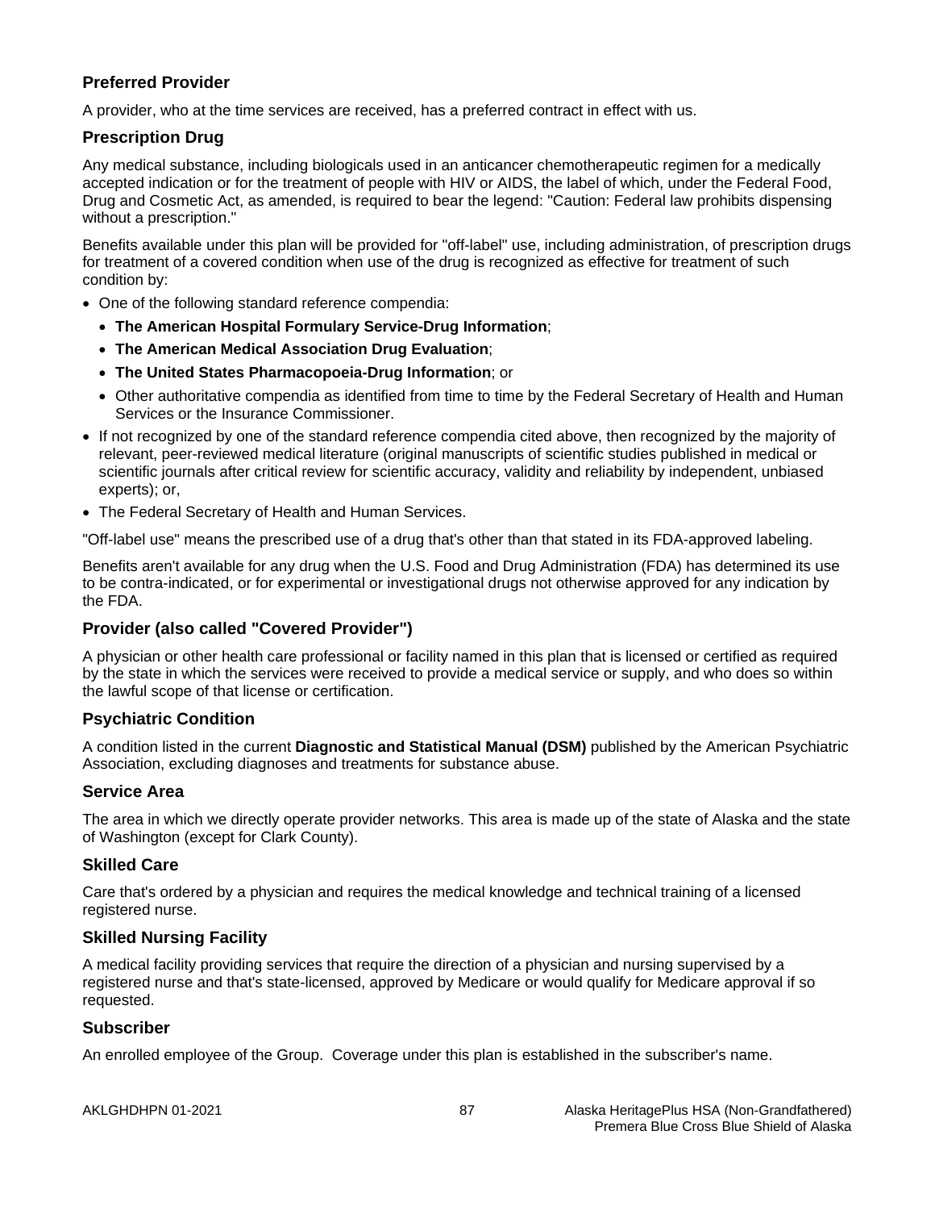### Preferred Provider

A provider, who at the time services are received, has a preferred contract in effect with us.

### Prescription Drug

Any medical substance, including biologicals used in an anticancer chemotherapeutic regimen for a medically accepted indication or for the treatment of people with HIV or AIDS, the label of which, under the Federal Food, Drug and Cosmetic Act, as amended, is required to bear the legend: "Caution: Federal law prohibits dispensing without a prescription."

Benefits available under this plan will be provided for "off-label" use, including administration, of prescription drugs for treatment of a covered condition when use of the drug is recognized as effective for treatment of such condition by:

- One of the following standard reference compendia:
  - **The American Hospital Formulary Service-Drug Information**;
  - **The American Medical Association Drug Evaluation**;
  - **The United States Pharmacopoeia-Drug Information**; or
  - Other authoritative compendia as identified from time to time by the Federal Secretary of Health and Human Services or the Insurance Commissioner.
- If not recognized by one of the standard reference compendia cited above, then recognized by the majority of relevant, peer-reviewed medical literature (original manuscripts of scientific studies published in medical or scientific journals after critical review for scientific accuracy, validity and reliability by independent, unbiased experts); or,
- The Federal Secretary of Health and Human Services.

"Off-label use" means the prescribed use of a drug that's other than that stated in its FDA-approved labeling.

Benefits aren't available for any drug when the U.S. Food and Drug Administration (FDA) has determined its use to be contra-indicated, or for experimental or investigational drugs not otherwise approved for any indication by the FDA.

### Provider (also called "Covered Provider")

A physician or other health care professional or facility named in this plan that is licensed or certified as required by the state in which the services were received to provide a medical service or supply, and who does so within the lawful scope of that license or certification.

### Psychiatric Condition

A condition listed in the current **Diagnostic and Statistical Manual (DSM)** published by the American Psychiatric Association, excluding diagnoses and treatments for substance abuse.

### Service Area

The area in which we directly operate provider networks. This area is made up of the state of Alaska and the state of Washington (except for Clark County).

### Skilled Care

Care that's ordered by a physician and requires the medical knowledge and technical training of a licensed registered nurse.

### Skilled Nursing Facility

A medical facility providing services that require the direction of a physician and nursing supervised by a registered nurse and that's state-licensed, approved by Medicare or would qualify for Medicare approval if so requested.

### Subscriber

An enrolled employee of the Group. Coverage under this plan is established in the subscriber's name.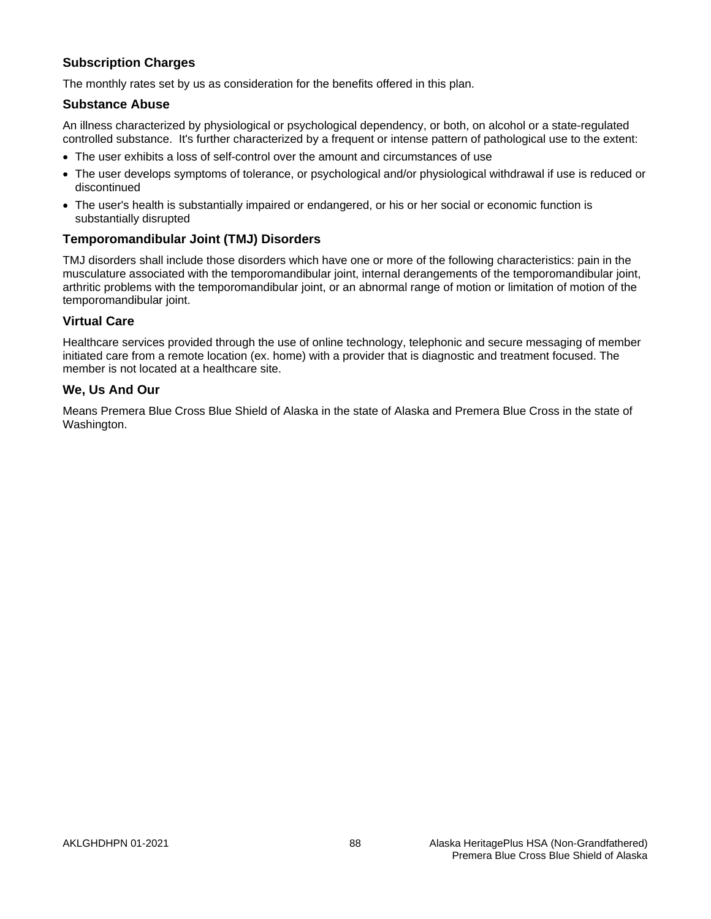### Subscription Charges

The monthly rates set by us as consideration for the benefits offered in this plan.

### Substance Abuse

An illness characterized by physiological or psychological dependency, or both, on alcohol or a state-regulated controlled substance. It's further characterized by a frequent or intense pattern of pathological use to the extent:

- The user exhibits a loss of self-control over the amount and circumstances of use
- The user develops symptoms of tolerance, or psychological and/or physiological withdrawal if use is reduced or discontinued
- The user's health is substantially impaired or endangered, or his or her social or economic function is substantially disrupted

### Temporomandibular Joint (TMJ) Disorders

TMJ disorders shall include those disorders which have one or more of the following characteristics: pain in the musculature associated with the temporomandibular joint, internal derangements of the temporomandibular joint, arthritic problems with the temporomandibular joint, or an abnormal range of motion or limitation of motion of the temporomandibular joint.

### Virtual Care

Healthcare services provided through the use of online technology, telephonic and secure messaging of member initiated care from a remote location (ex. home) with a provider that is diagnostic and treatment focused. The member is not located at a healthcare site.

### We, Us And Our

Means Premera Blue Cross Blue Shield of Alaska in the state of Alaska and Premera Blue Cross in the state of Washington.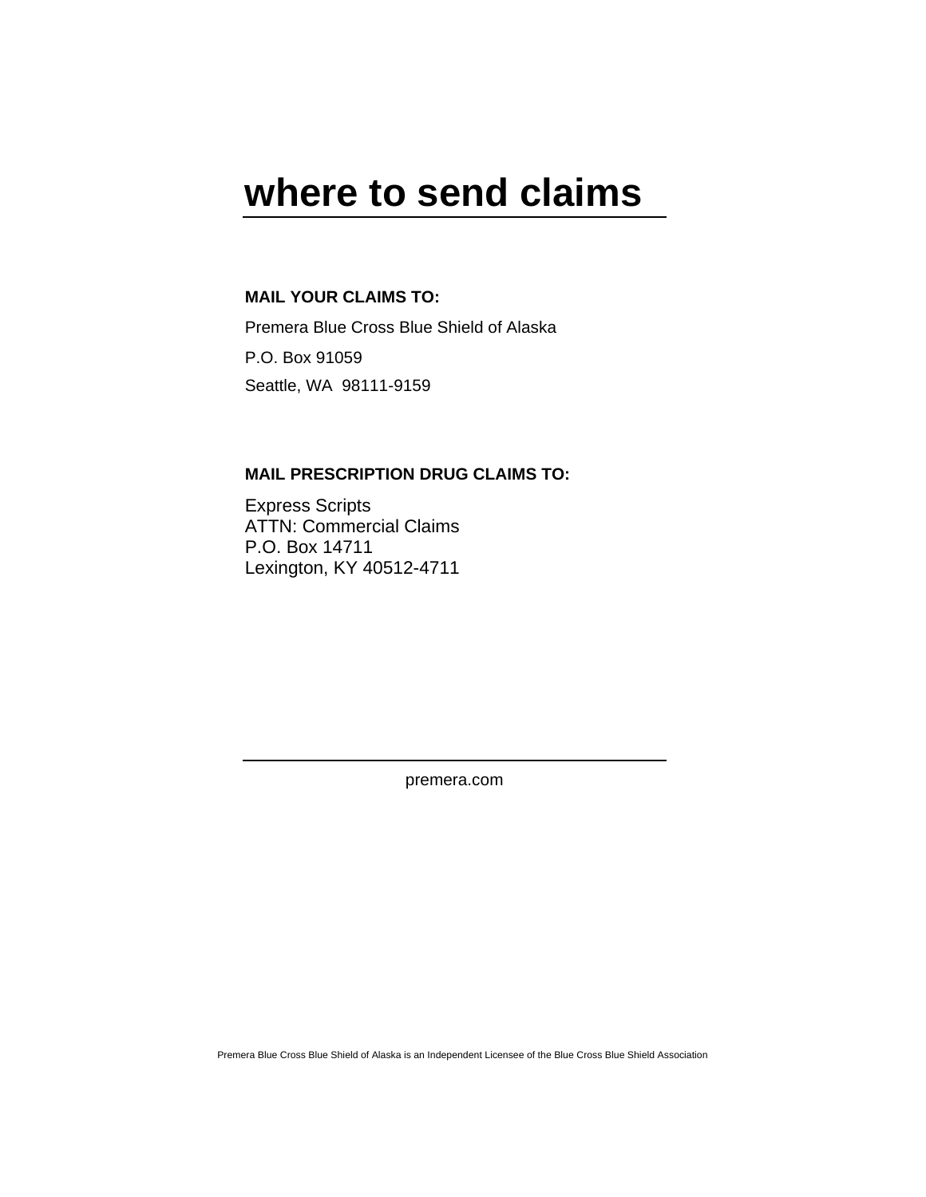# where to send claims

**MAIL YOUR CLAIMS TO:**

Premera Blue Cross Blue Shield of Alaska
P.O. Box 91059
Seattle, WA  98111-9159

**MAIL PRESCRIPTION DRUG CLAIMS TO:**

Express Scripts
ATTN: Commercial Claims
P.O. Box 14711
Lexington, KY 40512-4711

premera.com

Premera Blue Cross Blue Shield of Alaska is an Independent Licensee of the Blue Cross Blue Shield Association